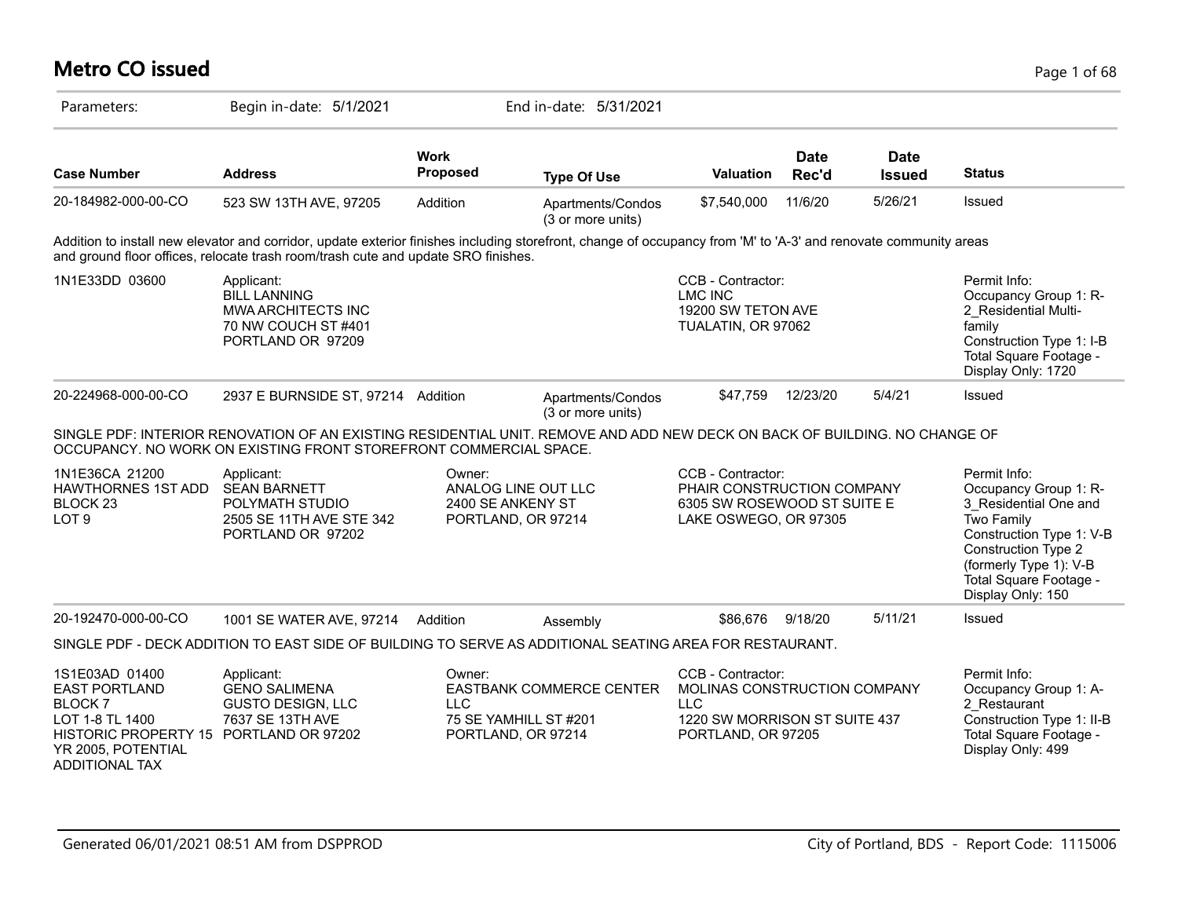# Metro CO issued

Parameters: Begin in-date: 5/1/2021 End in-date: 5/31/2021

| Case Number | Address | Work Proposed | Type Of Use | Valuation | Date Rec'd | Date Issued | Status |
|---|---|---|---|---|---|---|---|
| 20-184982-000-00-CO | 523 SW 13TH AVE, 97205 | Addition | Apartments/Condos (3 or more units) | $7,540,000 | 11/6/20 | 5/26/21 | Issued |

Addition to install new elevator and corridor, update exterior finishes including storefront, change of occupancy from 'M' to 'A-3' and renovate community areas and ground floor offices, relocate trash room/trash cute and update SRO finishes.

1N1E33DD 03600

Applicant:
BILL LANNING
MWA ARCHITECTS INC
70 NW COUCH ST #401
PORTLAND OR 97209

CCB - Contractor:
LMC INC
19200 SW TETON AVE
TUALATIN, OR 97062

Permit Info:
Occupancy Group 1: R-2_Residential Multi-family
Construction Type 1: I-B
Total Square Footage - Display Only: 1720

| Case Number | Address | Work Proposed | Type Of Use | Valuation | Date Rec'd | Date Issued | Status |
|---|---|---|---|---|---|---|---|
| 20-224968-000-00-CO | 2937 E BURNSIDE ST, 97214 | Addition | Apartments/Condos (3 or more units) | $47,759 | 12/23/20 | 5/4/21 | Issued |

SINGLE PDF: INTERIOR RENOVATION OF AN EXISTING RESIDENTIAL UNIT. REMOVE AND ADD NEW DECK ON BACK OF BUILDING. NO CHANGE OF OCCUPANCY. NO WORK ON EXISTING FRONT STOREFRONT COMMERCIAL SPACE.

1N1E36CA 21200
HAWTHORNES 1ST ADD
BLOCK 23
LOT 9

Applicant:
SEAN BARNETT
POLYMATH STUDIO
2505 SE 11TH AVE STE 342
PORTLAND OR 97202

Owner:
ANALOG LINE OUT LLC
2400 SE ANKENY ST
PORTLAND, OR 97214

CCB - Contractor:
PHAIR CONSTRUCTION COMPANY
6305 SW ROSEWOOD ST SUITE E
LAKE OSWEGO, OR 97305

Permit Info:
Occupancy Group 1: R-3_Residential One and Two Family
Construction Type 1: V-B
Construction Type 2 (formerly Type 1): V-B
Total Square Footage - Display Only: 150

| Case Number | Address | Work Proposed | Type Of Use | Valuation | Date Rec'd | Date Issued | Status |
|---|---|---|---|---|---|---|---|
| 20-192470-000-00-CO | 1001 SE WATER AVE, 97214 | Addition | Assembly | $86,676 | 9/18/20 | 5/11/21 | Issued |

SINGLE PDF - DECK ADDITION TO EAST SIDE OF BUILDING TO SERVE AS ADDITIONAL SEATING AREA FOR RESTAURANT.

1S1E03AD 01400
EAST PORTLAND
BLOCK 7
LOT 1-8 TL 1400
HISTORIC PROPERTY 15 YR 2005, POTENTIAL ADDITIONAL TAX

Applicant:
GENO SALIMENA
GUSTO DESIGN, LLC
7637 SE 13TH AVE
PORTLAND OR 97202

Owner:
EASTBANK COMMERCE CENTER LLC
75 SE YAMHILL ST #201
PORTLAND, OR 97214

CCB - Contractor:
MOLINAS CONSTRUCTION COMPANY LLC
1220 SW MORRISON ST SUITE 437
PORTLAND, OR 97205

Permit Info:
Occupancy Group 1: A-2_Restaurant
Construction Type 1: II-B
Total Square Footage - Display Only: 499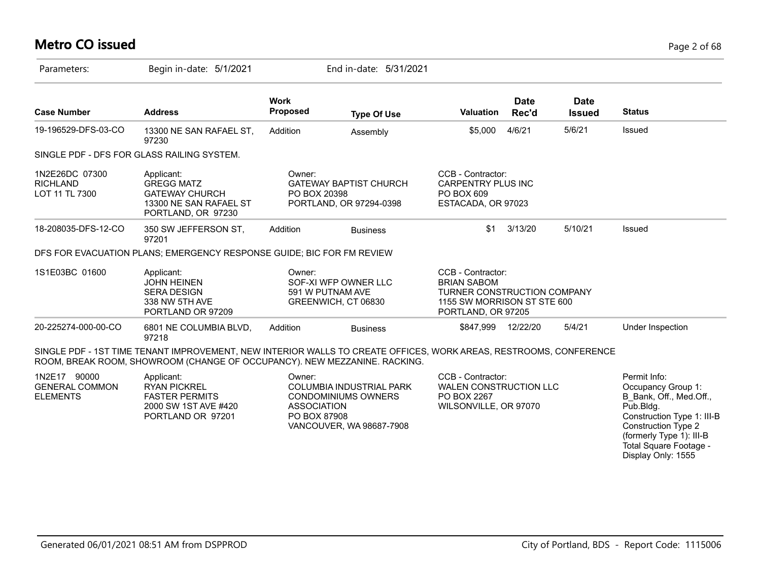# Metro CO issued

Parameters: Begin in-date: 5/1/2021 End in-date: 5/31/2021

| Case Number | Address | Work Proposed | Type Of Use | Valuation | Date Rec'd | Date Issued | Status |
|---|---|---|---|---|---|---|---|
| 19-196529-DFS-03-CO | 13300 NE SAN RAFAEL ST, 97230 | Addition | Assembly | $5,000 | 4/6/21 | 5/6/21 | Issued |

SINGLE PDF - DFS FOR GLASS RAILING SYSTEM.

| | | | |
|---|---|---|---|
| 1N2E26DC 07300<br>RICHLAND<br>LOT 11 TL 7300 | Applicant:<br>GREGG MATZ<br>GATEWAY CHURCH<br>13300 NE SAN RAFAEL ST<br>PORTLAND, OR 97230 | Owner:<br>GATEWAY BAPTIST CHURCH<br>PO BOX 20398<br>PORTLAND, OR 97294-0398 | CCB - Contractor:<br>CARPENTRY PLUS INC<br>PO BOX 609<br>ESTACADA, OR 97023 |

| Case Number | Address | Work Proposed | Type Of Use | Valuation | Date Rec'd | Date Issued | Status |
|---|---|---|---|---|---|---|---|
| 18-208035-DFS-12-CO | 350 SW JEFFERSON ST, 97201 | Addition | Business | $1 | 3/13/20 | 5/10/21 | Issued |

DFS FOR EVACUATION PLANS; EMERGENCY RESPONSE GUIDE; BIC FOR FM REVIEW

| | | | |
|---|---|---|---|
| 1S1E03BC 01600 | Applicant:<br>JOHN HEINEN<br>SERA DESIGN<br>338 NW 5TH AVE<br>PORTLAND OR 97209 | Owner:<br>SOF-XI WFP OWNER LLC<br>591 W PUTNAM AVE<br>GREENWICH, CT 06830 | CCB - Contractor:<br>BRIAN SABOM<br>TURNER CONSTRUCTION COMPANY<br>1155 SW MORRISON ST STE 600<br>PORTLAND, OR 97205 |

| Case Number | Address | Work Proposed | Type Of Use | Valuation | Date Rec'd | Date Issued | Status |
|---|---|---|---|---|---|---|---|
| 20-225274-000-00-CO | 6801 NE COLUMBIA BLVD, 97218 | Addition | Business | $847,999 | 12/22/20 | 5/4/21 | Under Inspection |

SINGLE PDF - 1ST TIME TENANT IMPROVEMENT, NEW INTERIOR WALLS TO CREATE OFFICES, WORK AREAS, RESTROOMS, CONFERENCE ROOM, BREAK ROOM, SHOWROOM (CHANGE OF OCCUPANCY). NEW MEZZANINE. RACKING.

| | | | | |
|---|---|---|---|---|
| 1N2E17 90000<br>GENERAL COMMON ELEMENTS | Applicant:<br>RYAN PICKREL<br>FASTER PERMITS<br>2000 SW 1ST AVE #420<br>PORTLAND OR 97201 | Owner:<br>COLUMBIA INDUSTRIAL PARK CONDOMINIUMS OWNERS ASSOCIATION<br>PO BOX 87908<br>VANCOUVER, WA 98687-7908 | CCB - Contractor:<br>WALEN CONSTRUCTION LLC<br>PO BOX 2267<br>WILSONVILLE, OR 97070 | Permit Info:<br>Occupancy Group 1: B_Bank, Off., Med.Off., Pub.Bldg.<br>Construction Type 1: III-B<br>Construction Type 2 (formerly Type 1): III-B<br>Total Square Footage - Display Only: 1555 |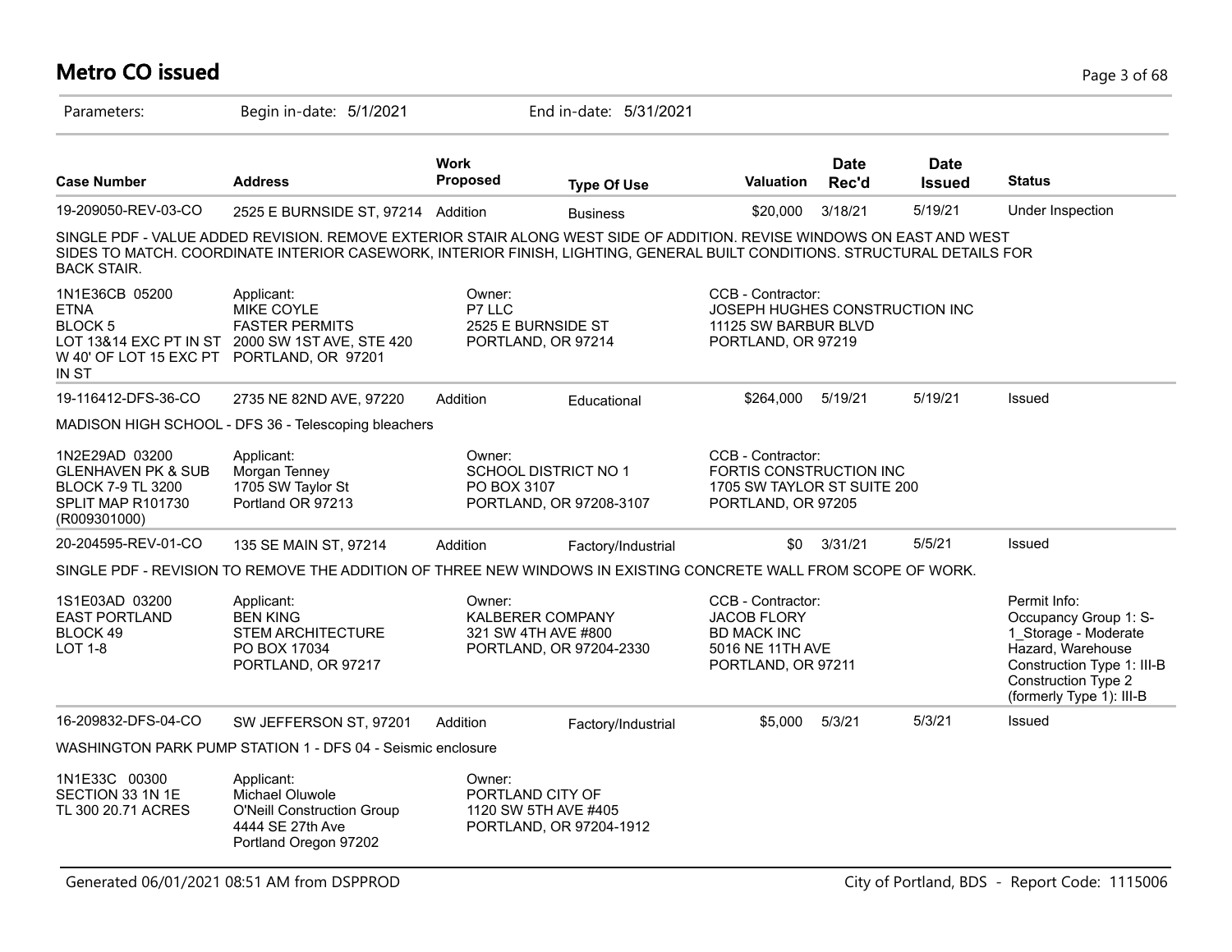# Metro CO issued

Parameters: Begin in-date: 5/1/2021 End in-date: 5/31/2021

| Case Number | Address | Work Proposed | Type Of Use | Valuation | Date Rec'd | Date Issued | Status |
|---|---|---|---|---|---|---|---|
| 19-209050-REV-03-CO | 2525 E BURNSIDE ST, 97214 | Addition | Business | $20,000 | 3/18/21 | 5/19/21 | Under Inspection |

SINGLE PDF - VALUE ADDED REVISION. REMOVE EXTERIOR STAIR ALONG WEST SIDE OF ADDITION. REVISE WINDOWS ON EAST AND WEST SIDES TO MATCH. COORDINATE INTERIOR CASEWORK, INTERIOR FINISH, LIGHTING, GENERAL BUILT CONDITIONS. STRUCTURAL DETAILS FOR BACK STAIR.

1N1E36CB 05200
ETNA
BLOCK 5
LOT 13&14 EXC PT IN ST W 40' OF LOT 15 EXC PT IN ST

Applicant:
MIKE COYLE
FASTER PERMITS
2000 SW 1ST AVE, STE 420
PORTLAND, OR 97201

Owner:
P7 LLC
2525 E BURNSIDE ST
PORTLAND, OR 97214

CCB - Contractor:
JOSEPH HUGHES CONSTRUCTION INC
11125 SW BARBUR BLVD
PORTLAND, OR 97219

| Case Number | Address | Work Proposed | Type Of Use | Valuation | Date Rec'd | Date Issued | Status |
|---|---|---|---|---|---|---|---|
| 19-116412-DFS-36-CO | 2735 NE 82ND AVE, 97220 | Addition | Educational | $264,000 | 5/19/21 | 5/19/21 | Issued |

MADISON HIGH SCHOOL - DFS 36 - Telescoping bleachers

1N2E29AD 03200
GLENHAVEN PK & SUB
BLOCK 7-9 TL 3200
SPLIT MAP R101730 (R009301000)

Applicant:
Morgan Tenney
1705 SW Taylor St
Portland OR 97213

Owner:
SCHOOL DISTRICT NO 1
PO BOX 3107
PORTLAND, OR 97208-3107

CCB - Contractor:
FORTIS CONSTRUCTION INC
1705 SW TAYLOR ST SUITE 200
PORTLAND, OR 97205

| Case Number | Address | Work Proposed | Type Of Use | Valuation | Date Rec'd | Date Issued | Status |
|---|---|---|---|---|---|---|---|
| 20-204595-REV-01-CO | 135 SE MAIN ST, 97214 | Addition | Factory/Industrial | $0 | 3/31/21 | 5/5/21 | Issued |

SINGLE PDF - REVISION TO REMOVE THE ADDITION OF THREE NEW WINDOWS IN EXISTING CONCRETE WALL FROM SCOPE OF WORK.

1S1E03AD 03200
EAST PORTLAND
BLOCK 49
LOT 1-8

Applicant:
BEN KING
STEM ARCHITECTURE
PO BOX 17034
PORTLAND, OR 97217

Owner:
KALBERER COMPANY
321 SW 4TH AVE #800
PORTLAND, OR 97204-2330

CCB - Contractor:
JACOB FLORY
BD MACK INC
5016 NE 11TH AVE
PORTLAND, OR 97211

Permit Info:
Occupancy Group 1: S-1_Storage - Moderate Hazard, Warehouse
Construction Type 1: III-B
Construction Type 2 (formerly Type 1): III-B

| Case Number | Address | Work Proposed | Type Of Use | Valuation | Date Rec'd | Date Issued | Status |
|---|---|---|---|---|---|---|---|
| 16-209832-DFS-04-CO | SW JEFFERSON ST, 97201 | Addition | Factory/Industrial | $5,000 | 5/3/21 | 5/3/21 | Issued |

WASHINGTON PARK PUMP STATION 1 - DFS 04 - Seismic enclosure

1N1E33C 00300
SECTION 33 1N 1E
TL 300 20.71 ACRES

Applicant:
Michael Oluwole
O'Neill Construction Group
4444 SE 27th Ave
Portland Oregon 97202

Owner:
PORTLAND CITY OF
1120 SW 5TH AVE #405
PORTLAND, OR 97204-1912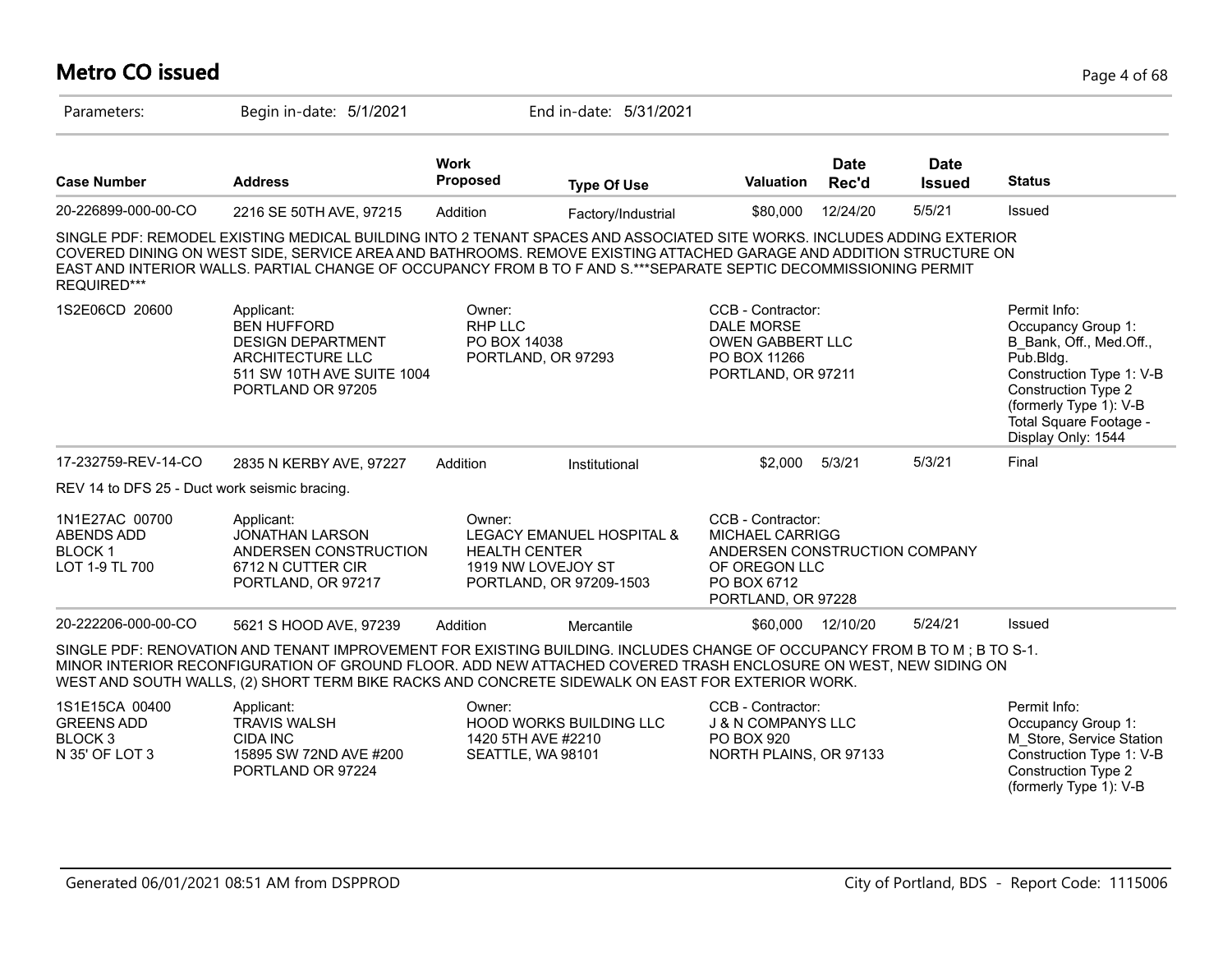# Metro CO issued

Parameters: Begin in-date: 5/1/2021 End in-date: 5/31/2021

| Case Number | Address | Work Proposed | Type Of Use | Valuation | Date Rec'd | Date Issued | Status |
|---|---|---|---|---|---|---|---|
| 20-226899-000-00-CO | 2216 SE 50TH AVE, 97215 | Addition | Factory/Industrial | $80,000 | 12/24/20 | 5/5/21 | Issued |

SINGLE PDF: REMODEL EXISTING MEDICAL BUILDING INTO 2 TENANT SPACES AND ASSOCIATED SITE WORKS. INCLUDES ADDING EXTERIOR COVERED DINING ON WEST SIDE, SERVICE AREA AND BATHROOMS. REMOVE EXISTING ATTACHED GARAGE AND ADDITION STRUCTURE ON EAST AND INTERIOR WALLS. PARTIAL CHANGE OF OCCUPANCY FROM B TO F AND S.***SEPARATE SEPTIC DECOMMISSIONING PERMIT REQUIRED***

1S2E06CD 20600

Applicant:
BEN HUFFORD
DESIGN DEPARTMENT
ARCHITECTURE LLC
511 SW 10TH AVE SUITE 1004
PORTLAND OR 97205

Owner:
RHP LLC
PO BOX 14038
PORTLAND, OR 97293

CCB - Contractor:
DALE MORSE
OWEN GABBERT LLC
PO BOX 11266
PORTLAND, OR 97211

Permit Info:
Occupancy Group 1: B_Bank, Off., Med.Off., Pub.Bldg.
Construction Type 1: V-B
Construction Type 2 (formerly Type 1): V-B
Total Square Footage - Display Only: 1544

| Case Number | Address | Work Proposed | Type Of Use | Valuation | Date Rec'd | Date Issued | Status |
|---|---|---|---|---|---|---|---|
| 17-232759-REV-14-CO | 2835 N KERBY AVE, 97227 | Addition | Institutional | $2,000 | 5/3/21 | 5/3/21 | Final |

REV 14 to DFS 25 - Duct work seismic bracing.

1N1E27AC 00700
ABENDS ADD
BLOCK 1
LOT 1-9 TL 700

Applicant:
JONATHAN LARSON
ANDERSEN CONSTRUCTION
6712 N CUTTER CIR
PORTLAND, OR 97217

Owner:
LEGACY EMANUEL HOSPITAL & HEALTH CENTER
1919 NW LOVEJOY ST
PORTLAND, OR 97209-1503

CCB - Contractor:
MICHAEL CARRIGG
ANDERSEN CONSTRUCTION COMPANY OF OREGON LLC
PO BOX 6712
PORTLAND, OR 97228

| Case Number | Address | Work Proposed | Type Of Use | Valuation | Date Rec'd | Date Issued | Status |
|---|---|---|---|---|---|---|---|
| 20-222206-000-00-CO | 5621 S HOOD AVE, 97239 | Addition | Mercantile | $60,000 | 12/10/20 | 5/24/21 | Issued |

SINGLE PDF: RENOVATION AND TENANT IMPROVEMENT FOR EXISTING BUILDING. INCLUDES CHANGE OF OCCUPANCY FROM B TO M ; B TO S-1. MINOR INTERIOR RECONFIGURATION OF GROUND FLOOR. ADD NEW ATTACHED COVERED TRASH ENCLOSURE ON WEST, NEW SIDING ON WEST AND SOUTH WALLS, (2) SHORT TERM BIKE RACKS AND CONCRETE SIDEWALK ON EAST FOR EXTERIOR WORK.

1S1E15CA 00400
GREENS ADD
BLOCK 3
N 35' OF LOT 3

Applicant:
TRAVIS WALSH
CIDA INC
15895 SW 72ND AVE #200
PORTLAND OR 97224

Owner:
HOOD WORKS BUILDING LLC
1420 5TH AVE #2210
SEATTLE, WA 98101

CCB - Contractor:
J & N COMPANYS LLC
PO BOX 920
NORTH PLAINS, OR 97133

Permit Info:
Occupancy Group 1: M_Store, Service Station
Construction Type 1: V-B
Construction Type 2 (formerly Type 1): V-B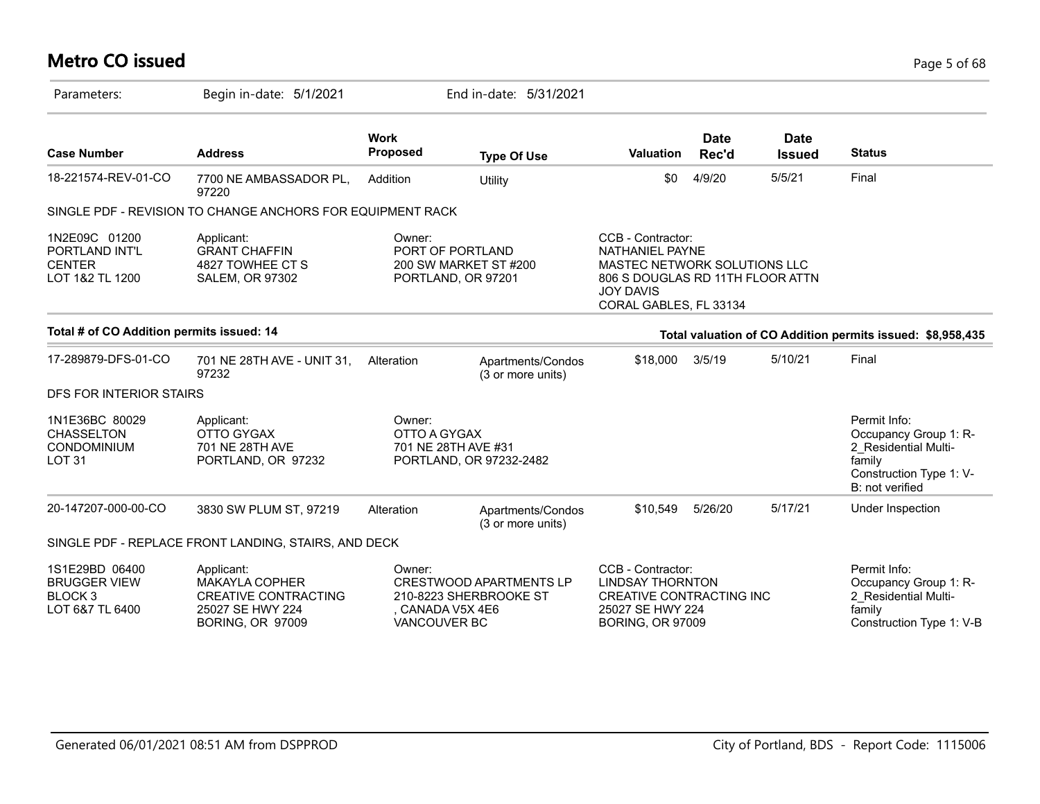# Metro CO issued

Parameters: Begin in-date: 5/1/2021 End in-date: 5/31/2021

| Case Number | Address | Work Proposed | Type Of Use | Valuation | Date Rec'd | Date Issued | Status |
|---|---|---|---|---|---|---|---|
| 18-221574-REV-01-CO | 7700 NE AMBASSADOR PL, 97220 | Addition | Utility | $0 | 4/9/20 | 5/5/21 | Final |

SINGLE PDF - REVISION TO CHANGE ANCHORS FOR EQUIPMENT RACK

1N2E09C 01200
PORTLAND INT'L CENTER
LOT 1&2 TL 1200

Applicant:
GRANT CHAFFIN
4827 TOWHEE CT S
SALEM, OR 97302

Owner:
PORT OF PORTLAND
200 SW MARKET ST #200
PORTLAND, OR 97201

CCB - Contractor:
NATHANIEL PAYNE
MASTEC NETWORK SOLUTIONS LLC
806 S DOUGLAS RD 11TH FLOOR ATTN JOY DAVIS
CORAL GABLES, FL 33134

**Total # of CO Addition permits issued: 14**

**Total valuation of CO Addition permits issued: $8,958,435**

| Case Number | Address | Work Proposed | Type Of Use | Valuation | Date Rec'd | Date Issued | Status |
|---|---|---|---|---|---|---|---|
| 17-289879-DFS-01-CO | 701 NE 28TH AVE - UNIT 31, 97232 | Alteration | Apartments/Condos (3 or more units) | $18,000 | 3/5/19 | 5/10/21 | Final |

DFS FOR INTERIOR STAIRS

1N1E36BC 80029
CHASSELTON CONDOMINIUM
LOT 31

Applicant:
OTTO GYGAX
701 NE 28TH AVE
PORTLAND, OR 97232

Owner:
OTTO A GYGAX
701 NE 28TH AVE #31
PORTLAND, OR 97232-2482

Permit Info:
Occupancy Group 1: R-2_Residential Multi-family
Construction Type 1: V-B: not verified

| Case Number | Address | Work Proposed | Type Of Use | Valuation | Date Rec'd | Date Issued | Status |
|---|---|---|---|---|---|---|---|
| 20-147207-000-00-CO | 3830 SW PLUM ST, 97219 | Alteration | Apartments/Condos (3 or more units) | $10,549 | 5/26/20 | 5/17/21 | Under Inspection |

SINGLE PDF - REPLACE FRONT LANDING, STAIRS, AND DECK

1S1E29BD 06400
BRUGGER VIEW
BLOCK 3
LOT 6&7 TL 6400

Applicant:
MAKAYLA COPHER
CREATIVE CONTRACTING
25027 SE HWY 224
BORING, OR 97009

Owner:
CRESTWOOD APARTMENTS LP
210-8223 SHERBROOKE ST
, CANADA V5X 4E6
VANCOUVER BC

CCB - Contractor:
LINDSAY THORNTON
CREATIVE CONTRACTING INC
25027 SE HWY 224
BORING, OR 97009

Permit Info:
Occupancy Group 1: R-2_Residential Multi-family
Construction Type 1: V-B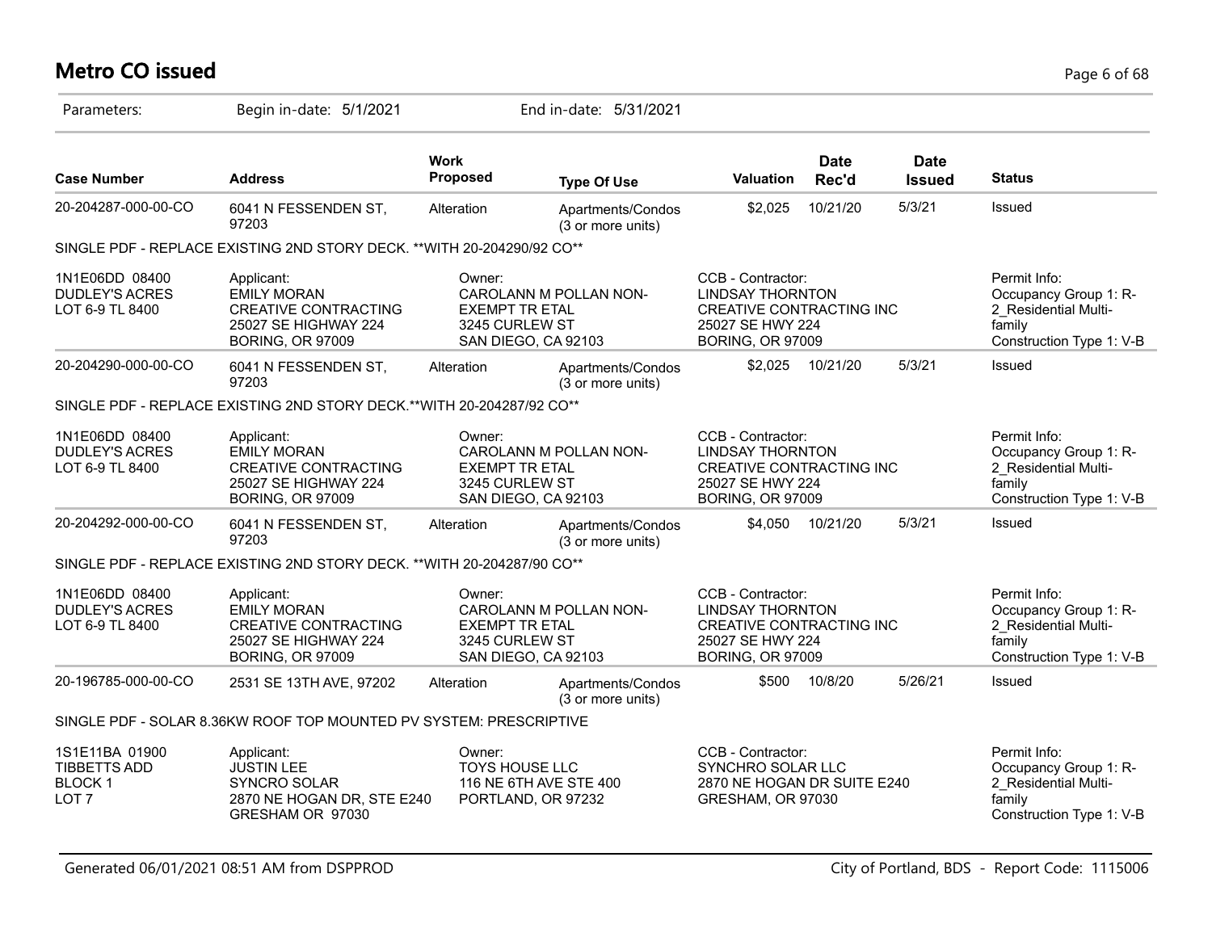# Metro CO issued

Parameters: Begin in-date: 5/1/2021 End in-date: 5/31/2021

| Case Number | Address | Work Proposed | Type Of Use | Valuation | Date Rec'd | Date Issued | Status |
|---|---|---|---|---|---|---|---|
| 20-204287-000-00-CO | 6041 N FESSENDEN ST, 97203 | Alteration | Apartments/Condos (3 or more units) | $2,025 | 10/21/20 | 5/3/21 | Issued |
| SINGLE PDF - REPLACE EXISTING 2ND STORY DECK. **WITH 20-204290/92 CO** | | | | | | | |
| 1N1E06DD 08400 DUDLEY'S ACRES LOT 6-9 TL 8400 | Applicant: EMILY MORAN CREATIVE CONTRACTING 25027 SE HIGHWAY 224 BORING, OR 97009 | Owner: CAROLANN M POLLAN NON-EXEMPT TR ETAL 3245 CURLEW ST SAN DIEGO, CA 92103 | | CCB - Contractor: LINDSAY THORNTON CREATIVE CONTRACTING INC 25027 SE HWY 224 BORING, OR 97009 | | | Permit Info: Occupancy Group 1: R-2_Residential Multi-family Construction Type 1: V-B |
| 20-204290-000-00-CO | 6041 N FESSENDEN ST, 97203 | Alteration | Apartments/Condos (3 or more units) | $2,025 | 10/21/20 | 5/3/21 | Issued |
| SINGLE PDF - REPLACE EXISTING 2ND STORY DECK.**WITH 20-204287/92 CO** | | | | | | | |
| 1N1E06DD 08400 DUDLEY'S ACRES LOT 6-9 TL 8400 | Applicant: EMILY MORAN CREATIVE CONTRACTING 25027 SE HIGHWAY 224 BORING, OR 97009 | Owner: CAROLANN M POLLAN NON-EXEMPT TR ETAL 3245 CURLEW ST SAN DIEGO, CA 92103 | | CCB - Contractor: LINDSAY THORNTON CREATIVE CONTRACTING INC 25027 SE HWY 224 BORING, OR 97009 | | | Permit Info: Occupancy Group 1: R-2_Residential Multi-family Construction Type 1: V-B |
| 20-204292-000-00-CO | 6041 N FESSENDEN ST, 97203 | Alteration | Apartments/Condos (3 or more units) | $4,050 | 10/21/20 | 5/3/21 | Issued |
| SINGLE PDF - REPLACE EXISTING 2ND STORY DECK. **WITH 20-204287/90 CO** | | | | | | | |
| 1N1E06DD 08400 DUDLEY'S ACRES LOT 6-9 TL 8400 | Applicant: EMILY MORAN CREATIVE CONTRACTING 25027 SE HIGHWAY 224 BORING, OR 97009 | Owner: CAROLANN M POLLAN NON-EXEMPT TR ETAL 3245 CURLEW ST SAN DIEGO, CA 92103 | | CCB - Contractor: LINDSAY THORNTON CREATIVE CONTRACTING INC 25027 SE HWY 224 BORING, OR 97009 | | | Permit Info: Occupancy Group 1: R-2_Residential Multi-family Construction Type 1: V-B |
| 20-196785-000-00-CO | 2531 SE 13TH AVE, 97202 | Alteration | Apartments/Condos (3 or more units) | $500 | 10/8/20 | 5/26/21 | Issued |
| SINGLE PDF - SOLAR 8.36KW ROOF TOP MOUNTED PV SYSTEM: PRESCRIPTIVE | | | | | | | |
| 1S1E11BA 01900 TIBBETTS ADD BLOCK 1 LOT 7 | Applicant: JUSTIN LEE SYNCRO SOLAR 2870 NE HOGAN DR, STE E240 GRESHAM OR 97030 | Owner: TOYS HOUSE LLC 116 NE 6TH AVE STE 400 PORTLAND, OR 97232 | | CCB - Contractor: SYNCHRO SOLAR LLC 2870 NE HOGAN DR SUITE E240 GRESHAM, OR 97030 | | | Permit Info: Occupancy Group 1: R-2_Residential Multi-family Construction Type 1: V-B |

Generated 06/01/2021 08:51 AM from DSPPROD

City of Portland, BDS - Report Code: 1115006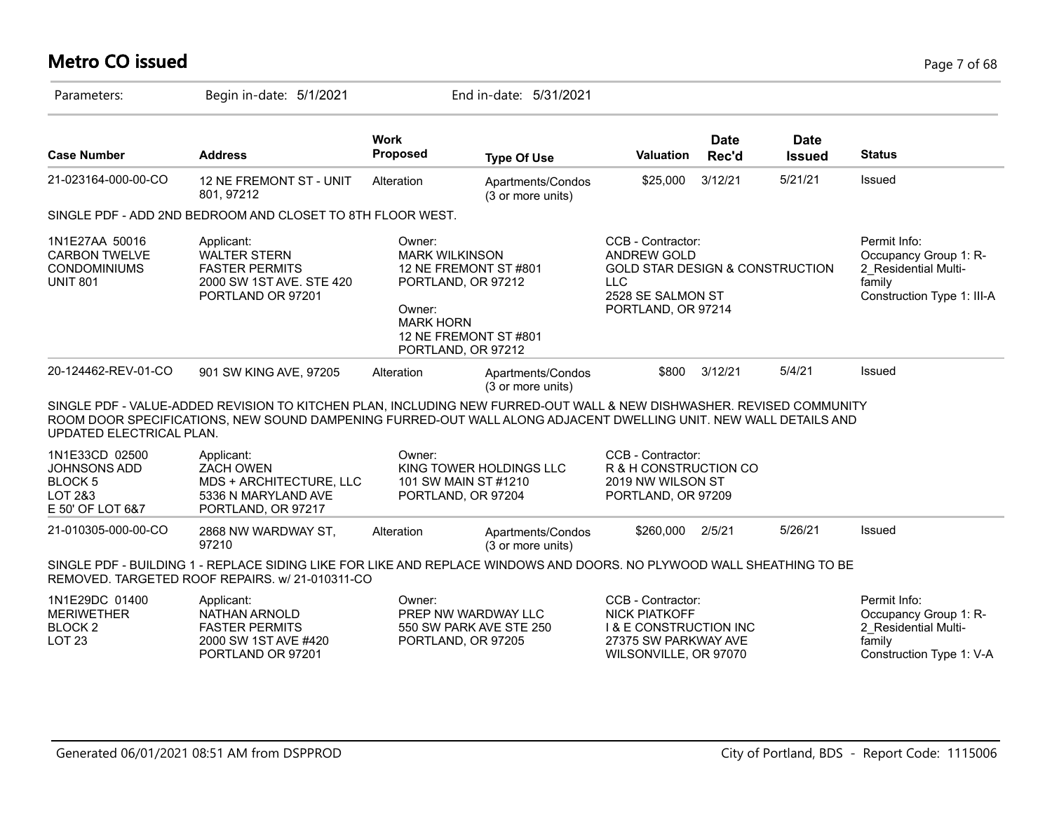# Metro CO issued

Parameters: Begin in-date: 5/1/2021 End in-date: 5/31/2021

| Case Number | Address | Work Proposed | Type Of Use | Valuation | Date Rec'd | Date Issued | Status |
|---|---|---|---|---|---|---|---|
| 21-023164-000-00-CO | 12 NE FREMONT ST - UNIT 801, 97212 | Alteration | Apartments/Condos (3 or more units) | $25,000 | 3/12/21 | 5/21/21 | Issued |

SINGLE PDF - ADD 2ND BEDROOM AND CLOSET TO 8TH FLOOR WEST.

1N1E27AA 50016
CARBON TWELVE
CONDOMINIUMS
UNIT 801

Applicant:
WALTER STERN
FASTER PERMITS
2000 SW 1ST AVE. STE 420
PORTLAND OR 97201

Owner:
MARK WILKINSON
12 NE FREMONT ST #801
PORTLAND, OR 97212

Owner:
MARK HORN
12 NE FREMONT ST #801
PORTLAND, OR 97212

CCB - Contractor:
ANDREW GOLD
GOLD STAR DESIGN & CONSTRUCTION LLC
2528 SE SALMON ST
PORTLAND, OR 97214

Permit Info:
Occupancy Group 1: R-2_Residential Multi-family
Construction Type 1: III-A

| Case Number | Address | Work Proposed | Type Of Use | Valuation | Date Rec'd | Date Issued | Status |
|---|---|---|---|---|---|---|---|
| 20-124462-REV-01-CO | 901 SW KING AVE, 97205 | Alteration | Apartments/Condos (3 or more units) | $800 | 3/12/21 | 5/4/21 | Issued |

SINGLE PDF - VALUE-ADDED REVISION TO KITCHEN PLAN, INCLUDING NEW FURRED-OUT WALL & NEW DISHWASHER. REVISED COMMUNITY ROOM DOOR SPECIFICATIONS, NEW SOUND DAMPENING FURRED-OUT WALL ALONG ADJACENT DWELLING UNIT. NEW WALL DETAILS AND UPDATED ELECTRICAL PLAN.

1N1E33CD 02500
JOHNSONS ADD
BLOCK 5
LOT 2&3
E 50' OF LOT 6&7

Applicant:
ZACH OWEN
MDS + ARCHITECTURE, LLC
5336 N MARYLAND AVE
PORTLAND, OR 97217

Owner:
KING TOWER HOLDINGS LLC
101 SW MAIN ST #1210
PORTLAND, OR 97204

CCB - Contractor:
R & H CONSTRUCTION CO
2019 NW WILSON ST
PORTLAND, OR 97209

| Case Number | Address | Work Proposed | Type Of Use | Valuation | Date Rec'd | Date Issued | Status |
|---|---|---|---|---|---|---|---|
| 21-010305-000-00-CO | 2868 NW WARDWAY ST, 97210 | Alteration | Apartments/Condos (3 or more units) | $260,000 | 2/5/21 | 5/26/21 | Issued |

SINGLE PDF - BUILDING 1 - REPLACE SIDING LIKE FOR LIKE AND REPLACE WINDOWS AND DOORS. NO PLYWOOD WALL SHEATHING TO BE REMOVED. TARGETED ROOF REPAIRS. w/ 21-010311-CO

1N1E29DC 01400
MERIWETHER
BLOCK 2
LOT 23

Applicant:
NATHAN ARNOLD
FASTER PERMITS
2000 SW 1ST AVE #420
PORTLAND OR 97201

Owner:
PREP NW WARDWAY LLC
550 SW PARK AVE STE 250
PORTLAND, OR 97205

CCB - Contractor:
NICK PIATKOFF
I & E CONSTRUCTION INC
27375 SW PARKWAY AVE
WILSONVILLE, OR 97070

Permit Info:
Occupancy Group 1: R-2_Residential Multi-family
Construction Type 1: V-A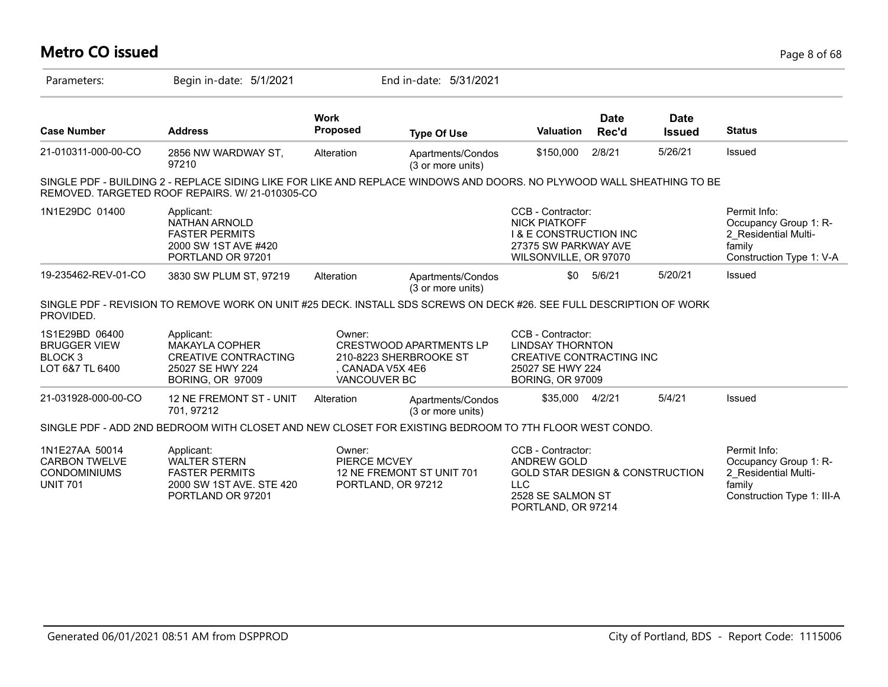# Metro CO issued

Parameters: Begin in-date: 5/1/2021 End in-date: 5/31/2021

| Case Number | Address | Work Proposed | Type Of Use | Valuation | Date Rec'd | Date Issued | Status |
|---|---|---|---|---|---|---|---|
| 21-010311-000-00-CO | 2856 NW WARDWAY ST, 97210 | Alteration | Apartments/Condos (3 or more units) | $150,000 | 2/8/21 | 5/26/21 | Issued |

SINGLE PDF - BUILDING 2 - REPLACE SIDING LIKE FOR LIKE AND REPLACE WINDOWS AND DOORS. NO PLYWOOD WALL SHEATHING TO BE REMOVED. TARGETED ROOF REPAIRS. W/ 21-010305-CO

1N1E29DC 01400

Applicant:
NATHAN ARNOLD
FASTER PERMITS
2000 SW 1ST AVE #420
PORTLAND OR 97201

CCB - Contractor:
NICK PIATKOFF
I & E CONSTRUCTION INC
27375 SW PARKWAY AVE
WILSONVILLE, OR 97070

Permit Info:
Occupancy Group 1: R-2_Residential Multi-family
Construction Type 1: V-A

| Case Number | Address | Work Proposed | Type Of Use | Valuation | Date Rec'd | Date Issued | Status |
|---|---|---|---|---|---|---|---|
| 19-235462-REV-01-CO | 3830 SW PLUM ST, 97219 | Alteration | Apartments/Condos (3 or more units) | $0 | 5/6/21 | 5/20/21 | Issued |

SINGLE PDF - REVISION TO REMOVE WORK ON UNIT #25 DECK. INSTALL SDS SCREWS ON DECK #26. SEE FULL DESCRIPTION OF WORK PROVIDED.

1S1E29BD 06400
BRUGGER VIEW
BLOCK 3
LOT 6&7 TL 6400

Applicant:
MAKAYLA COPHER
CREATIVE CONTRACTING
25027 SE HWY 224
BORING, OR 97009

Owner:
CRESTWOOD APARTMENTS LP
210-8223 SHERBROOKE ST
, CANADA V5X 4E6
VANCOUVER BC

CCB - Contractor:
LINDSAY THORNTON
CREATIVE CONTRACTING INC
25027 SE HWY 224
BORING, OR 97009

| Case Number | Address | Work Proposed | Type Of Use | Valuation | Date Rec'd | Date Issued | Status |
|---|---|---|---|---|---|---|---|
| 21-031928-000-00-CO | 12 NE FREMONT ST - UNIT 701, 97212 | Alteration | Apartments/Condos (3 or more units) | $35,000 | 4/2/21 | 5/4/21 | Issued |

SINGLE PDF - ADD 2ND BEDROOM WITH CLOSET AND NEW CLOSET FOR EXISTING BEDROOM TO 7TH FLOOR WEST CONDO.

1N1E27AA 50014
CARBON TWELVE CONDOMINIUMS
UNIT 701

Applicant:
WALTER STERN
FASTER PERMITS
2000 SW 1ST AVE. STE 420
PORTLAND OR 97201

Owner:
PIERCE MCVEY
12 NE FREMONT ST UNIT 701
PORTLAND, OR 97212

CCB - Contractor:
ANDREW GOLD
GOLD STAR DESIGN & CONSTRUCTION LLC
2528 SE SALMON ST
PORTLAND, OR 97214

Permit Info:
Occupancy Group 1: R-2_Residential Multi-family
Construction Type 1: III-A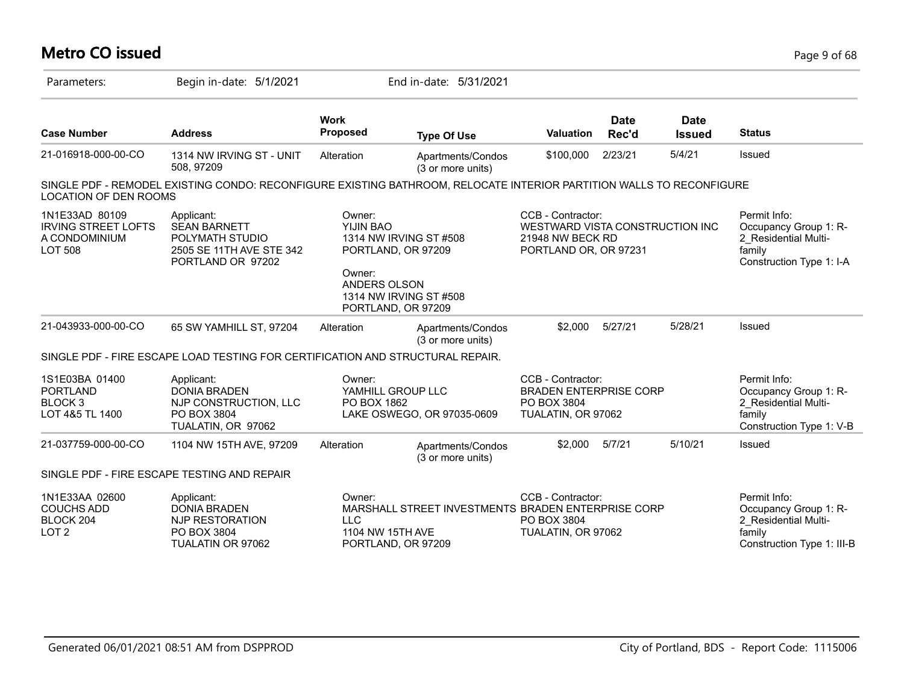# Metro CO issued

Parameters: Begin in-date: 5/1/2021 End in-date: 5/31/2021

| Case Number | Address | Work Proposed | Type Of Use | Valuation | Date Rec'd | Date Issued | Status |
|---|---|---|---|---|---|---|---|
| 21-016918-000-00-CO | 1314 NW IRVING ST - UNIT 508, 97209 | Alteration | Apartments/Condos (3 or more units) | $100,000 | 2/23/21 | 5/4/21 | Issued |

SINGLE PDF - REMODEL EXISTING CONDO: RECONFIGURE EXISTING BATHROOM, RELOCATE INTERIOR PARTITION WALLS TO RECONFIGURE LOCATION OF DEN ROOMS

1N1E33AD 80109
IRVING STREET LOFTS A CONDOMINIUM
LOT 508

Applicant:
SEAN BARNETT
POLYMATH STUDIO
2505 SE 11TH AVE STE 342
PORTLAND OR 97202

Owner:
YIJIN BAO
1314 NW IRVING ST #508
PORTLAND, OR 97209

Owner:
ANDERS OLSON
1314 NW IRVING ST #508
PORTLAND, OR 97209

CCB - Contractor:
WESTWARD VISTA CONSTRUCTION INC
21948 NW BECK RD
PORTLAND OR, OR 97231

Permit Info:
Occupancy Group 1: R-2_Residential Multi-family
Construction Type 1: I-A

| Case Number | Address | Work Proposed | Type Of Use | Valuation | Date Rec'd | Date Issued | Status |
|---|---|---|---|---|---|---|---|
| 21-043933-000-00-CO | 65 SW YAMHILL ST, 97204 | Alteration | Apartments/Condos (3 or more units) | $2,000 | 5/27/21 | 5/28/21 | Issued |

SINGLE PDF - FIRE ESCAPE LOAD TESTING FOR CERTIFICATION AND STRUCTURAL REPAIR.

1S1E03BA 01400
PORTLAND
BLOCK 3
LOT 4&5 TL 1400

Applicant:
DONIA BRADEN
NJP CONSTRUCTION, LLC
PO BOX 3804
TUALATIN, OR 97062

Owner:
YAMHILL GROUP LLC
PO BOX 1862
LAKE OSWEGO, OR 97035-0609

CCB - Contractor:
BRADEN ENTERPRISE CORP
PO BOX 3804
TUALATIN, OR 97062

Permit Info:
Occupancy Group 1: R-2_Residential Multi-family
Construction Type 1: V-B

| Case Number | Address | Work Proposed | Type Of Use | Valuation | Date Rec'd | Date Issued | Status |
|---|---|---|---|---|---|---|---|
| 21-037759-000-00-CO | 1104 NW 15TH AVE, 97209 | Alteration | Apartments/Condos (3 or more units) | $2,000 | 5/7/21 | 5/10/21 | Issued |

SINGLE PDF - FIRE ESCAPE TESTING AND REPAIR

1N1E33AA 02600
COUCHS ADD
BLOCK 204
LOT 2

Applicant:
DONIA BRADEN
NJP RESTORATION
PO BOX 3804
TUALATIN OR 97062

Owner:
MARSHALL STREET INVESTMENTS LLC
1104 NW 15TH AVE
PORTLAND, OR 97209

CCB - Contractor:
BRADEN ENTERPRISE CORP
PO BOX 3804
TUALATIN, OR 97062

Permit Info:
Occupancy Group 1: R-2_Residential Multi-family
Construction Type 1: III-B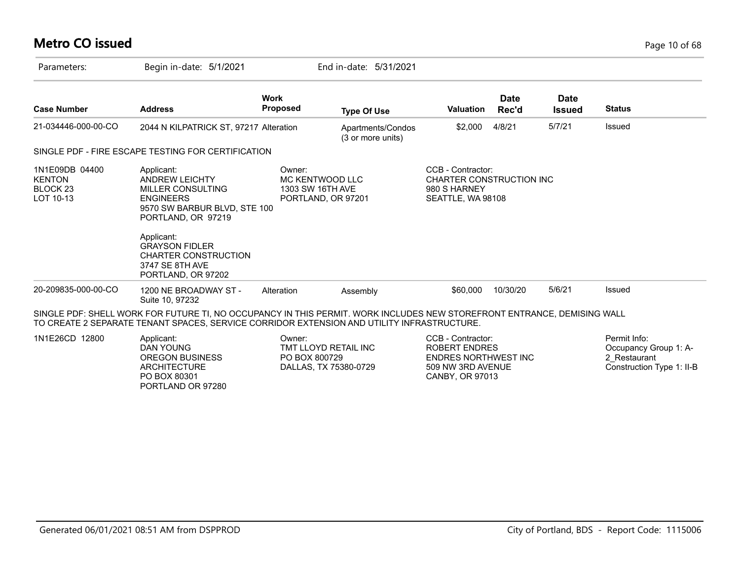# Metro CO issued

Parameters: Begin in-date: 5/1/2021 End in-date: 5/31/2021

| Case Number | Address | Work Proposed | Type Of Use | Valuation | Date Rec'd | Date Issued | Status |
|---|---|---|---|---|---|---|---|
| 21-034446-000-00-CO | 2044 N KILPATRICK ST, 97217 | Alteration | Apartments/Condos (3 or more units) | $2,000 | 4/8/21 | 5/7/21 | Issued |

SINGLE PDF - FIRE ESCAPE TESTING FOR CERTIFICATION

1N1E09DB 04400
KENTON
BLOCK 23
LOT 10-13

Applicant:
ANDREW LEICHTY
MILLER CONSULTING ENGINEERS
9570 SW BARBUR BLVD, STE 100
PORTLAND, OR 97219

Applicant:
GRAYSON FIDLER
CHARTER CONSTRUCTION
3747 SE 8TH AVE
PORTLAND, OR 97202

Owner:
MC KENTWOOD LLC
1303 SW 16TH AVE
PORTLAND, OR 97201

CCB - Contractor:
CHARTER CONSTRUCTION INC
980 S HARNEY
SEATTLE, WA 98108

| Case Number | Address | Work Proposed | Type Of Use | Valuation | Date Rec'd | Date Issued | Status |
|---|---|---|---|---|---|---|---|
| 20-209835-000-00-CO | 1200 NE BROADWAY ST - Suite 10, 97232 | Alteration | Assembly | $60,000 | 10/30/20 | 5/6/21 | Issued |

SINGLE PDF: SHELL WORK FOR FUTURE TI, NO OCCUPANCY IN THIS PERMIT. WORK INCLUDES NEW STOREFRONT ENTRANCE, DEMISING WALL TO CREATE 2 SEPARATE TENANT SPACES, SERVICE CORRIDOR EXTENSION AND UTILITY INFRASTRUCTURE.

1N1E26CD 12800

Applicant:
DAN YOUNG
OREGON BUSINESS ARCHITECTURE
PO BOX 80301
PORTLAND OR 97280

Owner:
TMT LLOYD RETAIL INC
PO BOX 800729
DALLAS, TX 75380-0729

CCB - Contractor:
ROBERT ENDRES
ENDRES NORTHWEST INC
509 NW 3RD AVENUE
CANBY, OR 97013

Permit Info:
Occupancy Group 1: A-2_Restaurant
Construction Type 1: II-B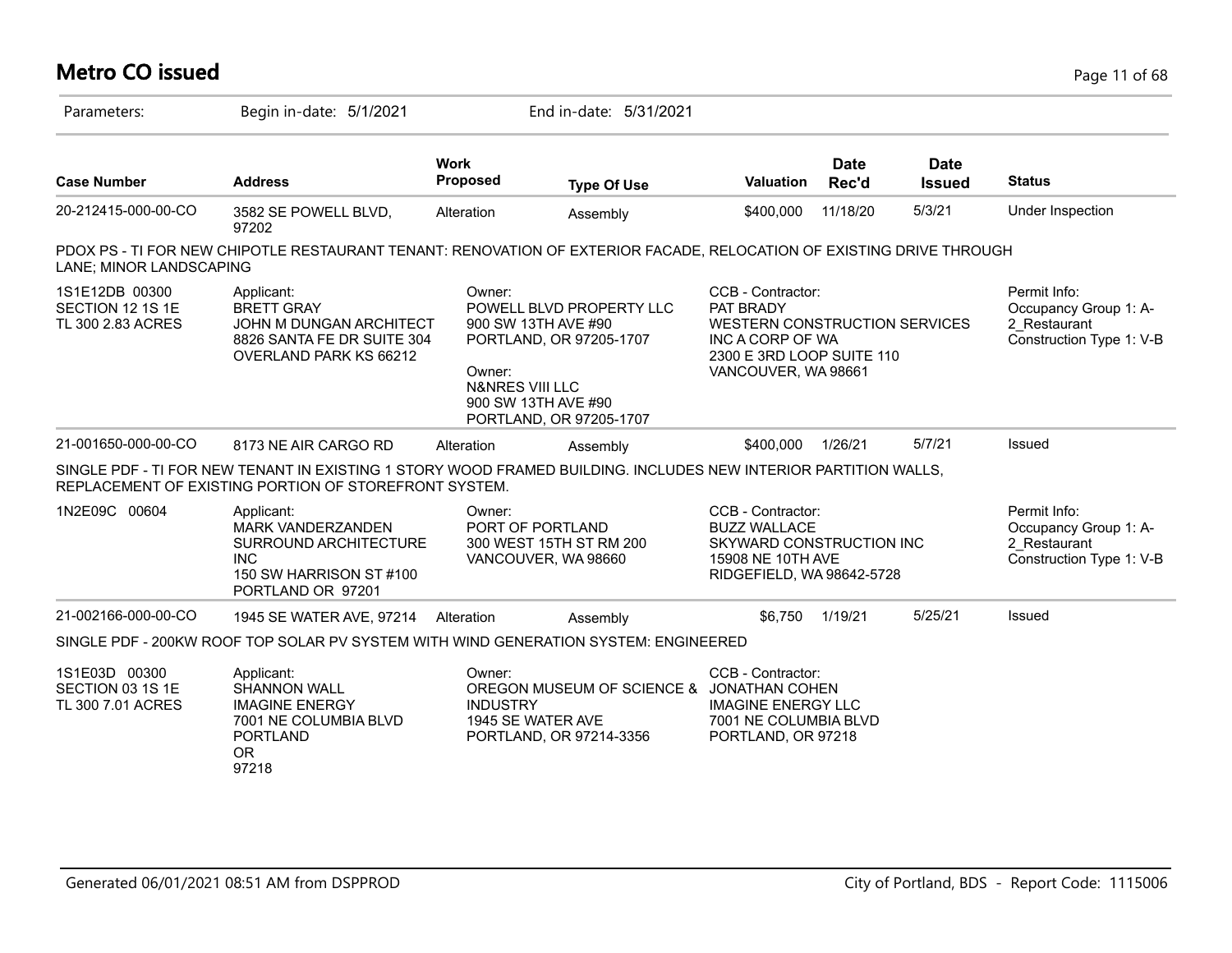# Metro CO issued

Parameters: Begin in-date: 5/1/2021 End in-date: 5/31/2021

| Case Number | Address | Work Proposed | Type Of Use | Valuation | Date Rec'd | Date Issued | Status |
|---|---|---|---|---|---|---|---|
| 20-212415-000-00-CO | 3582 SE POWELL BLVD, 97202 | Alteration | Assembly | $400,000 | 11/18/20 | 5/3/21 | Under Inspection |

PDOX PS - TI FOR NEW CHIPOTLE RESTAURANT TENANT: RENOVATION OF EXTERIOR FACADE, RELOCATION OF EXISTING DRIVE THROUGH LANE; MINOR LANDSCAPING

1S1E12DB 00300
SECTION 12 1S 1E
TL 300 2.83 ACRES

Applicant:
BRETT GRAY
JOHN M DUNGAN ARCHITECT
8826 SANTA FE DR SUITE 304
OVERLAND PARK KS 66212

Owner:
POWELL BLVD PROPERTY LLC
900 SW 13TH AVE #90
PORTLAND, OR 97205-1707

Owner:
N&NRES VIII LLC
900 SW 13TH AVE #90
PORTLAND, OR 97205-1707

CCB - Contractor:
PAT BRADY
WESTERN CONSTRUCTION SERVICES INC A CORP OF WA
2300 E 3RD LOOP SUITE 110
VANCOUVER, WA 98661

Permit Info:
Occupancy Group 1: A-2_Restaurant
Construction Type 1: V-B

| Case Number | Address | Work Proposed | Type Of Use | Valuation | Date Rec'd | Date Issued | Status |
|---|---|---|---|---|---|---|---|
| 21-001650-000-00-CO | 8173 NE AIR CARGO RD | Alteration | Assembly | $400,000 | 1/26/21 | 5/7/21 | Issued |

SINGLE PDF - TI FOR NEW TENANT IN EXISTING 1 STORY WOOD FRAMED BUILDING. INCLUDES NEW INTERIOR PARTITION WALLS, REPLACEMENT OF EXISTING PORTION OF STOREFRONT SYSTEM.

1N2E09C 00604

Applicant:
MARK VANDERZANDEN
SURROUND ARCHITECTURE INC
150 SW HARRISON ST #100
PORTLAND OR 97201

Owner:
PORT OF PORTLAND
300 WEST 15TH ST RM 200
VANCOUVER, WA 98660

CCB - Contractor:
BUZZ WALLACE
SKYWARD CONSTRUCTION INC
15908 NE 10TH AVE
RIDGEFIELD, WA 98642-5728

Permit Info:
Occupancy Group 1: A-2_Restaurant
Construction Type 1: V-B

| Case Number | Address | Work Proposed | Type Of Use | Valuation | Date Rec'd | Date Issued | Status |
|---|---|---|---|---|---|---|---|
| 21-002166-000-00-CO | 1945 SE WATER AVE, 97214 | Alteration | Assembly | $6,750 | 1/19/21 | 5/25/21 | Issued |

SINGLE PDF - 200KW ROOF TOP SOLAR PV SYSTEM WITH WIND GENERATION SYSTEM: ENGINEERED

1S1E03D 00300
SECTION 03 1S 1E
TL 300 7.01 ACRES

Applicant:
SHANNON WALL
IMAGINE ENERGY
7001 NE COLUMBIA BLVD
PORTLAND
OR
97218

Owner:
OREGON MUSEUM OF SCIENCE & INDUSTRY
1945 SE WATER AVE
PORTLAND, OR 97214-3356

CCB - Contractor:
JONATHAN COHEN
IMAGINE ENERGY LLC
7001 NE COLUMBIA BLVD
PORTLAND, OR 97218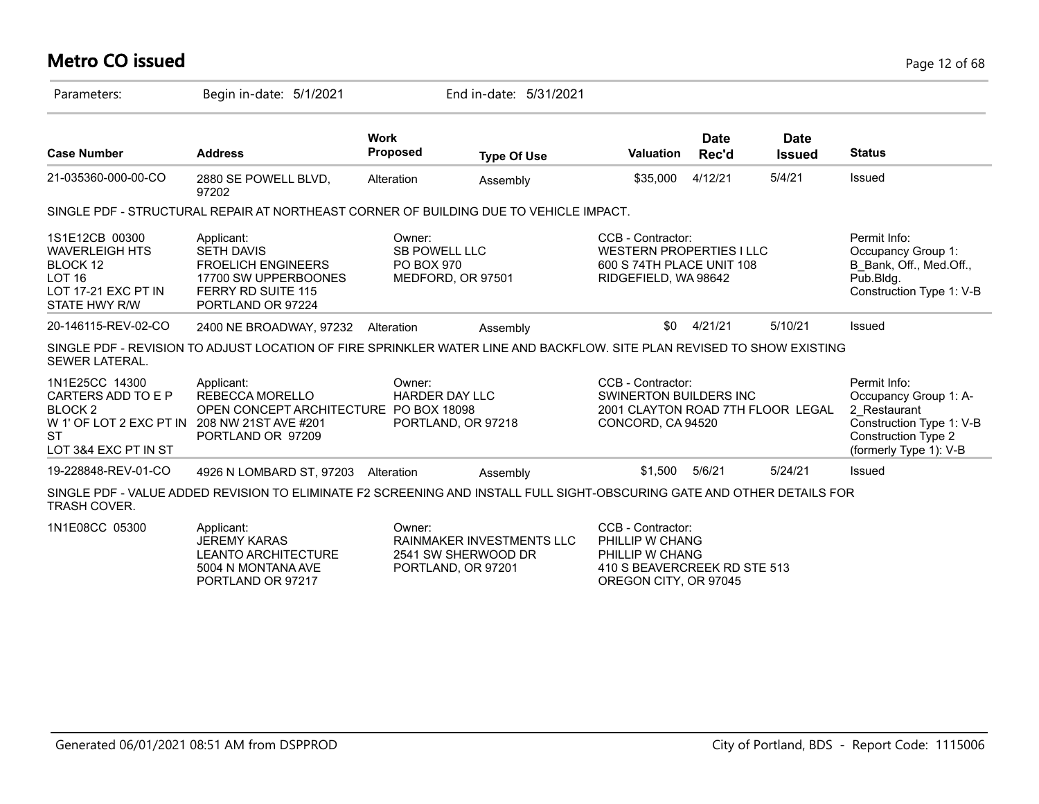# Metro CO issued

Parameters: Begin in-date: 5/1/2021 End in-date: 5/31/2021

| Case Number | Address | Work Proposed | Type Of Use | Valuation | Date Rec'd | Date Issued | Status |
|---|---|---|---|---|---|---|---|
| 21-035360-000-00-CO | 2880 SE POWELL BLVD, 97202 | Alteration | Assembly | $35,000 | 4/12/21 | 5/4/21 | Issued |

SINGLE PDF - STRUCTURAL REPAIR AT NORTHEAST CORNER OF BUILDING DUE TO VEHICLE IMPACT.

| | Applicant | Owner | CCB - Contractor | Permit Info |
|---|---|---|---|---|
| 1S1E12CB 00300<br>WAVERLEIGH HTS<br>BLOCK 12<br>LOT 16<br>LOT 17-21 EXC PT IN STATE HWY R/W | Applicant:<br>SETH DAVIS<br>FROELICH ENGINEERS<br>17700 SW UPPERBOONES FERRY RD SUITE 115<br>PORTLAND OR 97224 | Owner:<br>SB POWELL LLC<br>PO BOX 970<br>MEDFORD, OR 97501 | CCB - Contractor:<br>WESTERN PROPERTIES I LLC<br>600 S 74TH PLACE UNIT 108<br>RIDGEFIELD, WA 98642 | Permit Info:<br>Occupancy Group 1: B_Bank, Off., Med.Off., Pub.Bldg.<br>Construction Type 1: V-B |

| Case Number | Address | Work Proposed | Type Of Use | Valuation | Date Rec'd | Date Issued | Status |
|---|---|---|---|---|---|---|---|
| 20-146115-REV-02-CO | 2400 NE BROADWAY, 97232 | Alteration | Assembly | $0 | 4/21/21 | 5/10/21 | Issued |

SINGLE PDF - REVISION TO ADJUST LOCATION OF FIRE SPRINKLER WATER LINE AND BACKFLOW. SITE PLAN REVISED TO SHOW EXISTING SEWER LATERAL.

| | Applicant | Owner | CCB - Contractor | Permit Info |
|---|---|---|---|---|
| 1N1E25CC 14300<br>CARTERS ADD TO E P<br>BLOCK 2<br>W 1' OF LOT 2 EXC PT IN ST<br>LOT 3&4 EXC PT IN ST | Applicant:<br>REBECCA MORELLO<br>OPEN CONCEPT ARCHITECTURE<br>208 NW 21ST AVE #201<br>PORTLAND OR 97209 | Owner:<br>HARDER DAY LLC<br>PO BOX 18098<br>PORTLAND, OR 97218 | CCB - Contractor:<br>SWINERTON BUILDERS INC<br>2001 CLAYTON ROAD 7TH FLOOR LEGAL<br>CONCORD, CA 94520 | Permit Info:<br>Occupancy Group 1: A-2_Restaurant<br>Construction Type 1: V-B<br>Construction Type 2 (formerly Type 1): V-B |

| Case Number | Address | Work Proposed | Type Of Use | Valuation | Date Rec'd | Date Issued | Status |
|---|---|---|---|---|---|---|---|
| 19-228848-REV-01-CO | 4926 N LOMBARD ST, 97203 | Alteration | Assembly | $1,500 | 5/6/21 | 5/24/21 | Issued |

SINGLE PDF - VALUE ADDED REVISION TO ELIMINATE F2 SCREENING AND INSTALL FULL SIGHT-OBSCURING GATE AND OTHER DETAILS FOR TRASH COVER.

| | Applicant | Owner | CCB - Contractor |
|---|---|---|---|
| 1N1E08CC 05300 | Applicant:<br>JEREMY KARAS<br>LEANTO ARCHITECTURE<br>5004 N MONTANA AVE<br>PORTLAND OR 97217 | Owner:<br>RAINMAKER INVESTMENTS LLC<br>2541 SW SHERWOOD DR<br>PORTLAND, OR 97201 | CCB - Contractor:<br>PHILLIP W CHANG<br>PHILLIP W CHANG<br>410 S BEAVERCREEK RD STE 513<br>OREGON CITY, OR 97045 |

Generated 06/01/2021 08:51 AM from DSPPROD — City of Portland, BDS - Report Code: 1115006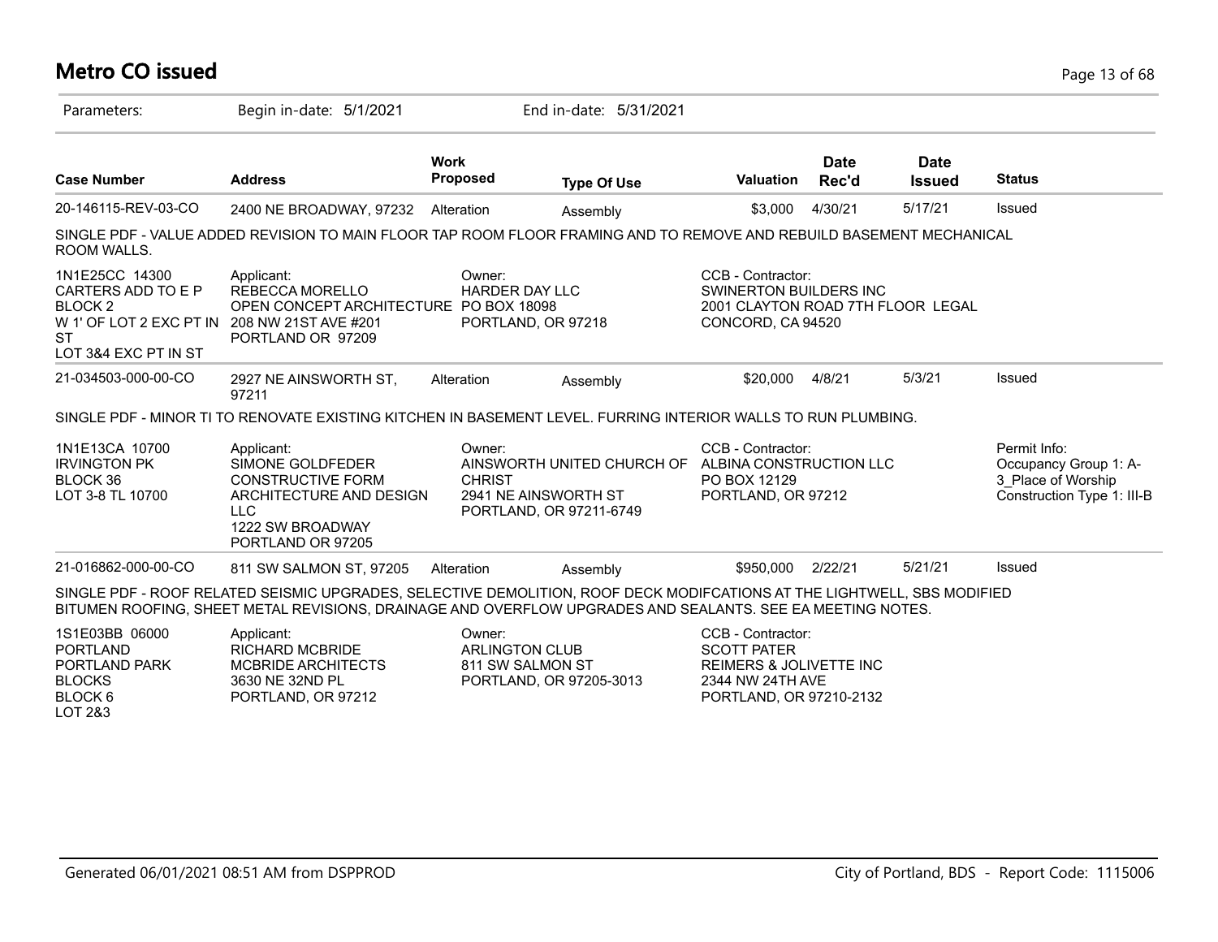# Metro CO issued

Parameters: Begin in-date: 5/1/2021 End in-date: 5/31/2021

| Case Number | Address | Work Proposed | Type Of Use | Valuation | Date Rec'd | Date Issued | Status |
|---|---|---|---|---|---|---|---|
| 20-146115-REV-03-CO | 2400 NE BROADWAY, 97232 | Alteration | Assembly | $3,000 | 4/30/21 | 5/17/21 | Issued |

SINGLE PDF - VALUE ADDED REVISION TO MAIN FLOOR TAP ROOM FLOOR FRAMING AND TO REMOVE AND REBUILD BASEMENT MECHANICAL ROOM WALLS.

| | | | | |
|---|---|---|---|---|
| 1N1E25CC 14300<br>CARTERS ADD TO E P<br>BLOCK 2<br>W 1' OF LOT 2 EXC PT IN ST<br>LOT 3&4 EXC PT IN ST | Applicant:<br>REBECCA MORELLO<br>OPEN CONCEPT ARCHITECTURE<br>208 NW 21ST AVE #201<br>PORTLAND OR 97209 | Owner:<br>HARDER DAY LLC<br>PO BOX 18098<br>PORTLAND, OR 97218 | CCB - Contractor:<br>SWINERTON BUILDERS INC<br>2001 CLAYTON ROAD 7TH FLOOR LEGAL<br>CONCORD, CA 94520 | |

| Case Number | Address | Work Proposed | Type Of Use | Valuation | Date Rec'd | Date Issued | Status |
|---|---|---|---|---|---|---|---|
| 21-034503-000-00-CO | 2927 NE AINSWORTH ST, 97211 | Alteration | Assembly | $20,000 | 4/8/21 | 5/3/21 | Issued |

SINGLE PDF - MINOR TI TO RENOVATE EXISTING KITCHEN IN BASEMENT LEVEL. FURRING INTERIOR WALLS TO RUN PLUMBING.

| | | | | |
|---|---|---|---|---|
| 1N1E13CA 10700<br>IRVINGTON PK<br>BLOCK 36<br>LOT 3-8 TL 10700 | Applicant:<br>SIMONE GOLDFEDER<br>CONSTRUCTIVE FORM ARCHITECTURE AND DESIGN LLC<br>1222 SW BROADWAY<br>PORTLAND OR 97205 | Owner:<br>AINSWORTH UNITED CHURCH OF CHRIST<br>2941 NE AINSWORTH ST<br>PORTLAND, OR 97211-6749 | CCB - Contractor:<br>ALBINA CONSTRUCTION LLC<br>PO BOX 12129<br>PORTLAND, OR 97212 | Permit Info:<br>Occupancy Group 1: A-3_Place of Worship<br>Construction Type 1: III-B |

| Case Number | Address | Work Proposed | Type Of Use | Valuation | Date Rec'd | Date Issued | Status |
|---|---|---|---|---|---|---|---|
| 21-016862-000-00-CO | 811 SW SALMON ST, 97205 | Alteration | Assembly | $950,000 | 2/22/21 | 5/21/21 | Issued |

SINGLE PDF - ROOF RELATED SEISMIC UPGRADES, SELECTIVE DEMOLITION, ROOF DECK MODIFCATIONS AT THE LIGHTWELL, SBS MODIFIED BITUMEN ROOFING, SHEET METAL REVISIONS, DRAINAGE AND OVERFLOW UPGRADES AND SEALANTS. SEE EA MEETING NOTES.

| | | | | |
|---|---|---|---|---|
| 1S1E03BB 06000<br>PORTLAND<br>PORTLAND PARK BLOCKS<br>BLOCK 6<br>LOT 2&3 | Applicant:<br>RICHARD MCBRIDE<br>MCBRIDE ARCHITECTS<br>3630 NE 32ND PL<br>PORTLAND, OR 97212 | Owner:<br>ARLINGTON CLUB<br>811 SW SALMON ST<br>PORTLAND, OR 97205-3013 | CCB - Contractor:<br>SCOTT PATER<br>REIMERS & JOLIVETTE INC<br>2344 NW 24TH AVE<br>PORTLAND, OR 97210-2132 | |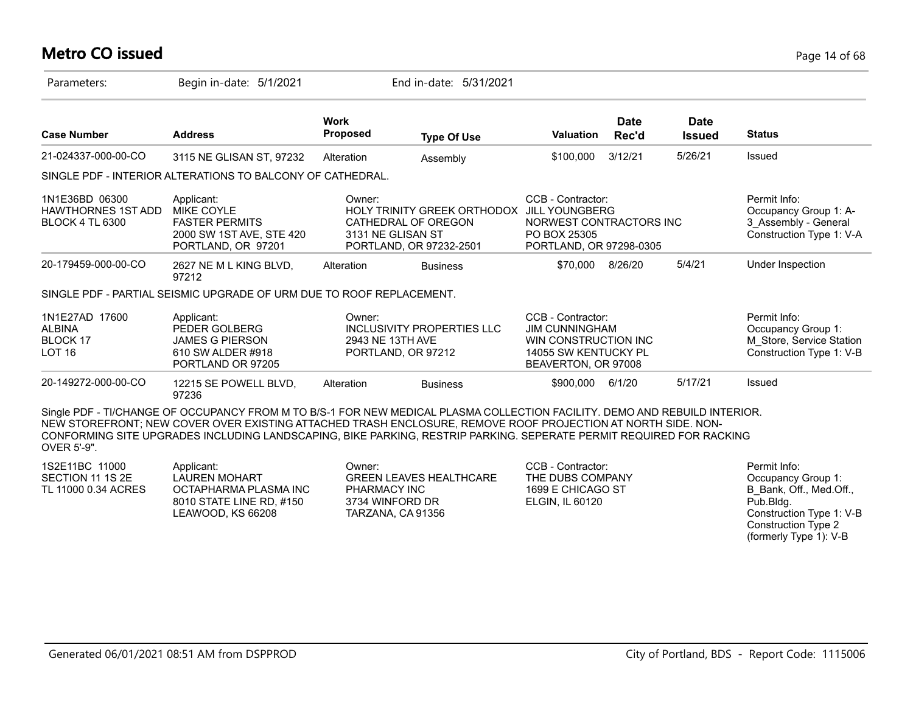# Metro CO issued

Parameters: Begin in-date: 5/1/2021 End in-date: 5/31/2021

| Case Number | Address | Work Proposed | Type Of Use | Valuation | Date Rec'd | Date Issued | Status |
|---|---|---|---|---|---|---|---|
| 21-024337-000-00-CO | 3115 NE GLISAN ST, 97232 | Alteration | Assembly | $100,000 | 3/12/21 | 5/26/21 | Issued |

SINGLE PDF - INTERIOR ALTERATIONS TO BALCONY OF CATHEDRAL.

1N1E36BD 06300
HAWTHORNES 1ST ADD
BLOCK 4 TL 6300

Applicant:
MIKE COYLE
FASTER PERMITS
2000 SW 1ST AVE, STE 420
PORTLAND, OR 97201

Owner:
HOLY TRINITY GREEK ORTHODOX
CATHEDRAL OF OREGON
3131 NE GLISAN ST
PORTLAND, OR 97232-2501

CCB - Contractor:
JILL YOUNGBERG
NORWEST CONTRACTORS INC
PO BOX 25305
PORTLAND, OR 97298-0305

Permit Info:
Occupancy Group 1: A-3_Assembly - General
Construction Type 1: V-A

| Case Number | Address | Work Proposed | Type Of Use | Valuation | Date Rec'd | Date Issued | Status |
|---|---|---|---|---|---|---|---|
| 20-179459-000-00-CO | 2627 NE M L KING BLVD, 97212 | Alteration | Business | $70,000 | 8/26/20 | 5/4/21 | Under Inspection |

SINGLE PDF - PARTIAL SEISMIC UPGRADE OF URM DUE TO ROOF REPLACEMENT.

1N1E27AD 17600
ALBINA
BLOCK 17
LOT 16

Applicant:
PEDER GOLBERG
JAMES G PIERSON
610 SW ALDER #918
PORTLAND OR 97205

Owner:
INCLUSIVITY PROPERTIES LLC
2943 NE 13TH AVE
PORTLAND, OR 97212

CCB - Contractor:
JIM CUNNINGHAM
WIN CONSTRUCTION INC
14055 SW KENTUCKY PL
BEAVERTON, OR 97008

Permit Info:
Occupancy Group 1: M_Store, Service Station
Construction Type 1: V-B

| Case Number | Address | Work Proposed | Type Of Use | Valuation | Date Rec'd | Date Issued | Status |
|---|---|---|---|---|---|---|---|
| 20-149272-000-00-CO | 12215 SE POWELL BLVD, 97236 | Alteration | Business | $900,000 | 6/1/20 | 5/17/21 | Issued |

Single PDF - TI/CHANGE OF OCCUPANCY FROM M TO B/S-1 FOR NEW MEDICAL PLASMA COLLECTION FACILITY. DEMO AND REBUILD INTERIOR. NEW STOREFRONT; NEW COVER OVER EXISTING ATTACHED TRASH ENCLOSURE, REMOVE ROOF PROJECTION AT NORTH SIDE. NON-CONFORMING SITE UPGRADES INCLUDING LANDSCAPING, BIKE PARKING, RESTRIP PARKING. SEPERATE PERMIT REQUIRED FOR RACKING OVER 5'-9".

1S2E11BC 11000
SECTION 11 1S 2E
TL 11000 0.34 ACRES

Applicant:
LAUREN MOHART
OCTAPHARMA PLASMA INC
8010 STATE LINE RD, #150
LEAWOOD, KS 66208

Owner:
GREEN LEAVES HEALTHCARE
PHARMACY INC
3734 WINFORD DR
TARZANA, CA 91356

CCB - Contractor:
THE DUBS COMPANY
1699 E CHICAGO ST
ELGIN, IL 60120

Permit Info:
Occupancy Group 1: B_Bank, Off., Med.Off., Pub.Bldg.
Construction Type 1: V-B
Construction Type 2 (formerly Type 1): V-B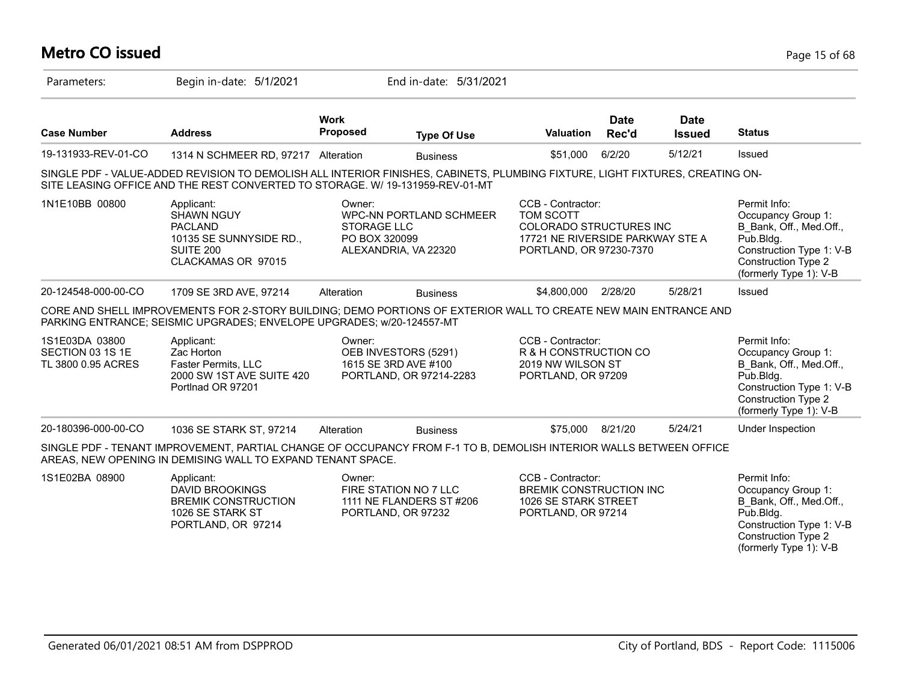# Metro CO issued

Parameters: Begin in-date: 5/1/2021 End in-date: 5/31/2021

| Case Number | Address | Work Proposed | Type Of Use | Valuation | Date Rec'd | Date Issued | Status |
|---|---|---|---|---|---|---|---|
| 19-131933-REV-01-CO | 1314 N SCHMEER RD, 97217 | Alteration | Business | $51,000 | 6/2/20 | 5/12/21 | Issued |

SINGLE PDF - VALUE-ADDED REVISION TO DEMOLISH ALL INTERIOR FINISHES, CABINETS, PLUMBING FIXTURE, LIGHT FIXTURES, CREATING ON-SITE LEASING OFFICE AND THE REST CONVERTED TO STORAGE. W/ 19-131959-REV-01-MT

| | | | | |
|---|---|---|---|---|
| 1N1E10BB 00800 | Applicant:<br>SHAWN NGUY<br>PACLAND<br>10135 SE SUNNYSIDE RD., SUITE 200<br>CLACKAMAS OR 97015 | Owner:<br>WPC-NN PORTLAND SCHMEER STORAGE LLC<br>PO BOX 320099<br>ALEXANDRIA, VA 22320 | CCB - Contractor:<br>TOM SCOTT<br>COLORADO STRUCTURES INC<br>17721 NE RIVERSIDE PARKWAY STE A<br>PORTLAND, OR 97230-7370 | Permit Info:<br>Occupancy Group 1: B_Bank, Off., Med.Off., Pub.Bldg.<br>Construction Type 1: V-B<br>Construction Type 2 (formerly Type 1): V-B |

| Case Number | Address | Work Proposed | Type Of Use | Valuation | Date Rec'd | Date Issued | Status |
|---|---|---|---|---|---|---|---|
| 20-124548-000-00-CO | 1709 SE 3RD AVE, 97214 | Alteration | Business | $4,800,000 | 2/28/20 | 5/28/21 | Issued |

CORE AND SHELL IMPROVEMENTS FOR 2-STORY BUILDING; DEMO PORTIONS OF EXTERIOR WALL TO CREATE NEW MAIN ENTRANCE AND PARKING ENTRANCE; SEISMIC UPGRADES; ENVELOPE UPGRADES; w/20-124557-MT

| | | | | |
|---|---|---|---|---|
| 1S1E03DA 03800<br>SECTION 03 1S 1E<br>TL 3800 0.95 ACRES | Applicant:<br>Zac Horton<br>Faster Permits, LLC<br>2000 SW 1ST AVE SUITE 420<br>Portlnad OR 97201 | Owner:<br>OEB INVESTORS (5291)<br>1615 SE 3RD AVE #100<br>PORTLAND, OR 97214-2283 | CCB - Contractor:<br>R & H CONSTRUCTION CO<br>2019 NW WILSON ST<br>PORTLAND, OR 97209 | Permit Info:<br>Occupancy Group 1: B_Bank, Off., Med.Off., Pub.Bldg.<br>Construction Type 1: V-B<br>Construction Type 2 (formerly Type 1): V-B |

| Case Number | Address | Work Proposed | Type Of Use | Valuation | Date Rec'd | Date Issued | Status |
|---|---|---|---|---|---|---|---|
| 20-180396-000-00-CO | 1036 SE STARK ST, 97214 | Alteration | Business | $75,000 | 8/21/20 | 5/24/21 | Under Inspection |

SINGLE PDF - TENANT IMPROVEMENT, PARTIAL CHANGE OF OCCUPANCY FROM F-1 TO B, DEMOLISH INTERIOR WALLS BETWEEN OFFICE AREAS, NEW OPENING IN DEMISING WALL TO EXPAND TENANT SPACE.

| | | | | |
|---|---|---|---|---|
| 1S1E02BA 08900 | Applicant:<br>DAVID BROOKINGS<br>BREMIK CONSTRUCTION<br>1026 SE STARK ST<br>PORTLAND, OR 97214 | Owner:<br>FIRE STATION NO 7 LLC<br>1111 NE FLANDERS ST #206<br>PORTLAND, OR 97232 | CCB - Contractor:<br>BREMIK CONSTRUCTION INC<br>1026 SE STARK STREET<br>PORTLAND, OR 97214 | Permit Info:<br>Occupancy Group 1: B_Bank, Off., Med.Off., Pub.Bldg.<br>Construction Type 1: V-B<br>Construction Type 2 (formerly Type 1): V-B |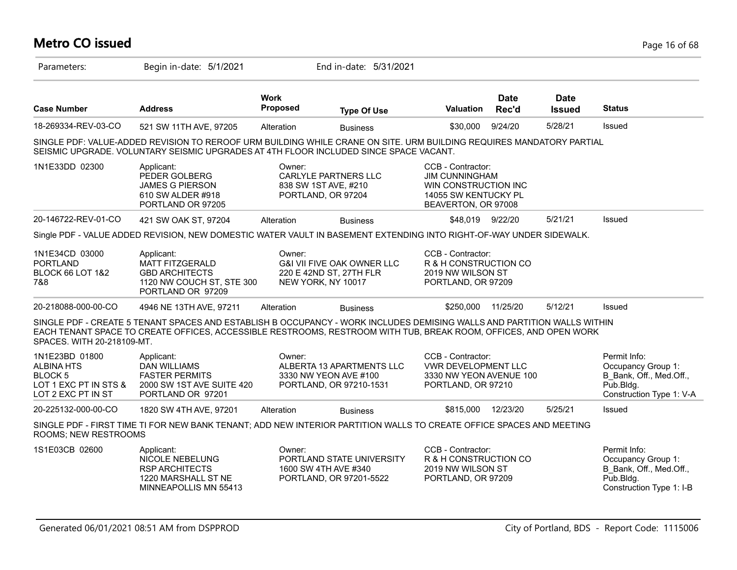# Metro CO issued

Parameters: Begin in-date: 5/1/2021 End in-date: 5/31/2021

| Case Number | Address | Work Proposed | Type Of Use | Valuation | Date Rec'd | Date Issued | Status |
|---|---|---|---|---|---|---|---|
| 18-269334-REV-03-CO | 521 SW 11TH AVE, 97205 | Alteration | Business | $30,000 | 9/24/20 | 5/28/21 | Issued |

SINGLE PDF: VALUE-ADDED REVISION TO REROOF URM BUILDING WHILE CRANE ON SITE. URM BUILDING REQUIRES MANDATORY PARTIAL SEISMIC UPGRADE. VOLUNTARY SEISMIC UPGRADES AT 4TH FLOOR INCLUDED SINCE SPACE VACANT.

| | Applicant | Owner | CCB - Contractor | Permit Info |
|---|---|---|---|---|
| 1N1E33DD 02300 | PEDER GOLBERG<br>JAMES G PIERSON<br>610 SW ALDER #918<br>PORTLAND OR 97205 | CARLYLE PARTNERS LLC<br>838 SW 1ST AVE, #210<br>PORTLAND, OR 97204 | JIM CUNNINGHAM<br>WIN CONSTRUCTION INC<br>14055 SW KENTUCKY PL<br>BEAVERTON, OR 97008 | |

| Case Number | Address | Work Proposed | Type Of Use | Valuation | Date Rec'd | Date Issued | Status |
|---|---|---|---|---|---|---|---|
| 20-146722-REV-01-CO | 421 SW OAK ST, 97204 | Alteration | Business | $48,019 | 9/22/20 | 5/21/21 | Issued |

Single PDF - VALUE ADDED REVISION, NEW DOMESTIC WATER VAULT IN BASEMENT EXTENDING INTO RIGHT-OF-WAY UNDER SIDEWALK.

| | Applicant | Owner | CCB - Contractor | Permit Info |
|---|---|---|---|---|
| 1N1E34CD 03000<br>PORTLAND<br>BLOCK 66 LOT 1&2<br>7&8 | MATT FITZGERALD<br>GBD ARCHITECTS<br>1120 NW COUCH ST, STE 300<br>PORTLAND OR 97209 | G&I VII FIVE OAK OWNER LLC<br>220 E 42ND ST, 27TH FLR<br>NEW YORK, NY 10017 | R & H CONSTRUCTION CO<br>2019 NW WILSON ST<br>PORTLAND, OR 97209 | |

| Case Number | Address | Work Proposed | Type Of Use | Valuation | Date Rec'd | Date Issued | Status |
|---|---|---|---|---|---|---|---|
| 20-218088-000-00-CO | 4946 NE 13TH AVE, 97211 | Alteration | Business | $250,000 | 11/25/20 | 5/12/21 | Issued |

SINGLE PDF - CREATE 5 TENANT SPACES AND ESTABLISH B OCCUPANCY - WORK INCLUDES DEMISING WALLS AND PARTITION WALLS WITHIN EACH TENANT SPACE TO CREATE OFFICES, ACCESSIBLE RESTROOMS, RESTROOM WITH TUB, BREAK ROOM, OFFICES, AND OPEN WORK SPACES. WITH 20-218109-MT.

| | Applicant | Owner | CCB - Contractor | Permit Info |
|---|---|---|---|---|
| 1N1E23BD 01800<br>ALBINA HTS<br>BLOCK 5<br>LOT 1 EXC PT IN STS &<br>LOT 2 EXC PT IN ST | DAN WILLIAMS<br>FASTER PERMITS<br>2000 SW 1ST AVE SUITE 420<br>PORTLAND OR 97201 | ALBERTA 13 APARTMENTS LLC<br>3330 NW YEON AVE #100<br>PORTLAND, OR 97210-1531 | VWR DEVELOPMENT LLC<br>3330 NW YEON AVENUE 100<br>PORTLAND, OR 97210 | Occupancy Group 1: B_Bank, Off., Med.Off., Pub.Bldg.<br>Construction Type 1: V-A |

| Case Number | Address | Work Proposed | Type Of Use | Valuation | Date Rec'd | Date Issued | Status |
|---|---|---|---|---|---|---|---|
| 20-225132-000-00-CO | 1820 SW 4TH AVE, 97201 | Alteration | Business | $815,000 | 12/23/20 | 5/25/21 | Issued |

SINGLE PDF - FIRST TIME TI FOR NEW BANK TENANT; ADD NEW INTERIOR PARTITION WALLS TO CREATE OFFICE SPACES AND MEETING ROOMS; NEW RESTROOMS

| | Applicant | Owner | CCB - Contractor | Permit Info |
|---|---|---|---|---|
| 1S1E03CB 02600 | NICOLE NEBELUNG<br>RSP ARCHITECTS<br>1220 MARSHALL ST NE<br>MINNEAPOLLIS MN 55413 | PORTLAND STATE UNIVERSITY<br>1600 SW 4TH AVE #340<br>PORTLAND, OR 97201-5522 | R & H CONSTRUCTION CO<br>2019 NW WILSON ST<br>PORTLAND, OR 97209 | Occupancy Group 1: B_Bank, Off., Med.Off., Pub.Bldg.<br>Construction Type 1: I-B |

Generated 06/01/2021 08:51 AM from DSPPROD — City of Portland, BDS - Report Code: 1115006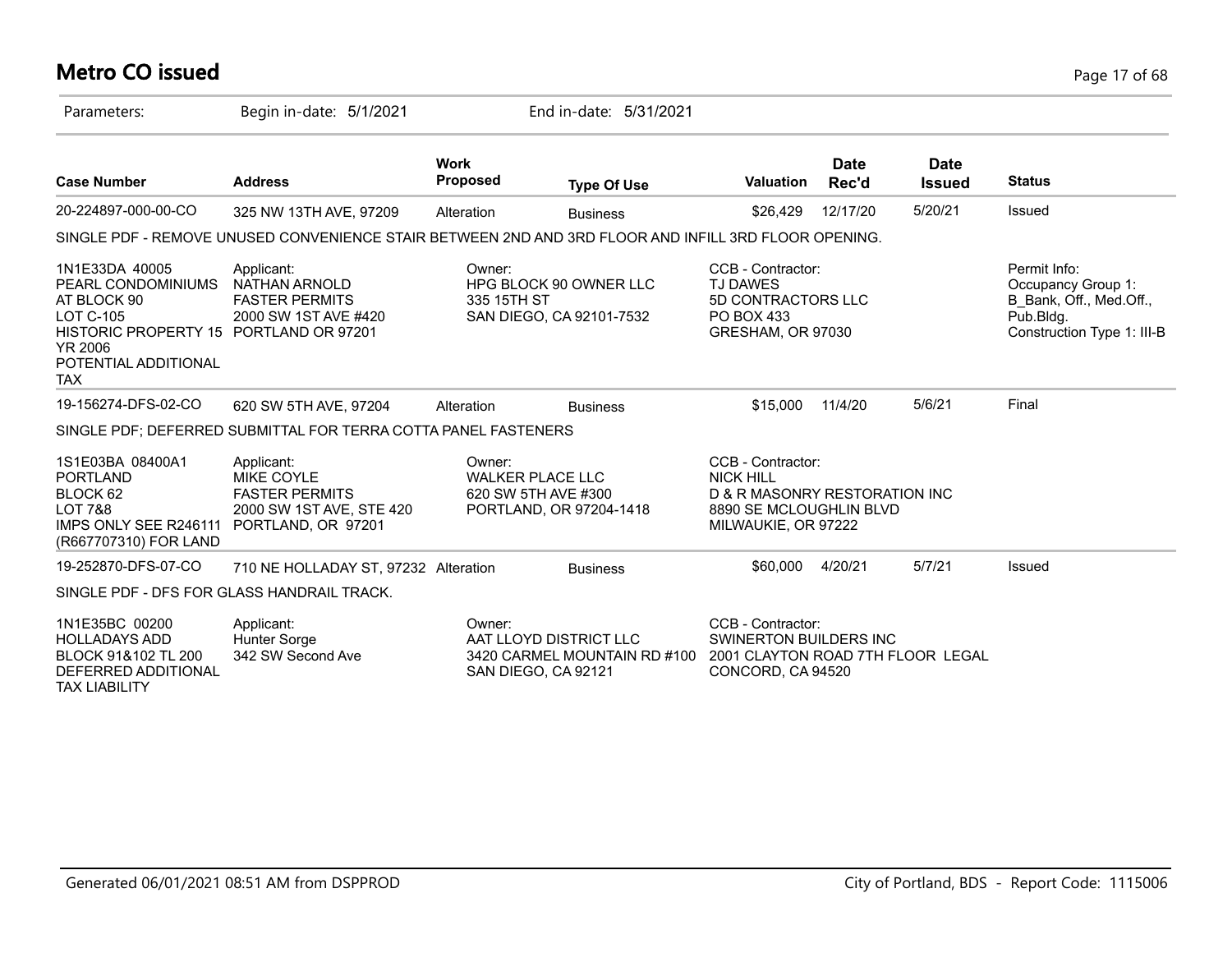# Metro CO issued

Parameters: Begin in-date: 5/1/2021 End in-date: 5/31/2021

| Case Number | Address | Work Proposed | Type Of Use | Valuation | Date Rec'd | Date Issued | Status |
|---|---|---|---|---|---|---|---|
| 20-224897-000-00-CO | 325 NW 13TH AVE, 97209 | Alteration | Business | $26,429 | 12/17/20 | 5/20/21 | Issued |

SINGLE PDF - REMOVE UNUSED CONVENIENCE STAIR BETWEEN 2ND AND 3RD FLOOR AND INFILL 3RD FLOOR OPENING.

1N1E33DA 40005
PEARL CONDOMINIUMS AT BLOCK 90
LOT C-105
HISTORIC PROPERTY 15 YR 2006
POTENTIAL ADDITIONAL TAX

Applicant:
NATHAN ARNOLD
FASTER PERMITS
2000 SW 1ST AVE #420
PORTLAND OR 97201

Owner:
HPG BLOCK 90 OWNER LLC
335 15TH ST
SAN DIEGO, CA 92101-7532

CCB - Contractor:
TJ DAWES
5D CONTRACTORS LLC
PO BOX 433
GRESHAM, OR 97030

Permit Info:
Occupancy Group 1: B_Bank, Off., Med.Off., Pub.Bldg.
Construction Type 1: III-B

| Case Number | Address | Work Proposed | Type Of Use | Valuation | Date Rec'd | Date Issued | Status |
|---|---|---|---|---|---|---|---|
| 19-156274-DFS-02-CO | 620 SW 5TH AVE, 97204 | Alteration | Business | $15,000 | 11/4/20 | 5/6/21 | Final |

SINGLE PDF; DEFERRED SUBMITTAL FOR TERRA COTTA PANEL FASTENERS

1S1E03BA 08400A1
PORTLAND
BLOCK 62
LOT 7&8
IMPS ONLY SEE R246111 (R667707310) FOR LAND

Applicant:
MIKE COYLE
FASTER PERMITS
2000 SW 1ST AVE, STE 420
PORTLAND, OR 97201

Owner:
WALKER PLACE LLC
620 SW 5TH AVE #300
PORTLAND, OR 97204-1418

CCB - Contractor:
NICK HILL
D & R MASONRY RESTORATION INC
8890 SE MCLOUGHLIN BLVD
MILWAUKIE, OR 97222

| Case Number | Address | Work Proposed | Type Of Use | Valuation | Date Rec'd | Date Issued | Status |
|---|---|---|---|---|---|---|---|
| 19-252870-DFS-07-CO | 710 NE HOLLADAY ST, 97232 | Alteration | Business | $60,000 | 4/20/21 | 5/7/21 | Issued |

SINGLE PDF - DFS FOR GLASS HANDRAIL TRACK.

1N1E35BC 00200
HOLLADAYS ADD
BLOCK 91&102 TL 200
DEFERRED ADDITIONAL TAX LIABILITY

Applicant:
Hunter Sorge
342 SW Second Ave

Owner:
AAT LLOYD DISTRICT LLC
3420 CARMEL MOUNTAIN RD #100
SAN DIEGO, CA 92121

CCB - Contractor:
SWINERTON BUILDERS INC
2001 CLAYTON ROAD 7TH FLOOR LEGAL
CONCORD, CA 94520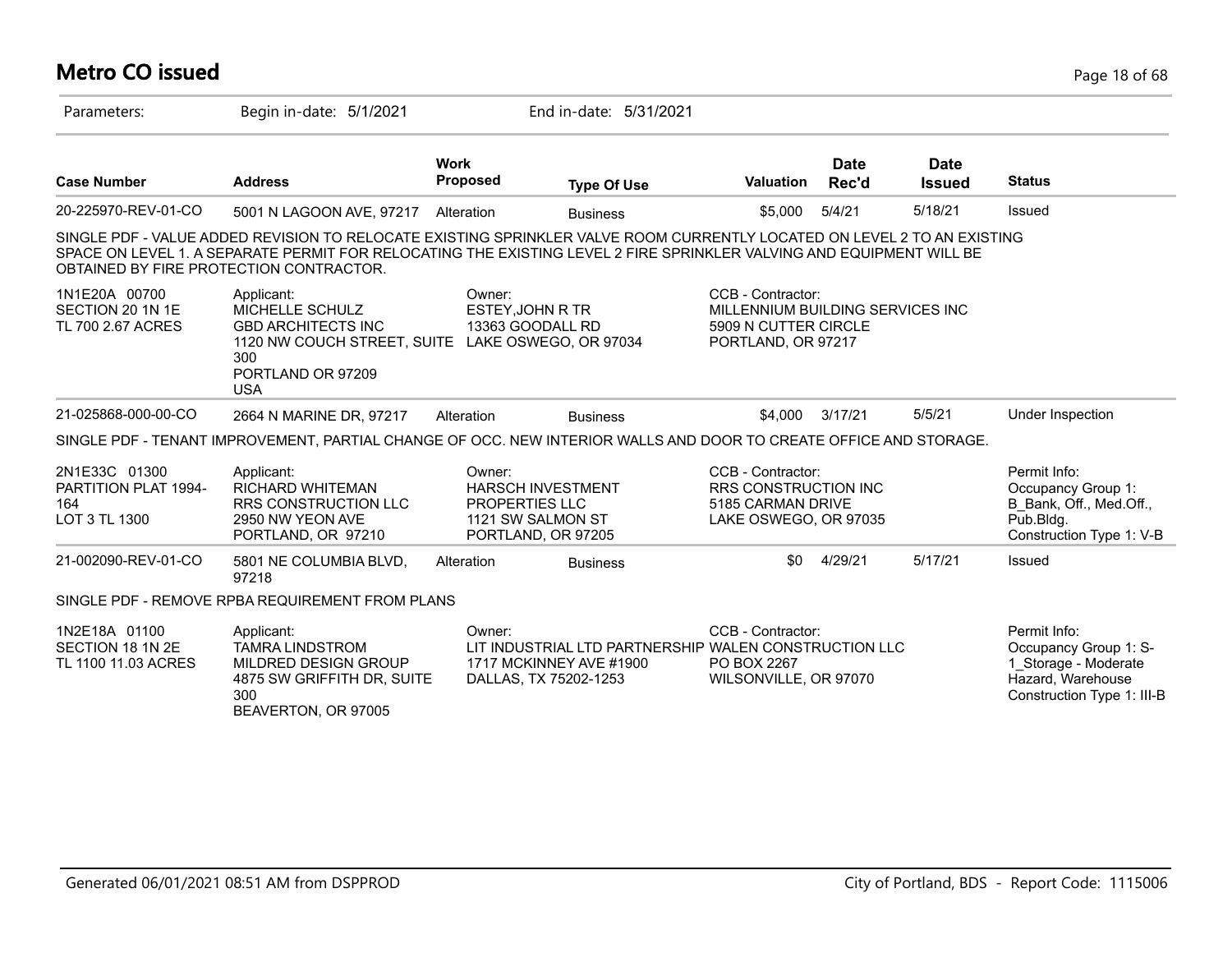# Metro CO issued

Parameters: Begin in-date: 5/1/2021 End in-date: 5/31/2021

| Case Number | Address | Work Proposed | Type Of Use | Valuation | Date Rec'd | Date Issued | Status |
|---|---|---|---|---|---|---|---|
| 20-225970-REV-01-CO | 5001 N LAGOON AVE, 97217 | Alteration | Business | $5,000 | 5/4/21 | 5/18/21 | Issued |

SINGLE PDF - VALUE ADDED REVISION TO RELOCATE EXISTING SPRINKLER VALVE ROOM CURRENTLY LOCATED ON LEVEL 2 TO AN EXISTING SPACE ON LEVEL 1. A SEPARATE PERMIT FOR RELOCATING THE EXISTING LEVEL 2 FIRE SPRINKLER VALVING AND EQUIPMENT WILL BE OBTAINED BY FIRE PROTECTION CONTRACTOR.

1N1E20A 00700
SECTION 20 1N 1E
TL 700 2.67 ACRES

Applicant:
MICHELLE SCHULZ
GBD ARCHITECTS INC
1120 NW COUCH STREET, SUITE 300
PORTLAND OR 97209
USA

Owner:
ESTEY,JOHN R TR
13363 GOODALL RD
LAKE OSWEGO, OR 97034

CCB - Contractor:
MILLENNIUM BUILDING SERVICES INC
5909 N CUTTER CIRCLE
PORTLAND, OR 97217

| Case Number | Address | Work Proposed | Type Of Use | Valuation | Date Rec'd | Date Issued | Status |
|---|---|---|---|---|---|---|---|
| 21-025868-000-00-CO | 2664 N MARINE DR, 97217 | Alteration | Business | $4,000 | 3/17/21 | 5/5/21 | Under Inspection |

SINGLE PDF - TENANT IMPROVEMENT, PARTIAL CHANGE OF OCC. NEW INTERIOR WALLS AND DOOR TO CREATE OFFICE AND STORAGE.

2N1E33C 01300
PARTITION PLAT 1994-164
LOT 3 TL 1300

Applicant:
RICHARD WHITEMAN
RRS CONSTRUCTION LLC
2950 NW YEON AVE
PORTLAND, OR 97210

Owner:
HARSCH INVESTMENT PROPERTIES LLC
1121 SW SALMON ST
PORTLAND, OR 97205

CCB - Contractor:
RRS CONSTRUCTION INC
5185 CARMAN DRIVE
LAKE OSWEGO, OR 97035

Permit Info:
Occupancy Group 1: B_Bank, Off., Med.Off., Pub.Bldg.
Construction Type 1: V-B

| Case Number | Address | Work Proposed | Type Of Use | Valuation | Date Rec'd | Date Issued | Status |
|---|---|---|---|---|---|---|---|
| 21-002090-REV-01-CO | 5801 NE COLUMBIA BLVD, 97218 | Alteration | Business | $0 | 4/29/21 | 5/17/21 | Issued |

SINGLE PDF - REMOVE RPBA REQUIREMENT FROM PLANS

1N2E18A 01100
SECTION 18 1N 2E
TL 1100 11.03 ACRES

Applicant:
TAMRA LINDSTROM
MILDRED DESIGN GROUP
4875 SW GRIFFITH DR, SUITE 300
BEAVERTON, OR 97005

Owner:
LIT INDUSTRIAL LTD PARTNERSHIP
1717 MCKINNEY AVE #1900
DALLAS, TX 75202-1253

CCB - Contractor:
WALEN CONSTRUCTION LLC
PO BOX 2267
WILSONVILLE, OR 97070

Permit Info:
Occupancy Group 1: S-1_Storage - Moderate Hazard, Warehouse
Construction Type 1: III-B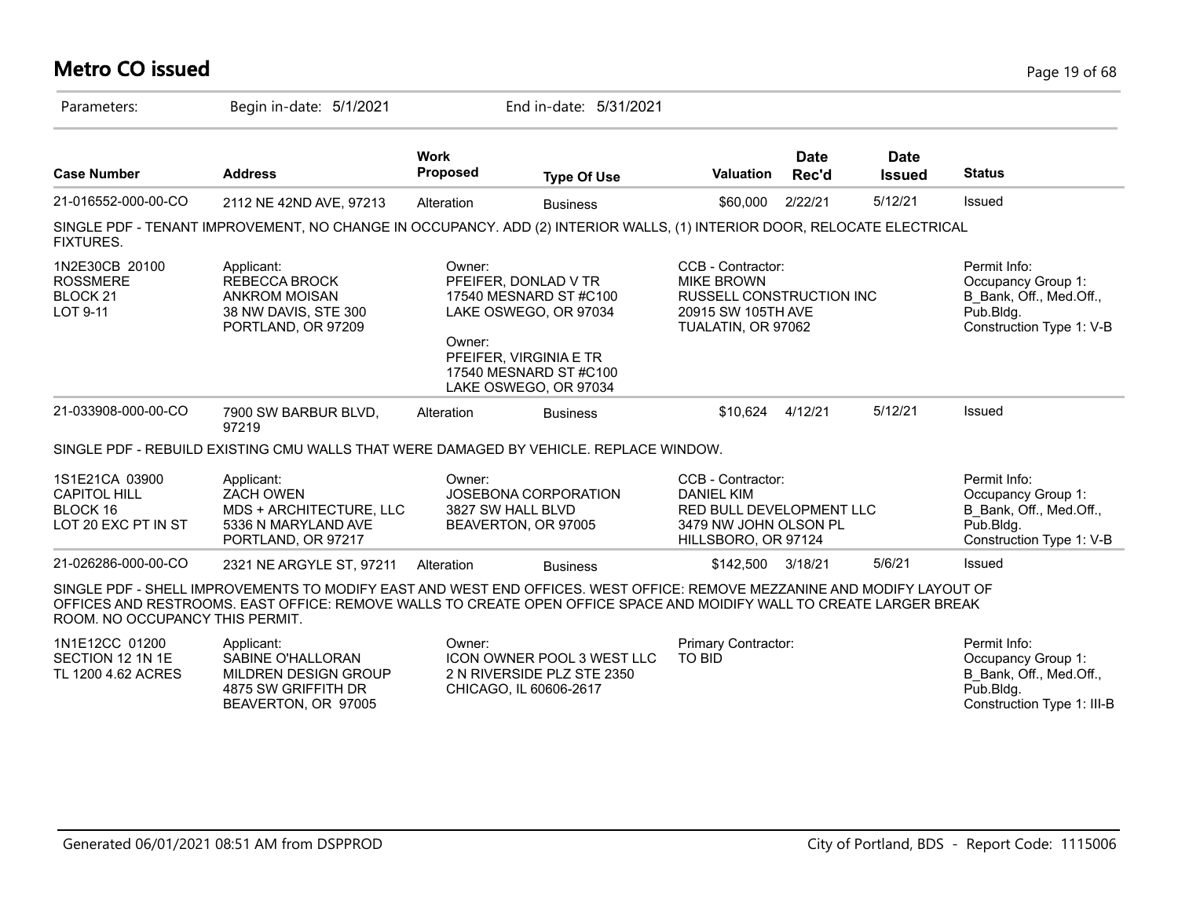# Metro CO issued

Parameters: Begin in-date: 5/1/2021 End in-date: 5/31/2021

| Case Number | Address | Work Proposed | Type Of Use | Valuation | Date Rec'd | Date Issued | Status |
|---|---|---|---|---|---|---|---|
| 21-016552-000-00-CO | 2112 NE 42ND AVE, 97213 | Alteration | Business | $60,000 | 2/22/21 | 5/12/21 | Issued |

SINGLE PDF - TENANT IMPROVEMENT, NO CHANGE IN OCCUPANCY. ADD (2) INTERIOR WALLS, (1) INTERIOR DOOR, RELOCATE ELECTRICAL FIXTURES.

1N2E30CB 20100
ROSSMERE
BLOCK 21
LOT 9-11

Applicant:
REBECCA BROCK
ANKROM MOISAN
38 NW DAVIS, STE 300
PORTLAND, OR 97209

Owner:
PFEIFER, DONLAD V TR
17540 MESNARD ST #C100
LAKE OSWEGO, OR 97034

Owner:
PFEIFER, VIRGINIA E TR
17540 MESNARD ST #C100
LAKE OSWEGO, OR 97034

CCB - Contractor:
MIKE BROWN
RUSSELL CONSTRUCTION INC
20915 SW 105TH AVE
TUALATIN, OR 97062

Permit Info:
Occupancy Group 1: B_Bank, Off., Med.Off., Pub.Bldg.
Construction Type 1: V-B

| Case Number | Address | Work Proposed | Type Of Use | Valuation | Date Rec'd | Date Issued | Status |
|---|---|---|---|---|---|---|---|
| 21-033908-000-00-CO | 7900 SW BARBUR BLVD, 97219 | Alteration | Business | $10,624 | 4/12/21 | 5/12/21 | Issued |

SINGLE PDF - REBUILD EXISTING CMU WALLS THAT WERE DAMAGED BY VEHICLE. REPLACE WINDOW.

1S1E21CA 03900
CAPITOL HILL
BLOCK 16
LOT 20 EXC PT IN ST

Applicant:
ZACH OWEN
MDS + ARCHITECTURE, LLC
5336 N MARYLAND AVE
PORTLAND, OR 97217

Owner:
JOSEBONA CORPORATION
3827 SW HALL BLVD
BEAVERTON, OR 97005

CCB - Contractor:
DANIEL KIM
RED BULL DEVELOPMENT LLC
3479 NW JOHN OLSON PL
HILLSBORO, OR 97124

Permit Info:
Occupancy Group 1: B_Bank, Off., Med.Off., Pub.Bldg.
Construction Type 1: V-B

| Case Number | Address | Work Proposed | Type Of Use | Valuation | Date Rec'd | Date Issued | Status |
|---|---|---|---|---|---|---|---|
| 21-026286-000-00-CO | 2321 NE ARGYLE ST, 97211 | Alteration | Business | $142,500 | 3/18/21 | 5/6/21 | Issued |

SINGLE PDF - SHELL IMPROVEMENTS TO MODIFY EAST AND WEST END OFFICES. WEST OFFICE: REMOVE MEZZANINE AND MODIFY LAYOUT OF OFFICES AND RESTROOMS. EAST OFFICE: REMOVE WALLS TO CREATE OPEN OFFICE SPACE AND MOIDIFY WALL TO CREATE LARGER BREAK ROOM. NO OCCUPANCY THIS PERMIT.

1N1E12CC 01200
SECTION 12 1N 1E
TL 1200 4.62 ACRES

Applicant:
SABINE O'HALLORAN
MILDREN DESIGN GROUP
4875 SW GRIFFITH DR
BEAVERTON, OR 97005

Owner:
ICON OWNER POOL 3 WEST LLC
2 N RIVERSIDE PLZ STE 2350
CHICAGO, IL 60606-2617

Primary Contractor:
TO BID

Permit Info:
Occupancy Group 1: B_Bank, Off., Med.Off., Pub.Bldg.
Construction Type 1: III-B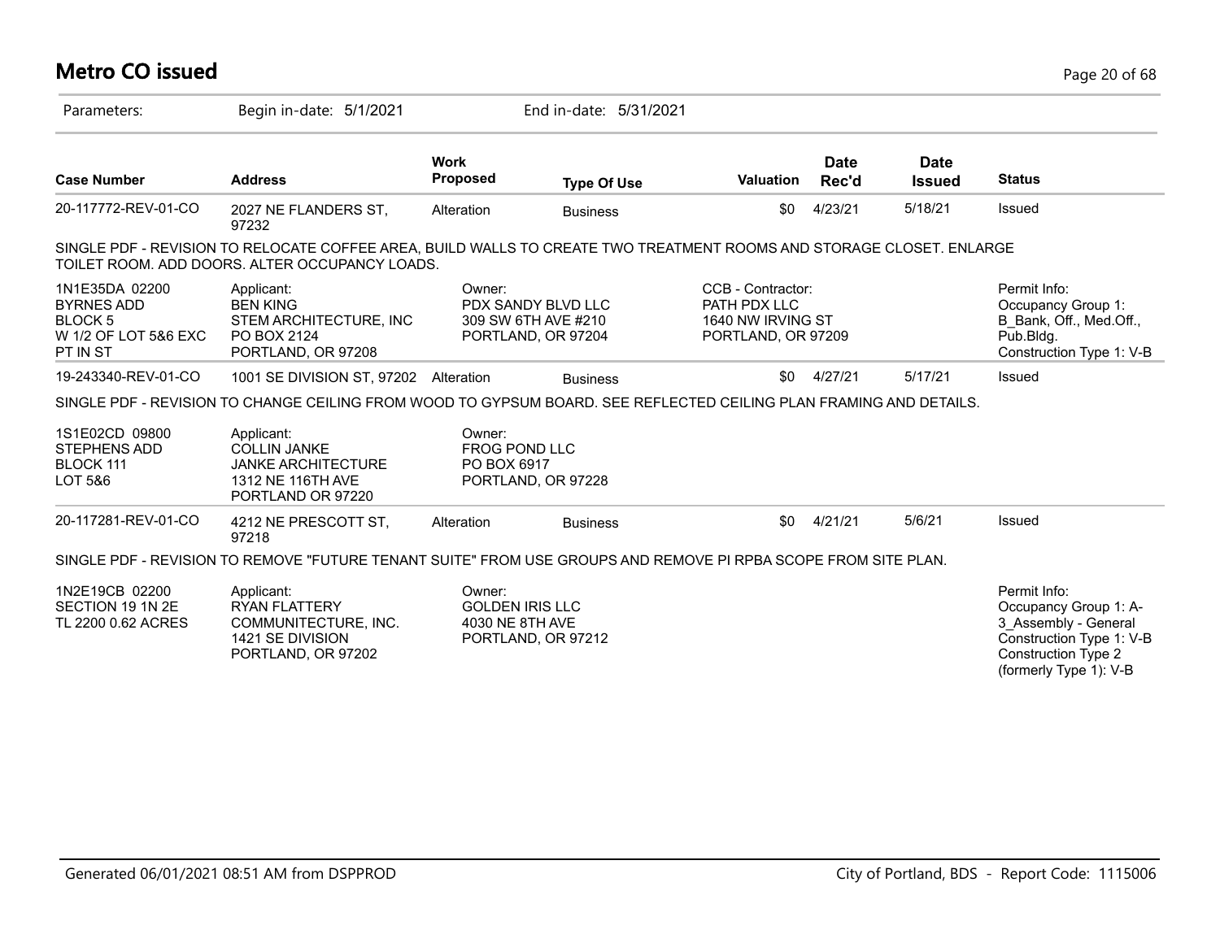# Metro CO issued

Parameters: Begin in-date: 5/1/2021 End in-date: 5/31/2021

| Case Number | Address | Work Proposed | Type Of Use | Valuation | Date Rec'd | Date Issued | Status |
|---|---|---|---|---|---|---|---|
| 20-117772-REV-01-CO | 2027 NE FLANDERS ST, 97232 | Alteration | Business | $0 | 4/23/21 | 5/18/21 | Issued |

SINGLE PDF - REVISION TO RELOCATE COFFEE AREA, BUILD WALLS TO CREATE TWO TREATMENT ROOMS AND STORAGE CLOSET. ENLARGE TOILET ROOM. ADD DOORS. ALTER OCCUPANCY LOADS.

| | | | | |
|---|---|---|---|---|
| 1N1E35DA 02200<br>BYRNES ADD<br>BLOCK 5<br>W 1/2 OF LOT 5&6 EXC<br>PT IN ST | Applicant:<br>BEN KING<br>STEM ARCHITECTURE, INC<br>PO BOX 2124<br>PORTLAND, OR 97208 | Owner:<br>PDX SANDY BLVD LLC<br>309 SW 6TH AVE #210<br>PORTLAND, OR 97204 | CCB - Contractor:<br>PATH PDX LLC<br>1640 NW IRVING ST<br>PORTLAND, OR 97209 | Permit Info:<br>Occupancy Group 1: B_Bank, Off., Med.Off., Pub.Bldg.<br>Construction Type 1: V-B |

| Case Number | Address | Work Proposed | Type Of Use | Valuation | Date Rec'd | Date Issued | Status |
|---|---|---|---|---|---|---|---|
| 19-243340-REV-01-CO | 1001 SE DIVISION ST, 97202 | Alteration | Business | $0 | 4/27/21 | 5/17/21 | Issued |

SINGLE PDF - REVISION TO CHANGE CEILING FROM WOOD TO GYPSUM BOARD. SEE REFLECTED CEILING PLAN FRAMING AND DETAILS.

| | | |
|---|---|---|
| 1S1E02CD 09800<br>STEPHENS ADD<br>BLOCK 111<br>LOT 5&6 | Applicant:<br>COLLIN JANKE<br>JANKE ARCHITECTURE<br>1312 NE 116TH AVE<br>PORTLAND OR 97220 | Owner:<br>FROG POND LLC<br>PO BOX 6917<br>PORTLAND, OR 97228 |

| Case Number | Address | Work Proposed | Type Of Use | Valuation | Date Rec'd | Date Issued | Status |
|---|---|---|---|---|---|---|---|
| 20-117281-REV-01-CO | 4212 NE PRESCOTT ST, 97218 | Alteration | Business | $0 | 4/21/21 | 5/6/21 | Issued |

SINGLE PDF - REVISION TO REMOVE "FUTURE TENANT SUITE" FROM USE GROUPS AND REMOVE PI RPBA SCOPE FROM SITE PLAN.

| | | | |
|---|---|---|---|
| 1N2E19CB 02200<br>SECTION 19 1N 2E<br>TL 2200 0.62 ACRES | Applicant:<br>RYAN FLATTERY<br>COMMUNITECTURE, INC.<br>1421 SE DIVISION<br>PORTLAND, OR 97202 | Owner:<br>GOLDEN IRIS LLC<br>4030 NE 8TH AVE<br>PORTLAND, OR 97212 | Permit Info:<br>Occupancy Group 1: A-3_Assembly - General<br>Construction Type 1: V-B<br>Construction Type 2 (formerly Type 1): V-B |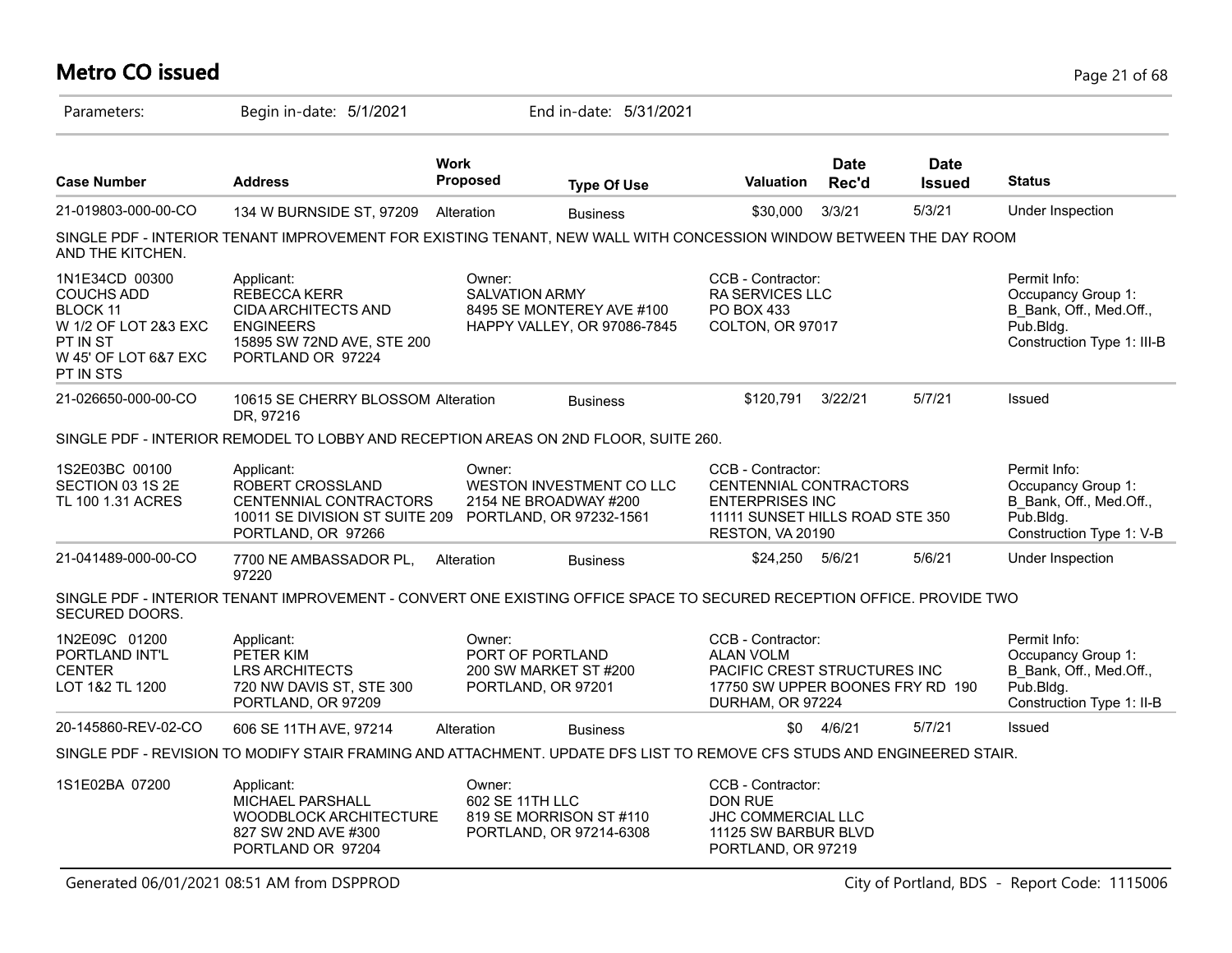# Metro CO issued

Parameters: Begin in-date: 5/1/2021 End in-date: 5/31/2021

| Case Number | Address | Work Proposed | Type Of Use | Valuation | Date Rec'd | Date Issued | Status |
|---|---|---|---|---|---|---|---|
| 21-019803-000-00-CO | 134 W BURNSIDE ST, 97209 | Alteration | Business | $30,000 | 3/3/21 | 5/3/21 | Under Inspection |

SINGLE PDF - INTERIOR TENANT IMPROVEMENT FOR EXISTING TENANT, NEW WALL WITH CONCESSION WINDOW BETWEEN THE DAY ROOM AND THE KITCHEN.

| | Applicant | Owner | CCB - Contractor | Permit Info |
|---|---|---|---|---|
| 1N1E34CD 00300<br>COUCHS ADD<br>BLOCK 11<br>W 1/2 OF LOT 2&3 EXC PT IN ST<br>W 45' OF LOT 6&7 EXC PT IN STS | REBECCA KERR<br>CIDA ARCHITECTS AND ENGINEERS<br>15895 SW 72ND AVE, STE 200<br>PORTLAND OR 97224 | SALVATION ARMY<br>8495 SE MONTEREY AVE #100<br>HAPPY VALLEY, OR 97086-7845 | RA SERVICES LLC<br>PO BOX 433<br>COLTON, OR 97017 | Occupancy Group 1: B_Bank, Off., Med.Off., Pub.Bldg.<br>Construction Type 1: III-B |

| Case Number | Address | Work Proposed | Type Of Use | Valuation | Date Rec'd | Date Issued | Status |
|---|---|---|---|---|---|---|---|
| 21-026650-000-00-CO | 10615 SE CHERRY BLOSSOM DR, 97216 | Alteration | Business | $120,791 | 3/22/21 | 5/7/21 | Issued |

SINGLE PDF - INTERIOR REMODEL TO LOBBY AND RECEPTION AREAS ON 2ND FLOOR, SUITE 260.

| | Applicant | Owner | CCB - Contractor | Permit Info |
|---|---|---|---|---|
| 1S2E03BC 00100<br>SECTION 03 1S 2E<br>TL 100 1.31 ACRES | ROBERT CROSSLAND<br>CENTENNIAL CONTRACTORS<br>10011 SE DIVISION ST SUITE 209<br>PORTLAND, OR 97266 | WESTON INVESTMENT CO LLC<br>2154 NE BROADWAY #200<br>PORTLAND, OR 97232-1561 | CENTENNIAL CONTRACTORS ENTERPRISES INC<br>11111 SUNSET HILLS ROAD STE 350<br>RESTON, VA 20190 | Occupancy Group 1: B_Bank, Off., Med.Off., Pub.Bldg.<br>Construction Type 1: V-B |

| Case Number | Address | Work Proposed | Type Of Use | Valuation | Date Rec'd | Date Issued | Status |
|---|---|---|---|---|---|---|---|
| 21-041489-000-00-CO | 7700 NE AMBASSADOR PL, 97220 | Alteration | Business | $24,250 | 5/6/21 | 5/6/21 | Under Inspection |

SINGLE PDF - INTERIOR TENANT IMPROVEMENT - CONVERT ONE EXISTING OFFICE SPACE TO SECURED RECEPTION OFFICE. PROVIDE TWO SECURED DOORS.

| | Applicant | Owner | CCB - Contractor | Permit Info |
|---|---|---|---|---|
| 1N2E09C 01200<br>PORTLAND INT'L CENTER<br>LOT 1&2 TL 1200 | PETER KIM<br>LRS ARCHITECTS<br>720 NW DAVIS ST, STE 300<br>PORTLAND, OR 97209 | PORT OF PORTLAND<br>200 SW MARKET ST #200<br>PORTLAND, OR 97201 | ALAN VOLM<br>PACIFIC CREST STRUCTURES INC<br>17750 SW UPPER BOONES FRY RD 190<br>DURHAM, OR 97224 | Occupancy Group 1: B_Bank, Off., Med.Off., Pub.Bldg.<br>Construction Type 1: II-B |

| Case Number | Address | Work Proposed | Type Of Use | Valuation | Date Rec'd | Date Issued | Status |
|---|---|---|---|---|---|---|---|
| 20-145860-REV-02-CO | 606 SE 11TH AVE, 97214 | Alteration | Business | $0 | 4/6/21 | 5/7/21 | Issued |

SINGLE PDF - REVISION TO MODIFY STAIR FRAMING AND ATTACHMENT. UPDATE DFS LIST TO REMOVE CFS STUDS AND ENGINEERED STAIR.

| | Applicant | Owner | CCB - Contractor |
|---|---|---|---|
| 1S1E02BA 07200 | MICHAEL PARSHALL<br>WOODBLOCK ARCHITECTURE<br>827 SW 2ND AVE #300<br>PORTLAND OR 97204 | 602 SE 11TH LLC<br>819 SE MORRISON ST #110<br>PORTLAND, OR 97214-6308 | DON RUE<br>JHC COMMERCIAL LLC<br>11125 SW BARBUR BLVD<br>PORTLAND, OR 97219 |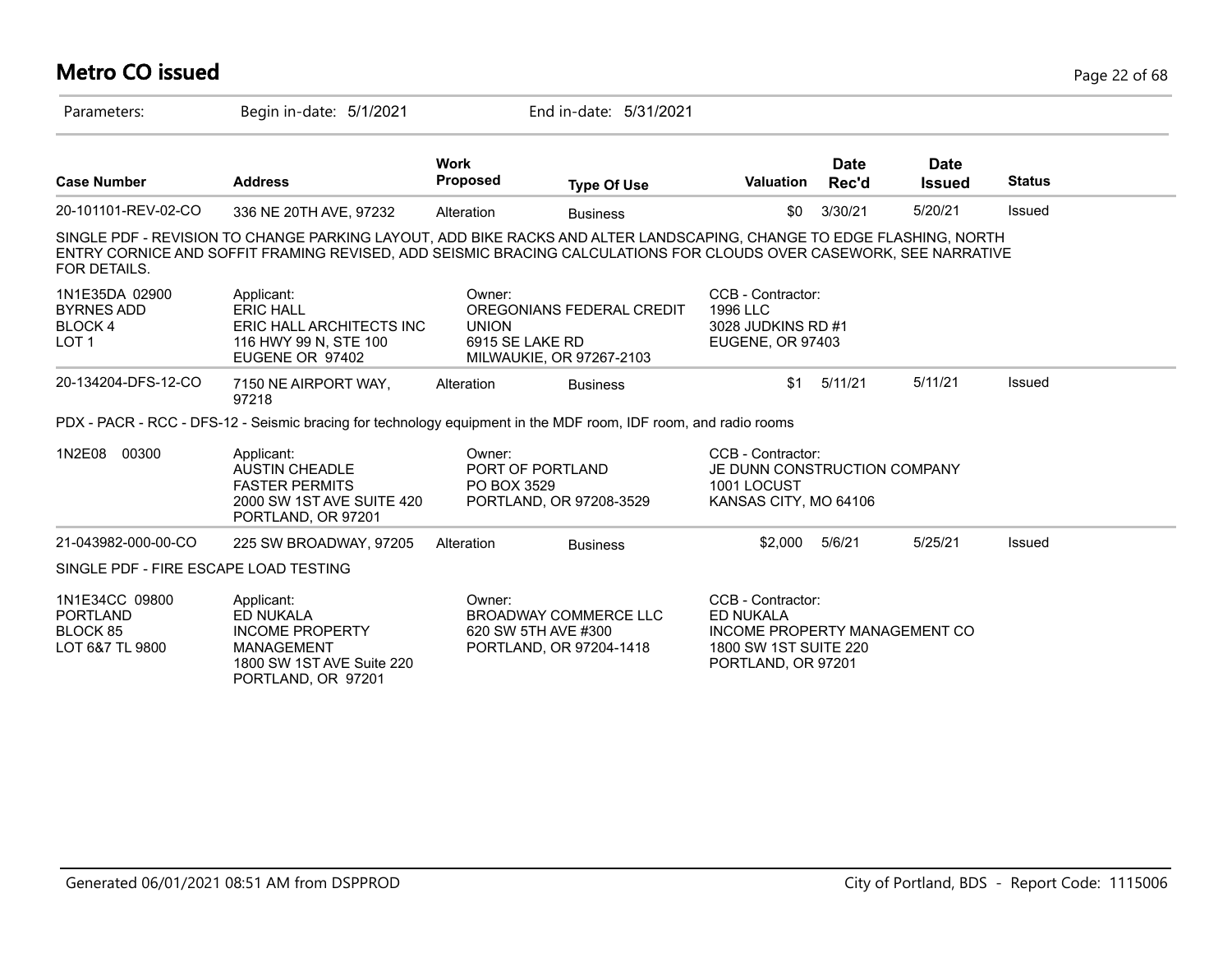# Metro CO issued

Parameters: Begin in-date: 5/1/2021 End in-date: 5/31/2021

| Case Number | Address | Work Proposed | Type Of Use | Valuation | Date Rec'd | Date Issued | Status |
|---|---|---|---|---|---|---|---|
| 20-101101-REV-02-CO | 336 NE 20TH AVE, 97232 | Alteration | Business | $0 | 3/30/21 | 5/20/21 | Issued |

SINGLE PDF - REVISION TO CHANGE PARKING LAYOUT, ADD BIKE RACKS AND ALTER LANDSCAPING, CHANGE TO EDGE FLASHING, NORTH ENTRY CORNICE AND SOFFIT FRAMING REVISED, ADD SEISMIC BRACING CALCULATIONS FOR CLOUDS OVER CASEWORK, SEE NARRATIVE FOR DETAILS.

| | | | |
|---|---|---|---|
| 1N1E35DA 02900<br>BYRNES ADD<br>BLOCK 4<br>LOT 1 | Applicant:<br>ERIC HALL<br>ERIC HALL ARCHITECTS INC<br>116 HWY 99 N, STE 100<br>EUGENE OR 97402 | Owner:<br>OREGONIANS FEDERAL CREDIT UNION<br>6915 SE LAKE RD<br>MILWAUKIE, OR 97267-2103 | CCB - Contractor:<br>1996 LLC<br>3028 JUDKINS RD #1<br>EUGENE, OR 97403 |

| Case Number | Address | Work Proposed | Type Of Use | Valuation | Date Rec'd | Date Issued | Status |
|---|---|---|---|---|---|---|---|
| 20-134204-DFS-12-CO | 7150 NE AIRPORT WAY, 97218 | Alteration | Business | $1 | 5/11/21 | 5/11/21 | Issued |

PDX - PACR - RCC - DFS-12 - Seismic bracing for technology equipment in the MDF room, IDF room, and radio rooms

| | | | |
|---|---|---|---|
| 1N2E08 00300 | Applicant:<br>AUSTIN CHEADLE<br>FASTER PERMITS<br>2000 SW 1ST AVE SUITE 420<br>PORTLAND, OR 97201 | Owner:<br>PORT OF PORTLAND<br>PO BOX 3529<br>PORTLAND, OR 97208-3529 | CCB - Contractor:<br>JE DUNN CONSTRUCTION COMPANY<br>1001 LOCUST<br>KANSAS CITY, MO 64106 |

| Case Number | Address | Work Proposed | Type Of Use | Valuation | Date Rec'd | Date Issued | Status |
|---|---|---|---|---|---|---|---|
| 21-043982-000-00-CO | 225 SW BROADWAY, 97205 | Alteration | Business | $2,000 | 5/6/21 | 5/25/21 | Issued |

SINGLE PDF - FIRE ESCAPE LOAD TESTING

| | | | |
|---|---|---|---|
| 1N1E34CC 09800<br>PORTLAND<br>BLOCK 85<br>LOT 6&7 TL 9800 | Applicant:<br>ED NUKALA<br>INCOME PROPERTY MANAGEMENT<br>1800 SW 1ST AVE Suite 220<br>PORTLAND, OR 97201 | Owner:<br>BROADWAY COMMERCE LLC<br>620 SW 5TH AVE #300<br>PORTLAND, OR 97204-1418 | CCB - Contractor:<br>ED NUKALA<br>INCOME PROPERTY MANAGEMENT CO<br>1800 SW 1ST SUITE 220<br>PORTLAND, OR 97201 |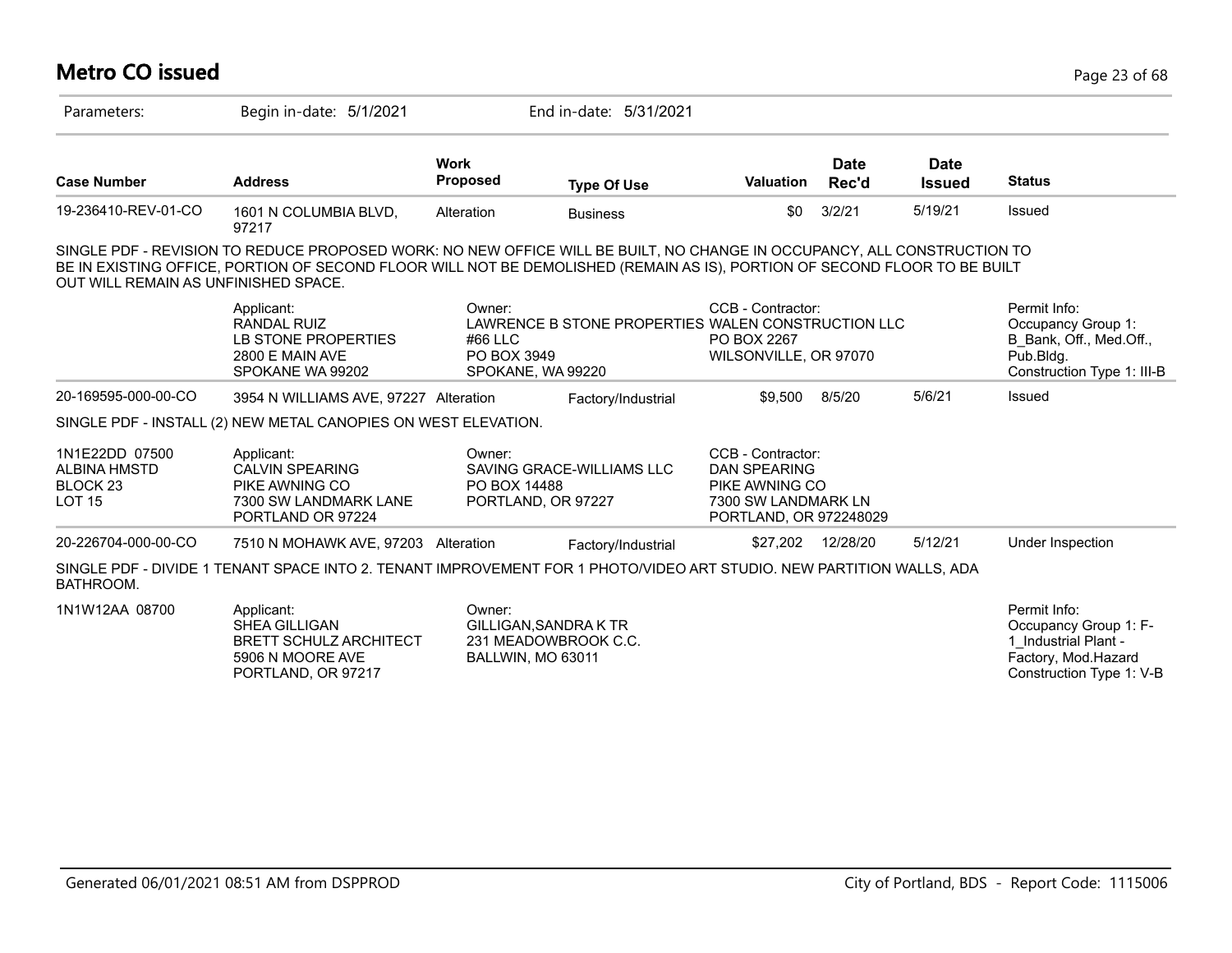## Metro CO issued

Parameters: Begin in-date: 5/1/2021 End in-date: 5/31/2021

| Case Number | Address | Work Proposed | Type Of Use | Valuation | Date Rec'd | Date Issued | Status |
|---|---|---|---|---|---|---|---|
| 19-236410-REV-01-CO | 1601 N COLUMBIA BLVD, 97217 | Alteration | Business | $0 | 3/2/21 | 5/19/21 | Issued |

SINGLE PDF - REVISION TO REDUCE PROPOSED WORK: NO NEW OFFICE WILL BE BUILT, NO CHANGE IN OCCUPANCY, ALL CONSTRUCTION TO BE IN EXISTING OFFICE, PORTION OF SECOND FLOOR WILL NOT BE DEMOLISHED (REMAIN AS IS), PORTION OF SECOND FLOOR TO BE BUILT OUT WILL REMAIN AS UNFINISHED SPACE.

Applicant:
RANDAL RUIZ
LB STONE PROPERTIES
2800 E MAIN AVE
SPOKANE WA 99202

Owner:
LAWRENCE B STONE PROPERTIES #66 LLC
PO BOX 3949
SPOKANE, WA 99220

CCB - Contractor:
WALEN CONSTRUCTION LLC
PO BOX 2267
WILSONVILLE, OR 97070

Permit Info:
Occupancy Group 1: B_Bank, Off., Med.Off., Pub.Bldg.
Construction Type 1: III-B

| Case Number | Address | Work Proposed | Type Of Use | Valuation | Date Rec'd | Date Issued | Status |
|---|---|---|---|---|---|---|---|
| 20-169595-000-00-CO | 3954 N WILLIAMS AVE, 97227 | Alteration | Factory/Industrial | $9,500 | 8/5/20 | 5/6/21 | Issued |

SINGLE PDF - INSTALL (2) NEW METAL CANOPIES ON WEST ELEVATION.

1N1E22DD 07500
ALBINA HMSTD
BLOCK 23
LOT 15

Applicant:
CALVIN SPEARING
PIKE AWNING CO
7300 SW LANDMARK LANE
PORTLAND OR 97224

Owner:
SAVING GRACE-WILLIAMS LLC
PO BOX 14488
PORTLAND, OR 97227

CCB - Contractor:
DAN SPEARING
PIKE AWNING CO
7300 SW LANDMARK LN
PORTLAND, OR 972248029

| Case Number | Address | Work Proposed | Type Of Use | Valuation | Date Rec'd | Date Issued | Status |
|---|---|---|---|---|---|---|---|
| 20-226704-000-00-CO | 7510 N MOHAWK AVE, 97203 | Alteration | Factory/Industrial | $27,202 | 12/28/20 | 5/12/21 | Under Inspection |

SINGLE PDF - DIVIDE 1 TENANT SPACE INTO 2. TENANT IMPROVEMENT FOR 1 PHOTO/VIDEO ART STUDIO. NEW PARTITION WALLS, ADA BATHROOM.

1N1W12AA 08700

Applicant:
SHEA GILLIGAN
BRETT SCHULZ ARCHITECT
5906 N MOORE AVE
PORTLAND, OR 97217

Owner:
GILLIGAN,SANDRA K TR
231 MEADOWBROOK C.C.
BALLWIN, MO 63011

Permit Info:
Occupancy Group 1: F-1_Industrial Plant - Factory, Mod.Hazard
Construction Type 1: V-B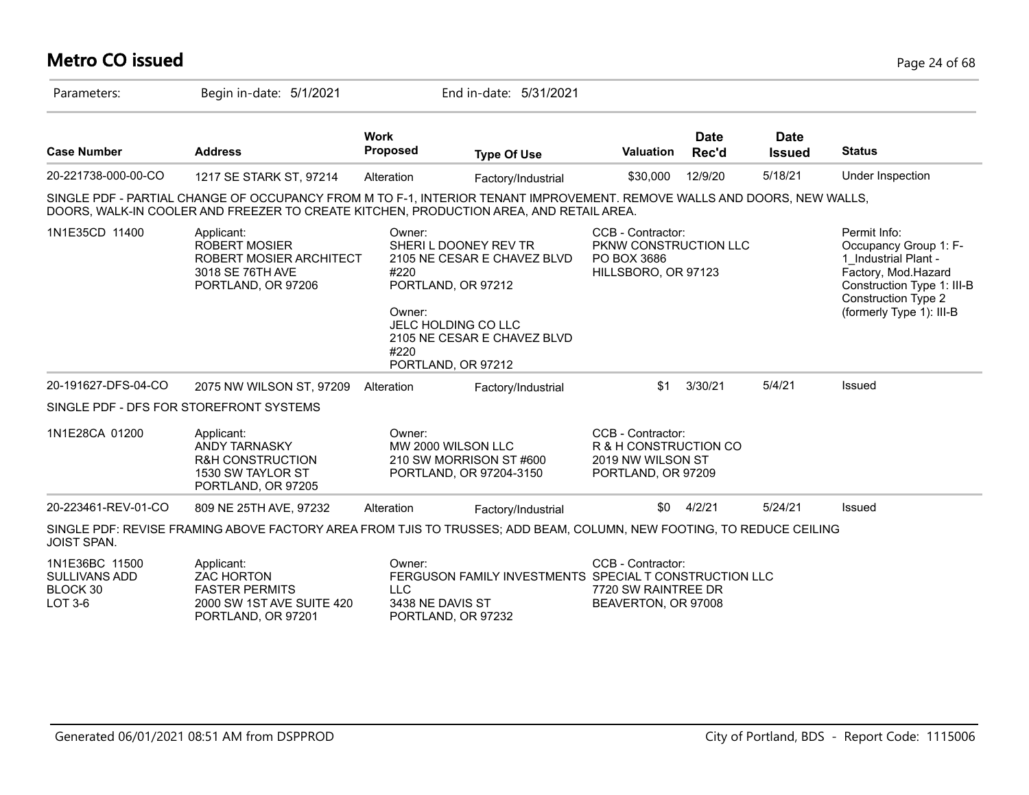# Metro CO issued

Parameters: Begin in-date: 5/1/2021 End in-date: 5/31/2021

| Case Number | Address | Work Proposed | Type Of Use | Valuation | Date Rec'd | Date Issued | Status |
|---|---|---|---|---|---|---|---|
| 20-221738-000-00-CO | 1217 SE STARK ST, 97214 | Alteration | Factory/Industrial | $30,000 | 12/9/20 | 5/18/21 | Under Inspection |

SINGLE PDF - PARTIAL CHANGE OF OCCUPANCY FROM M TO F-1, INTERIOR TENANT IMPROVEMENT. REMOVE WALLS AND DOORS, NEW WALLS, DOORS, WALK-IN COOLER AND FREEZER TO CREATE KITCHEN, PRODUCTION AREA, AND RETAIL AREA.

1N1E35CD 11400

Applicant:
ROBERT MOSIER
ROBERT MOSIER ARCHITECT
3018 SE 76TH AVE
PORTLAND, OR 97206

Owner:
SHERI L DOONEY REV TR
2105 NE CESAR E CHAVEZ BLVD #220
PORTLAND, OR 97212

Owner:
JELC HOLDING CO LLC
2105 NE CESAR E CHAVEZ BLVD #220
PORTLAND, OR 97212

CCB - Contractor:
PKNW CONSTRUCTION LLC
PO BOX 3686
HILLSBORO, OR 97123

Permit Info:
Occupancy Group 1: F-1_Industrial Plant - Factory, Mod.Hazard
Construction Type 1: III-B
Construction Type 2 (formerly Type 1): III-B

| Case Number | Address | Work Proposed | Type Of Use | Valuation | Date Rec'd | Date Issued | Status |
|---|---|---|---|---|---|---|---|
| 20-191627-DFS-04-CO | 2075 NW WILSON ST, 97209 | Alteration | Factory/Industrial | $1 | 3/30/21 | 5/4/21 | Issued |

SINGLE PDF - DFS FOR STOREFRONT SYSTEMS

1N1E28CA 01200

Applicant:
ANDY TARNASKY
R&H CONSTRUCTION
1530 SW TAYLOR ST
PORTLAND, OR 97205

Owner:
MW 2000 WILSON LLC
210 SW MORRISON ST #600
PORTLAND, OR 97204-3150

CCB - Contractor:
R & H CONSTRUCTION CO
2019 NW WILSON ST
PORTLAND, OR 97209

| Case Number | Address | Work Proposed | Type Of Use | Valuation | Date Rec'd | Date Issued | Status |
|---|---|---|---|---|---|---|---|
| 20-223461-REV-01-CO | 809 NE 25TH AVE, 97232 | Alteration | Factory/Industrial | $0 | 4/2/21 | 5/24/21 | Issued |

SINGLE PDF: REVISE FRAMING ABOVE FACTORY AREA FROM TJIS TO TRUSSES; ADD BEAM, COLUMN, NEW FOOTING, TO REDUCE CEILING JOIST SPAN.

1N1E36BC 11500
SULLIVANS ADD
BLOCK 30
LOT 3-6

Applicant:
ZAC HORTON
FASTER PERMITS
2000 SW 1ST AVE SUITE 420
PORTLAND, OR 97201

Owner:
FERGUSON FAMILY INVESTMENTS LLC
3438 NE DAVIS ST
PORTLAND, OR 97232

CCB - Contractor:
SPECIAL T CONSTRUCTION LLC
7720 SW RAINTREE DR
BEAVERTON, OR 97008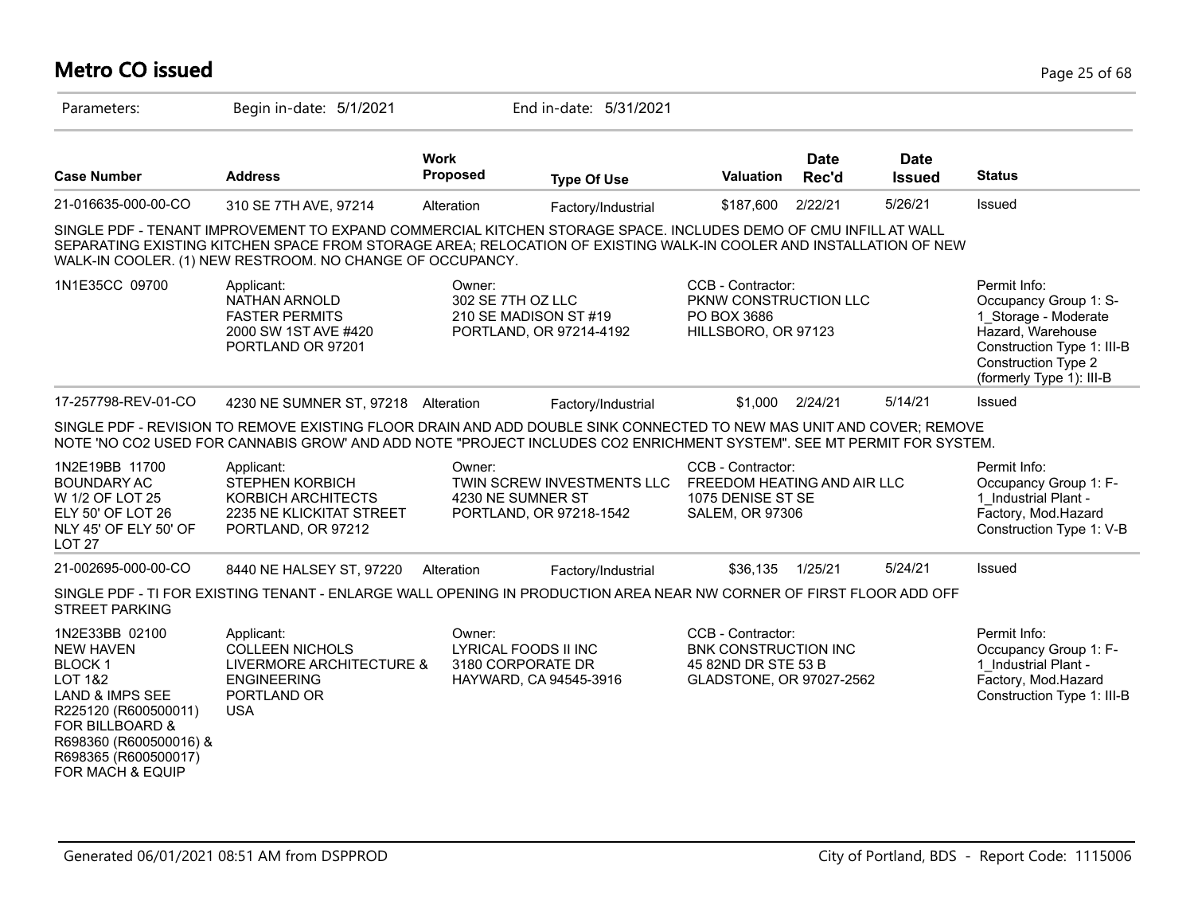# Metro CO issued

Parameters: Begin in-date: 5/1/2021 End in-date: 5/31/2021

| Case Number | Address | Work Proposed | Type Of Use | Valuation | Date Rec'd | Date Issued | Status |
|---|---|---|---|---|---|---|---|
| 21-016635-000-00-CO | 310 SE 7TH AVE, 97214 | Alteration | Factory/Industrial | $187,600 | 2/22/21 | 5/26/21 | Issued |

SINGLE PDF - TENANT IMPROVEMENT TO EXPAND COMMERCIAL KITCHEN STORAGE SPACE. INCLUDES DEMO OF CMU INFILL AT WALL SEPARATING EXISTING KITCHEN SPACE FROM STORAGE AREA; RELOCATION OF EXISTING WALK-IN COOLER AND INSTALLATION OF NEW WALK-IN COOLER. (1) NEW RESTROOM. NO CHANGE OF OCCUPANCY.

| | Applicant | Owner | CCB - Contractor | Permit Info |
|---|---|---|---|---|
| 1N1E35CC 09700 | NATHAN ARNOLD<br>FASTER PERMITS<br>2000 SW 1ST AVE #420<br>PORTLAND OR 97201 | 302 SE 7TH OZ LLC<br>210 SE MADISON ST #19<br>PORTLAND, OR 97214-4192 | PKNW CONSTRUCTION LLC<br>PO BOX 3686<br>HILLSBORO, OR 97123 | Occupancy Group 1: S-1_Storage - Moderate Hazard, Warehouse<br>Construction Type 1: III-B<br>Construction Type 2 (formerly Type 1): III-B |

| Case Number | Address | Work Proposed | Type Of Use | Valuation | Date Rec'd | Date Issued | Status |
|---|---|---|---|---|---|---|---|
| 17-257798-REV-01-CO | 4230 NE SUMNER ST, 97218 | Alteration | Factory/Industrial | $1,000 | 2/24/21 | 5/14/21 | Issued |

SINGLE PDF - REVISION TO REMOVE EXISTING FLOOR DRAIN AND ADD DOUBLE SINK CONNECTED TO NEW MAS UNIT AND COVER; REMOVE NOTE 'NO CO2 USED FOR CANNABIS GROW' AND ADD NOTE "PROJECT INCLUDES CO2 ENRICHMENT SYSTEM". SEE MT PERMIT FOR SYSTEM.

| | Applicant | Owner | CCB - Contractor | Permit Info |
|---|---|---|---|---|
| 1N2E19BB 11700<br>BOUNDARY AC<br>W 1/2 OF LOT 25<br>ELY 50' OF LOT 26<br>NLY 45' OF ELY 50' OF LOT 27 | STEPHEN KORBICH<br>KORBICH ARCHITECTS<br>2235 NE KLICKITAT STREET<br>PORTLAND, OR 97212 | TWIN SCREW INVESTMENTS LLC<br>4230 NE SUMNER ST<br>PORTLAND, OR 97218-1542 | FREEDOM HEATING AND AIR LLC<br>1075 DENISE ST SE<br>SALEM, OR 97306 | Occupancy Group 1: F-1_Industrial Plant - Factory, Mod.Hazard<br>Construction Type 1: V-B |

| Case Number | Address | Work Proposed | Type Of Use | Valuation | Date Rec'd | Date Issued | Status |
|---|---|---|---|---|---|---|---|
| 21-002695-000-00-CO | 8440 NE HALSEY ST, 97220 | Alteration | Factory/Industrial | $36,135 | 1/25/21 | 5/24/21 | Issued |

SINGLE PDF - TI FOR EXISTING TENANT - ENLARGE WALL OPENING IN PRODUCTION AREA NEAR NW CORNER OF FIRST FLOOR ADD OFF STREET PARKING

| | Applicant | Owner | CCB - Contractor | Permit Info |
|---|---|---|---|---|
| 1N2E33BB 02100<br>NEW HAVEN<br>BLOCK 1<br>LOT 1&2<br>LAND & IMPS SEE R225120 (R600500011) FOR BILLBOARD & R698360 (R600500016) & R698365 (R600500017) FOR MACH & EQUIP | COLLEEN NICHOLS<br>LIVERMORE ARCHITECTURE & ENGINEERING<br>PORTLAND OR<br>USA | LYRICAL FOODS II INC<br>3180 CORPORATE DR<br>HAYWARD, CA 94545-3916 | BNK CONSTRUCTION INC<br>45 82ND DR STE 53 B<br>GLADSTONE, OR 97027-2562 | Occupancy Group 1: F-1_Industrial Plant - Factory, Mod.Hazard<br>Construction Type 1: III-B |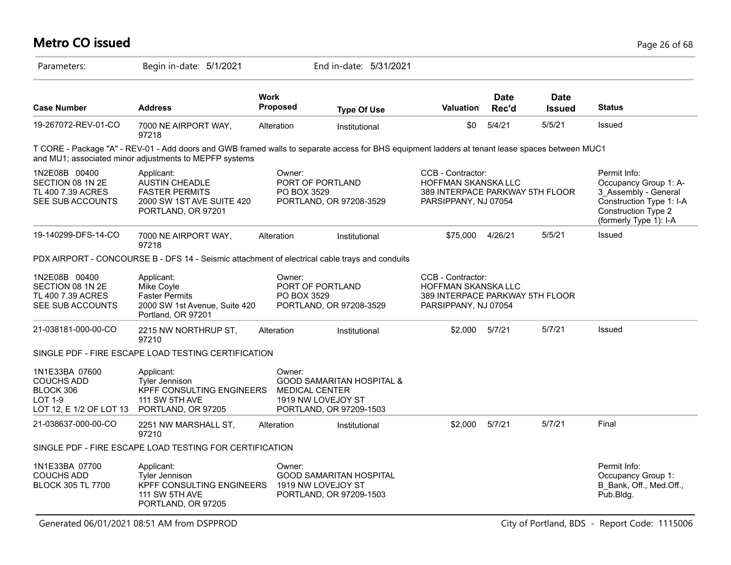# Metro CO issued

Parameters: Begin in-date: 5/1/2021 End in-date: 5/31/2021

| Case Number | Address | Work Proposed | Type Of Use | Valuation | Date Rec'd | Date Issued | Status |
|---|---|---|---|---|---|---|---|
| 19-267072-REV-01-CO | 7000 NE AIRPORT WAY, 97218 | Alteration | Institutional | $0 | 5/4/21 | 5/5/21 | Issued |

T CORE - Package "A" - REV-01 - Add doors and GWB framed walls to separate access for BHS equipment ladders at tenant lease spaces between MUC1 and MU1; associated minor adjustments to MEPFP systems

1N2E08B 00400
SECTION 08 1N 2E
TL 400 7.39 ACRES
SEE SUB ACCOUNTS

Applicant:
AUSTIN CHEADLE
FASTER PERMITS
2000 SW 1ST AVE SUITE 420
PORTLAND, OR 97201

Owner:
PORT OF PORTLAND
PO BOX 3529
PORTLAND, OR 97208-3529

CCB - Contractor:
HOFFMAN SKANSKA LLC
389 INTERPACE PARKWAY 5TH FLOOR
PARSIPPANY, NJ 07054

Permit Info:
Occupancy Group 1: A-3_Assembly - General
Construction Type 1: I-A
Construction Type 2 (formerly Type 1): I-A

| Case Number | Address | Work Proposed | Type Of Use | Valuation | Date Rec'd | Date Issued | Status |
|---|---|---|---|---|---|---|---|
| 19-140299-DFS-14-CO | 7000 NE AIRPORT WAY, 97218 | Alteration | Institutional | $75,000 | 4/26/21 | 5/5/21 | Issued |

PDX AIRPORT - CONCOURSE B - DFS 14 - Seismic attachment of electrical cable trays and conduits

1N2E08B 00400
SECTION 08 1N 2E
TL 400 7.39 ACRES
SEE SUB ACCOUNTS

Applicant:
Mike Coyle
Faster Permits
2000 SW 1st Avenue, Suite 420
Portland, OR 97201

Owner:
PORT OF PORTLAND
PO BOX 3529
PORTLAND, OR 97208-3529

CCB - Contractor:
HOFFMAN SKANSKA LLC
389 INTERPACE PARKWAY 5TH FLOOR
PARSIPPANY, NJ 07054

| Case Number | Address | Work Proposed | Type Of Use | Valuation | Date Rec'd | Date Issued | Status |
|---|---|---|---|---|---|---|---|
| 21-038181-000-00-CO | 2215 NW NORTHRUP ST, 97210 | Alteration | Institutional | $2,000 | 5/7/21 | 5/7/21 | Issued |

SINGLE PDF - FIRE ESCAPE LOAD TESTING CERTIFICATION

1N1E33BA 07600
COUCHS ADD
BLOCK 306
LOT 1-9
LOT 12, E 1/2 OF LOT 13

Applicant:
Tyler Jennison
KPFF CONSULTING ENGINEERS
111 SW 5TH AVE
PORTLAND, OR 97205

Owner:
GOOD SAMARITAN HOSPITAL &
MEDICAL CENTER
1919 NW LOVEJOY ST
PORTLAND, OR 97209-1503

| Case Number | Address | Work Proposed | Type Of Use | Valuation | Date Rec'd | Date Issued | Status |
|---|---|---|---|---|---|---|---|
| 21-038637-000-00-CO | 2251 NW MARSHALL ST, 97210 | Alteration | Institutional | $2,000 | 5/7/21 | 5/7/21 | Final |

SINGLE PDF - FIRE ESCAPE LOAD TESTING FOR CERTIFICATION

1N1E33BA 07700
COUCHS ADD
BLOCK 305 TL 7700

Applicant:
Tyler Jennison
KPFF CONSULTING ENGINEERS
111 SW 5TH AVE
PORTLAND, OR 97205

Owner:
GOOD SAMARITAN HOSPITAL
1919 NW LOVEJOY ST
PORTLAND, OR 97209-1503

Permit Info:
Occupancy Group 1: B_Bank, Off., Med.Off., Pub.Bldg.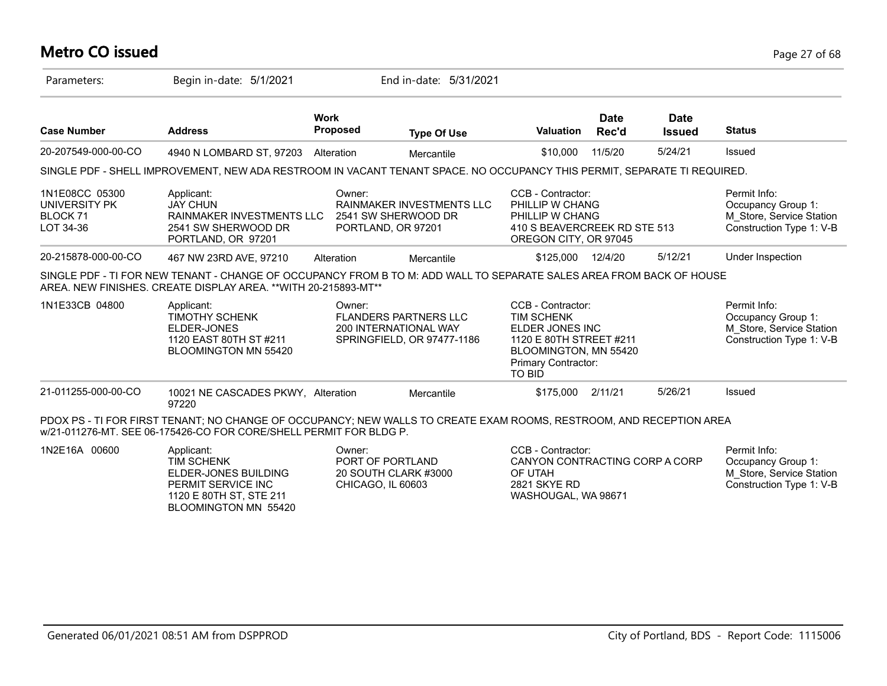# Metro CO issued

Parameters: Begin in-date: 5/1/2021 End in-date: 5/31/2021

| Case Number | Address | Work Proposed | Type Of Use | Valuation | Date Rec'd | Date Issued | Status |
|---|---|---|---|---|---|---|---|
| 20-207549-000-00-CO | 4940 N LOMBARD ST, 97203 | Alteration | Mercantile | $10,000 | 11/5/20 | 5/24/21 | Issued |

SINGLE PDF - SHELL IMPROVEMENT, NEW ADA RESTROOM IN VACANT TENANT SPACE. NO OCCUPANCY THIS PERMIT, SEPARATE TI REQUIRED.

| | Applicant: | Owner: | CCB - Contractor: | Permit Info: |
|---|---|---|---|---|
| 1N1E08CC 05300<br>UNIVERSITY PK<br>BLOCK 71<br>LOT 34-36 | JAY CHUN<br>RAINMAKER INVESTMENTS LLC<br>2541 SW SHERWOOD DR<br>PORTLAND, OR 97201 | RAINMAKER INVESTMENTS LLC<br>2541 SW SHERWOOD DR<br>PORTLAND, OR 97201 | PHILLIP W CHANG<br>PHILLIP W CHANG<br>410 S BEAVERCREEK RD STE 513<br>OREGON CITY, OR 97045 | Occupancy Group 1: M_Store, Service Station<br>Construction Type 1: V-B |

| Case Number | Address | Work Proposed | Type Of Use | Valuation | Date Rec'd | Date Issued | Status |
|---|---|---|---|---|---|---|---|
| 20-215878-000-00-CO | 467 NW 23RD AVE, 97210 | Alteration | Mercantile | $125,000 | 12/4/20 | 5/12/21 | Under Inspection |

SINGLE PDF - TI FOR NEW TENANT - CHANGE OF OCCUPANCY FROM B TO M: ADD WALL TO SEPARATE SALES AREA FROM BACK OF HOUSE AREA. NEW FINISHES. CREATE DISPLAY AREA. **WITH 20-215893-MT**

| | Applicant: | Owner: | CCB - Contractor: | Permit Info: |
|---|---|---|---|---|
| 1N1E33CB 04800 | TIMOTHY SCHENK<br>ELDER-JONES<br>1120 EAST 80TH ST #211<br>BLOOMINGTON MN 55420 | FLANDERS PARTNERS LLC<br>200 INTERNATIONAL WAY<br>SPRINGFIELD, OR 97477-1186 | TIM SCHENK<br>ELDER JONES INC<br>1120 E 80TH STREET #211<br>BLOOMINGTON, MN 55420<br>Primary Contractor:<br>TO BID | Occupancy Group 1: M_Store, Service Station<br>Construction Type 1: V-B |

| Case Number | Address | Work Proposed | Type Of Use | Valuation | Date Rec'd | Date Issued | Status |
|---|---|---|---|---|---|---|---|
| 21-011255-000-00-CO | 10021 NE CASCADES PKWY, 97220 | Alteration | Mercantile | $175,000 | 2/11/21 | 5/26/21 | Issued |

PDOX PS - TI FOR FIRST TENANT; NO CHANGE OF OCCUPANCY; NEW WALLS TO CREATE EXAM ROOMS, RESTROOM, AND RECEPTION AREA w/21-011276-MT. SEE 06-175426-CO FOR CORE/SHELL PERMIT FOR BLDG P.

| | Applicant: | Owner: | CCB - Contractor: | Permit Info: |
|---|---|---|---|---|
| 1N2E16A 00600 | TIM SCHENK<br>ELDER-JONES BUILDING PERMIT SERVICE INC<br>1120 E 80TH ST, STE 211<br>BLOOMINGTON MN 55420 | PORT OF PORTLAND<br>20 SOUTH CLARK #3000<br>CHICAGO, IL 60603 | CANYON CONTRACTING CORP A CORP OF UTAH<br>2821 SKYE RD<br>WASHOUGAL, WA 98671 | Occupancy Group 1: M_Store, Service Station<br>Construction Type 1: V-B |

Generated 06/01/2021 08:51 AM from DSPPROD — City of Portland, BDS - Report Code: 1115006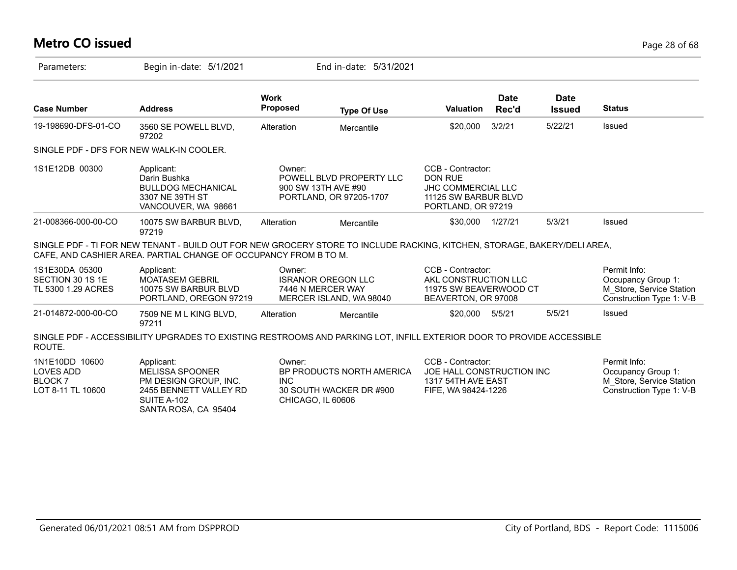# Metro CO issued

Parameters: Begin in-date: 5/1/2021 End in-date: 5/31/2021

| Case Number | Address | Work Proposed | Type Of Use | Valuation | Date Rec'd | Date Issued | Status |
|---|---|---|---|---|---|---|---|
| 19-198690-DFS-01-CO | 3560 SE POWELL BLVD, 97202 | Alteration | Mercantile | $20,000 | 3/2/21 | 5/22/21 | Issued |

SINGLE PDF - DFS FOR NEW WALK-IN COOLER.

| | Applicant | Owner | CCB - Contractor | Permit Info |
|---|---|---|---|---|
| 1S1E12DB 00300 | Applicant:<br>Darin Bushka<br>BULLDOG MECHANICAL<br>3307 NE 39TH ST<br>VANCOUVER, WA 98661 | Owner:<br>POWELL BLVD PROPERTY LLC<br>900 SW 13TH AVE #90<br>PORTLAND, OR 97205-1707 | CCB - Contractor:<br>DON RUE<br>JHC COMMERCIAL LLC<br>11125 SW BARBUR BLVD<br>PORTLAND, OR 97219 | |

| Case Number | Address | Work Proposed | Type Of Use | Valuation | Date Rec'd | Date Issued | Status |
|---|---|---|---|---|---|---|---|
| 21-008366-000-00-CO | 10075 SW BARBUR BLVD, 97219 | Alteration | Mercantile | $30,000 | 1/27/21 | 5/3/21 | Issued |

SINGLE PDF - TI FOR NEW TENANT - BUILD OUT FOR NEW GROCERY STORE TO INCLUDE RACKING, KITCHEN, STORAGE, BAKERY/DELI AREA, CAFE, AND CASHIER AREA. PARTIAL CHANGE OF OCCUPANCY FROM B TO M.

| | Applicant | Owner | CCB - Contractor | Permit Info |
|---|---|---|---|---|
| 1S1E30DA 05300<br>SECTION 30 1S 1E<br>TL 5300 1.29 ACRES | Applicant:<br>MOATASEM GEBRIL<br>10075 SW BARBUR BLVD<br>PORTLAND, OREGON 97219 | Owner:<br>ISRANOR OREGON LLC<br>7446 N MERCER WAY<br>MERCER ISLAND, WA 98040 | CCB - Contractor:<br>AKL CONSTRUCTION LLC<br>11975 SW BEAVERWOOD CT<br>BEAVERTON, OR 97008 | Permit Info:<br>Occupancy Group 1: M_Store, Service Station<br>Construction Type 1: V-B |

| Case Number | Address | Work Proposed | Type Of Use | Valuation | Date Rec'd | Date Issued | Status |
|---|---|---|---|---|---|---|---|
| 21-014872-000-00-CO | 7509 NE M L KING BLVD, 97211 | Alteration | Mercantile | $20,000 | 5/5/21 | 5/5/21 | Issued |

SINGLE PDF - ACCESSIBILITY UPGRADES TO EXISTING RESTROOMS AND PARKING LOT, INFILL EXTERIOR DOOR TO PROVIDE ACCESSIBLE ROUTE.

| | Applicant | Owner | CCB - Contractor | Permit Info |
|---|---|---|---|---|
| 1N1E10DD 10600<br>LOVES ADD<br>BLOCK 7<br>LOT 8-11 TL 10600 | Applicant:<br>MELISSA SPOONER<br>PM DESIGN GROUP, INC.<br>2455 BENNETT VALLEY RD<br>SUITE A-102<br>SANTA ROSA, CA 95404 | Owner:<br>BP PRODUCTS NORTH AMERICA INC<br>30 SOUTH WACKER DR #900<br>CHICAGO, IL 60606 | CCB - Contractor:<br>JOE HALL CONSTRUCTION INC<br>1317 54TH AVE EAST<br>FIFE, WA 98424-1226 | Permit Info:<br>Occupancy Group 1: M_Store, Service Station<br>Construction Type 1: V-B |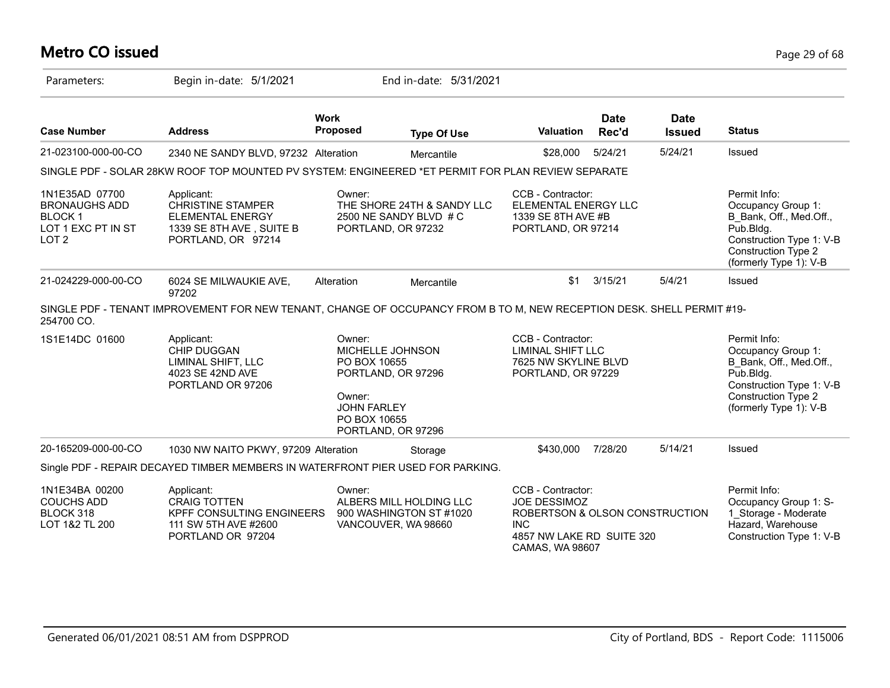# Metro CO issued

Parameters: Begin in-date: 5/1/2021 End in-date: 5/31/2021

| Case Number | Address | Work Proposed | Type Of Use | Valuation | Date Rec'd | Date Issued | Status |
|---|---|---|---|---|---|---|---|
| 21-023100-000-00-CO | 2340 NE SANDY BLVD, 97232 | Alteration | Mercantile | $28,000 | 5/24/21 | 5/24/21 | Issued |

SINGLE PDF - SOLAR 28KW ROOF TOP MOUNTED PV SYSTEM: ENGINEERED *ET PERMIT FOR PLAN REVIEW SEPARATE

1N1E35AD 07700
BRONAUGHS ADD
BLOCK 1
LOT 1 EXC PT IN ST
LOT 2

Applicant:
CHRISTINE STAMPER
ELEMENTAL ENERGY
1339 SE 8TH AVE , SUITE B
PORTLAND, OR 97214

Owner:
THE SHORE 24TH & SANDY LLC
2500 NE SANDY BLVD # C
PORTLAND, OR 97232

CCB - Contractor:
ELEMENTAL ENERGY LLC
1339 SE 8TH AVE #B
PORTLAND, OR 97214

Permit Info:
Occupancy Group 1: B_Bank, Off., Med.Off., Pub.Bldg.
Construction Type 1: V-B
Construction Type 2 (formerly Type 1): V-B

| Case Number | Address | Work Proposed | Type Of Use | Valuation | Date Rec'd | Date Issued | Status |
|---|---|---|---|---|---|---|---|
| 21-024229-000-00-CO | 6024 SE MILWAUKIE AVE, 97202 | Alteration | Mercantile | $1 | 3/15/21 | 5/4/21 | Issued |

SINGLE PDF - TENANT IMPROVEMENT FOR NEW TENANT, CHANGE OF OCCUPANCY FROM B TO M, NEW RECEPTION DESK. SHELL PERMIT #19-254700 CO.

1S1E14DC 01600

Applicant:
CHIP DUGGAN
LIMINAL SHIFT, LLC
4023 SE 42ND AVE
PORTLAND OR 97206

Owner:
MICHELLE JOHNSON
PO BOX 10655
PORTLAND, OR 97296

Owner:
JOHN FARLEY
PO BOX 10655
PORTLAND, OR 97296

CCB - Contractor:
LIMINAL SHIFT LLC
7625 NW SKYLINE BLVD
PORTLAND, OR 97229

Permit Info:
Occupancy Group 1: B_Bank, Off., Med.Off., Pub.Bldg.
Construction Type 1: V-B
Construction Type 2 (formerly Type 1): V-B

| Case Number | Address | Work Proposed | Type Of Use | Valuation | Date Rec'd | Date Issued | Status |
|---|---|---|---|---|---|---|---|
| 20-165209-000-00-CO | 1030 NW NAITO PKWY, 97209 | Alteration | Storage | $430,000 | 7/28/20 | 5/14/21 | Issued |

Single PDF - REPAIR DECAYED TIMBER MEMBERS IN WATERFRONT PIER USED FOR PARKING.

1N1E34BA 00200
COUCHS ADD
BLOCK 318
LOT 1&2 TL 200

Applicant:
CRAIG TOTTEN
KPFF CONSULTING ENGINEERS
111 SW 5TH AVE #2600
PORTLAND OR 97204

Owner:
ALBERS MILL HOLDING LLC
900 WASHINGTON ST #1020
VANCOUVER, WA 98660

CCB - Contractor:
JOE DESSIMOZ
ROBERTSON & OLSON CONSTRUCTION INC
4857 NW LAKE RD SUITE 320
CAMAS, WA 98607

Permit Info:
Occupancy Group 1: S-1_Storage - Moderate Hazard, Warehouse
Construction Type 1: V-B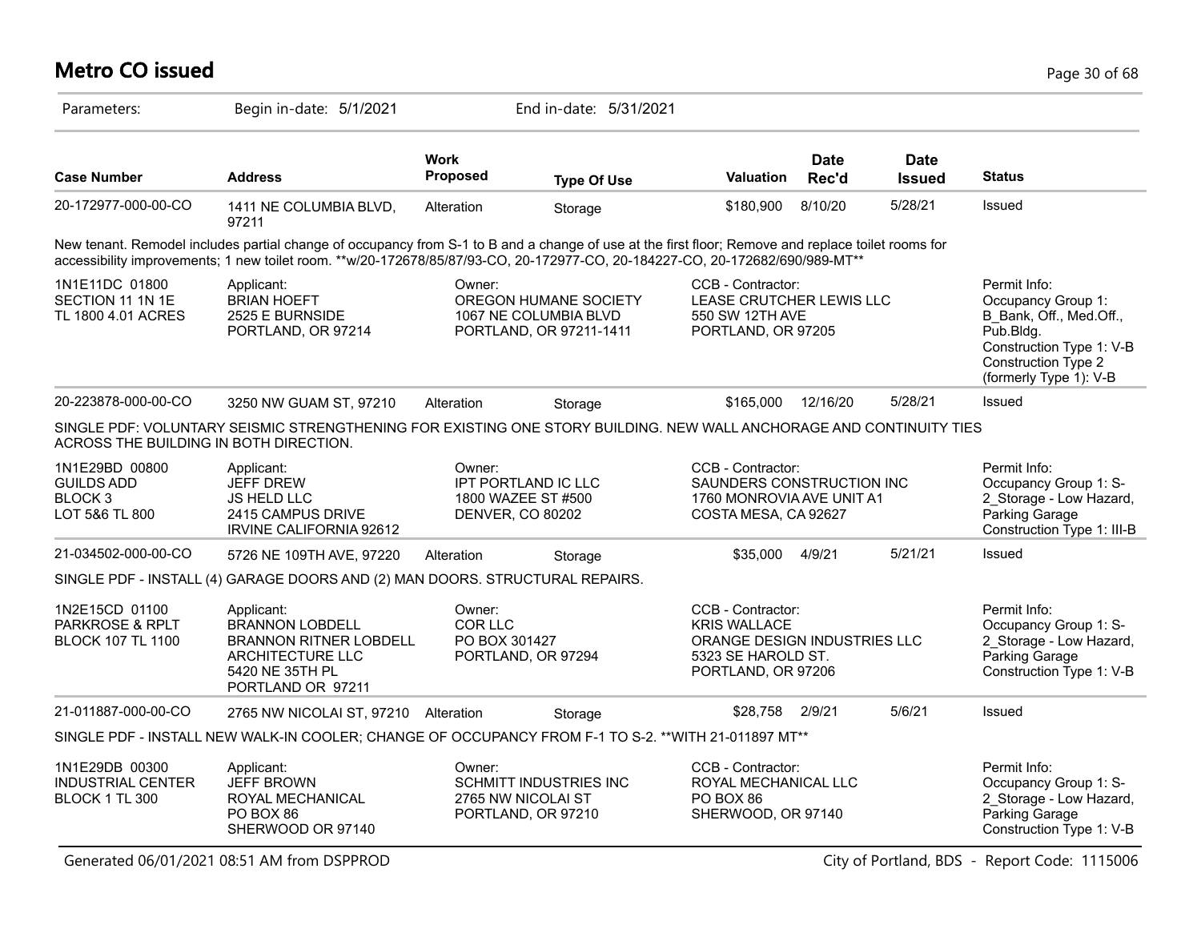# Metro CO issued

Parameters: Begin in-date: 5/1/2021 End in-date: 5/31/2021

| Case Number | Address | Work Proposed | Type Of Use | Valuation | Date Rec'd | Date Issued | Status |
|---|---|---|---|---|---|---|---|
| 20-172977-000-00-CO | 1411 NE COLUMBIA BLVD, 97211 | Alteration | Storage | $180,900 | 8/10/20 | 5/28/21 | Issued |

New tenant. Remodel includes partial change of occupancy from S-1 to B and a change of use at the first floor; Remove and replace toilet rooms for accessibility improvements; 1 new toilet room. **w/20-172678/85/87/93-CO, 20-172977-CO, 20-184227-CO, 20-172682/690/989-MT**

| | Applicant: | Owner: | CCB - Contractor: | Permit Info: |
|---|---|---|---|---|
| 1N1E11DC 01800<br>SECTION 11 1N 1E<br>TL 1800 4.01 ACRES | BRIAN HOEFT<br>2525 E BURNSIDE<br>PORTLAND, OR 97214 | OREGON HUMANE SOCIETY<br>1067 NE COLUMBIA BLVD<br>PORTLAND, OR 97211-1411 | LEASE CRUTCHER LEWIS LLC<br>550 SW 12TH AVE<br>PORTLAND, OR 97205 | Occupancy Group 1: B_Bank, Off., Med.Off., Pub.Bldg.<br>Construction Type 1: V-B<br>Construction Type 2 (formerly Type 1): V-B |

| Case Number | Address | Work Proposed | Type Of Use | Valuation | Date Rec'd | Date Issued | Status |
|---|---|---|---|---|---|---|---|
| 20-223878-000-00-CO | 3250 NW GUAM ST, 97210 | Alteration | Storage | $165,000 | 12/16/20 | 5/28/21 | Issued |

SINGLE PDF: VOLUNTARY SEISMIC STRENGTHENING FOR EXISTING ONE STORY BUILDING. NEW WALL ANCHORAGE AND CONTINUITY TIES ACROSS THE BUILDING IN BOTH DIRECTION.

| | Applicant: | Owner: | CCB - Contractor: | Permit Info: |
|---|---|---|---|---|
| 1N1E29BD 00800<br>GUILDS ADD<br>BLOCK 3<br>LOT 5&6 TL 800 | JEFF DREW<br>JS HELD LLC<br>2415 CAMPUS DRIVE<br>IRVINE CALIFORNIA 92612 | IPT PORTLAND IC LLC<br>1800 WAZEE ST #500<br>DENVER, CO 80202 | SAUNDERS CONSTRUCTION INC<br>1760 MONROVIA AVE UNIT A1<br>COSTA MESA, CA 92627 | Occupancy Group 1: S-2_Storage - Low Hazard, Parking Garage<br>Construction Type 1: III-B |

| Case Number | Address | Work Proposed | Type Of Use | Valuation | Date Rec'd | Date Issued | Status |
|---|---|---|---|---|---|---|---|
| 21-034502-000-00-CO | 5726 NE 109TH AVE, 97220 | Alteration | Storage | $35,000 | 4/9/21 | 5/21/21 | Issued |

SINGLE PDF - INSTALL (4) GARAGE DOORS AND (2) MAN DOORS. STRUCTURAL REPAIRS.

| | Applicant: | Owner: | CCB - Contractor: | Permit Info: |
|---|---|---|---|---|
| 1N2E15CD 01100<br>PARKROSE & RPLT<br>BLOCK 107 TL 1100 | BRANNON LOBDELL<br>BRANNON RITNER LOBDELL ARCHITECTURE LLC<br>5420 NE 35TH PL<br>PORTLAND OR 97211 | COR LLC<br>PO BOX 301427<br>PORTLAND, OR 97294 | KRIS WALLACE<br>ORANGE DESIGN INDUSTRIES LLC<br>5323 SE HAROLD ST.<br>PORTLAND, OR 97206 | Occupancy Group 1: S-2_Storage - Low Hazard, Parking Garage<br>Construction Type 1: V-B |

| Case Number | Address | Work Proposed | Type Of Use | Valuation | Date Rec'd | Date Issued | Status |
|---|---|---|---|---|---|---|---|
| 21-011887-000-00-CO | 2765 NW NICOLAI ST, 97210 | Alteration | Storage | $28,758 | 2/9/21 | 5/6/21 | Issued |

SINGLE PDF - INSTALL NEW WALK-IN COOLER; CHANGE OF OCCUPANCY FROM F-1 TO S-2. **WITH 21-011897 MT**

| | Applicant: | Owner: | CCB - Contractor: | Permit Info: |
|---|---|---|---|---|
| 1N1E29DB 00300<br>INDUSTRIAL CENTER<br>BLOCK 1 TL 300 | JEFF BROWN<br>ROYAL MECHANICAL<br>PO BOX 86<br>SHERWOOD OR 97140 | SCHMITT INDUSTRIES INC<br>2765 NW NICOLAI ST<br>PORTLAND, OR 97210 | ROYAL MECHANICAL LLC<br>PO BOX 86<br>SHERWOOD, OR 97140 | Occupancy Group 1: S-2_Storage - Low Hazard, Parking Garage<br>Construction Type 1: V-B |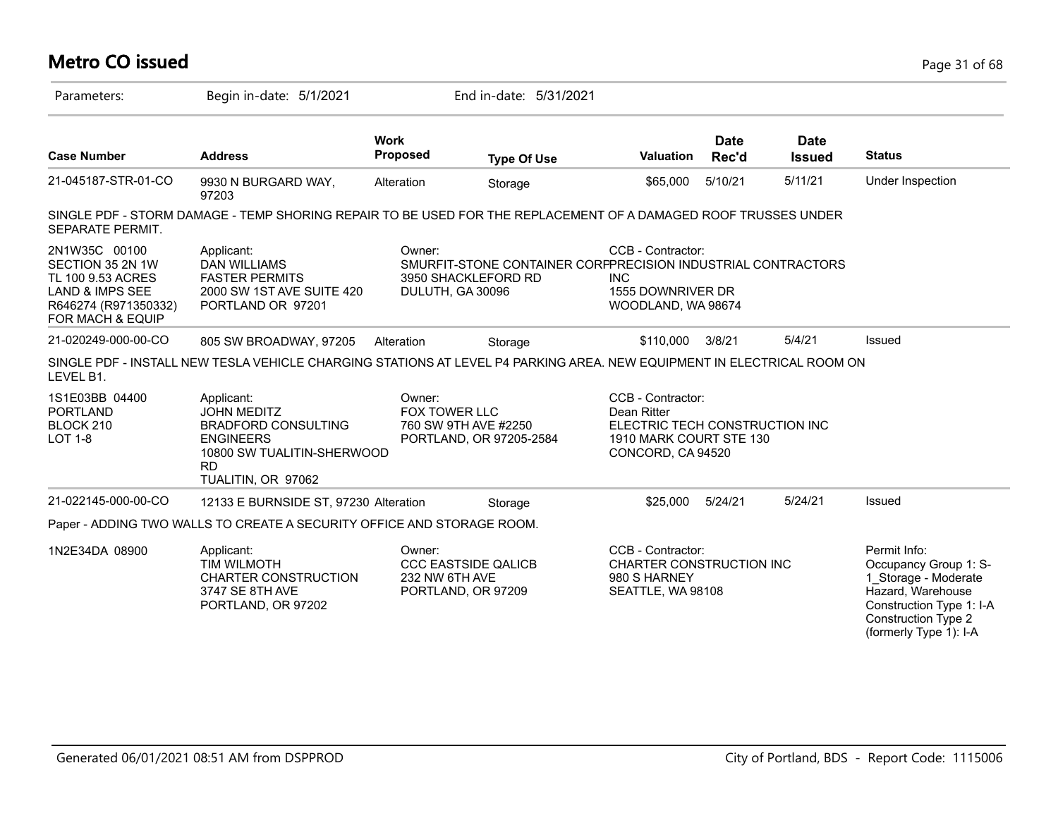# Metro CO issued

Parameters: Begin in-date: 5/1/2021 End in-date: 5/31/2021

| Case Number | Address | Work Proposed | Type Of Use | Valuation | Date Rec'd | Date Issued | Status |
|---|---|---|---|---|---|---|---|
| 21-045187-STR-01-CO | 9930 N BURGARD WAY, 97203 | Alteration | Storage | $65,000 | 5/10/21 | 5/11/21 | Under Inspection |

SINGLE PDF - STORM DAMAGE - TEMP SHORING REPAIR TO BE USED FOR THE REPLACEMENT OF A DAMAGED ROOF TRUSSES UNDER SEPARATE PERMIT.

| | | | |
|---|---|---|---|
| 2N1W35C 00100<br>SECTION 35 2N 1W<br>TL 100 9.53 ACRES<br>LAND & IMPS SEE<br>R646274 (R971350332)<br>FOR MACH & EQUIP | Applicant:<br>DAN WILLIAMS<br>FASTER PERMITS<br>2000 SW 1ST AVE SUITE 420<br>PORTLAND OR 97201 | Owner:<br>SMURFIT-STONE CONTAINER CORP<br>3950 SHACKLEFORD RD<br>DULUTH, GA 30096 | CCB - Contractor:<br>PRECISION INDUSTRIAL CONTRACTORS INC<br>1555 DOWNRIVER DR<br>WOODLAND, WA 98674 |

| Case Number | Address | Work Proposed | Type Of Use | Valuation | Date Rec'd | Date Issued | Status |
|---|---|---|---|---|---|---|---|
| 21-020249-000-00-CO | 805 SW BROADWAY, 97205 | Alteration | Storage | $110,000 | 3/8/21 | 5/4/21 | Issued |

SINGLE PDF - INSTALL NEW TESLA VEHICLE CHARGING STATIONS AT LEVEL P4 PARKING AREA. NEW EQUIPMENT IN ELECTRICAL ROOM ON LEVEL B1.

| | | | |
|---|---|---|---|
| 1S1E03BB 04400<br>PORTLAND<br>BLOCK 210<br>LOT 1-8 | Applicant:<br>JOHN MEDITZ<br>BRADFORD CONSULTING ENGINEERS<br>10800 SW TUALITIN-SHERWOOD RD<br>TUALITIN, OR 97062 | Owner:<br>FOX TOWER LLC<br>760 SW 9TH AVE #2250<br>PORTLAND, OR 97205-2584 | CCB - Contractor:<br>Dean Ritter<br>ELECTRIC TECH CONSTRUCTION INC<br>1910 MARK COURT STE 130<br>CONCORD, CA 94520 |

| Case Number | Address | Work Proposed | Type Of Use | Valuation | Date Rec'd | Date Issued | Status |
|---|---|---|---|---|---|---|---|
| 21-022145-000-00-CO | 12133 E BURNSIDE ST, 97230 | Alteration | Storage | $25,000 | 5/24/21 | 5/24/21 | Issued |

Paper - ADDING TWO WALLS TO CREATE A SECURITY OFFICE AND STORAGE ROOM.

| | | | | |
|---|---|---|---|---|
| 1N2E34DA 08900 | Applicant:<br>TIM WILMOTH<br>CHARTER CONSTRUCTION<br>3747 SE 8TH AVE<br>PORTLAND, OR 97202 | Owner:<br>CCC EASTSIDE QALICB<br>232 NW 6TH AVE<br>PORTLAND, OR 97209 | CCB - Contractor:<br>CHARTER CONSTRUCTION INC<br>980 S HARNEY<br>SEATTLE, WA 98108 | Permit Info:<br>Occupancy Group 1: S-1_Storage - Moderate Hazard, Warehouse<br>Construction Type 1: I-A<br>Construction Type 2 (formerly Type 1): I-A |

Generated 06/01/2021 08:51 AM from DSPPROD City of Portland, BDS - Report Code: 1115006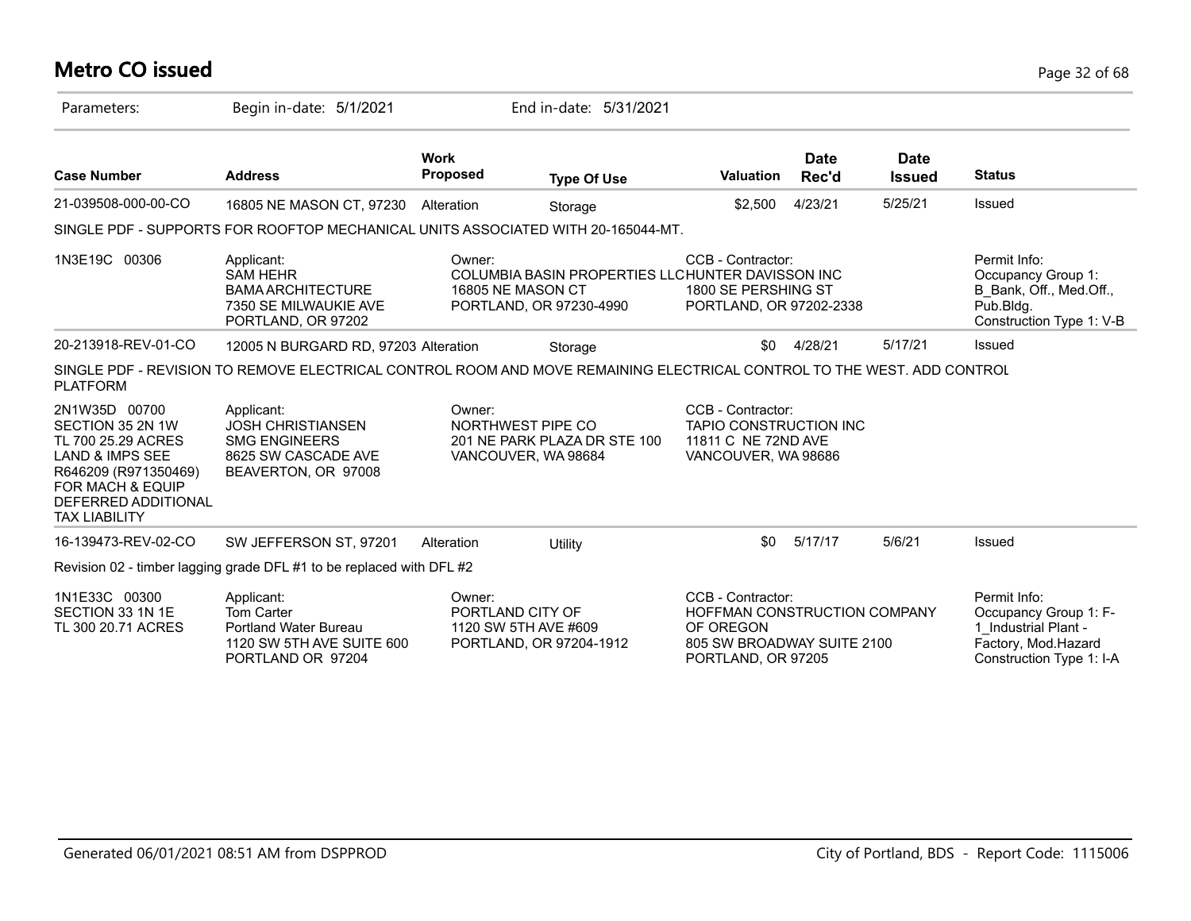# Metro CO issued

Parameters: Begin in-date: 5/1/2021 End in-date: 5/31/2021

| Case Number | Address | Work Proposed | Type Of Use | Valuation | Date Rec'd | Date Issued | Status |
|---|---|---|---|---|---|---|---|
| 21-039508-000-00-CO | 16805 NE MASON CT, 97230 | Alteration | Storage | $2,500 | 4/23/21 | 5/25/21 | Issued |

SINGLE PDF - SUPPORTS FOR ROOFTOP MECHANICAL UNITS ASSOCIATED WITH 20-165044-MT.

| | Applicant: | Owner: | CCB - Contractor: | Permit Info: |
|---|---|---|---|---|
| 1N3E19C 00306 | SAM HEHR<br>BAMA ARCHITECTURE<br>7350 SE MILWAUKIE AVE<br>PORTLAND, OR 97202 | COLUMBIA BASIN PROPERTIES LLC<br>16805 NE MASON CT<br>PORTLAND, OR 97230-4990 | HUNTER DAVISSON INC<br>1800 SE PERSHING ST<br>PORTLAND, OR 97202-2338 | Occupancy Group 1: B_Bank, Off., Med.Off., Pub.Bldg.<br>Construction Type 1: V-B |

| Case Number | Address | Work Proposed | Type Of Use | Valuation | Date Rec'd | Date Issued | Status |
|---|---|---|---|---|---|---|---|
| 20-213918-REV-01-CO | 12005 N BURGARD RD, 97203 | Alteration | Storage | $0 | 4/28/21 | 5/17/21 | Issued |

SINGLE PDF - REVISION TO REMOVE ELECTRICAL CONTROL ROOM AND MOVE REMAINING ELECTRICAL CONTROL TO THE WEST. ADD CONTROL PLATFORM

| | Applicant: | Owner: | CCB - Contractor: |
|---|---|---|---|
| 2N1W35D 00700<br>SECTION 35 2N 1W<br>TL 700 25.29 ACRES<br>LAND & IMPS SEE<br>R646209 (R971350469)<br>FOR MACH & EQUIP<br>DEFERRED ADDITIONAL<br>TAX LIABILITY | JOSH CHRISTIANSEN<br>SMG ENGINEERS<br>8625 SW CASCADE AVE<br>BEAVERTON, OR 97008 | NORTHWEST PIPE CO<br>201 NE PARK PLAZA DR STE 100<br>VANCOUVER, WA 98684 | TAPIO CONSTRUCTION INC<br>11811 C NE 72ND AVE<br>VANCOUVER, WA 98686 |

| Case Number | Address | Work Proposed | Type Of Use | Valuation | Date Rec'd | Date Issued | Status |
|---|---|---|---|---|---|---|---|
| 16-139473-REV-02-CO | SW JEFFERSON ST, 97201 | Alteration | Utility | $0 | 5/17/17 | 5/6/21 | Issued |

Revision 02 - timber lagging grade DFL #1 to be replaced with DFL #2

| | Applicant: | Owner: | CCB - Contractor: | Permit Info: |
|---|---|---|---|---|
| 1N1E33C 00300<br>SECTION 33 1N 1E<br>TL 300 20.71 ACRES | Tom Carter<br>Portland Water Bureau<br>1120 SW 5TH AVE SUITE 600<br>PORTLAND OR 97204 | PORTLAND CITY OF<br>1120 SW 5TH AVE #609<br>PORTLAND, OR 97204-1912 | HOFFMAN CONSTRUCTION COMPANY OF OREGON<br>805 SW BROADWAY SUITE 2100<br>PORTLAND, OR 97205 | Occupancy Group 1: F-1_Industrial Plant - Factory, Mod.Hazard<br>Construction Type 1: I-A |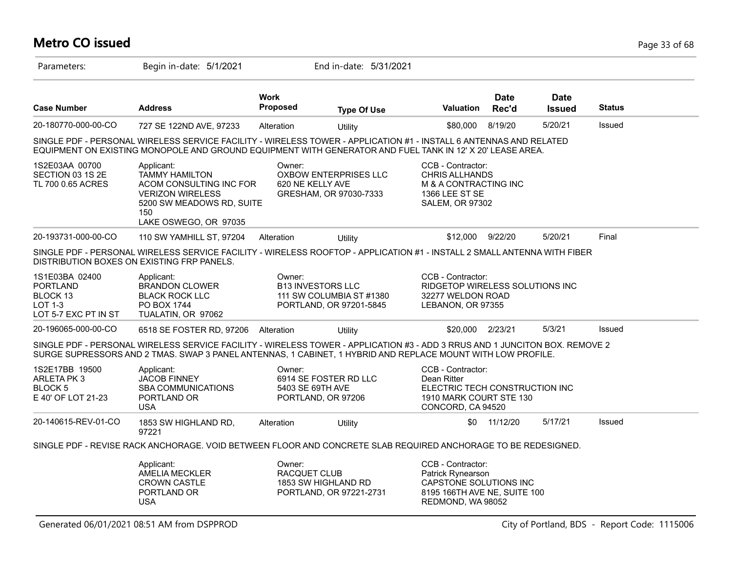# Metro CO issued

Parameters: Begin in-date: 5/1/2021 End in-date: 5/31/2021

| Case Number | Address | Work Proposed | Type Of Use | Valuation | Date Rec'd | Date Issued | Status |
|---|---|---|---|---|---|---|---|
| 20-180770-000-00-CO | 727 SE 122ND AVE, 97233 | Alteration | Utility | $80,000 | 8/19/20 | 5/20/21 | Issued |

SINGLE PDF - PERSONAL WIRELESS SERVICE FACILITY - WIRELESS TOWER - APPLICATION #1 - INSTALL 6 ANTENNAS AND RELATED EQUIPMENT ON EXISTING MONOPOLE AND GROUND EQUIPMENT WITH GENERATOR AND FUEL TANK IN 12' X 20' LEASE AREA.

1S2E03AA 00700
SECTION 03 1S 2E
TL 700 0.65 ACRES

Applicant:
TAMMY HAMILTON
ACOM CONSULTING INC FOR VERIZON WIRELESS
5200 SW MEADOWS RD, SUITE 150
LAKE OSWEGO, OR 97035

Owner:
OXBOW ENTERPRISES LLC
620 NE KELLY AVE
GRESHAM, OR 97030-7333

CCB - Contractor:
CHRIS ALLHANDS
M & A CONTRACTING INC
1366 LEE ST SE
SALEM, OR 97302

| Case Number | Address | Work Proposed | Type Of Use | Valuation | Date Rec'd | Date Issued | Status |
|---|---|---|---|---|---|---|---|
| 20-193731-000-00-CO | 110 SW YAMHILL ST, 97204 | Alteration | Utility | $12,000 | 9/22/20 | 5/20/21 | Final |

SINGLE PDF - PERSONAL WIRELESS SERVICE FACILITY - WIRELESS ROOFTOP - APPLICATION #1 - INSTALL 2 SMALL ANTENNA WITH FIBER DISTRIBUTION BOXES ON EXISTING FRP PANELS.

1S1E03BA 02400
PORTLAND
BLOCK 13
LOT 1-3
LOT 5-7 EXC PT IN ST

Applicant:
BRANDON CLOWER
BLACK ROCK LLC
PO BOX 1744
TUALATIN, OR 97062

Owner:
B13 INVESTORS LLC
111 SW COLUMBIA ST #1380
PORTLAND, OR 97201-5845

CCB - Contractor:
RIDGETOP WIRELESS SOLUTIONS INC
32277 WELDON ROAD
LEBANON, OR 97355

| Case Number | Address | Work Proposed | Type Of Use | Valuation | Date Rec'd | Date Issued | Status |
|---|---|---|---|---|---|---|---|
| 20-196065-000-00-CO | 6518 SE FOSTER RD, 97206 | Alteration | Utility | $20,000 | 2/23/21 | 5/3/21 | Issued |

SINGLE PDF - PERSONAL WIRELESS SERVICE FACILITY - WIRELESS TOWER - APPLICATION #3 - ADD 3 RRUS AND 1 JUNCITON BOX. REMOVE 2 SURGE SUPRESSORS AND 2 TMAS. SWAP 3 PANEL ANTENNAS, 1 CABINET, 1 HYBRID AND REPLACE MOUNT WITH LOW PROFILE.

1S2E17BB 19500
ARLETA PK 3
BLOCK 5
E 40' OF LOT 21-23

Applicant:
JACOB FINNEY
SBA COMMUNICATIONS
PORTLAND OR
USA

Owner:
6914 SE FOSTER RD LLC
5403 SE 69TH AVE
PORTLAND, OR 97206

CCB - Contractor:
Dean Ritter
ELECTRIC TECH CONSTRUCTION INC
1910 MARK COURT STE 130
CONCORD, CA 94520

| Case Number | Address | Work Proposed | Type Of Use | Valuation | Date Rec'd | Date Issued | Status |
|---|---|---|---|---|---|---|---|
| 20-140615-REV-01-CO | 1853 SW HIGHLAND RD, 97221 | Alteration | Utility | $0 | 11/12/20 | 5/17/21 | Issued |

SINGLE PDF - REVISE RACK ANCHORAGE. VOID BETWEEN FLOOR AND CONCRETE SLAB REQUIRED ANCHORAGE TO BE REDESIGNED.

Applicant:
AMELIA MECKLER
CROWN CASTLE
PORTLAND OR
USA

Owner:
RACQUET CLUB
1853 SW HIGHLAND RD
PORTLAND, OR 97221-2731

CCB - Contractor:
Patrick Rynearson
CAPSTONE SOLUTIONS INC
8195 166TH AVE NE, SUITE 100
REDMOND, WA 98052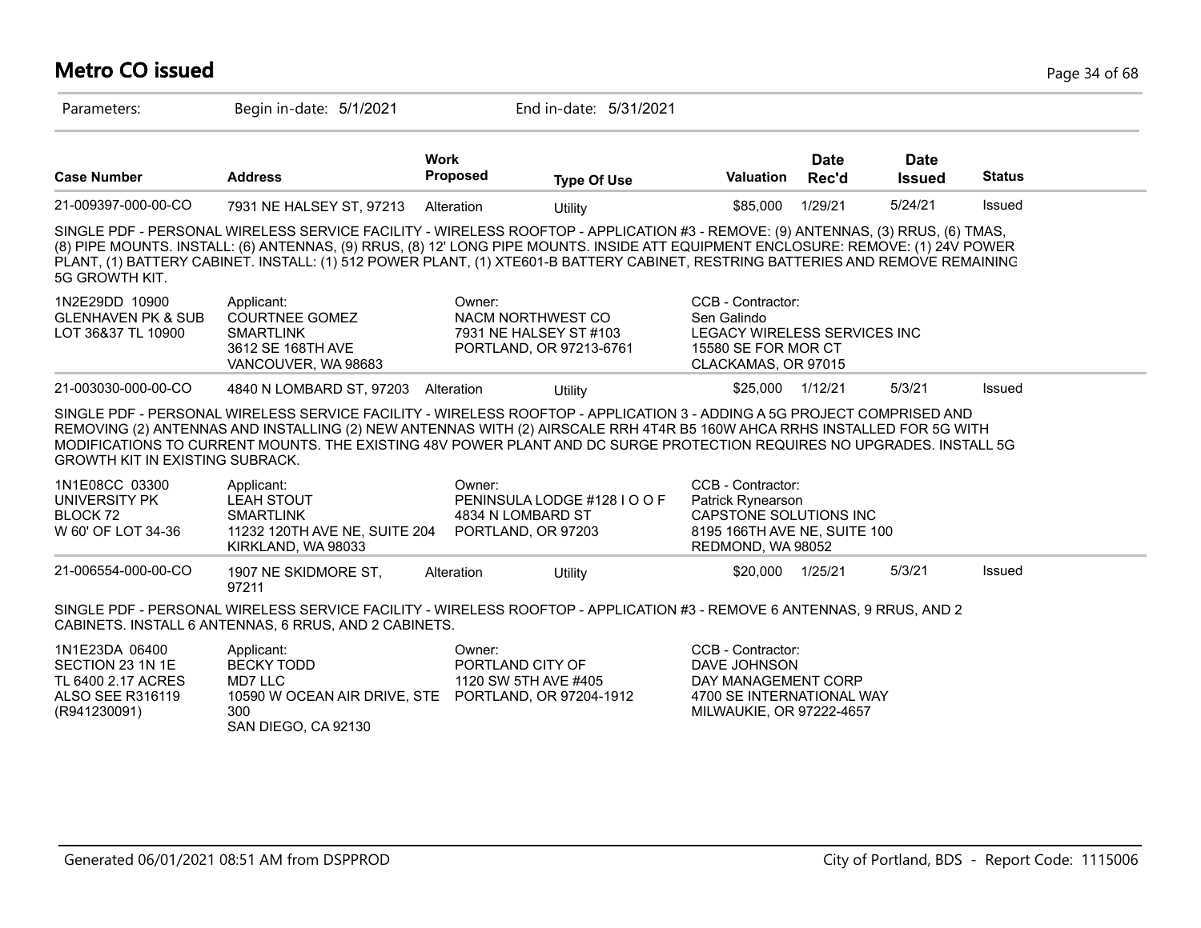# Metro CO issued

Parameters: Begin in-date: 5/1/2021 End in-date: 5/31/2021

| Case Number | Address | Work Proposed | Type Of Use | Valuation | Date Rec'd | Date Issued | Status |
|---|---|---|---|---|---|---|---|
| 21-009397-000-00-CO | 7931 NE HALSEY ST, 97213 | Alteration | Utility | $85,000 | 1/29/21 | 5/24/21 | Issued |

SINGLE PDF - PERSONAL WIRELESS SERVICE FACILITY - WIRELESS ROOFTOP - APPLICATION #3 - REMOVE: (9) ANTENNAS, (3) RRUS, (6) TMAS, (8) PIPE MOUNTS. INSTALL: (6) ANTENNAS, (9) RRUS, (8) 12' LONG PIPE MOUNTS. INSIDE ATT EQUIPMENT ENCLOSURE: REMOVE: (1) 24V POWER PLANT, (1) BATTERY CABINET. INSTALL: (1) 512 POWER PLANT, (1) XTE601-B BATTERY CABINET, RESTRING BATTERIES AND REMOVE REMAINING 5G GROWTH KIT.

1N2E29DD 10900
GLENHAVEN PK & SUB
LOT 36&37 TL 10900

Applicant:
COURTNEE GOMEZ
SMARTLINK
3612 SE 168TH AVE
VANCOUVER, WA 98683

Owner:
NACM NORTHWEST CO
7931 NE HALSEY ST #103
PORTLAND, OR 97213-6761

CCB - Contractor:
Sen Galindo
LEGACY WIRELESS SERVICES INC
15580 SE FOR MOR CT
CLACKAMAS, OR 97015

| Case Number | Address | Work Proposed | Type Of Use | Valuation | Date Rec'd | Date Issued | Status |
|---|---|---|---|---|---|---|---|
| 21-003030-000-00-CO | 4840 N LOMBARD ST, 97203 | Alteration | Utility | $25,000 | 1/12/21 | 5/3/21 | Issued |

SINGLE PDF - PERSONAL WIRELESS SERVICE FACILITY - WIRELESS ROOFTOP - APPLICATION 3 - ADDING A 5G PROJECT COMPRISED AND REMOVING (2) ANTENNAS AND INSTALLING (2) NEW ANTENNAS WITH (2) AIRSCALE RRH 4T4R B5 160W AHCA RRHS INSTALLED FOR 5G WITH MODIFICATIONS TO CURRENT MOUNTS. THE EXISTING 48V POWER PLANT AND DC SURGE PROTECTION REQUIRES NO UPGRADES. INSTALL 5G GROWTH KIT IN EXISTING SUBRACK.

1N1E08CC 03300
UNIVERSITY PK
BLOCK 72
W 60' OF LOT 34-36

Applicant:
LEAH STOUT
SMARTLINK
11232 120TH AVE NE, SUITE 204
KIRKLAND, WA 98033

Owner:
PENINSULA LODGE #128 I O O F
4834 N LOMBARD ST
PORTLAND, OR 97203

CCB - Contractor:
Patrick Rynearson
CAPSTONE SOLUTIONS INC
8195 166TH AVE NE, SUITE 100
REDMOND, WA 98052

| Case Number | Address | Work Proposed | Type Of Use | Valuation | Date Rec'd | Date Issued | Status |
|---|---|---|---|---|---|---|---|
| 21-006554-000-00-CO | 1907 NE SKIDMORE ST, 97211 | Alteration | Utility | $20,000 | 1/25/21 | 5/3/21 | Issued |

SINGLE PDF - PERSONAL WIRELESS SERVICE FACILITY - WIRELESS ROOFTOP - APPLICATION #3 - REMOVE 6 ANTENNAS, 9 RRUS, AND 2 CABINETS. INSTALL 6 ANTENNAS, 6 RRUS, AND 2 CABINETS.

1N1E23DA 06400
SECTION 23 1N 1E
TL 6400 2.17 ACRES
ALSO SEE R316119
(R941230091)

Applicant:
BECKY TODD
MD7 LLC
10590 W OCEAN AIR DRIVE, STE 300
SAN DIEGO, CA 92130

Owner:
PORTLAND CITY OF
1120 SW 5TH AVE #405
PORTLAND, OR 97204-1912

CCB - Contractor:
DAVE JOHNSON
DAY MANAGEMENT CORP
4700 SE INTERNATIONAL WAY
MILWAUKIE, OR 97222-4657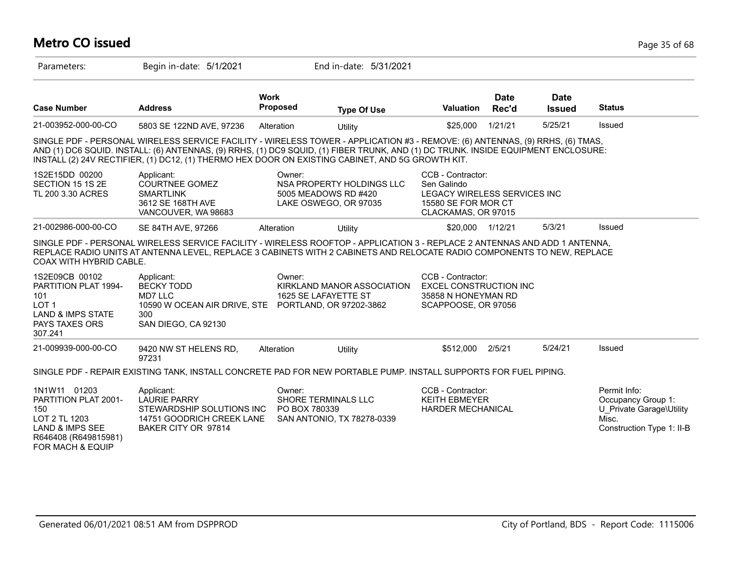# Metro CO issued

Parameters: Begin in-date: 5/1/2021 End in-date: 5/31/2021

| Case Number | Address | Work Proposed | Type Of Use | Valuation | Date Rec'd | Date Issued | Status |
|---|---|---|---|---|---|---|---|
| 21-003952-000-00-CO | 5803 SE 122ND AVE, 97236 | Alteration | Utility | $25,000 | 1/21/21 | 5/25/21 | Issued |

SINGLE PDF - PERSONAL WIRELESS SERVICE FACILITY - WIRELESS TOWER - APPLICATION #3 - REMOVE: (6) ANTENNAS, (9) RRHS, (6) TMAS, AND (1) DC6 SQUID. INSTALL: (6) ANTENNAS, (9) RRHS, (1) DC9 SQUID, (1) FIBER TRUNK, AND (1) DC TRUNK. INSIDE EQUIPMENT ENCLOSURE: INSTALL (2) 24V RECTIFIER, (1) DC12, (1) THERMO HEX DOOR ON EXISTING CABINET, AND 5G GROWTH KIT.

1S2E15DD 00200
SECTION 15 1S 2E
TL 200 3.30 ACRES

Applicant:
COURTNEE GOMEZ
SMARTLINK
3612 SE 168TH AVE
VANCOUVER, WA 98683

Owner:
NSA PROPERTY HOLDINGS LLC
5005 MEADOWS RD #420
LAKE OSWEGO, OR 97035

CCB - Contractor:
Sen Galindo
LEGACY WIRELESS SERVICES INC
15580 SE FOR MOR CT
CLACKAMAS, OR 97015

| Case Number | Address | Work Proposed | Type Of Use | Valuation | Date Rec'd | Date Issued | Status |
|---|---|---|---|---|---|---|---|
| 21-002986-000-00-CO | SE 84TH AVE, 97266 | Alteration | Utility | $20,000 | 1/12/21 | 5/3/21 | Issued |

SINGLE PDF - PERSONAL WIRELESS SERVICE FACILITY - WIRELESS ROOFTOP - APPLICATION 3 - REPLACE 2 ANTENNAS AND ADD 1 ANTENNA, REPLACE RADIO UNITS AT ANTENNA LEVEL, REPLACE 3 CABINETS WITH 2 CABINETS AND RELOCATE RADIO COMPONENTS TO NEW, REPLACE COAX WITH HYBRID CABLE.

1S2E09CB 00102
PARTITION PLAT 1994-101
LOT 1
LAND & IMPS STATE PAYS TAXES ORS 307.241

Applicant:
BECKY TODD
MD7 LLC
10590 W OCEAN AIR DRIVE, STE 300
SAN DIEGO, CA 92130

Owner:
KIRKLAND MANOR ASSOCIATION
1625 SE LAFAYETTE ST
PORTLAND, OR 97202-3862

CCB - Contractor:
EXCEL CONSTRUCTION INC
35858 N HONEYMAN RD
SCAPPOOSE, OR 97056

| Case Number | Address | Work Proposed | Type Of Use | Valuation | Date Rec'd | Date Issued | Status |
|---|---|---|---|---|---|---|---|
| 21-009939-000-00-CO | 9420 NW ST HELENS RD, 97231 | Alteration | Utility | $512,000 | 2/5/21 | 5/24/21 | Issued |

SINGLE PDF - REPAIR EXISTING TANK, INSTALL CONCRETE PAD FOR NEW PORTABLE PUMP. INSTALL SUPPORTS FOR FUEL PIPING.

1N1W11 01203
PARTITION PLAT 2001-150
LOT 2 TL 1203
LAND & IMPS SEE R646408 (R649815981) FOR MACH & EQUIP

Applicant:
LAURIE PARRY
STEWARDSHIP SOLUTIONS INC
14751 GOODRICH CREEK LANE
BAKER CITY OR 97814

Owner:
SHORE TERMINALS LLC
PO BOX 780339
SAN ANTONIO, TX 78278-0339

CCB - Contractor:
KEITH EBMEYER
HARDER MECHANICAL

Permit Info:
Occupancy Group 1: U_Private Garage\Utility Misc.
Construction Type 1: II-B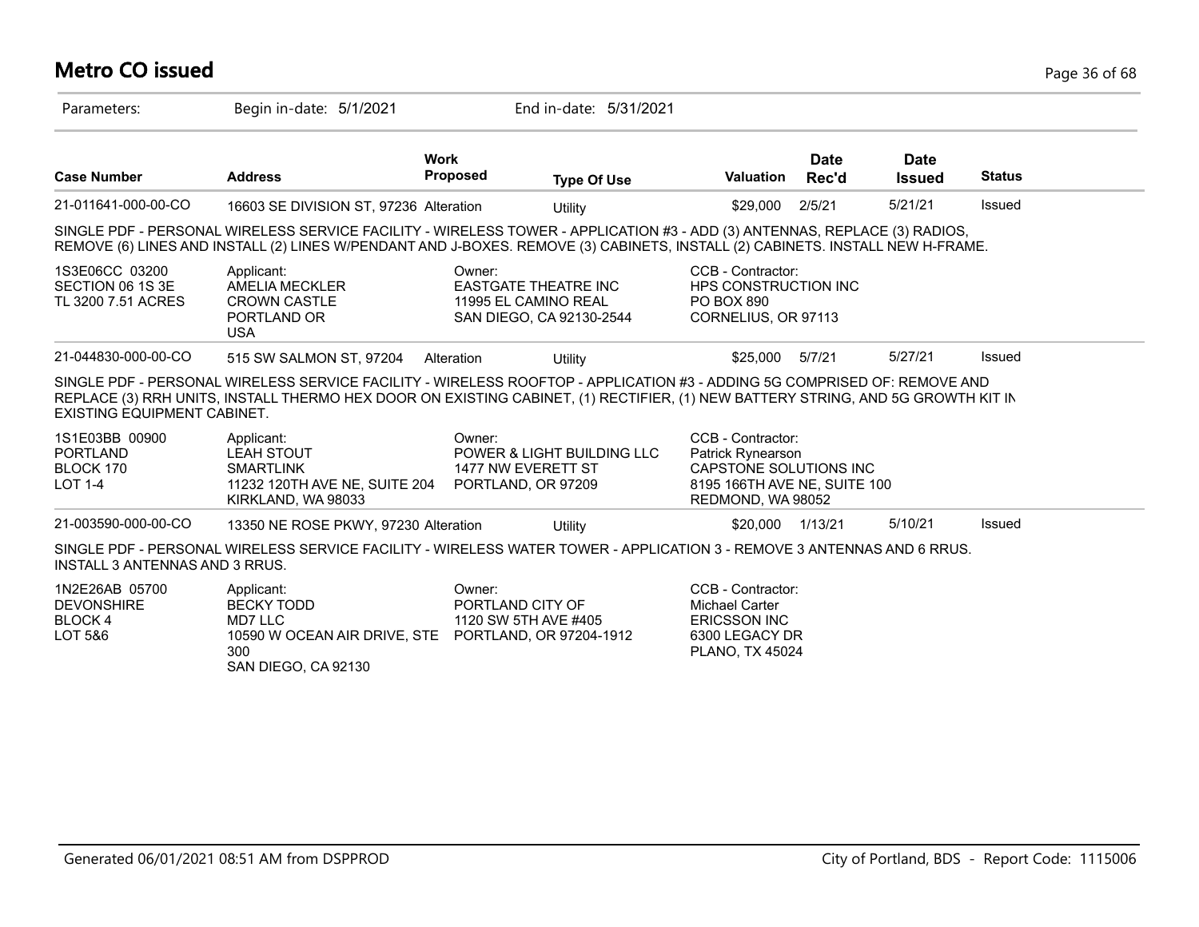# Metro CO issued

Parameters: Begin in-date: 5/1/2021 End in-date: 5/31/2021

| Case Number | Address | Work Proposed | Type Of Use | Valuation | Date Rec'd | Date Issued | Status |
|---|---|---|---|---|---|---|---|
| 21-011641-000-00-CO | 16603 SE DIVISION ST, 97236 | Alteration | Utility | $29,000 | 2/5/21 | 5/21/21 | Issued |

SINGLE PDF - PERSONAL WIRELESS SERVICE FACILITY - WIRELESS TOWER - APPLICATION #3 - ADD (3) ANTENNAS, REPLACE (3) RADIOS, REMOVE (6) LINES AND INSTALL (2) LINES W/PENDANT AND J-BOXES. REMOVE (3) CABINETS, INSTALL (2) CABINETS. INSTALL NEW H-FRAME.

1S3E06CC 03200
SECTION 06 1S 3E
TL 3200 7.51 ACRES

Applicant:
AMELIA MECKLER
CROWN CASTLE
PORTLAND OR
USA

Owner:
EASTGATE THEATRE INC
11995 EL CAMINO REAL
SAN DIEGO, CA 92130-2544

CCB - Contractor:
HPS CONSTRUCTION INC
PO BOX 890
CORNELIUS, OR 97113

| Case Number | Address | Work Proposed | Type Of Use | Valuation | Date Rec'd | Date Issued | Status |
|---|---|---|---|---|---|---|---|
| 21-044830-000-00-CO | 515 SW SALMON ST, 97204 | Alteration | Utility | $25,000 | 5/7/21 | 5/27/21 | Issued |

SINGLE PDF - PERSONAL WIRELESS SERVICE FACILITY - WIRELESS ROOFTOP - APPLICATION #3 - ADDING 5G COMPRISED OF: REMOVE AND REPLACE (3) RRH UNITS, INSTALL THERMO HEX DOOR ON EXISTING CABINET, (1) RECTIFIER, (1) NEW BATTERY STRING, AND 5G GROWTH KIT IN EXISTING EQUIPMENT CABINET.

1S1E03BB 00900
PORTLAND
BLOCK 170
LOT 1-4

Applicant:
LEAH STOUT
SMARTLINK
11232 120TH AVE NE, SUITE 204
KIRKLAND, WA 98033

Owner:
POWER & LIGHT BUILDING LLC
1477 NW EVERETT ST
PORTLAND, OR 97209

CCB - Contractor:
Patrick Rynearson
CAPSTONE SOLUTIONS INC
8195 166TH AVE NE, SUITE 100
REDMOND, WA 98052

| Case Number | Address | Work Proposed | Type Of Use | Valuation | Date Rec'd | Date Issued | Status |
|---|---|---|---|---|---|---|---|
| 21-003590-000-00-CO | 13350 NE ROSE PKWY, 97230 | Alteration | Utility | $20,000 | 1/13/21 | 5/10/21 | Issued |

SINGLE PDF - PERSONAL WIRELESS SERVICE FACILITY - WIRELESS WATER TOWER - APPLICATION 3 - REMOVE 3 ANTENNAS AND 6 RRUS. INSTALL 3 ANTENNAS AND 3 RRUS.

1N2E26AB 05700
DEVONSHIRE
BLOCK 4
LOT 5&6

Applicant:
BECKY TODD
MD7 LLC
10590 W OCEAN AIR DRIVE, STE 300
SAN DIEGO, CA 92130

Owner:
PORTLAND CITY OF
1120 SW 5TH AVE #405
PORTLAND, OR 97204-1912

CCB - Contractor:
Michael Carter
ERICSSON INC
6300 LEGACY DR
PLANO, TX 45024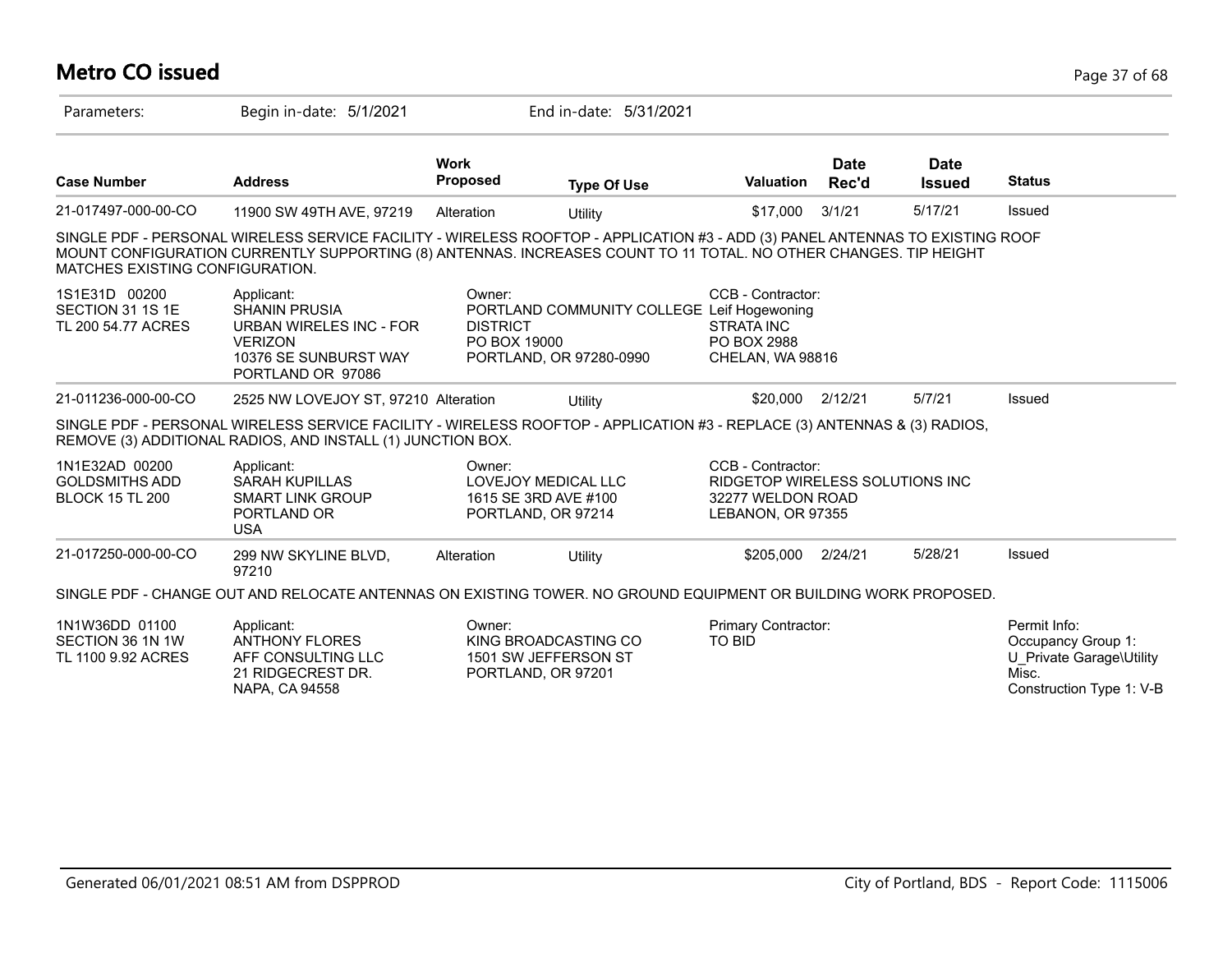# Metro CO issued

Parameters: Begin in-date: 5/1/2021 End in-date: 5/31/2021

| Case Number | Address | Work Proposed | Type Of Use | Valuation | Date Rec'd | Date Issued | Status |
|---|---|---|---|---|---|---|---|
| 21-017497-000-00-CO | 11900 SW 49TH AVE, 97219 | Alteration | Utility | $17,000 | 3/1/21 | 5/17/21 | Issued |

SINGLE PDF - PERSONAL WIRELESS SERVICE FACILITY - WIRELESS ROOFTOP - APPLICATION #3 - ADD (3) PANEL ANTENNAS TO EXISTING ROOF MOUNT CONFIGURATION CURRENTLY SUPPORTING (8) ANTENNAS. INCREASES COUNT TO 11 TOTAL. NO OTHER CHANGES. TIP HEIGHT MATCHES EXISTING CONFIGURATION.

1S1E31D 00200
SECTION 31 1S 1E
TL 200 54.77 ACRES

Applicant:
SHANIN PRUSIA
URBAN WIRELES INC - FOR VERIZON
10376 SE SUNBURST WAY
PORTLAND OR 97086

Owner:
PORTLAND COMMUNITY COLLEGE DISTRICT
PO BOX 19000
PORTLAND, OR 97280-0990

CCB - Contractor:
Leif Hogewoning
STRATA INC
PO BOX 2988
CHELAN, WA 98816

| Case Number | Address | Work Proposed | Type Of Use | Valuation | Date Rec'd | Date Issued | Status |
|---|---|---|---|---|---|---|---|
| 21-011236-000-00-CO | 2525 NW LOVEJOY ST, 97210 | Alteration | Utility | $20,000 | 2/12/21 | 5/7/21 | Issued |

SINGLE PDF - PERSONAL WIRELESS SERVICE FACILITY - WIRELESS ROOFTOP - APPLICATION #3 - REPLACE (3) ANTENNAS & (3) RADIOS, REMOVE (3) ADDITIONAL RADIOS, AND INSTALL (1) JUNCTION BOX.

1N1E32AD 00200
GOLDSMITHS ADD
BLOCK 15 TL 200

Applicant:
SARAH KUPILLAS
SMART LINK GROUP
PORTLAND OR
USA

Owner:
LOVEJOY MEDICAL LLC
1615 SE 3RD AVE #100
PORTLAND, OR 97214

CCB - Contractor:
RIDGETOP WIRELESS SOLUTIONS INC
32277 WELDON ROAD
LEBANON, OR 97355

| Case Number | Address | Work Proposed | Type Of Use | Valuation | Date Rec'd | Date Issued | Status |
|---|---|---|---|---|---|---|---|
| 21-017250-000-00-CO | 299 NW SKYLINE BLVD, 97210 | Alteration | Utility | $205,000 | 2/24/21 | 5/28/21 | Issued |

SINGLE PDF - CHANGE OUT AND RELOCATE ANTENNAS ON EXISTING TOWER. NO GROUND EQUIPMENT OR BUILDING WORK PROPOSED.

1N1W36DD 01100
SECTION 36 1N 1W
TL 1100 9.92 ACRES

Applicant:
ANTHONY FLORES
AFF CONSULTING LLC
21 RIDGECREST DR.
NAPA, CA 94558

Owner:
KING BROADCASTING CO
1501 SW JEFFERSON ST
PORTLAND, OR 97201

Primary Contractor:
TO BID

Permit Info:
Occupancy Group 1: U_Private Garage\Utility Misc.
Construction Type 1: V-B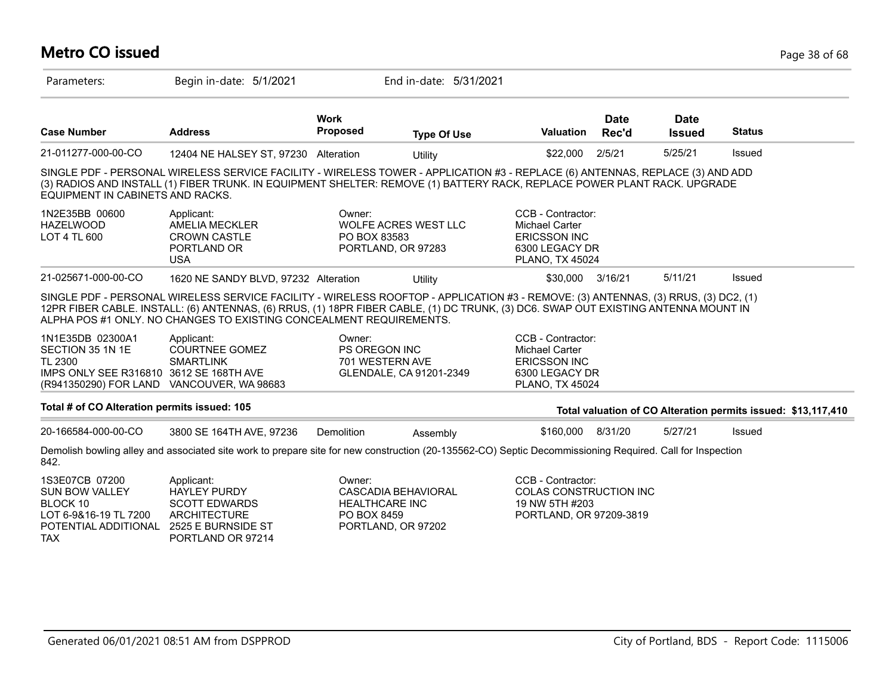# Metro CO issued

Parameters: Begin in-date: 5/1/2021 End in-date: 5/31/2021

| Case Number | Address | Work Proposed | Type Of Use | Valuation | Date Rec'd | Date Issued | Status |
|---|---|---|---|---|---|---|---|
| 21-011277-000-00-CO | 12404 NE HALSEY ST, 97230 | Alteration | Utility | $22,000 | 2/5/21 | 5/25/21 | Issued |

SINGLE PDF - PERSONAL WIRELESS SERVICE FACILITY - WIRELESS TOWER - APPLICATION #3 - REPLACE (6) ANTENNAS, REPLACE (3) AND ADD (3) RADIOS AND INSTALL (1) FIBER TRUNK. IN EQUIPMENT SHELTER: REMOVE (1) BATTERY RACK, REPLACE POWER PLANT RACK. UPGRADE EQUIPMENT IN CABINETS AND RACKS.

| | Applicant: | Owner: | CCB - Contractor: |
|---|---|---|---|
| 1N2E35BB 00600<br>HAZELWOOD<br>LOT 4 TL 600 | AMELIA MECKLER<br>CROWN CASTLE<br>PORTLAND OR<br>USA | WOLFE ACRES WEST LLC<br>PO BOX 83583<br>PORTLAND, OR 97283 | Michael Carter<br>ERICSSON INC<br>6300 LEGACY DR<br>PLANO, TX 45024 |

| Case Number | Address | Work Proposed | Type Of Use | Valuation | Date Rec'd | Date Issued | Status |
|---|---|---|---|---|---|---|---|
| 21-025671-000-00-CO | 1620 NE SANDY BLVD, 97232 | Alteration | Utility | $30,000 | 3/16/21 | 5/11/21 | Issued |

SINGLE PDF - PERSONAL WIRELESS SERVICE FACILITY - WIRELESS ROOFTOP - APPLICATION #3 - REMOVE: (3) ANTENNAS, (3) RRUS, (3) DC2, (1) 12PR FIBER CABLE. INSTALL: (6) ANTENNAS, (6) RRUS, (1) 18PR FIBER CABLE, (1) DC TRUNK, (3) DC6. SWAP OUT EXISTING ANTENNA MOUNT IN ALPHA POS #1 ONLY. NO CHANGES TO EXISTING CONCEALMENT REQUIREMENTS.

| | Applicant: | Owner: | CCB - Contractor: |
|---|---|---|---|
| 1N1E35DB 02300A1<br>SECTION 35 1N 1E<br>TL 2300<br>IMPS ONLY SEE R316810<br>(R941350290) FOR LAND | COURTNEE GOMEZ<br>SMARTLINK<br>3612 SE 168TH AVE<br>VANCOUVER, WA 98683 | PS OREGON INC<br>701 WESTERN AVE<br>GLENDALE, CA 91201-2349 | Michael Carter<br>ERICSSON INC<br>6300 LEGACY DR<br>PLANO, TX 45024 |

**Total # of CO Alteration permits issued: 105** **Total valuation of CO Alteration permits issued: $13,117,410**

| Case Number | Address | Work Proposed | Type Of Use | Valuation | Date Rec'd | Date Issued | Status |
|---|---|---|---|---|---|---|---|
| 20-166584-000-00-CO | 3800 SE 164TH AVE, 97236 | Demolition | Assembly | $160,000 | 8/31/20 | 5/27/21 | Issued |

Demolish bowling alley and associated site work to prepare site for new construction (20-135562-CO) Septic Decommissioning Required. Call for Inspection 842.

| | Applicant: | Owner: | CCB - Contractor: |
|---|---|---|---|
| 1S3E07CB 07200<br>SUN BOW VALLEY<br>BLOCK 10<br>LOT 6-9&16-19 TL 7200<br>POTENTIAL ADDITIONAL<br>TAX | HAYLEY PURDY<br>SCOTT EDWARDS<br>ARCHITECTURE<br>2525 E BURNSIDE ST<br>PORTLAND OR 97214 | CASCADIA BEHAVIORAL<br>HEALTHCARE INC<br>PO BOX 8459<br>PORTLAND, OR 97202 | COLAS CONSTRUCTION INC<br>19 NW 5TH #203<br>PORTLAND, OR 97209-3819 |

Generated 06/01/2021 08:51 AM from DSPPROD City of Portland, BDS - Report Code: 1115006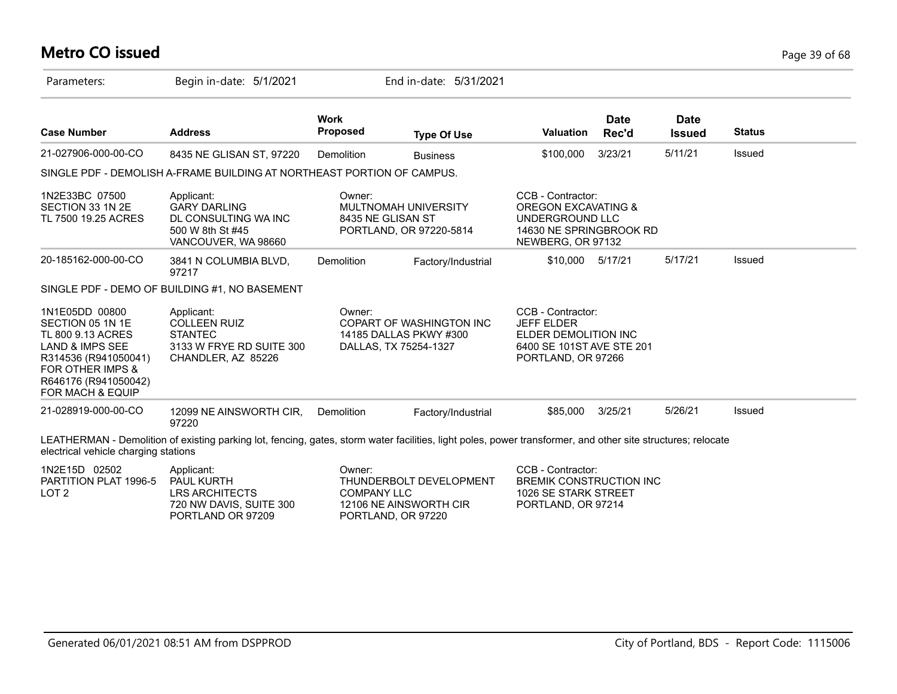# Metro CO issued

Parameters: Begin in-date: 5/1/2021 End in-date: 5/31/2021

| Case Number | Address | Work Proposed | Type Of Use | Valuation | Date Rec'd | Date Issued | Status |
|---|---|---|---|---|---|---|---|
| 21-027906-000-00-CO | 8435 NE GLISAN ST, 97220 | Demolition | Business | $100,000 | 3/23/21 | 5/11/21 | Issued |

SINGLE PDF - DEMOLISH A-FRAME BUILDING AT NORTHEAST PORTION OF CAMPUS.

1N2E33BC 07500
SECTION 33 1N 2E
TL 7500 19.25 ACRES

Applicant:
GARY DARLING
DL CONSULTING WA INC
500 W 8th St #45
VANCOUVER, WA 98660

Owner:
MULTNOMAH UNIVERSITY
8435 NE GLISAN ST
PORTLAND, OR 97220-5814

CCB - Contractor:
OREGON EXCAVATING &
UNDERGROUND LLC
14630 NE SPRINGBROOK RD
NEWBERG, OR 97132

| Case Number | Address | Work Proposed | Type Of Use | Valuation | Date Rec'd | Date Issued | Status |
|---|---|---|---|---|---|---|---|
| 20-185162-000-00-CO | 3841 N COLUMBIA BLVD, 97217 | Demolition | Factory/Industrial | $10,000 | 5/17/21 | 5/17/21 | Issued |

SINGLE PDF - DEMO OF BUILDING #1, NO BASEMENT

1N1E05DD 00800
SECTION 05 1N 1E
TL 800 9.13 ACRES
LAND & IMPS SEE
R314536 (R941050041)
FOR OTHER IMPS &
R646176 (R941050042)
FOR MACH & EQUIP

Applicant:
COLLEEN RUIZ
STANTEC
3133 W FRYE RD SUITE 300
CHANDLER, AZ 85226

Owner:
COPART OF WASHINGTON INC
14185 DALLAS PKWY #300
DALLAS, TX 75254-1327

CCB - Contractor:
JEFF ELDER
ELDER DEMOLITION INC
6400 SE 101ST AVE STE 201
PORTLAND, OR 97266

| Case Number | Address | Work Proposed | Type Of Use | Valuation | Date Rec'd | Date Issued | Status |
|---|---|---|---|---|---|---|---|
| 21-028919-000-00-CO | 12099 NE AINSWORTH CIR, 97220 | Demolition | Factory/Industrial | $85,000 | 3/25/21 | 5/26/21 | Issued |

LEATHERMAN - Demolition of existing parking lot, fencing, gates, storm water facilities, light poles, power transformer, and other site structures; relocate electrical vehicle charging stations

1N2E15D 02502
PARTITION PLAT 1996-5
LOT 2

Applicant:
PAUL KURTH
LRS ARCHITECTS
720 NW DAVIS, SUITE 300
PORTLAND OR 97209

Owner:
THUNDERBOLT DEVELOPMENT
COMPANY LLC
12106 NE AINSWORTH CIR
PORTLAND, OR 97220

CCB - Contractor:
BREMIK CONSTRUCTION INC
1026 SE STARK STREET
PORTLAND, OR 97214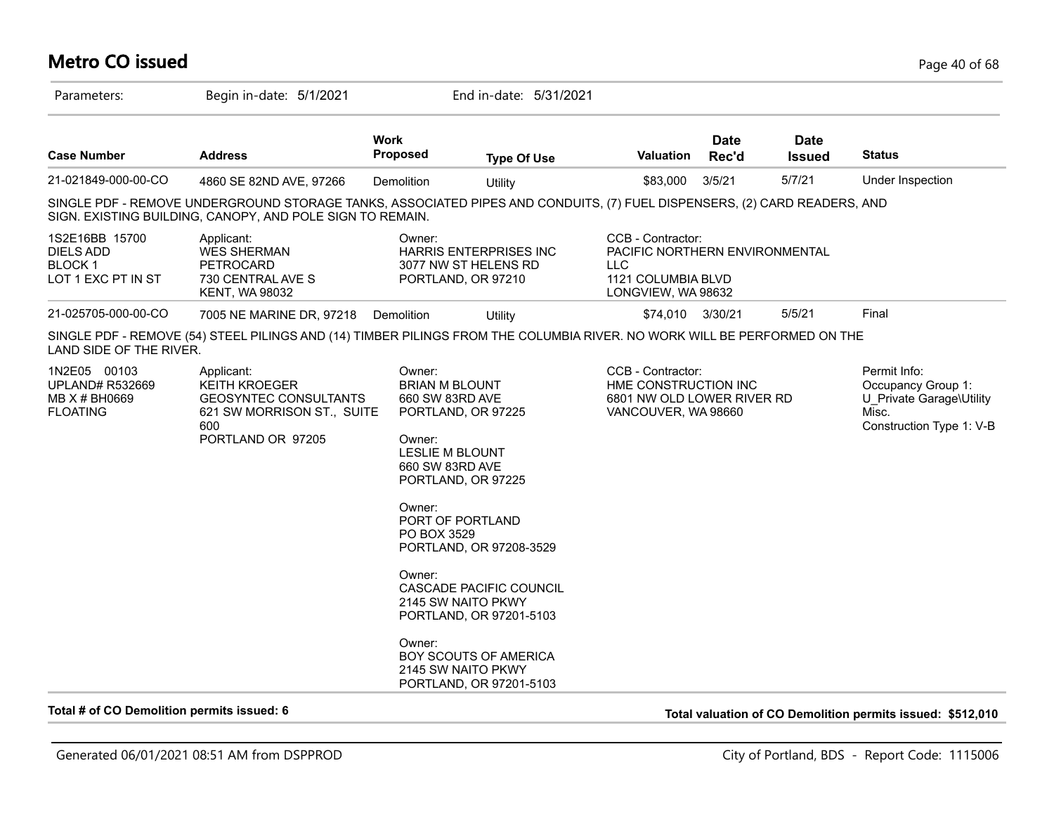# Metro CO issued

Parameters: Begin in-date: 5/1/2021 End in-date: 5/31/2021

| Case Number | Address | Work Proposed | Type Of Use | Valuation | Date Rec'd | Date Issued | Status |
|---|---|---|---|---|---|---|---|
| 21-021849-000-00-CO | 4860 SE 82ND AVE, 97266 | Demolition | Utility | $83,000 | 3/5/21 | 5/7/21 | Under Inspection |

SINGLE PDF - REMOVE UNDERGROUND STORAGE TANKS, ASSOCIATED PIPES AND CONDUITS, (7) FUEL DISPENSERS, (2) CARD READERS, AND SIGN. EXISTING BUILDING, CANOPY, AND POLE SIGN TO REMAIN.

| | | | |
|---|---|---|---|
| 1S2E16BB 15700<br>DIELS ADD<br>BLOCK 1<br>LOT 1 EXC PT IN ST | Applicant:<br>WES SHERMAN<br>PETROCARD<br>730 CENTRAL AVE S<br>KENT, WA 98032 | Owner:<br>HARRIS ENTERPRISES INC<br>3077 NW ST HELENS RD<br>PORTLAND, OR 97210 | CCB - Contractor:<br>PACIFIC NORTHERN ENVIRONMENTAL LLC<br>1121 COLUMBIA BLVD<br>LONGVIEW, WA 98632 |

| Case Number | Address | Work Proposed | Type Of Use | Valuation | Date Rec'd | Date Issued | Status |
|---|---|---|---|---|---|---|---|
| 21-025705-000-00-CO | 7005 NE MARINE DR, 97218 | Demolition | Utility | $74,010 | 3/30/21 | 5/5/21 | Final |

SINGLE PDF - REMOVE (54) STEEL PILINGS AND (14) TIMBER PILINGS FROM THE COLUMBIA RIVER. NO WORK WILL BE PERFORMED ON THE LAND SIDE OF THE RIVER.

| | | | | |
|---|---|---|---|---|
| 1N2E05 00103<br>UPLAND# R532669<br>MB X # BH0669<br>FLOATING | Applicant:<br>KEITH KROEGER<br>GEOSYNTEC CONSULTANTS<br>621 SW MORRISON ST., SUITE 600<br>PORTLAND OR 97205 | Owner:<br>BRIAN M BLOUNT<br>660 SW 83RD AVE<br>PORTLAND, OR 97225<br><br>Owner:<br>LESLIE M BLOUNT<br>660 SW 83RD AVE<br>PORTLAND, OR 97225<br><br>Owner:<br>PORT OF PORTLAND<br>PO BOX 3529<br>PORTLAND, OR 97208-3529<br><br>Owner:<br>CASCADE PACIFIC COUNCIL<br>2145 SW NAITO PKWY<br>PORTLAND, OR 97201-5103<br><br>Owner:<br>BOY SCOUTS OF AMERICA<br>2145 SW NAITO PKWY<br>PORTLAND, OR 97201-5103 | CCB - Contractor:<br>HME CONSTRUCTION INC<br>6801 NW OLD LOWER RIVER RD<br>VANCOUVER, WA 98660 | Permit Info:<br>Occupancy Group 1: U_Private Garage\Utility Misc.<br>Construction Type 1: V-B |

**Total # of CO Demolition permits issued: 6**

**Total valuation of CO Demolition permits issued: $512,010**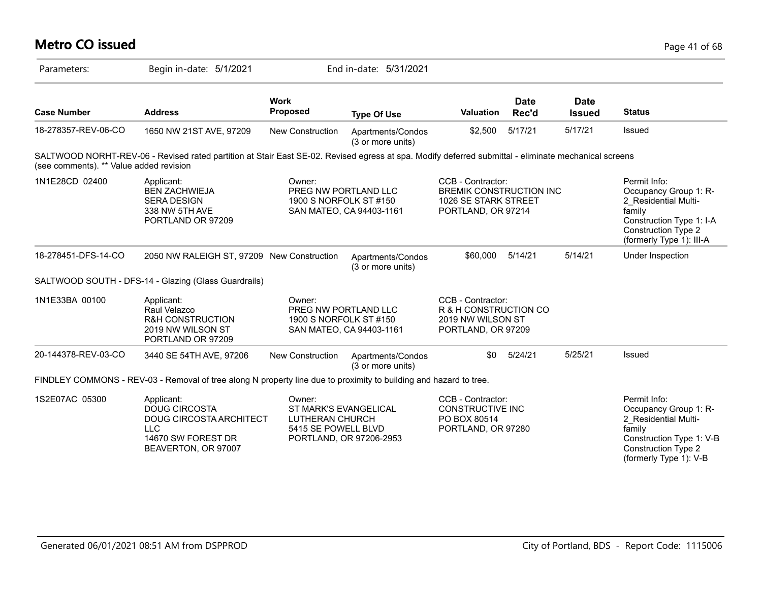# Metro CO issued

Parameters: Begin in-date: 5/1/2021 End in-date: 5/31/2021

| Case Number | Address | Work Proposed | Type Of Use | Valuation | Date Rec'd | Date Issued | Status |
|---|---|---|---|---|---|---|---|
| 18-278357-REV-06-CO | 1650 NW 21ST AVE, 97209 | New Construction | Apartments/Condos (3 or more units) | $2,500 | 5/17/21 | 5/17/21 | Issued |

SALTWOOD NORHT-REV-06 - Revised rated partition at Stair East SE-02. Revised egress at spa. Modify deferred submittal - eliminate mechanical screens (see comments). ** Value added revision

| | | | | |
|---|---|---|---|---|
| 1N1E28CD 02400 | Applicant: BEN ZACHWIEJA SERA DESIGN 338 NW 5TH AVE PORTLAND OR 97209 | Owner: PREG NW PORTLAND LLC 1900 S NORFOLK ST #150 SAN MATEO, CA 94403-1161 | CCB - Contractor: BREMIK CONSTRUCTION INC 1026 SE STARK STREET PORTLAND, OR 97214 | Permit Info: Occupancy Group 1: R-2_Residential Multi-family Construction Type 1: I-A Construction Type 2 (formerly Type 1): III-A |

| Case Number | Address | Work Proposed | Type Of Use | Valuation | Date Rec'd | Date Issued | Status |
|---|---|---|---|---|---|---|---|
| 18-278451-DFS-14-CO | 2050 NW RALEIGH ST, 97209 | New Construction | Apartments/Condos (3 or more units) | $60,000 | 5/14/21 | 5/14/21 | Under Inspection |

SALTWOOD SOUTH - DFS-14 - Glazing (Glass Guardrails)

| | | | |
|---|---|---|---|
| 1N1E33BA 00100 | Applicant: Raul Velazco R&H CONSTRUCTION 2019 NW WILSON ST PORTLAND OR 97209 | Owner: PREG NW PORTLAND LLC 1900 S NORFOLK ST #150 SAN MATEO, CA 94403-1161 | CCB - Contractor: R & H CONSTRUCTION CO 2019 NW WILSON ST PORTLAND, OR 97209 |

| Case Number | Address | Work Proposed | Type Of Use | Valuation | Date Rec'd | Date Issued | Status |
|---|---|---|---|---|---|---|---|
| 20-144378-REV-03-CO | 3440 SE 54TH AVE, 97206 | New Construction | Apartments/Condos (3 or more units) | $0 | 5/24/21 | 5/25/21 | Issued |

FINDLEY COMMONS - REV-03 - Removal of tree along N property line due to proximity to building and hazard to tree.

| | | | | |
|---|---|---|---|---|
| 1S2E07AC 05300 | Applicant: DOUG CIRCOSTA DOUG CIRCOSTA ARCHITECT LLC 14670 SW FOREST DR BEAVERTON, OR 97007 | Owner: ST MARK'S EVANGELICAL LUTHERAN CHURCH 5415 SE POWELL BLVD PORTLAND, OR 97206-2953 | CCB - Contractor: CONSTRUCTIVE INC PO BOX 80514 PORTLAND, OR 97280 | Permit Info: Occupancy Group 1: R-2_Residential Multi-family Construction Type 1: V-B Construction Type 2 (formerly Type 1): V-B |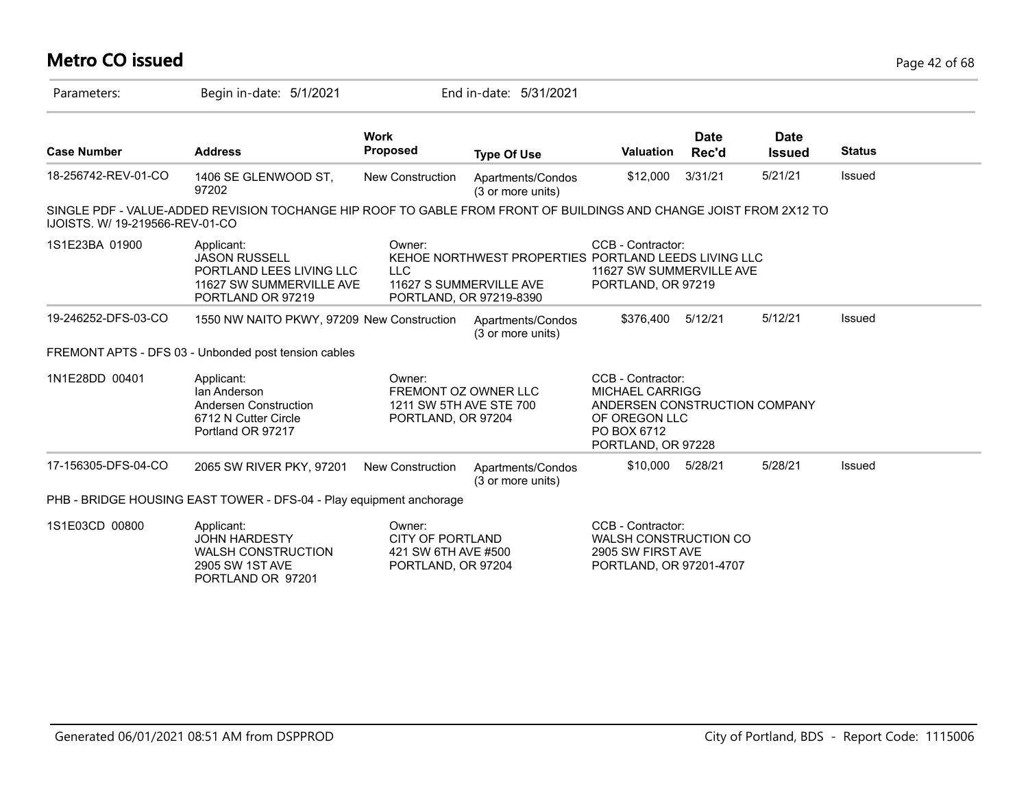# Metro CO issued

Parameters: Begin in-date: 5/1/2021 End in-date: 5/31/2021

| Case Number | Address | Work Proposed | Type Of Use | Valuation | Date Rec'd | Date Issued | Status |
|---|---|---|---|---|---|---|---|
| 18-256742-REV-01-CO | 1406 SE GLENWOOD ST, 97202 | New Construction | Apartments/Condos (3 or more units) | $12,000 | 3/31/21 | 5/21/21 | Issued |

SINGLE PDF - VALUE-ADDED REVISION TOCHANGE HIP ROOF TO GABLE FROM FRONT OF BUILDINGS AND CHANGE JOIST FROM 2X12 TO IJOISTS. W/ 19-219566-REV-01-CO

1S1E23BA 01900

Applicant:
JASON RUSSELL
PORTLAND LEES LIVING LLC
11627 SW SUMMERVILLE AVE
PORTLAND OR 97219

Owner:
KEHOE NORTHWEST PROPERTIES LLC
11627 S SUMMERVILLE AVE
PORTLAND, OR 97219-8390

CCB - Contractor:
PORTLAND LEEDS LIVING LLC
11627 SW SUMMERVILLE AVE
PORTLAND, OR 97219

| Case Number | Address | Work Proposed | Type Of Use | Valuation | Date Rec'd | Date Issued | Status |
|---|---|---|---|---|---|---|---|
| 19-246252-DFS-03-CO | 1550 NW NAITO PKWY, 97209 | New Construction | Apartments/Condos (3 or more units) | $376,400 | 5/12/21 | 5/12/21 | Issued |

FREMONT APTS - DFS 03 - Unbonded post tension cables

1N1E28DD 00401

Applicant:
Ian Anderson
Andersen Construction
6712 N Cutter Circle
Portland OR 97217

Owner:
FREMONT OZ OWNER LLC
1211 SW 5TH AVE STE 700
PORTLAND, OR 97204

CCB - Contractor:
MICHAEL CARRIGG
ANDERSEN CONSTRUCTION COMPANY OF OREGON LLC
PO BOX 6712
PORTLAND, OR 97228

| Case Number | Address | Work Proposed | Type Of Use | Valuation | Date Rec'd | Date Issued | Status |
|---|---|---|---|---|---|---|---|
| 17-156305-DFS-04-CO | 2065 SW RIVER PKY, 97201 | New Construction | Apartments/Condos (3 or more units) | $10,000 | 5/28/21 | 5/28/21 | Issued |

PHB - BRIDGE HOUSING EAST TOWER - DFS-04 - Play equipment anchorage

1S1E03CD 00800

Applicant:
JOHN HARDESTY
WALSH CONSTRUCTION
2905 SW 1ST AVE
PORTLAND OR 97201

Owner:
CITY OF PORTLAND
421 SW 6TH AVE #500
PORTLAND, OR 97204

CCB - Contractor:
WALSH CONSTRUCTION CO
2905 SW FIRST AVE
PORTLAND, OR 97201-4707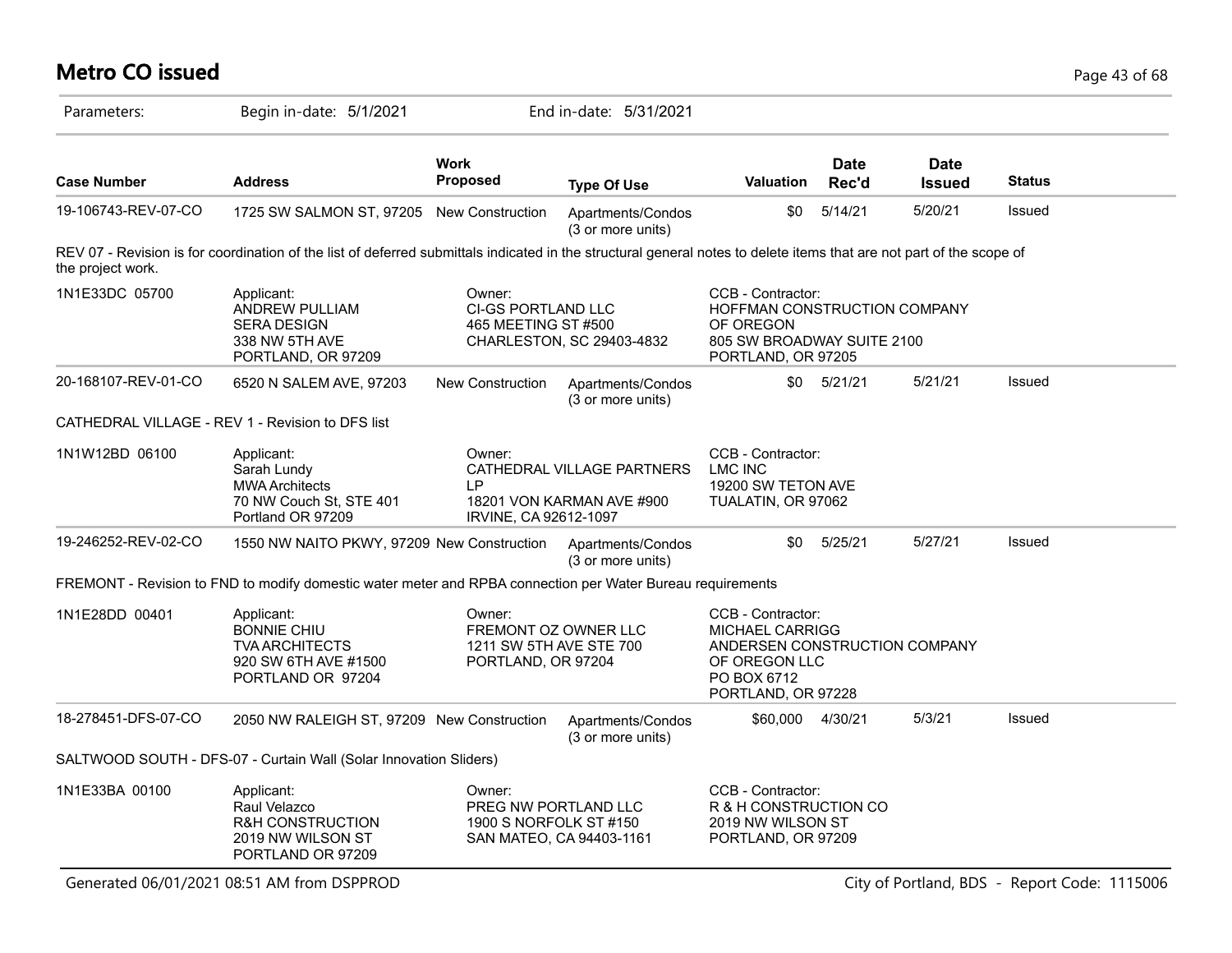# Metro CO issued

Parameters: Begin in-date: 5/1/2021 End in-date: 5/31/2021

| Case Number | Address | Work Proposed | Type Of Use | Valuation | Date Rec'd | Date Issued | Status |
|---|---|---|---|---|---|---|---|
| 19-106743-REV-07-CO | 1725 SW SALMON ST, 97205 | New Construction | Apartments/Condos (3 or more units) | $0 | 5/14/21 | 5/20/21 | Issued |

REV 07 - Revision is for coordination of the list of deferred submittals indicated in the structural general notes to delete items that are not part of the scope of the project work.

| 1N1E33DC 05700 | Applicant: ANDREW PULLIAM SERA DESIGN 338 NW 5TH AVE PORTLAND, OR 97209 | Owner: CI-GS PORTLAND LLC 465 MEETING ST #500 CHARLESTON, SC 29403-4832 | CCB - Contractor: HOFFMAN CONSTRUCTION COMPANY OF OREGON 805 SW BROADWAY SUITE 2100 PORTLAND, OR 97205 |
|---|---|---|---|

| Case Number | Address | Work Proposed | Type Of Use | Valuation | Date Rec'd | Date Issued | Status |
|---|---|---|---|---|---|---|---|
| 20-168107-REV-01-CO | 6520 N SALEM AVE, 97203 | New Construction | Apartments/Condos (3 or more units) | $0 | 5/21/21 | 5/21/21 | Issued |

CATHEDRAL VILLAGE - REV 1 - Revision to DFS list

| 1N1W12BD 06100 | Applicant: Sarah Lundy MWA Architects 70 NW Couch St, STE 401 Portland OR 97209 | Owner: CATHEDRAL VILLAGE PARTNERS LP 18201 VON KARMAN AVE #900 IRVINE, CA 92612-1097 | CCB - Contractor: LMC INC 19200 SW TETON AVE TUALATIN, OR 97062 |
|---|---|---|---|

| Case Number | Address | Work Proposed | Type Of Use | Valuation | Date Rec'd | Date Issued | Status |
|---|---|---|---|---|---|---|---|
| 19-246252-REV-02-CO | 1550 NW NAITO PKWY, 97209 | New Construction | Apartments/Condos (3 or more units) | $0 | 5/25/21 | 5/27/21 | Issued |

FREMONT - Revision to FND to modify domestic water meter and RPBA connection per Water Bureau requirements

| 1N1E28DD 00401 | Applicant: BONNIE CHIU TVA ARCHITECTS 920 SW 6TH AVE #1500 PORTLAND OR 97204 | Owner: FREMONT OZ OWNER LLC 1211 SW 5TH AVE STE 700 PORTLAND, OR 97204 | CCB - Contractor: MICHAEL CARRIGG ANDERSEN CONSTRUCTION COMPANY OF OREGON LLC PO BOX 6712 PORTLAND, OR 97228 |
|---|---|---|---|

| Case Number | Address | Work Proposed | Type Of Use | Valuation | Date Rec'd | Date Issued | Status |
|---|---|---|---|---|---|---|---|
| 18-278451-DFS-07-CO | 2050 NW RALEIGH ST, 97209 | New Construction | Apartments/Condos (3 or more units) | $60,000 | 4/30/21 | 5/3/21 | Issued |

SALTWOOD SOUTH - DFS-07 - Curtain Wall (Solar Innovation Sliders)

| 1N1E33BA 00100 | Applicant: Raul Velazco R&H CONSTRUCTION 2019 NW WILSON ST PORTLAND OR 97209 | Owner: PREG NW PORTLAND LLC 1900 S NORFOLK ST #150 SAN MATEO, CA 94403-1161 | CCB - Contractor: R & H CONSTRUCTION CO 2019 NW WILSON ST PORTLAND, OR 97209 |
|---|---|---|---|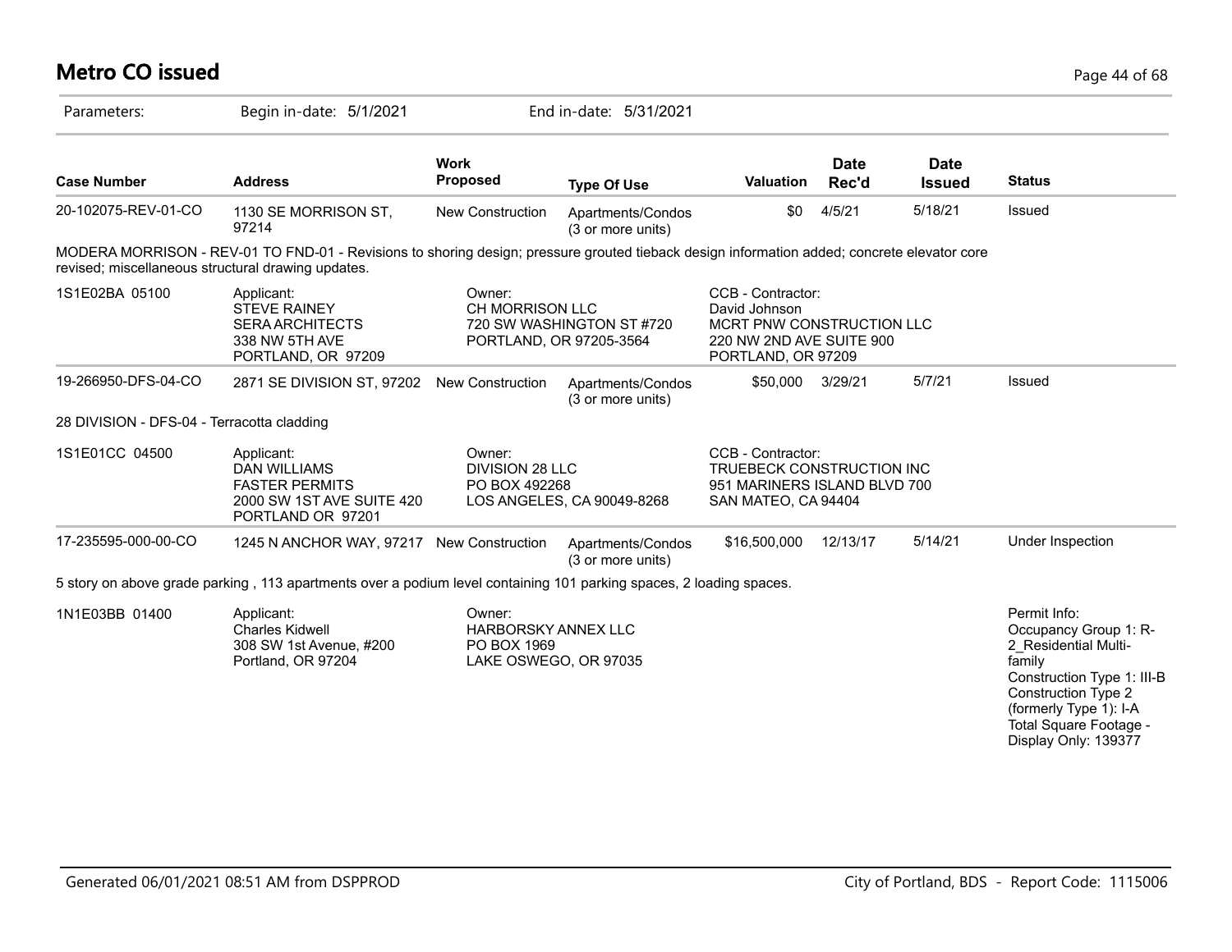# Metro CO issued

Parameters: Begin in-date: 5/1/2021 End in-date: 5/31/2021

| Case Number | Address | Work Proposed | Type Of Use | Valuation | Date Rec'd | Date Issued | Status |
|---|---|---|---|---|---|---|---|
| 20-102075-REV-01-CO | 1130 SE MORRISON ST, 97214 | New Construction | Apartments/Condos (3 or more units) | $0 | 4/5/21 | 5/18/21 | Issued |

MODERA MORRISON - REV-01 TO FND-01 - Revisions to shoring design; pressure grouted tieback design information added; concrete elevator core revised; miscellaneous structural drawing updates.

| | Applicant | Owner | CCB - Contractor |
|---|---|---|---|
| 1S1E02BA 05100 | STEVE RAINEY<br>SERA ARCHITECTS<br>338 NW 5TH AVE<br>PORTLAND, OR 97209 | CH MORRISON LLC<br>720 SW WASHINGTON ST #720<br>PORTLAND, OR 97205-3564 | David Johnson<br>MCRT PNW CONSTRUCTION LLC<br>220 NW 2ND AVE SUITE 900<br>PORTLAND, OR 97209 |

| Case Number | Address | Work Proposed | Type Of Use | Valuation | Date Rec'd | Date Issued | Status |
|---|---|---|---|---|---|---|---|
| 19-266950-DFS-04-CO | 2871 SE DIVISION ST, 97202 | New Construction | Apartments/Condos (3 or more units) | $50,000 | 3/29/21 | 5/7/21 | Issued |

28 DIVISION - DFS-04 - Terracotta cladding

| | Applicant | Owner | CCB - Contractor |
|---|---|---|---|
| 1S1E01CC 04500 | DAN WILLIAMS<br>FASTER PERMITS<br>2000 SW 1ST AVE SUITE 420<br>PORTLAND OR 97201 | DIVISION 28 LLC<br>PO BOX 492268<br>LOS ANGELES, CA 90049-8268 | TRUEBECK CONSTRUCTION INC<br>951 MARINERS ISLAND BLVD 700<br>SAN MATEO, CA 94404 |

| Case Number | Address | Work Proposed | Type Of Use | Valuation | Date Rec'd | Date Issued | Status |
|---|---|---|---|---|---|---|---|
| 17-235595-000-00-CO | 1245 N ANCHOR WAY, 97217 | New Construction | Apartments/Condos (3 or more units) | $16,500,000 | 12/13/17 | 5/14/21 | Under Inspection |

5 story on above grade parking , 113 apartments over a podium level containing 101 parking spaces, 2 loading spaces.

| | Applicant | Owner | Permit Info |
|---|---|---|---|
| 1N1E03BB 01400 | Charles Kidwell<br>308 SW 1st Avenue, #200<br>Portland, OR 97204 | HARBORSKY ANNEX LLC<br>PO BOX 1969<br>LAKE OSWEGO, OR 97035 | Occupancy Group 1: R-2_Residential Multi-family<br>Construction Type 1: III-B<br>Construction Type 2 (formerly Type 1): I-A<br>Total Square Footage - Display Only: 139377 |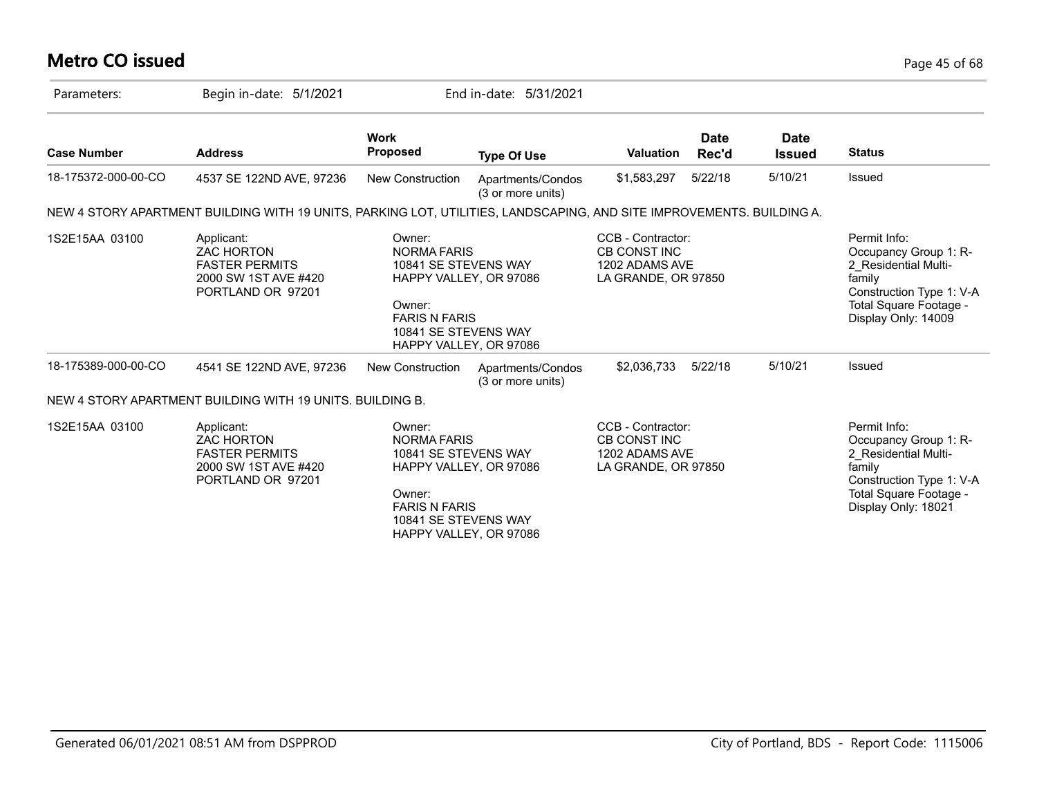# Metro CO issued

Parameters: Begin in-date: 5/1/2021 End in-date: 5/31/2021

| Case Number | Address | Work Proposed | Type Of Use | Valuation | Date Rec'd | Date Issued | Status |
|---|---|---|---|---|---|---|---|
| 18-175372-000-00-CO | 4537 SE 122ND AVE, 97236 | New Construction | Apartments/Condos (3 or more units) | $1,583,297 | 5/22/18 | 5/10/21 | Issued |

NEW 4 STORY APARTMENT BUILDING WITH 19 UNITS, PARKING LOT, UTILITIES, LANDSCAPING, AND SITE IMPROVEMENTS. BUILDING A.

| | | | | |
|---|---|---|---|---|
| 1S2E15AA 03100 | Applicant:<br>ZAC HORTON<br>FASTER PERMITS<br>2000 SW 1ST AVE #420<br>PORTLAND OR 97201 | Owner:<br>NORMA FARIS<br>10841 SE STEVENS WAY<br>HAPPY VALLEY, OR 97086<br><br>Owner:<br>FARIS N FARIS<br>10841 SE STEVENS WAY<br>HAPPY VALLEY, OR 97086 | CCB - Contractor:<br>CB CONST INC<br>1202 ADAMS AVE<br>LA GRANDE, OR 97850 | Permit Info:<br>Occupancy Group 1: R-2_Residential Multi-family<br>Construction Type 1: V-A<br>Total Square Footage - Display Only: 14009 |

| Case Number | Address | Work Proposed | Type Of Use | Valuation | Date Rec'd | Date Issued | Status |
|---|---|---|---|---|---|---|---|
| 18-175389-000-00-CO | 4541 SE 122ND AVE, 97236 | New Construction | Apartments/Condos (3 or more units) | $2,036,733 | 5/22/18 | 5/10/21 | Issued |

NEW 4 STORY APARTMENT BUILDING WITH 19 UNITS. BUILDING B.

| | | | | |
|---|---|---|---|---|
| 1S2E15AA 03100 | Applicant:<br>ZAC HORTON<br>FASTER PERMITS<br>2000 SW 1ST AVE #420<br>PORTLAND OR 97201 | Owner:<br>NORMA FARIS<br>10841 SE STEVENS WAY<br>HAPPY VALLEY, OR 97086<br><br>Owner:<br>FARIS N FARIS<br>10841 SE STEVENS WAY<br>HAPPY VALLEY, OR 97086 | CCB - Contractor:<br>CB CONST INC<br>1202 ADAMS AVE<br>LA GRANDE, OR 97850 | Permit Info:<br>Occupancy Group 1: R-2_Residential Multi-family<br>Construction Type 1: V-A<br>Total Square Footage - Display Only: 18021 |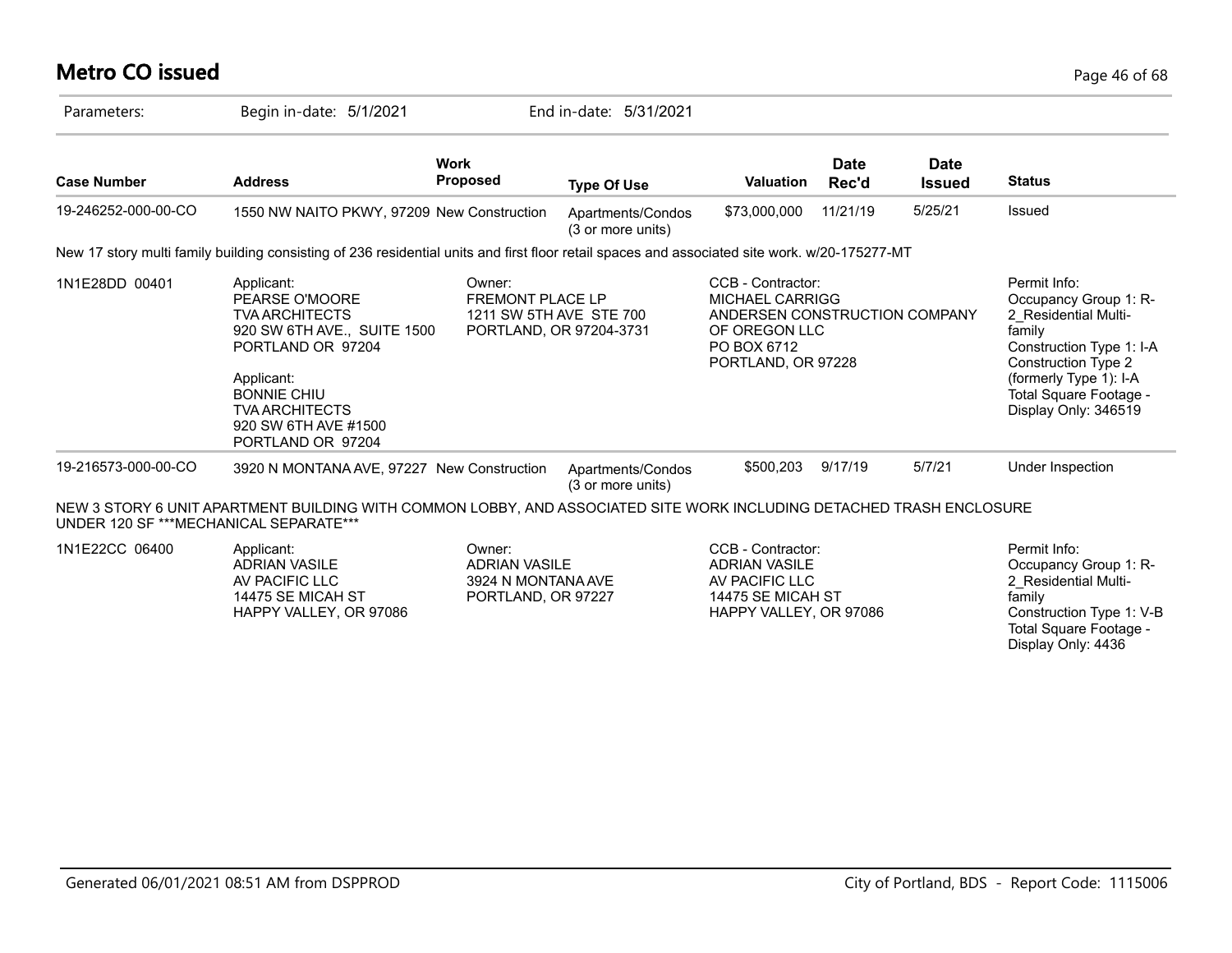# Metro CO issued

Parameters: Begin in-date: 5/1/2021 End in-date: 5/31/2021

| Case Number | Address | Work Proposed | Type Of Use | Valuation | Date Rec'd | Date Issued | Status |
|---|---|---|---|---|---|---|---|
| 19-246252-000-00-CO | 1550 NW NAITO PKWY, 97209 | New Construction | Apartments/Condos (3 or more units) | $73,000,000 | 11/21/19 | 5/25/21 | Issued |

New 17 story multi family building consisting of 236 residential units and first floor retail spaces and associated site work. w/20-175277-MT

| | Applicant | Owner | CCB - Contractor | Permit Info |
|---|---|---|---|---|
| 1N1E28DD 00401 | Applicant: PEARSE O'MOORE TVA ARCHITECTS 920 SW 6TH AVE., SUITE 1500 PORTLAND OR 97204<br><br>Applicant: BONNIE CHIU TVA ARCHITECTS 920 SW 6TH AVE #1500 PORTLAND OR 97204 | Owner: FREMONT PLACE LP 1211 SW 5TH AVE STE 700 PORTLAND, OR 97204-3731 | CCB - Contractor: MICHAEL CARRIGG ANDERSEN CONSTRUCTION COMPANY OF OREGON LLC PO BOX 6712 PORTLAND, OR 97228 | Permit Info: Occupancy Group 1: R-2_Residential Multi-family Construction Type 1: I-A Construction Type 2 (formerly Type 1): I-A Total Square Footage - Display Only: 346519 |

| Case Number | Address | Work Proposed | Type Of Use | Valuation | Date Rec'd | Date Issued | Status |
|---|---|---|---|---|---|---|---|
| 19-216573-000-00-CO | 3920 N MONTANA AVE, 97227 | New Construction | Apartments/Condos (3 or more units) | $500,203 | 9/17/19 | 5/7/21 | Under Inspection |

NEW 3 STORY 6 UNIT APARTMENT BUILDING WITH COMMON LOBBY, AND ASSOCIATED SITE WORK INCLUDING DETACHED TRASH ENCLOSURE UNDER 120 SF ***MECHANICAL SEPARATE***

| | Applicant | Owner | CCB - Contractor | Permit Info |
|---|---|---|---|---|
| 1N1E22CC 06400 | Applicant: ADRIAN VASILE AV PACIFIC LLC 14475 SE MICAH ST HAPPY VALLEY, OR 97086 | Owner: ADRIAN VASILE 3924 N MONTANA AVE PORTLAND, OR 97227 | CCB - Contractor: ADRIAN VASILE AV PACIFIC LLC 14475 SE MICAH ST HAPPY VALLEY, OR 97086 | Permit Info: Occupancy Group 1: R-2_Residential Multi-family Construction Type 1: V-B Total Square Footage - Display Only: 4436 |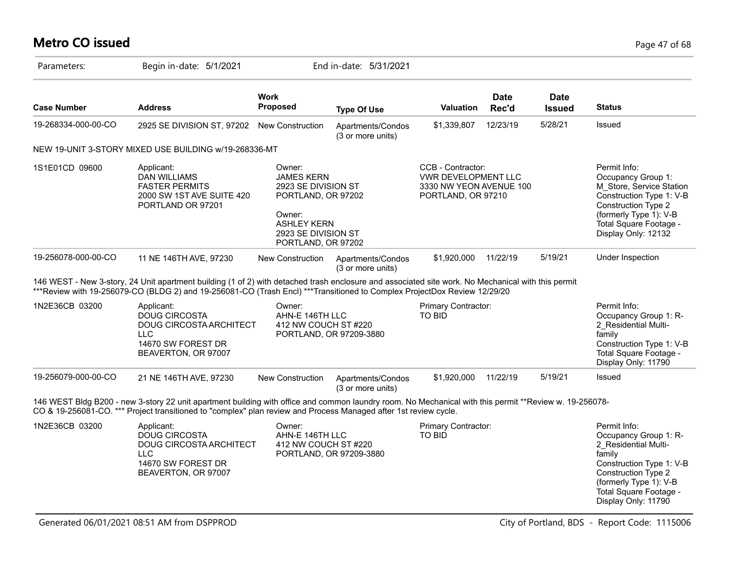# Metro CO issued

Parameters: Begin in-date: 5/1/2021 End in-date: 5/31/2021

| Case Number | Address | Work Proposed | Type Of Use | Valuation | Date Rec'd | Date Issued | Status |
|---|---|---|---|---|---|---|---|
| 19-268334-000-00-CO | 2925 SE DIVISION ST, 97202 | New Construction | Apartments/Condos (3 or more units) | $1,339,807 | 12/23/19 | 5/28/21 | Issued |

NEW 19-UNIT 3-STORY MIXED USE BUILDING w/19-268336-MT

| | | | | |
|---|---|---|---|---|
| 1S1E01CD 09600 | Applicant:<br>DAN WILLIAMS<br>FASTER PERMITS<br>2000 SW 1ST AVE SUITE 420<br>PORTLAND OR 97201 | Owner:<br>JAMES KERN<br>2923 SE DIVISION ST<br>PORTLAND, OR 97202<br>Owner:<br>ASHLEY KERN<br>2923 SE DIVISION ST<br>PORTLAND, OR 97202 | CCB - Contractor:<br>VWR DEVELOPMENT LLC<br>3330 NW YEON AVENUE 100<br>PORTLAND, OR 97210 | Permit Info:<br>Occupancy Group 1: M_Store, Service Station<br>Construction Type 1: V-B<br>Construction Type 2 (formerly Type 1): V-B<br>Total Square Footage - Display Only: 12132 |

| Case Number | Address | Work Proposed | Type Of Use | Valuation | Date Rec'd | Date Issued | Status |
|---|---|---|---|---|---|---|---|
| 19-256078-000-00-CO | 11 NE 146TH AVE, 97230 | New Construction | Apartments/Condos (3 or more units) | $1,920,000 | 11/22/19 | 5/19/21 | Under Inspection |

146 WEST - New 3-story, 24 Unit apartment building (1 of 2) with detached trash enclosure and associated site work. No Mechanical with this permit
***Review with 19-256079-CO (BLDG 2) and 19-256081-CO (Trash Encl) ***Transitioned to Complex ProjectDox Review 12/29/20

| | | | | |
|---|---|---|---|---|
| 1N2E36CB 03200 | Applicant:<br>DOUG CIRCOSTA<br>DOUG CIRCOSTA ARCHITECT LLC<br>14670 SW FOREST DR<br>BEAVERTON, OR 97007 | Owner:<br>AHN-E 146TH LLC<br>412 NW COUCH ST #220<br>PORTLAND, OR 97209-3880 | Primary Contractor:<br>TO BID | Permit Info:<br>Occupancy Group 1: R-2_Residential Multi-family<br>Construction Type 1: V-B<br>Total Square Footage - Display Only: 11790 |

| Case Number | Address | Work Proposed | Type Of Use | Valuation | Date Rec'd | Date Issued | Status |
|---|---|---|---|---|---|---|---|
| 19-256079-000-00-CO | 21 NE 146TH AVE, 97230 | New Construction | Apartments/Condos (3 or more units) | $1,920,000 | 11/22/19 | 5/19/21 | Issued |

146 WEST Bldg B200 - new 3-story 22 unit apartment building with office and common laundry room. No Mechanical with this permit **Review w. 19-256078-CO & 19-256081-CO. *** Project transitioned to "complex" plan review and Process Managed after 1st review cycle.

| | | | | |
|---|---|---|---|---|
| 1N2E36CB 03200 | Applicant:<br>DOUG CIRCOSTA<br>DOUG CIRCOSTA ARCHITECT LLC<br>14670 SW FOREST DR<br>BEAVERTON, OR 97007 | Owner:<br>AHN-E 146TH LLC<br>412 NW COUCH ST #220<br>PORTLAND, OR 97209-3880 | Primary Contractor:<br>TO BID | Permit Info:<br>Occupancy Group 1: R-2_Residential Multi-family<br>Construction Type 1: V-B<br>Construction Type 2 (formerly Type 1): V-B<br>Total Square Footage - Display Only: 11790 |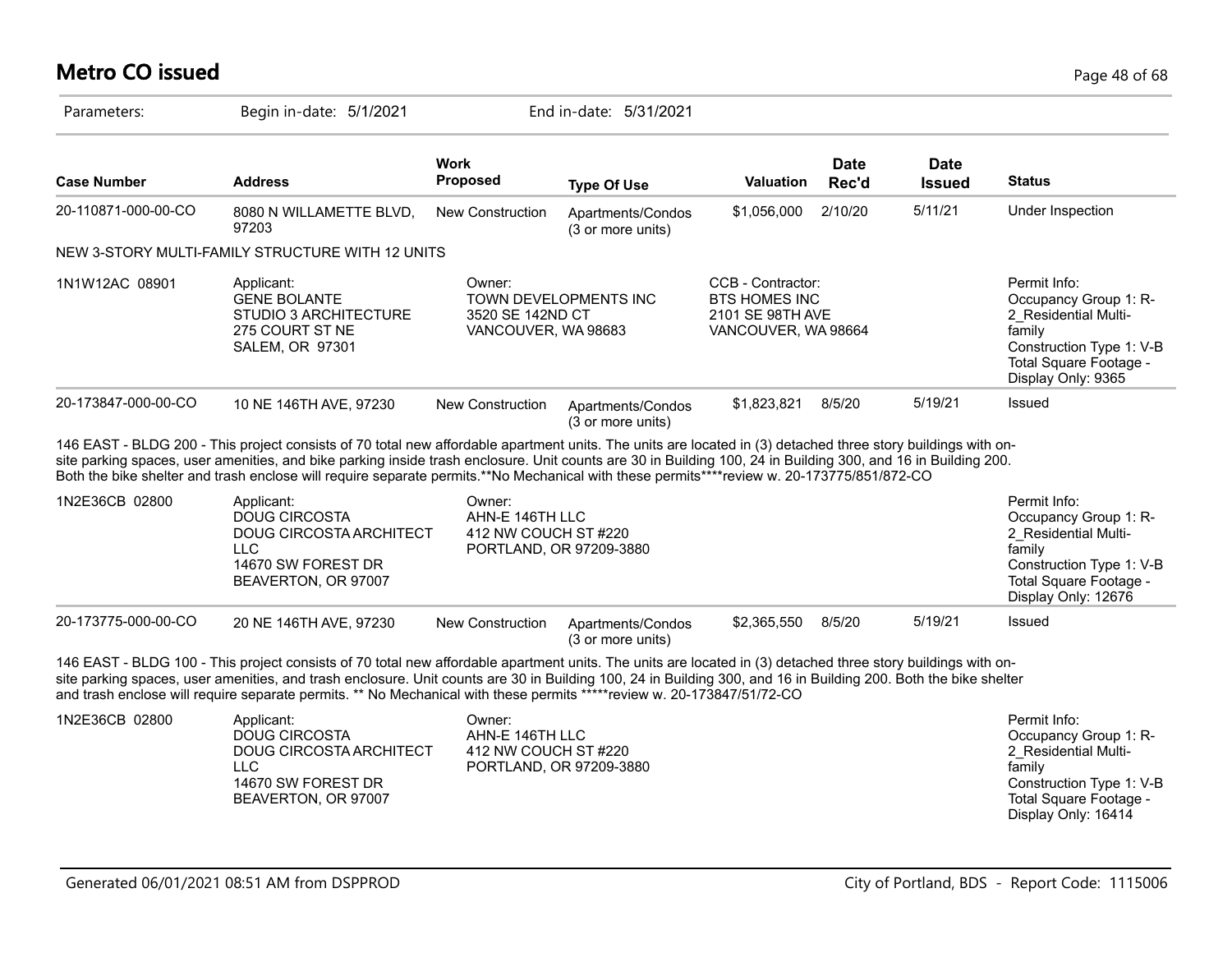# Metro CO issued

Parameters: Begin in-date: 5/1/2021 End in-date: 5/31/2021

| Case Number | Address | Work Proposed | Type Of Use | Valuation | Date Rec'd | Date Issued | Status |
|---|---|---|---|---|---|---|---|
| 20-110871-000-00-CO | 8080 N WILLAMETTE BLVD, 97203 | New Construction | Apartments/Condos (3 or more units) | $1,056,000 | 2/10/20 | 5/11/21 | Under Inspection |

NEW 3-STORY MULTI-FAMILY STRUCTURE WITH 12 UNITS

| | | | | |
|---|---|---|---|---|
| 1N1W12AC 08901 | Applicant:<br>GENE BOLANTE<br>STUDIO 3 ARCHITECTURE<br>275 COURT ST NE<br>SALEM, OR 97301 | Owner:<br>TOWN DEVELOPMENTS INC<br>3520 SE 142ND CT<br>VANCOUVER, WA 98683 | CCB - Contractor:<br>BTS HOMES INC<br>2101 SE 98TH AVE<br>VANCOUVER, WA 98664 | Permit Info:<br>Occupancy Group 1: R-2_Residential Multi-family<br>Construction Type 1: V-B<br>Total Square Footage - Display Only: 9365 |

| Case Number | Address | Work Proposed | Type Of Use | Valuation | Date Rec'd | Date Issued | Status |
|---|---|---|---|---|---|---|---|
| 20-173847-000-00-CO | 10 NE 146TH AVE, 97230 | New Construction | Apartments/Condos (3 or more units) | $1,823,821 | 8/5/20 | 5/19/21 | Issued |

146 EAST - BLDG 200 - This project consists of 70 total new affordable apartment units. The units are located in (3) detached three story buildings with on-site parking spaces, user amenities, and bike parking inside trash enclosure. Unit counts are 30 in Building 100, 24 in Building 300, and 16 in Building 200. Both the bike shelter and trash enclose will require separate permits.**No Mechanical with these permits****review w. 20-173775/851/872-CO

| | | | | |
|---|---|---|---|---|
| 1N2E36CB 02800 | Applicant:<br>DOUG CIRCOSTA<br>DOUG CIRCOSTA ARCHITECT LLC<br>14670 SW FOREST DR<br>BEAVERTON, OR 97007 | Owner:<br>AHN-E 146TH LLC<br>412 NW COUCH ST #220<br>PORTLAND, OR 97209-3880 | | Permit Info:<br>Occupancy Group 1: R-2_Residential Multi-family<br>Construction Type 1: V-B<br>Total Square Footage - Display Only: 12676 |

| Case Number | Address | Work Proposed | Type Of Use | Valuation | Date Rec'd | Date Issued | Status |
|---|---|---|---|---|---|---|---|
| 20-173775-000-00-CO | 20 NE 146TH AVE, 97230 | New Construction | Apartments/Condos (3 or more units) | $2,365,550 | 8/5/20 | 5/19/21 | Issued |

146 EAST - BLDG 100 - This project consists of 70 total new affordable apartment units. The units are located in (3) detached three story buildings with on-site parking spaces, user amenities, and trash enclosure. Unit counts are 30 in Building 100, 24 in Building 300, and 16 in Building 200. Both the bike shelter and trash enclose will require separate permits. ** No Mechanical with these permits *****review w. 20-173847/51/72-CO

| | | | | |
|---|---|---|---|---|
| 1N2E36CB 02800 | Applicant:<br>DOUG CIRCOSTA<br>DOUG CIRCOSTA ARCHITECT LLC<br>14670 SW FOREST DR<br>BEAVERTON, OR 97007 | Owner:<br>AHN-E 146TH LLC<br>412 NW COUCH ST #220<br>PORTLAND, OR 97209-3880 | | Permit Info:<br>Occupancy Group 1: R-2_Residential Multi-family<br>Construction Type 1: V-B<br>Total Square Footage - Display Only: 16414 |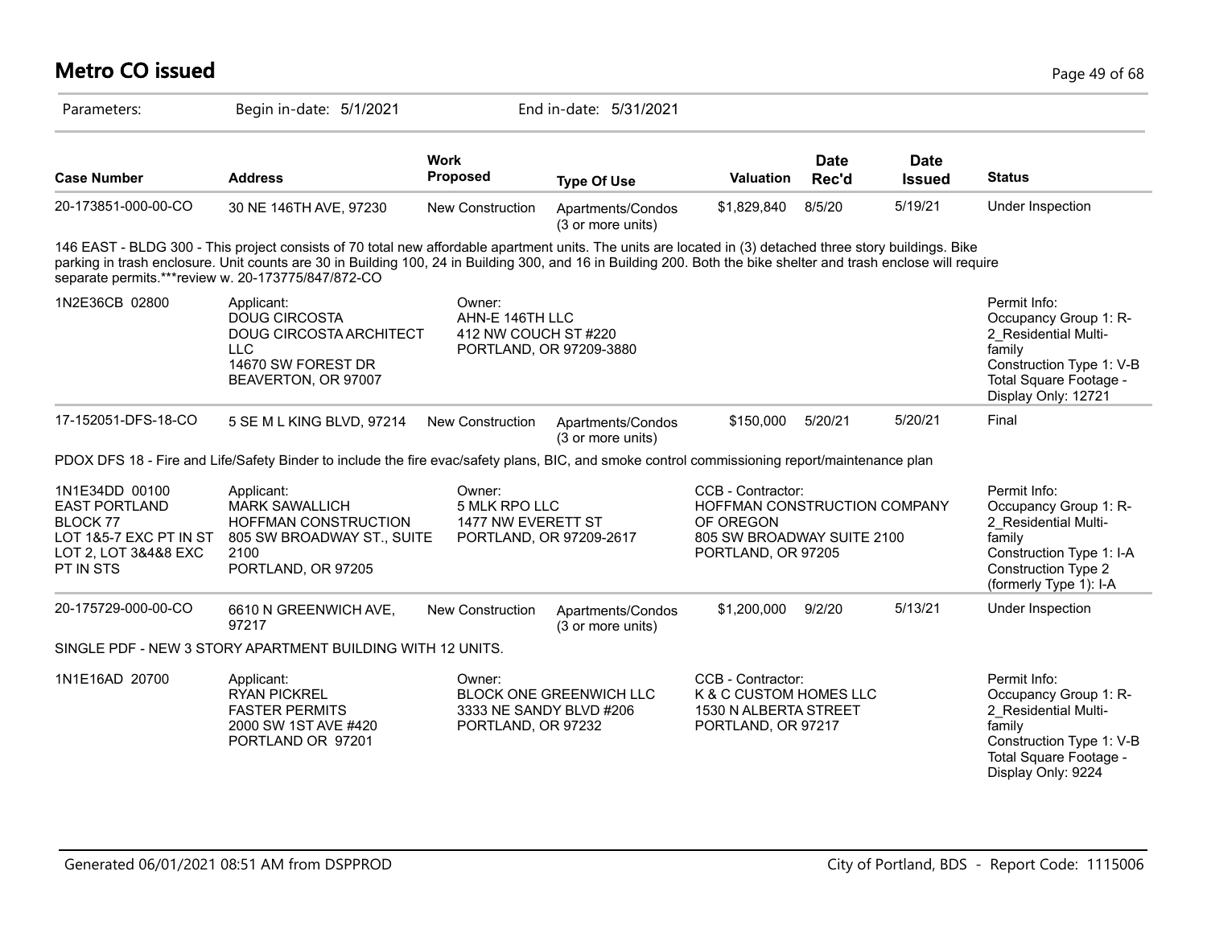# Metro CO issued

Parameters: Begin in-date: 5/1/2021 End in-date: 5/31/2021

| Case Number | Address | Work Proposed | Type Of Use | Valuation | Date Rec'd | Date Issued | Status |
|---|---|---|---|---|---|---|---|
| 20-173851-000-00-CO | 30 NE 146TH AVE, 97230 | New Construction | Apartments/Condos (3 or more units) | $1,829,840 | 8/5/20 | 5/19/21 | Under Inspection |

146 EAST - BLDG 300 - This project consists of 70 total new affordable apartment units. The units are located in (3) detached three story buildings. Bike parking in trash enclosure. Unit counts are 30 in Building 100, 24 in Building 300, and 16 in Building 200. Both the bike shelter and trash enclose will require separate permits.***review w. 20-173775/847/872-CO

| | | | | |
|---|---|---|---|---|
| 1N2E36CB 02800 | Applicant:<br>DOUG CIRCOSTA<br>DOUG CIRCOSTA ARCHITECT LLC<br>14670 SW FOREST DR<br>BEAVERTON, OR 97007 | Owner:<br>AHN-E 146TH LLC<br>412 NW COUCH ST #220<br>PORTLAND, OR 97209-3880 | | Permit Info:<br>Occupancy Group 1: R-2_Residential Multi-family<br>Construction Type 1: V-B<br>Total Square Footage - Display Only: 12721 |

| Case Number | Address | Work Proposed | Type Of Use | Valuation | Date Rec'd | Date Issued | Status |
|---|---|---|---|---|---|---|---|
| 17-152051-DFS-18-CO | 5 SE M L KING BLVD, 97214 | New Construction | Apartments/Condos (3 or more units) | $150,000 | 5/20/21 | 5/20/21 | Final |

PDOX DFS 18 - Fire and Life/Safety Binder to include the fire evac/safety plans, BIC, and smoke control commissioning report/maintenance plan

| | | | | |
|---|---|---|---|---|
| 1N1E34DD 00100<br>EAST PORTLAND<br>BLOCK 77<br>LOT 1&5-7 EXC PT IN ST<br>LOT 2, LOT 3&4&8 EXC PT IN STS | Applicant:<br>MARK SAWALLICH<br>HOFFMAN CONSTRUCTION<br>805 SW BROADWAY ST., SUITE 2100<br>PORTLAND, OR 97205 | Owner:<br>5 MLK RPO LLC<br>1477 NW EVERETT ST<br>PORTLAND, OR 97209-2617 | CCB - Contractor:<br>HOFFMAN CONSTRUCTION COMPANY OF OREGON<br>805 SW BROADWAY SUITE 2100<br>PORTLAND, OR 97205 | Permit Info:<br>Occupancy Group 1: R-2_Residential Multi-family<br>Construction Type 1: I-A<br>Construction Type 2 (formerly Type 1): I-A |

| Case Number | Address | Work Proposed | Type Of Use | Valuation | Date Rec'd | Date Issued | Status |
|---|---|---|---|---|---|---|---|
| 20-175729-000-00-CO | 6610 N GREENWICH AVE, 97217 | New Construction | Apartments/Condos (3 or more units) | $1,200,000 | 9/2/20 | 5/13/21 | Under Inspection |

SINGLE PDF - NEW 3 STORY APARTMENT BUILDING WITH 12 UNITS.

| | | | | |
|---|---|---|---|---|
| 1N1E16AD 20700 | Applicant:<br>RYAN PICKREL<br>FASTER PERMITS<br>2000 SW 1ST AVE #420<br>PORTLAND OR 97201 | Owner:<br>BLOCK ONE GREENWICH LLC<br>3333 NE SANDY BLVD #206<br>PORTLAND, OR 97232 | CCB - Contractor:<br>K & C CUSTOM HOMES LLC<br>1530 N ALBERTA STREET<br>PORTLAND, OR 97217 | Permit Info:<br>Occupancy Group 1: R-2_Residential Multi-family<br>Construction Type 1: V-B<br>Total Square Footage - Display Only: 9224 |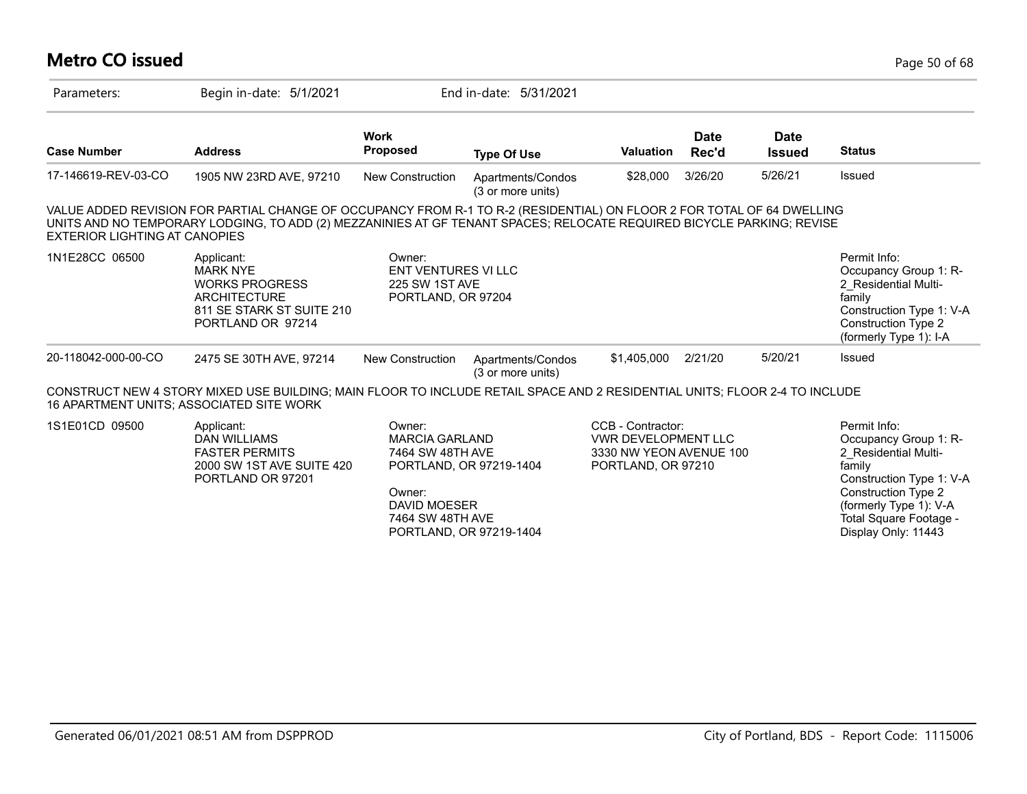# Metro CO issued

Parameters: Begin in-date: 5/1/2021 End in-date: 5/31/2021

| Case Number | Address | Work Proposed | Type Of Use | Valuation | Date Rec'd | Date Issued | Status |
|---|---|---|---|---|---|---|---|
| 17-146619-REV-03-CO | 1905 NW 23RD AVE, 97210 | New Construction | Apartments/Condos (3 or more units) | $28,000 | 3/26/20 | 5/26/21 | Issued |

VALUE ADDED REVISION FOR PARTIAL CHANGE OF OCCUPANCY FROM R-1 TO R-2 (RESIDENTIAL) ON FLOOR 2 FOR TOTAL OF 64 DWELLING UNITS AND NO TEMPORARY LODGING, TO ADD (2) MEZZANINIES AT GF TENANT SPACES; RELOCATE REQUIRED BICYCLE PARKING; REVISE EXTERIOR LIGHTING AT CANOPIES

1N1E28CC 06500

Applicant:
MARK NYE
WORKS PROGRESS ARCHITECTURE
811 SE STARK ST SUITE 210
PORTLAND OR 97214

Owner:
ENT VENTURES VI LLC
225 SW 1ST AVE
PORTLAND, OR 97204

Permit Info:
Occupancy Group 1: R-2_Residential Multi-family
Construction Type 1: V-A
Construction Type 2 (formerly Type 1): I-A

| Case Number | Address | Work Proposed | Type Of Use | Valuation | Date Rec'd | Date Issued | Status |
|---|---|---|---|---|---|---|---|
| 20-118042-000-00-CO | 2475 SE 30TH AVE, 97214 | New Construction | Apartments/Condos (3 or more units) | $1,405,000 | 2/21/20 | 5/20/21 | Issued |

CONSTRUCT NEW 4 STORY MIXED USE BUILDING; MAIN FLOOR TO INCLUDE RETAIL SPACE AND 2 RESIDENTIAL UNITS; FLOOR 2-4 TO INCLUDE 16 APARTMENT UNITS; ASSOCIATED SITE WORK

1S1E01CD 09500

Applicant:
DAN WILLIAMS
FASTER PERMITS
2000 SW 1ST AVE SUITE 420
PORTLAND OR 97201

Owner:
MARCIA GARLAND
7464 SW 48TH AVE
PORTLAND, OR 97219-1404

Owner:
DAVID MOESER
7464 SW 48TH AVE
PORTLAND, OR 97219-1404

CCB - Contractor:
VWR DEVELOPMENT LLC
3330 NW YEON AVENUE 100
PORTLAND, OR 97210

Permit Info:
Occupancy Group 1: R-2_Residential Multi-family
Construction Type 1: V-A
Construction Type 2 (formerly Type 1): V-A
Total Square Footage - Display Only: 11443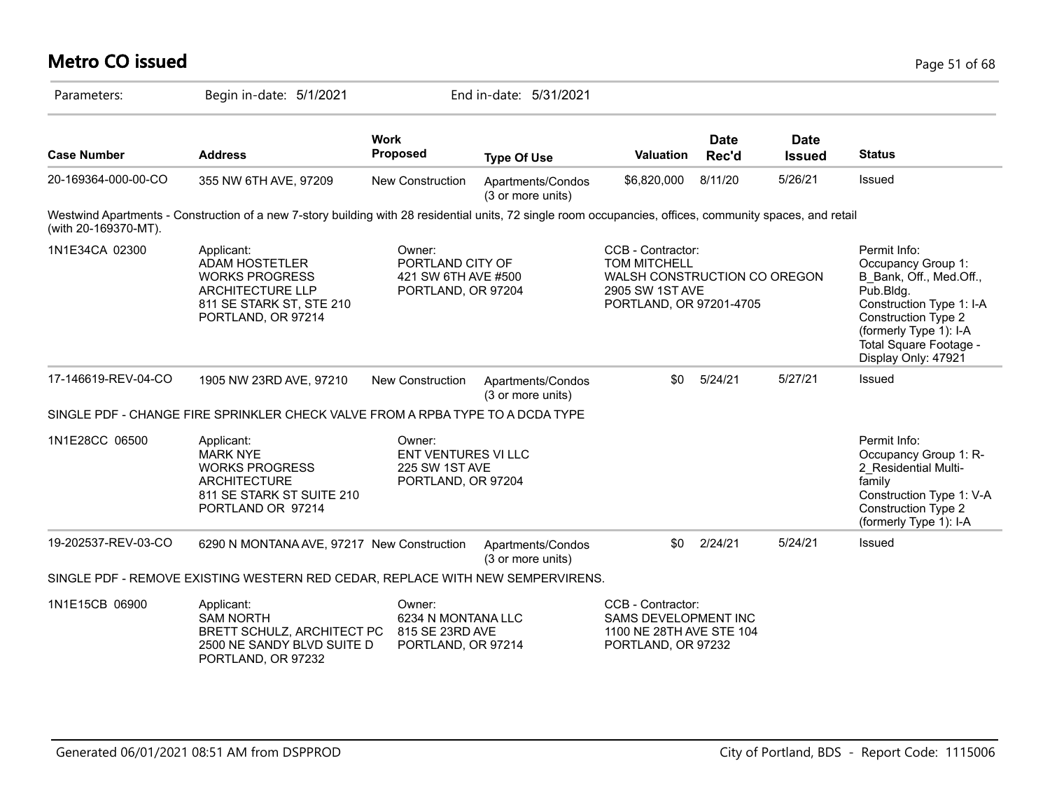# Metro CO issued

Parameters: Begin in-date: 5/1/2021 End in-date: 5/31/2021

| Case Number | Address | Work Proposed | Type Of Use | Valuation | Date Rec'd | Date Issued | Status |
|---|---|---|---|---|---|---|---|
| 20-169364-000-00-CO | 355 NW 6TH AVE, 97209 | New Construction | Apartments/Condos (3 or more units) | $6,820,000 | 8/11/20 | 5/26/21 | Issued |

Westwind Apartments - Construction of a new 7-story building with 28 residential units, 72 single room occupancies, offices, community spaces, and retail (with 20-169370-MT).

1N1E34CA 02300

Applicant:
ADAM HOSTETLER
WORKS PROGRESS ARCHITECTURE LLP
811 SE STARK ST, STE 210
PORTLAND, OR 97214

Owner:
PORTLAND CITY OF
421 SW 6TH AVE #500
PORTLAND, OR 97204

CCB - Contractor:
TOM MITCHELL
WALSH CONSTRUCTION CO OREGON
2905 SW 1ST AVE
PORTLAND, OR 97201-4705

Permit Info:
Occupancy Group 1: B_Bank, Off., Med.Off., Pub.Bldg.
Construction Type 1: I-A
Construction Type 2 (formerly Type 1): I-A
Total Square Footage - Display Only: 47921

| Case Number | Address | Work Proposed | Type Of Use | Valuation | Date Rec'd | Date Issued | Status |
|---|---|---|---|---|---|---|---|
| 17-146619-REV-04-CO | 1905 NW 23RD AVE, 97210 | New Construction | Apartments/Condos (3 or more units) | $0 | 5/24/21 | 5/27/21 | Issued |

SINGLE PDF - CHANGE FIRE SPRINKLER CHECK VALVE FROM A RPBA TYPE TO A DCDA TYPE

1N1E28CC 06500

Applicant:
MARK NYE
WORKS PROGRESS ARCHITECTURE
811 SE STARK ST SUITE 210
PORTLAND OR 97214

Owner:
ENT VENTURES VI LLC
225 SW 1ST AVE
PORTLAND, OR 97204

Permit Info:
Occupancy Group 1: R-2_Residential Multi-family
Construction Type 1: V-A
Construction Type 2 (formerly Type 1): I-A

| Case Number | Address | Work Proposed | Type Of Use | Valuation | Date Rec'd | Date Issued | Status |
|---|---|---|---|---|---|---|---|
| 19-202537-REV-03-CO | 6290 N MONTANA AVE, 97217 | New Construction | Apartments/Condos (3 or more units) | $0 | 2/24/21 | 5/24/21 | Issued |

SINGLE PDF - REMOVE EXISTING WESTERN RED CEDAR, REPLACE WITH NEW SEMPERVIRENS.

1N1E15CB 06900

Applicant:
SAM NORTH
BRETT SCHULZ, ARCHITECT PC
2500 NE SANDY BLVD SUITE D
PORTLAND, OR 97232

Owner:
6234 N MONTANA LLC
815 SE 23RD AVE
PORTLAND, OR 97214

CCB - Contractor:
SAMS DEVELOPMENT INC
1100 NE 28TH AVE STE 104
PORTLAND, OR 97232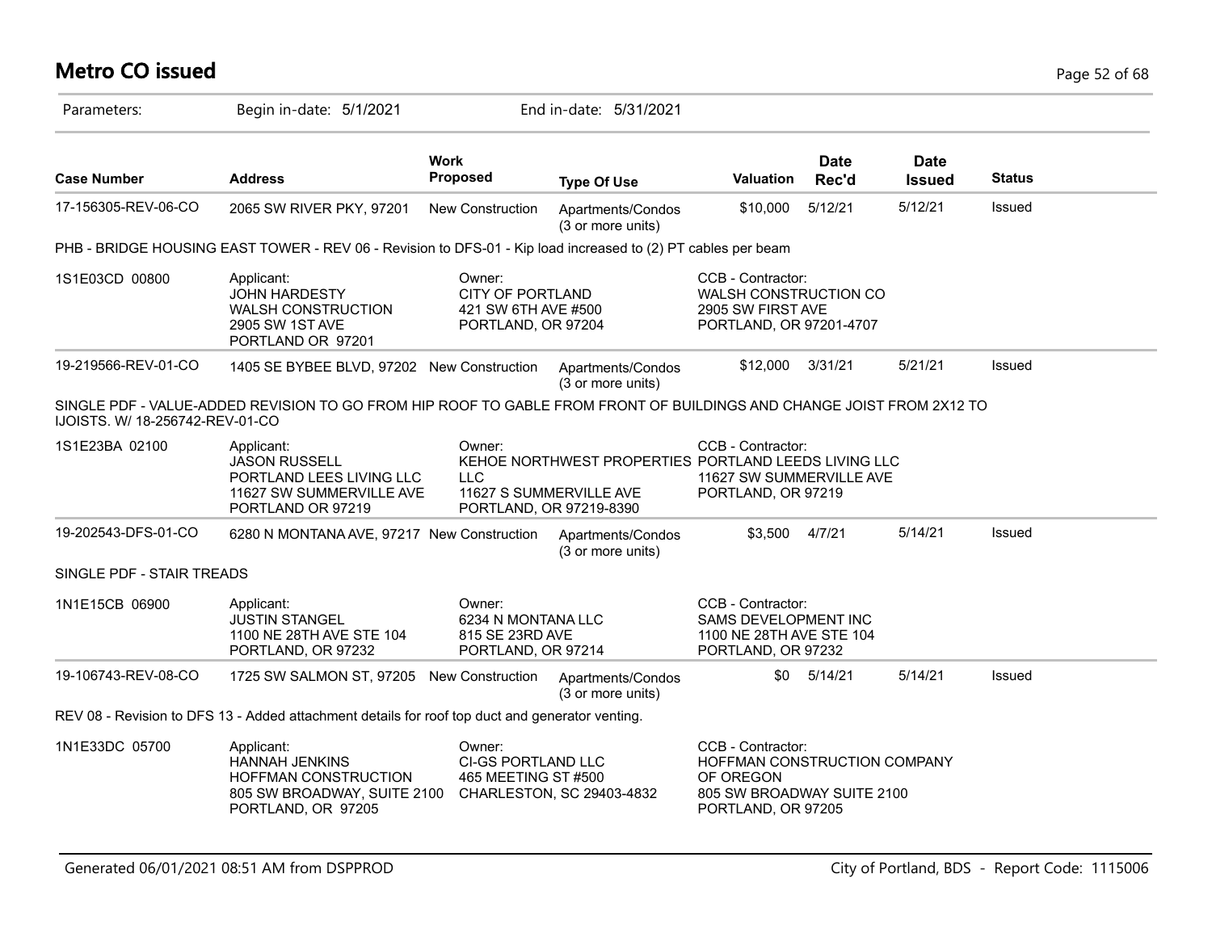# Metro CO issued

Parameters: Begin in-date: 5/1/2021 End in-date: 5/31/2021

| Case Number | Address | Work Proposed | Type Of Use | Valuation | Date Rec'd | Date Issued | Status |
|---|---|---|---|---|---|---|---|
| 17-156305-REV-06-CO | 2065 SW RIVER PKY, 97201 | New Construction | Apartments/Condos (3 or more units) | $10,000 | 5/12/21 | 5/12/21 | Issued |

PHB - BRIDGE HOUSING EAST TOWER - REV 06 - Revision to DFS-01 - Kip load increased to (2) PT cables per beam

| | | | |
|---|---|---|---|
| 1S1E03CD 00800 | Applicant:<br>JOHN HARDESTY<br>WALSH CONSTRUCTION<br>2905 SW 1ST AVE<br>PORTLAND OR 97201 | Owner:<br>CITY OF PORTLAND<br>421 SW 6TH AVE #500<br>PORTLAND, OR 97204 | CCB - Contractor:<br>WALSH CONSTRUCTION CO<br>2905 SW FIRST AVE<br>PORTLAND, OR 97201-4707 |

| Case Number | Address | Work Proposed | Type Of Use | Valuation | Date Rec'd | Date Issued | Status |
|---|---|---|---|---|---|---|---|
| 19-219566-REV-01-CO | 1405 SE BYBEE BLVD, 97202 | New Construction | Apartments/Condos (3 or more units) | $12,000 | 3/31/21 | 5/21/21 | Issued |

SINGLE PDF - VALUE-ADDED REVISION TO GO FROM HIP ROOF TO GABLE FROM FRONT OF BUILDINGS AND CHANGE JOIST FROM 2X12 TO IJOISTS. W/ 18-256742-REV-01-CO

| | | | |
|---|---|---|---|
| 1S1E23BA 02100 | Applicant:<br>JASON RUSSELL<br>PORTLAND LEES LIVING LLC<br>11627 SW SUMMERVILLE AVE<br>PORTLAND OR 97219 | Owner:<br>KEHOE NORTHWEST PROPERTIES LLC<br>11627 S SUMMERVILLE AVE<br>PORTLAND, OR 97219-8390 | CCB - Contractor:<br>PORTLAND LEEDS LIVING LLC<br>11627 SW SUMMERVILLE AVE<br>PORTLAND, OR 97219 |

| Case Number | Address | Work Proposed | Type Of Use | Valuation | Date Rec'd | Date Issued | Status |
|---|---|---|---|---|---|---|---|
| 19-202543-DFS-01-CO | 6280 N MONTANA AVE, 97217 | New Construction | Apartments/Condos (3 or more units) | $3,500 | 4/7/21 | 5/14/21 | Issued |

SINGLE PDF - STAIR TREADS

| | | | |
|---|---|---|---|
| 1N1E15CB 06900 | Applicant:<br>JUSTIN STANGEL<br>1100 NE 28TH AVE STE 104<br>PORTLAND, OR 97232 | Owner:<br>6234 N MONTANA LLC<br>815 SE 23RD AVE<br>PORTLAND, OR 97214 | CCB - Contractor:<br>SAMS DEVELOPMENT INC<br>1100 NE 28TH AVE STE 104<br>PORTLAND, OR 97232 |

| Case Number | Address | Work Proposed | Type Of Use | Valuation | Date Rec'd | Date Issued | Status |
|---|---|---|---|---|---|---|---|
| 19-106743-REV-08-CO | 1725 SW SALMON ST, 97205 | New Construction | Apartments/Condos (3 or more units) | $0 | 5/14/21 | 5/14/21 | Issued |

REV 08 - Revision to DFS 13 - Added attachment details for roof top duct and generator venting.

| | | | |
|---|---|---|---|
| 1N1E33DC 05700 | Applicant:<br>HANNAH JENKINS<br>HOFFMAN CONSTRUCTION<br>805 SW BROADWAY, SUITE 2100<br>PORTLAND, OR 97205 | Owner:<br>CI-GS PORTLAND LLC<br>465 MEETING ST #500<br>CHARLESTON, SC 29403-4832 | CCB - Contractor:<br>HOFFMAN CONSTRUCTION COMPANY OF OREGON<br>805 SW BROADWAY SUITE 2100<br>PORTLAND, OR 97205 |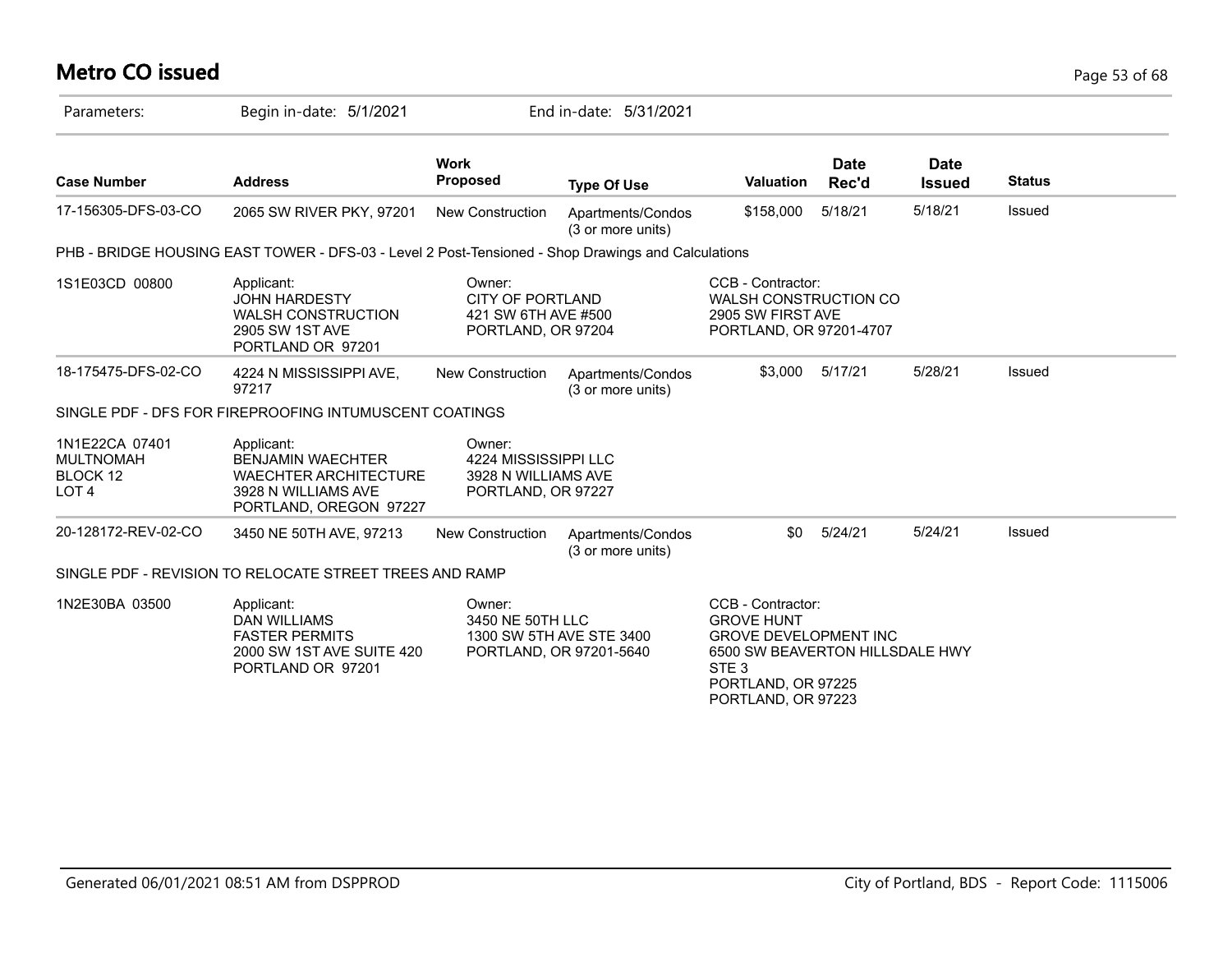# Metro CO issued

Parameters: Begin in-date: 5/1/2021 End in-date: 5/31/2021

| Case Number | Address | Work Proposed | Type Of Use | Valuation | Date Rec'd | Date Issued | Status |
|---|---|---|---|---|---|---|---|
| 17-156305-DFS-03-CO | 2065 SW RIVER PKY, 97201 | New Construction | Apartments/Condos (3 or more units) | $158,000 | 5/18/21 | 5/18/21 | Issued |

PHB - BRIDGE HOUSING EAST TOWER - DFS-03 - Level 2 Post-Tensioned - Shop Drawings and Calculations

1S1E03CD 00800

Applicant:
JOHN HARDESTY
WALSH CONSTRUCTION
2905 SW 1ST AVE
PORTLAND OR 97201

Owner:
CITY OF PORTLAND
421 SW 6TH AVE #500
PORTLAND, OR 97204

CCB - Contractor:
WALSH CONSTRUCTION CO
2905 SW FIRST AVE
PORTLAND, OR 97201-4707

| Case Number | Address | Work Proposed | Type Of Use | Valuation | Date Rec'd | Date Issued | Status |
|---|---|---|---|---|---|---|---|
| 18-175475-DFS-02-CO | 4224 N MISSISSIPPI AVE, 97217 | New Construction | Apartments/Condos (3 or more units) | $3,000 | 5/17/21 | 5/28/21 | Issued |

SINGLE PDF - DFS FOR FIREPROOFING INTUMUSCENT COATINGS

1N1E22CA 07401
MULTNOMAH
BLOCK 12
LOT 4

Applicant:
BENJAMIN WAECHTER
WAECHTER ARCHITECTURE
3928 N WILLIAMS AVE
PORTLAND, OREGON 97227

Owner:
4224 MISSISSIPPI LLC
3928 N WILLIAMS AVE
PORTLAND, OR 97227

| Case Number | Address | Work Proposed | Type Of Use | Valuation | Date Rec'd | Date Issued | Status |
|---|---|---|---|---|---|---|---|
| 20-128172-REV-02-CO | 3450 NE 50TH AVE, 97213 | New Construction | Apartments/Condos (3 or more units) | $0 | 5/24/21 | 5/24/21 | Issued |

SINGLE PDF - REVISION TO RELOCATE STREET TREES AND RAMP

1N2E30BA 03500

Applicant:
DAN WILLIAMS
FASTER PERMITS
2000 SW 1ST AVE SUITE 420
PORTLAND OR 97201

Owner:
3450 NE 50TH LLC
1300 SW 5TH AVE STE 3400
PORTLAND, OR 97201-5640

CCB - Contractor:
GROVE HUNT
GROVE DEVELOPMENT INC
6500 SW BEAVERTON HILLSDALE HWY
STE 3
PORTLAND, OR 97225
PORTLAND, OR 97223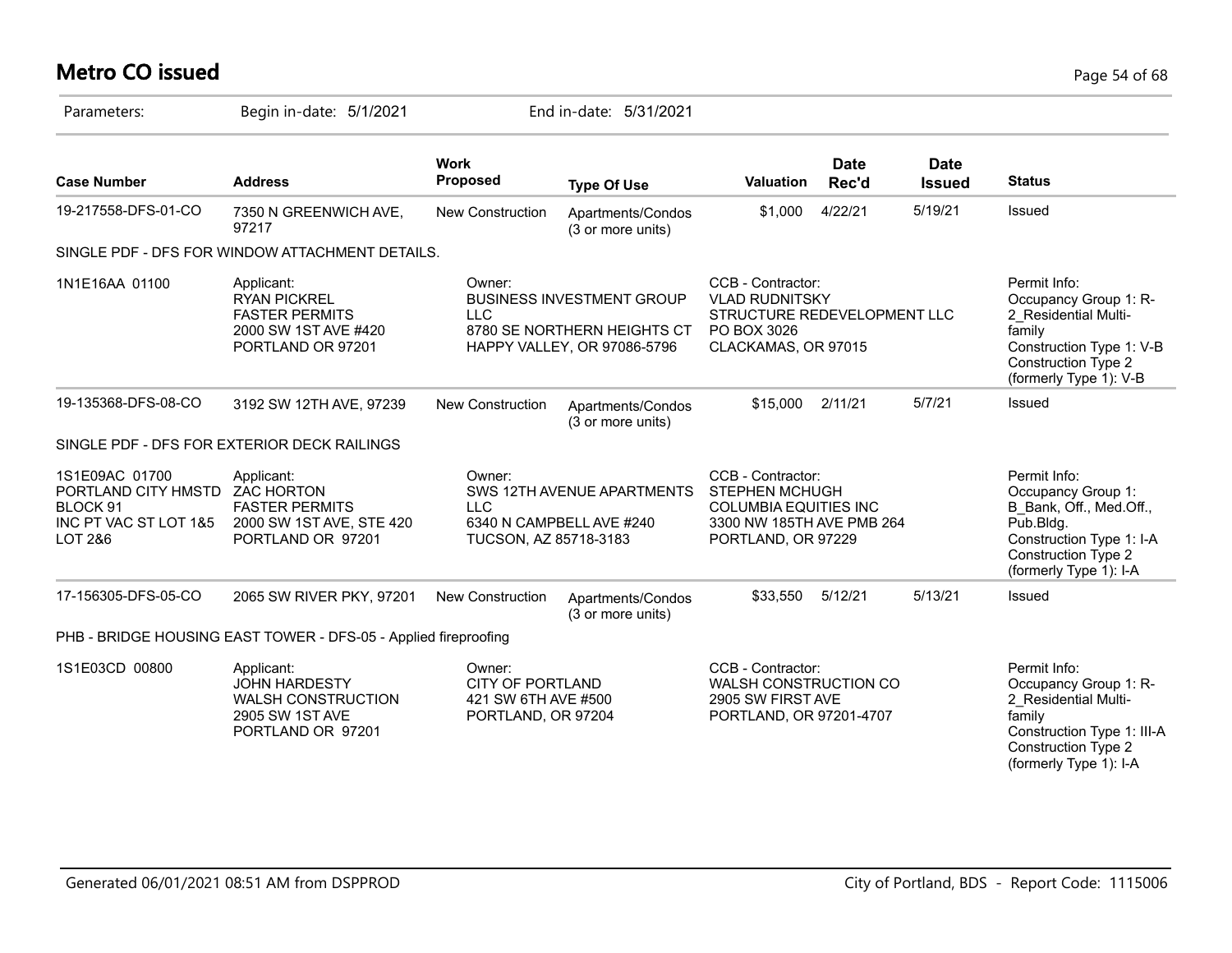# Metro CO issued

Parameters: Begin in-date: 5/1/2021 End in-date: 5/31/2021

| Case Number | Address | Work Proposed | Type Of Use | Valuation | Date Rec'd | Date Issued | Status |
|---|---|---|---|---|---|---|---|
| 19-217558-DFS-01-CO | 7350 N GREENWICH AVE, 97217 | New Construction | Apartments/Condos (3 or more units) | $1,000 | 4/22/21 | 5/19/21 | Issued |

SINGLE PDF - DFS FOR WINDOW ATTACHMENT DETAILS.

| 1N1E16AA 01100 | Applicant: RYAN PICKREL FASTER PERMITS 2000 SW 1ST AVE #420 PORTLAND OR 97201 | Owner: BUSINESS INVESTMENT GROUP LLC 8780 SE NORTHERN HEIGHTS CT HAPPY VALLEY, OR 97086-5796 | CCB - Contractor: VLAD RUDNITSKY STRUCTURE REDEVELOPMENT LLC PO BOX 3026 CLACKAMAS, OR 97015 | Permit Info: Occupancy Group 1: R-2_Residential Multi-family Construction Type 1: V-B Construction Type 2 (formerly Type 1): V-B |
|---|---|---|---|---|

| Case Number | Address | Work Proposed | Type Of Use | Valuation | Date Rec'd | Date Issued | Status |
|---|---|---|---|---|---|---|---|
| 19-135368-DFS-08-CO | 3192 SW 12TH AVE, 97239 | New Construction | Apartments/Condos (3 or more units) | $15,000 | 2/11/21 | 5/7/21 | Issued |

SINGLE PDF - DFS FOR EXTERIOR DECK RAILINGS

| 1S1E09AC 01700 PORTLAND CITY HMSTD BLOCK 91 INC PT VAC ST LOT 1&5 LOT 2&6 | Applicant: ZAC HORTON FASTER PERMITS 2000 SW 1ST AVE, STE 420 PORTLAND OR 97201 | Owner: SWS 12TH AVENUE APARTMENTS LLC 6340 N CAMPBELL AVE #240 TUCSON, AZ 85718-3183 | CCB - Contractor: STEPHEN MCHUGH COLUMBIA EQUITIES INC 3300 NW 185TH AVE PMB 264 PORTLAND, OR 97229 | Permit Info: Occupancy Group 1: B_Bank, Off., Med.Off., Pub.Bldg. Construction Type 1: I-A Construction Type 2 (formerly Type 1): I-A |
|---|---|---|---|---|

| Case Number | Address | Work Proposed | Type Of Use | Valuation | Date Rec'd | Date Issued | Status |
|---|---|---|---|---|---|---|---|
| 17-156305-DFS-05-CO | 2065 SW RIVER PKY, 97201 | New Construction | Apartments/Condos (3 or more units) | $33,550 | 5/12/21 | 5/13/21 | Issued |

PHB - BRIDGE HOUSING EAST TOWER - DFS-05 - Applied fireproofing

| 1S1E03CD 00800 | Applicant: JOHN HARDESTY WALSH CONSTRUCTION 2905 SW 1ST AVE PORTLAND OR 97201 | Owner: CITY OF PORTLAND 421 SW 6TH AVE #500 PORTLAND, OR 97204 | CCB - Contractor: WALSH CONSTRUCTION CO 2905 SW FIRST AVE PORTLAND, OR 97201-4707 | Permit Info: Occupancy Group 1: R-2_Residential Multi-family Construction Type 1: III-A Construction Type 2 (formerly Type 1): I-A |
|---|---|---|---|---|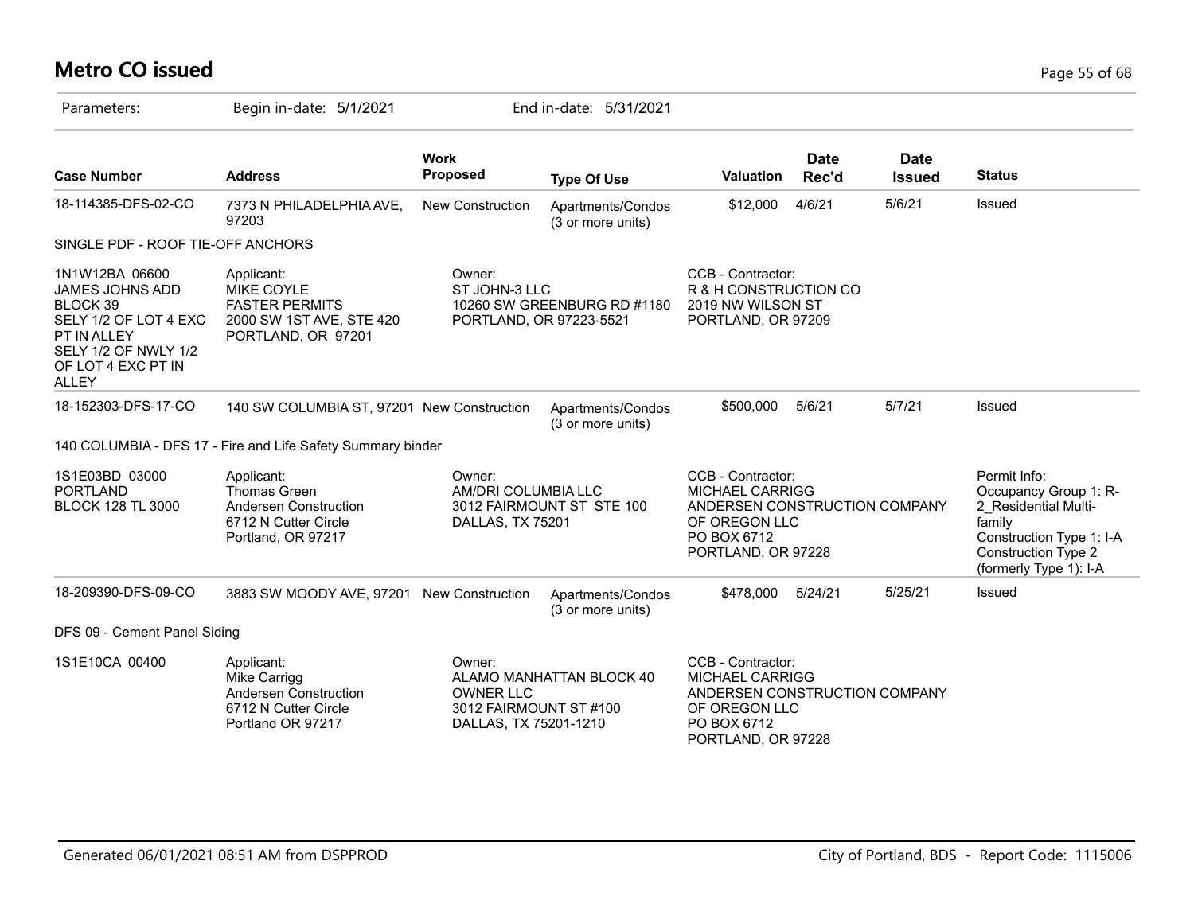# Metro CO issued

Parameters: Begin in-date: 5/1/2021 End in-date: 5/31/2021

| Case Number | Address | Work Proposed | Type Of Use | Valuation | Date Rec'd | Date Issued | Status |
|---|---|---|---|---|---|---|---|
| 18-114385-DFS-02-CO | 7373 N PHILADELPHIA AVE, 97203 | New Construction | Apartments/Condos (3 or more units) | $12,000 | 4/6/21 | 5/6/21 | Issued |

SINGLE PDF - ROOF TIE-OFF ANCHORS

1N1W12BA 06600
JAMES JOHNS ADD
BLOCK 39
SELY 1/2 OF LOT 4 EXC PT IN ALLEY
SELY 1/2 OF NWLY 1/2 OF LOT 4 EXC PT IN ALLEY

Applicant:
MIKE COYLE
FASTER PERMITS
2000 SW 1ST AVE, STE 420
PORTLAND, OR 97201

Owner:
ST JOHN-3 LLC
10260 SW GREENBURG RD #1180
PORTLAND, OR 97223-5521

CCB - Contractor:
R & H CONSTRUCTION CO
2019 NW WILSON ST
PORTLAND, OR 97209

| Case Number | Address | Work Proposed | Type Of Use | Valuation | Date Rec'd | Date Issued | Status |
|---|---|---|---|---|---|---|---|
| 18-152303-DFS-17-CO | 140 SW COLUMBIA ST, 97201 | New Construction | Apartments/Condos (3 or more units) | $500,000 | 5/6/21 | 5/7/21 | Issued |

140 COLUMBIA - DFS 17 - Fire and Life Safety Summary binder

1S1E03BD 03000
PORTLAND
BLOCK 128 TL 3000

Applicant:
Thomas Green
Andersen Construction
6712 N Cutter Circle
Portland, OR 97217

Owner:
AM/DRI COLUMBIA LLC
3012 FAIRMOUNT ST STE 100
DALLAS, TX 75201

CCB - Contractor:
MICHAEL CARRIGG
ANDERSEN CONSTRUCTION COMPANY OF OREGON LLC
PO BOX 6712
PORTLAND, OR 97228

Permit Info:
Occupancy Group 1: R-2_Residential Multi-family
Construction Type 1: I-A
Construction Type 2 (formerly Type 1): I-A

| Case Number | Address | Work Proposed | Type Of Use | Valuation | Date Rec'd | Date Issued | Status |
|---|---|---|---|---|---|---|---|
| 18-209390-DFS-09-CO | 3883 SW MOODY AVE, 97201 | New Construction | Apartments/Condos (3 or more units) | $478,000 | 5/24/21 | 5/25/21 | Issued |

DFS 09 - Cement Panel Siding

1S1E10CA 00400

Applicant:
Mike Carrigg
Andersen Construction
6712 N Cutter Circle
Portland OR 97217

Owner:
ALAMO MANHATTAN BLOCK 40 OWNER LLC
3012 FAIRMOUNT ST #100
DALLAS, TX 75201-1210

CCB - Contractor:
MICHAEL CARRIGG
ANDERSEN CONSTRUCTION COMPANY OF OREGON LLC
PO BOX 6712
PORTLAND, OR 97228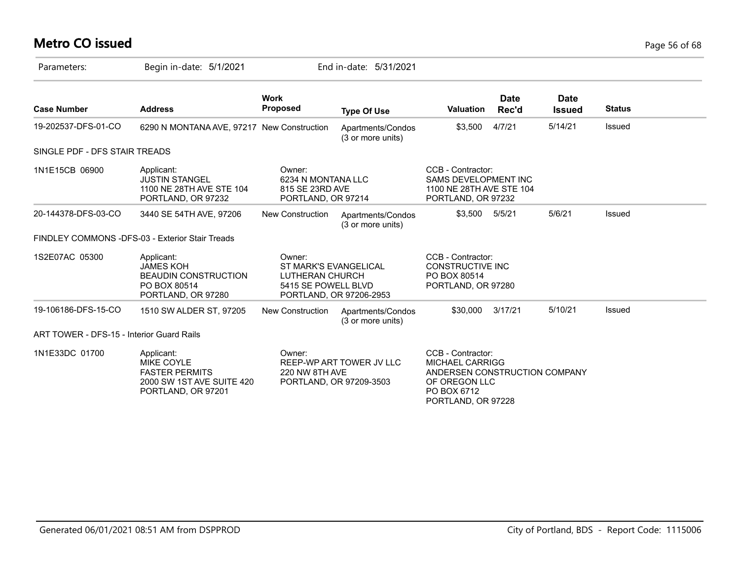# Metro CO issued

Parameters: Begin in-date: 5/1/2021 End in-date: 5/31/2021

| Case Number | Address | Work Proposed | Type Of Use | Valuation | Date Rec'd | Date Issued | Status |
|---|---|---|---|---|---|---|---|
| 19-202537-DFS-01-CO | 6290 N MONTANA AVE, 97217 | New Construction | Apartments/Condos (3 or more units) | $3,500 | 4/7/21 | 5/14/21 | Issued |

SINGLE PDF - DFS STAIR TREADS

| | | | |
|---|---|---|---|
| 1N1E15CB 06900 | Applicant:<br>JUSTIN STANGEL<br>1100 NE 28TH AVE STE 104<br>PORTLAND, OR 97232 | Owner:<br>6234 N MONTANA LLC<br>815 SE 23RD AVE<br>PORTLAND, OR 97214 | CCB - Contractor:<br>SAMS DEVELOPMENT INC<br>1100 NE 28TH AVE STE 104<br>PORTLAND, OR 97232 |

| Case Number | Address | Work Proposed | Type Of Use | Valuation | Date Rec'd | Date Issued | Status |
|---|---|---|---|---|---|---|---|
| 20-144378-DFS-03-CO | 3440 SE 54TH AVE, 97206 | New Construction | Apartments/Condos (3 or more units) | $3,500 | 5/5/21 | 5/6/21 | Issued |

FINDLEY COMMONS -DFS-03 - Exterior Stair Treads

| | | | |
|---|---|---|---|
| 1S2E07AC 05300 | Applicant:<br>JAMES KOH<br>BEAUDIN CONSTRUCTION<br>PO BOX 80514<br>PORTLAND, OR 97280 | Owner:<br>ST MARK'S EVANGELICAL LUTHERAN CHURCH<br>5415 SE POWELL BLVD<br>PORTLAND, OR 97206-2953 | CCB - Contractor:<br>CONSTRUCTIVE INC<br>PO BOX 80514<br>PORTLAND, OR 97280 |

| Case Number | Address | Work Proposed | Type Of Use | Valuation | Date Rec'd | Date Issued | Status |
|---|---|---|---|---|---|---|---|
| 19-106186-DFS-15-CO | 1510 SW ALDER ST, 97205 | New Construction | Apartments/Condos (3 or more units) | $30,000 | 3/17/21 | 5/10/21 | Issued |

ART TOWER - DFS-15 - Interior Guard Rails

| | | | |
|---|---|---|---|
| 1N1E33DC 01700 | Applicant:<br>MIKE COYLE<br>FASTER PERMITS<br>2000 SW 1ST AVE SUITE 420<br>PORTLAND, OR 97201 | Owner:<br>REEP-WP ART TOWER JV LLC<br>220 NW 8TH AVE<br>PORTLAND, OR 97209-3503 | CCB - Contractor:<br>MICHAEL CARRIGG<br>ANDERSEN CONSTRUCTION COMPANY OF OREGON LLC<br>PO BOX 6712<br>PORTLAND, OR 97228 |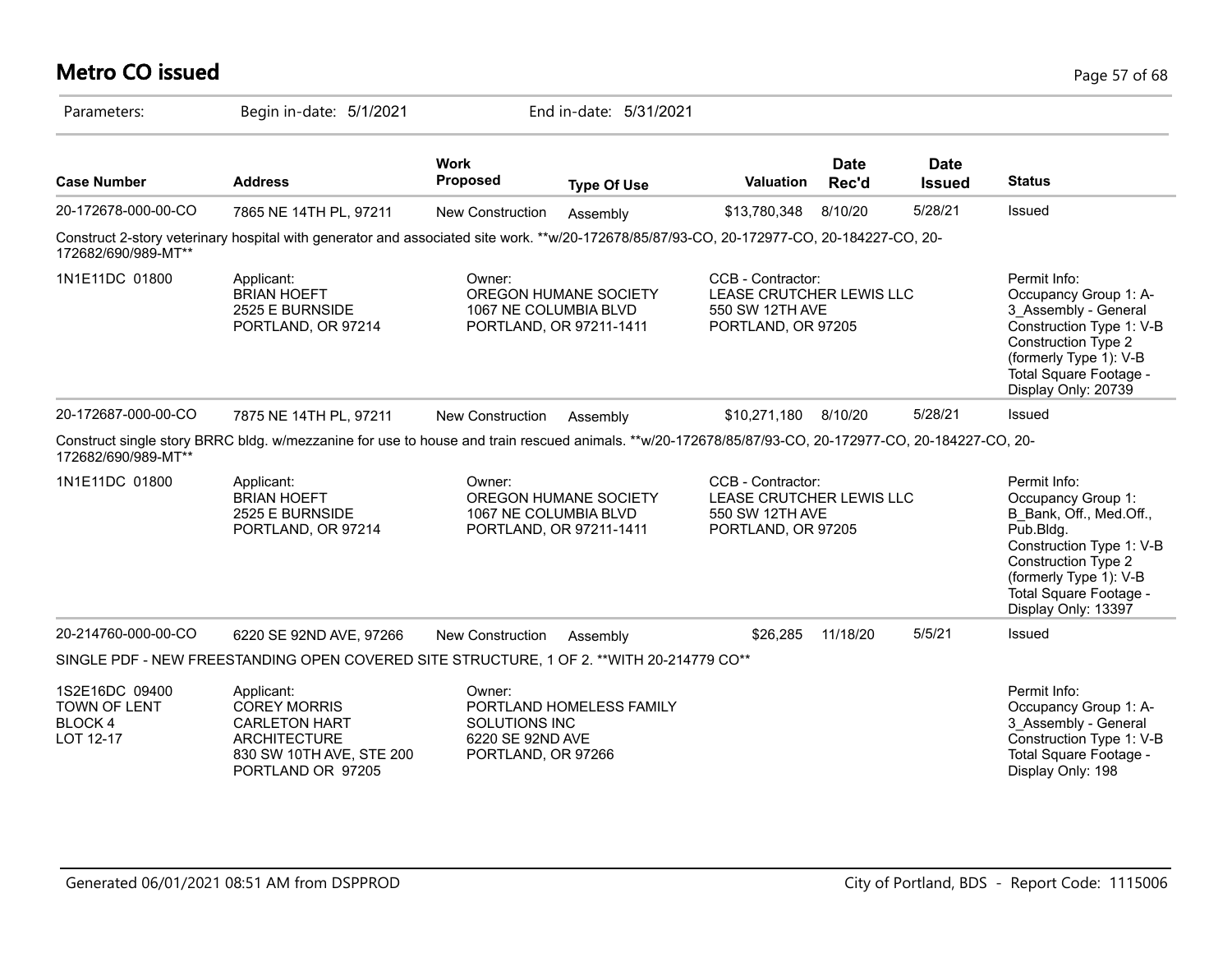# Metro CO issued

Parameters: Begin in-date: 5/1/2021 End in-date: 5/31/2021

| Case Number | Address | Work Proposed | Type Of Use | Valuation | Date Rec'd | Date Issued | Status |
|---|---|---|---|---|---|---|---|
| 20-172678-000-00-CO | 7865 NE 14TH PL, 97211 | New Construction | Assembly | $13,780,348 | 8/10/20 | 5/28/21 | Issued |

Construct 2-story veterinary hospital with generator and associated site work. **w/20-172678/85/87/93-CO, 20-172977-CO, 20-184227-CO, 20-172682/690/989-MT**

| | Applicant | Owner | CCB - Contractor | Permit Info |
|---|---|---|---|---|
| 1N1E11DC 01800 | BRIAN HOEFT<br>2525 E BURNSIDE<br>PORTLAND, OR 97214 | OREGON HUMANE SOCIETY<br>1067 NE COLUMBIA BLVD<br>PORTLAND, OR 97211-1411 | LEASE CRUTCHER LEWIS LLC<br>550 SW 12TH AVE<br>PORTLAND, OR 97205 | Occupancy Group 1: A-3_Assembly - General<br>Construction Type 1: V-B<br>Construction Type 2 (formerly Type 1): V-B<br>Total Square Footage - Display Only: 20739 |

| Case Number | Address | Work Proposed | Type Of Use | Valuation | Date Rec'd | Date Issued | Status |
|---|---|---|---|---|---|---|---|
| 20-172687-000-00-CO | 7875 NE 14TH PL, 97211 | New Construction | Assembly | $10,271,180 | 8/10/20 | 5/28/21 | Issued |

Construct single story BRRC bldg. w/mezzanine for use to house and train rescued animals. **w/20-172678/85/87/93-CO, 20-172977-CO, 20-184227-CO, 20-172682/690/989-MT**

| | Applicant | Owner | CCB - Contractor | Permit Info |
|---|---|---|---|---|
| 1N1E11DC 01800 | BRIAN HOEFT<br>2525 E BURNSIDE<br>PORTLAND, OR 97214 | OREGON HUMANE SOCIETY<br>1067 NE COLUMBIA BLVD<br>PORTLAND, OR 97211-1411 | LEASE CRUTCHER LEWIS LLC<br>550 SW 12TH AVE<br>PORTLAND, OR 97205 | Occupancy Group 1: B_Bank, Off., Med.Off., Pub.Bldg.<br>Construction Type 1: V-B<br>Construction Type 2 (formerly Type 1): V-B<br>Total Square Footage - Display Only: 13397 |

| Case Number | Address | Work Proposed | Type Of Use | Valuation | Date Rec'd | Date Issued | Status |
|---|---|---|---|---|---|---|---|
| 20-214760-000-00-CO | 6220 SE 92ND AVE, 97266 | New Construction | Assembly | $26,285 | 11/18/20 | 5/5/21 | Issued |

SINGLE PDF - NEW FREESTANDING OPEN COVERED SITE STRUCTURE, 1 OF 2. **WITH 20-214779 CO**

| | Applicant | Owner | CCB - Contractor | Permit Info |
|---|---|---|---|---|
| 1S2E16DC 09400<br>TOWN OF LENT<br>BLOCK 4<br>LOT 12-17 | COREY MORRIS<br>CARLETON HART ARCHITECTURE<br>830 SW 10TH AVE, STE 200<br>PORTLAND OR 97205 | PORTLAND HOMELESS FAMILY SOLUTIONS INC<br>6220 SE 92ND AVE<br>PORTLAND, OR 97266 | | Occupancy Group 1: A-3_Assembly - General<br>Construction Type 1: V-B<br>Total Square Footage - Display Only: 198 |

Generated 06/01/2021 08:51 AM from DSPPROD — City of Portland, BDS - Report Code: 1115006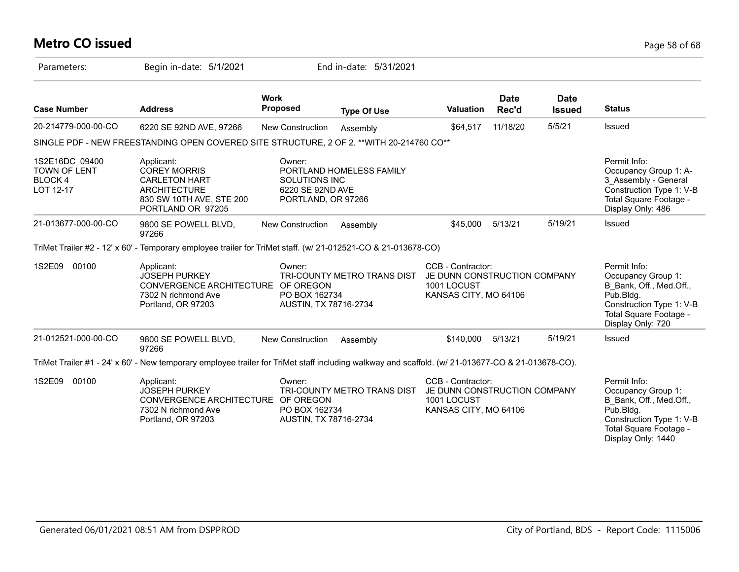# Metro CO issued

Parameters: Begin in-date: 5/1/2021 End in-date: 5/31/2021

| Case Number | Address | Work Proposed | Type Of Use | Valuation | Date Rec'd | Date Issued | Status |
|---|---|---|---|---|---|---|---|
| 20-214779-000-00-CO | 6220 SE 92ND AVE, 97266 | New Construction | Assembly | $64,517 | 11/18/20 | 5/5/21 | Issued |

SINGLE PDF - NEW FREESTANDING OPEN COVERED SITE STRUCTURE, 2 OF 2. **WITH 20-214760 CO**

| | | | |
|---|---|---|---|
| 1S2E16DC 09400<br>TOWN OF LENT<br>BLOCK 4<br>LOT 12-17 | Applicant:<br>COREY MORRIS<br>CARLETON HART ARCHITECTURE<br>830 SW 10TH AVE, STE 200<br>PORTLAND OR 97205 | Owner:<br>PORTLAND HOMELESS FAMILY SOLUTIONS INC<br>6220 SE 92ND AVE<br>PORTLAND, OR 97266 | Permit Info:<br>Occupancy Group 1: A-3_Assembly - General<br>Construction Type 1: V-B<br>Total Square Footage - Display Only: 486 |

| Case Number | Address | Work Proposed | Type Of Use | Valuation | Date Rec'd | Date Issued | Status |
|---|---|---|---|---|---|---|---|
| 21-013677-000-00-CO | 9800 SE POWELL BLVD, 97266 | New Construction | Assembly | $45,000 | 5/13/21 | 5/19/21 | Issued |

TriMet Trailer #2 - 12' x 60' - Temporary employee trailer for TriMet staff. (w/ 21-012521-CO & 21-013678-CO)

| | | | | |
|---|---|---|---|---|
| 1S2E09 00100 | Applicant:<br>JOSEPH PURKEY<br>CONVERGENCE ARCHITECTURE<br>7302 N richmond Ave<br>Portland, OR 97203 | Owner:<br>TRI-COUNTY METRO TRANS DIST OF OREGON<br>PO BOX 162734<br>AUSTIN, TX 78716-2734 | CCB - Contractor:<br>JE DUNN CONSTRUCTION COMPANY<br>1001 LOCUST<br>KANSAS CITY, MO 64106 | Permit Info:<br>Occupancy Group 1: B_Bank, Off., Med.Off., Pub.Bldg.<br>Construction Type 1: V-B<br>Total Square Footage - Display Only: 720 |

| Case Number | Address | Work Proposed | Type Of Use | Valuation | Date Rec'd | Date Issued | Status |
|---|---|---|---|---|---|---|---|
| 21-012521-000-00-CO | 9800 SE POWELL BLVD, 97266 | New Construction | Assembly | $140,000 | 5/13/21 | 5/19/21 | Issued |

TriMet Trailer #1 - 24' x 60' - New temporary employee trailer for TriMet staff including walkway and scaffold. (w/ 21-013677-CO & 21-013678-CO).

| | | | | |
|---|---|---|---|---|
| 1S2E09 00100 | Applicant:<br>JOSEPH PURKEY<br>CONVERGENCE ARCHITECTURE<br>7302 N richmond Ave<br>Portland, OR 97203 | Owner:<br>TRI-COUNTY METRO TRANS DIST OF OREGON<br>PO BOX 162734<br>AUSTIN, TX 78716-2734 | CCB - Contractor:<br>JE DUNN CONSTRUCTION COMPANY<br>1001 LOCUST<br>KANSAS CITY, MO 64106 | Permit Info:<br>Occupancy Group 1: B_Bank, Off., Med.Off., Pub.Bldg.<br>Construction Type 1: V-B<br>Total Square Footage - Display Only: 1440 |

Generated 06/01/2021 08:51 AM from DSPPROD City of Portland, BDS - Report Code: 1115006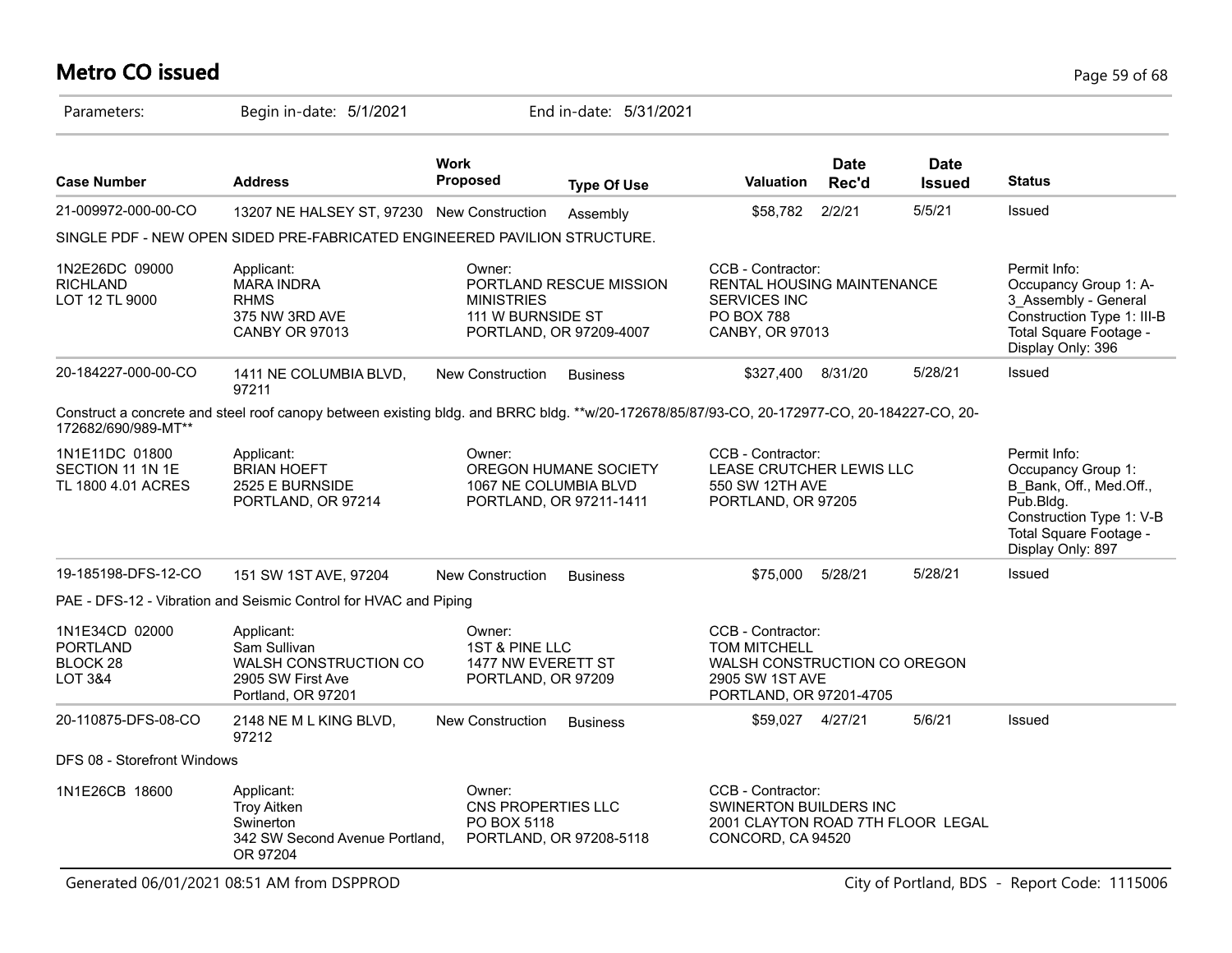# Metro CO issued

Parameters: Begin in-date: 5/1/2021 End in-date: 5/31/2021

| Case Number | Address | Work Proposed | Type Of Use | Valuation | Date Rec'd | Date Issued | Status |
|---|---|---|---|---|---|---|---|
| 21-009972-000-00-CO | 13207 NE HALSEY ST, 97230 | New Construction | Assembly | $58,782 | 2/2/21 | 5/5/21 | Issued |

SINGLE PDF - NEW OPEN SIDED PRE-FABRICATED ENGINEERED PAVILION STRUCTURE.

| | | | | |
|---|---|---|---|---|
| 1N2E26DC 09000<br>RICHLAND<br>LOT 12 TL 9000 | Applicant:<br>MARA INDRA<br>RHMS<br>375 NW 3RD AVE<br>CANBY OR 97013 | Owner:<br>PORTLAND RESCUE MISSION MINISTRIES<br>111 W BURNSIDE ST<br>PORTLAND, OR 97209-4007 | CCB - Contractor:<br>RENTAL HOUSING MAINTENANCE SERVICES INC<br>PO BOX 788<br>CANBY, OR 97013 | Permit Info:<br>Occupancy Group 1: A-3_Assembly - General<br>Construction Type 1: III-B<br>Total Square Footage - Display Only: 396 |

| Case Number | Address | Work Proposed | Type Of Use | Valuation | Date Rec'd | Date Issued | Status |
|---|---|---|---|---|---|---|---|
| 20-184227-000-00-CO | 1411 NE COLUMBIA BLVD, 97211 | New Construction | Business | $327,400 | 8/31/20 | 5/28/21 | Issued |

Construct a concrete and steel roof canopy between existing bldg. and BRRC bldg. **w/20-172678/85/87/93-CO, 20-172977-CO, 20-184227-CO, 20-172682/690/989-MT**

| | | | | |
|---|---|---|---|---|
| 1N1E11DC 01800<br>SECTION 11 1N 1E<br>TL 1800 4.01 ACRES | Applicant:<br>BRIAN HOEFT<br>2525 E BURNSIDE<br>PORTLAND, OR 97214 | Owner:<br>OREGON HUMANE SOCIETY<br>1067 NE COLUMBIA BLVD<br>PORTLAND, OR 97211-1411 | CCB - Contractor:<br>LEASE CRUTCHER LEWIS LLC<br>550 SW 12TH AVE<br>PORTLAND, OR 97205 | Permit Info:<br>Occupancy Group 1: B_Bank, Off., Med.Off., Pub.Bldg.<br>Construction Type 1: V-B<br>Total Square Footage - Display Only: 897 |

| Case Number | Address | Work Proposed | Type Of Use | Valuation | Date Rec'd | Date Issued | Status |
|---|---|---|---|---|---|---|---|
| 19-185198-DFS-12-CO | 151 SW 1ST AVE, 97204 | New Construction | Business | $75,000 | 5/28/21 | 5/28/21 | Issued |

PAE - DFS-12 - Vibration and Seismic Control for HVAC and Piping

| | | | |
|---|---|---|---|
| 1N1E34CD 02000<br>PORTLAND<br>BLOCK 28<br>LOT 3&4 | Applicant:<br>Sam Sullivan<br>WALSH CONSTRUCTION CO<br>2905 SW First Ave<br>Portland, OR 97201 | Owner:<br>1ST & PINE LLC<br>1477 NW EVERETT ST<br>PORTLAND, OR 97209 | CCB - Contractor:<br>TOM MITCHELL<br>WALSH CONSTRUCTION CO OREGON<br>2905 SW 1ST AVE<br>PORTLAND, OR 97201-4705 |

| Case Number | Address | Work Proposed | Type Of Use | Valuation | Date Rec'd | Date Issued | Status |
|---|---|---|---|---|---|---|---|
| 20-110875-DFS-08-CO | 2148 NE M L KING BLVD, 97212 | New Construction | Business | $59,027 | 4/27/21 | 5/6/21 | Issued |

DFS 08 - Storefront Windows

| | | | |
|---|---|---|---|
| 1N1E26CB 18600 | Applicant:<br>Troy Aitken<br>Swinerton<br>342 SW Second Avenue Portland, OR 97204 | Owner:<br>CNS PROPERTIES LLC<br>PO BOX 5118<br>PORTLAND, OR 97208-5118 | CCB - Contractor:<br>SWINERTON BUILDERS INC<br>2001 CLAYTON ROAD 7TH FLOOR LEGAL<br>CONCORD, CA 94520 |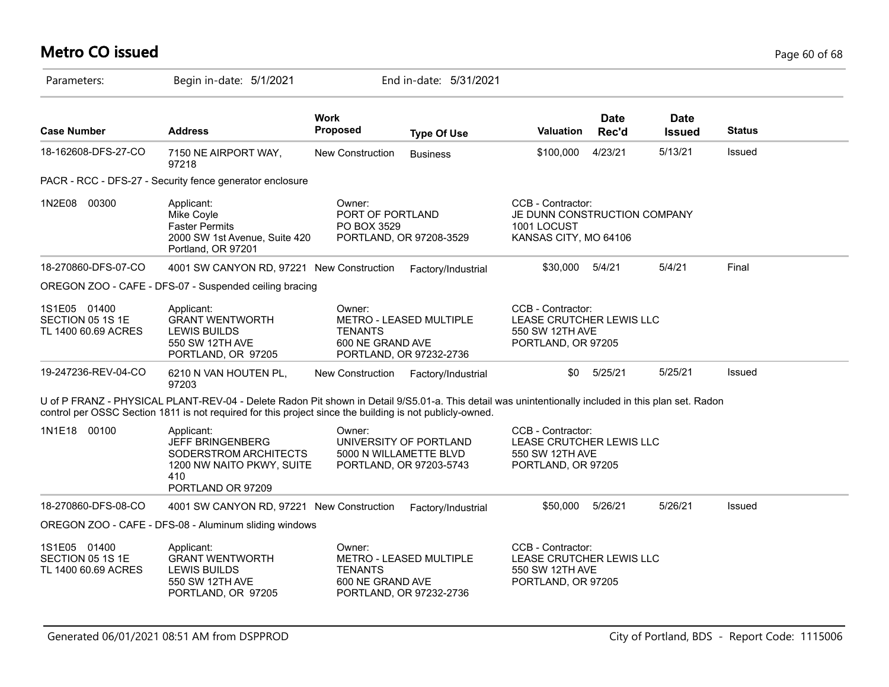# Metro CO issued

Parameters: Begin in-date: 5/1/2021 End in-date: 5/31/2021

| Case Number | Address | Work Proposed | Type Of Use | Valuation | Date Rec'd | Date Issued | Status |
|---|---|---|---|---|---|---|---|
| 18-162608-DFS-27-CO | 7150 NE AIRPORT WAY, 97218 | New Construction | Business | $100,000 | 4/23/21 | 5/13/21 | Issued |

PACR - RCC - DFS-27 - Security fence generator enclosure

1N2E08 00300

Applicant:
Mike Coyle
Faster Permits
2000 SW 1st Avenue, Suite 420
Portland, OR 97201

Owner:
PORT OF PORTLAND
PO BOX 3529
PORTLAND, OR 97208-3529

CCB - Contractor:
JE DUNN CONSTRUCTION COMPANY
1001 LOCUST
KANSAS CITY, MO 64106

| Case Number | Address | Work Proposed | Type Of Use | Valuation | Date Rec'd | Date Issued | Status |
|---|---|---|---|---|---|---|---|
| 18-270860-DFS-07-CO | 4001 SW CANYON RD, 97221 | New Construction | Factory/Industrial | $30,000 | 5/4/21 | 5/4/21 | Final |

OREGON ZOO - CAFE - DFS-07 - Suspended ceiling bracing

1S1E05 01400
SECTION 05 1S 1E
TL 1400 60.69 ACRES

Applicant:
GRANT WENTWORTH
LEWIS BUILDS
550 SW 12TH AVE
PORTLAND, OR 97205

Owner:
METRO - LEASED MULTIPLE TENANTS
600 NE GRAND AVE
PORTLAND, OR 97232-2736

CCB - Contractor:
LEASE CRUTCHER LEWIS LLC
550 SW 12TH AVE
PORTLAND, OR 97205

| Case Number | Address | Work Proposed | Type Of Use | Valuation | Date Rec'd | Date Issued | Status |
|---|---|---|---|---|---|---|---|
| 19-247236-REV-04-CO | 6210 N VAN HOUTEN PL, 97203 | New Construction | Factory/Industrial | $0 | 5/25/21 | 5/25/21 | Issued |

U of P FRANZ - PHYSICAL PLANT-REV-04 - Delete Radon Pit shown in Detail 9/S5.01-a. This detail was unintentionally included in this plan set. Radon control per OSSC Section 1811 is not required for this project since the building is not publicly-owned.

1N1E18 00100

Applicant:
JEFF BRINGENBERG
SODERSTROM ARCHITECTS
1200 NW NAITO PKWY, SUITE 410
PORTLAND OR 97209

Owner:
UNIVERSITY OF PORTLAND
5000 N WILLAMETTE BLVD
PORTLAND, OR 97203-5743

CCB - Contractor:
LEASE CRUTCHER LEWIS LLC
550 SW 12TH AVE
PORTLAND, OR 97205

| Case Number | Address | Work Proposed | Type Of Use | Valuation | Date Rec'd | Date Issued | Status |
|---|---|---|---|---|---|---|---|
| 18-270860-DFS-08-CO | 4001 SW CANYON RD, 97221 | New Construction | Factory/Industrial | $50,000 | 5/26/21 | 5/26/21 | Issued |

OREGON ZOO - CAFE - DFS-08 - Aluminum sliding windows

1S1E05 01400
SECTION 05 1S 1E
TL 1400 60.69 ACRES

Applicant:
GRANT WENTWORTH
LEWIS BUILDS
550 SW 12TH AVE
PORTLAND, OR 97205

Owner:
METRO - LEASED MULTIPLE TENANTS
600 NE GRAND AVE
PORTLAND, OR 97232-2736

CCB - Contractor:
LEASE CRUTCHER LEWIS LLC
550 SW 12TH AVE
PORTLAND, OR 97205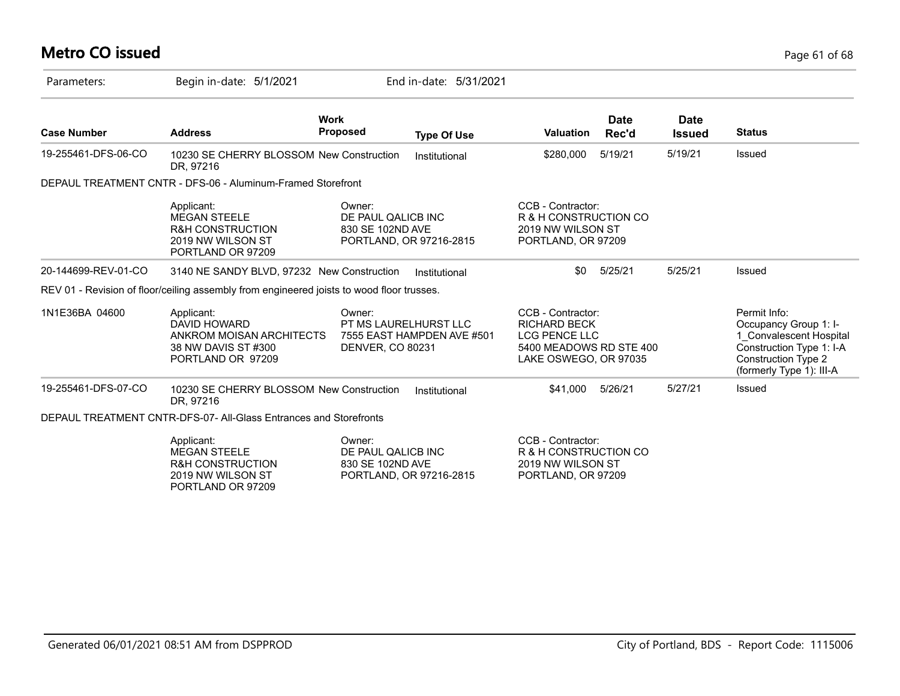# Metro CO issued

Parameters: Begin in-date: 5/1/2021 End in-date: 5/31/2021

| Case Number | Address | Work Proposed | Type Of Use | Valuation | Date Rec'd | Date Issued | Status |
|---|---|---|---|---|---|---|---|
| 19-255461-DFS-06-CO | 10230 SE CHERRY BLOSSOM DR, 97216 | New Construction | Institutional | $280,000 | 5/19/21 | 5/19/21 | Issued |

DEPAUL TREATMENT CNTR - DFS-06 - Aluminum-Framed Storefront

| | Applicant | Owner | CCB - Contractor | |
|---|---|---|---|---|
| | MEGAN STEELE<br>R&H CONSTRUCTION<br>2019 NW WILSON ST<br>PORTLAND OR 97209 | DE PAUL QALICB INC<br>830 SE 102ND AVE<br>PORTLAND, OR 97216-2815 | R & H CONSTRUCTION CO<br>2019 NW WILSON ST<br>PORTLAND, OR 97209 | |

| Case Number | Address | Work Proposed | Type Of Use | Valuation | Date Rec'd | Date Issued | Status |
|---|---|---|---|---|---|---|---|
| 20-144699-REV-01-CO | 3140 NE SANDY BLVD, 97232 | New Construction | Institutional | $0 | 5/25/21 | 5/25/21 | Issued |

REV 01 - Revision of floor/ceiling assembly from engineered joists to wood floor trusses.

| | Applicant | Owner | CCB - Contractor | Permit Info |
|---|---|---|---|---|
| 1N1E36BA 04600 | DAVID HOWARD<br>ANKROM MOISAN ARCHITECTS<br>38 NW DAVIS ST #300<br>PORTLAND OR 97209 | PT MS LAURELHURST LLC<br>7555 EAST HAMPDEN AVE #501<br>DENVER, CO 80231 | RICHARD BECK<br>LCG PENCE LLC<br>5400 MEADOWS RD STE 400<br>LAKE OSWEGO, OR 97035 | Occupancy Group 1: I-1_Convalescent Hospital<br>Construction Type 1: I-A<br>Construction Type 2 (formerly Type 1): III-A |

| Case Number | Address | Work Proposed | Type Of Use | Valuation | Date Rec'd | Date Issued | Status |
|---|---|---|---|---|---|---|---|
| 19-255461-DFS-07-CO | 10230 SE CHERRY BLOSSOM DR, 97216 | New Construction | Institutional | $41,000 | 5/26/21 | 5/27/21 | Issued |

DEPAUL TREATMENT CNTR-DFS-07- All-Glass Entrances and Storefronts

| | Applicant | Owner | CCB - Contractor | |
|---|---|---|---|---|
| | MEGAN STEELE<br>R&H CONSTRUCTION<br>2019 NW WILSON ST<br>PORTLAND OR 97209 | DE PAUL QALICB INC<br>830 SE 102ND AVE<br>PORTLAND, OR 97216-2815 | R & H CONSTRUCTION CO<br>2019 NW WILSON ST<br>PORTLAND, OR 97209 | |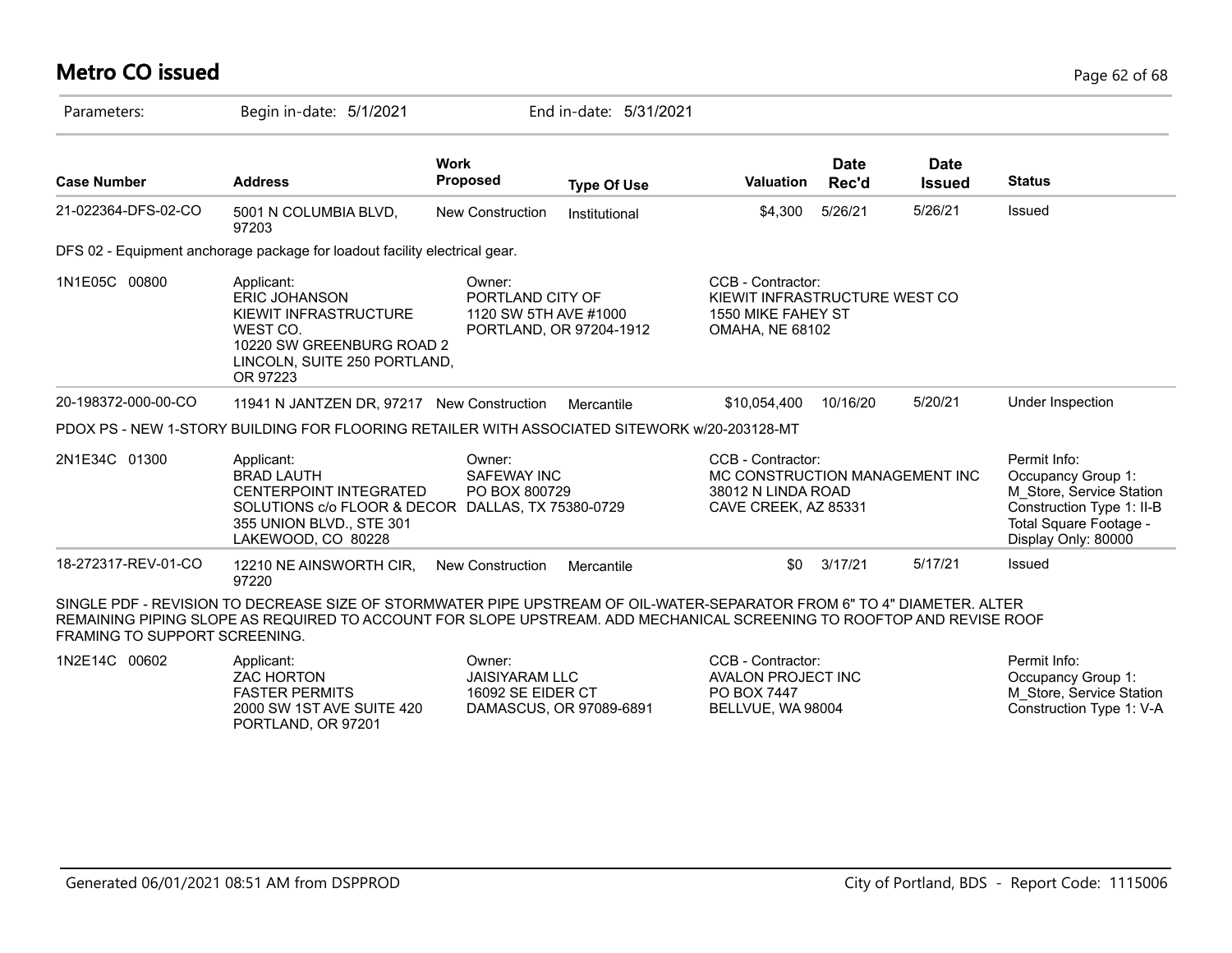# Metro CO issued

Parameters: Begin in-date: 5/1/2021 End in-date: 5/31/2021

| Case Number | Address | Work Proposed | Type Of Use | Valuation | Date Rec'd | Date Issued | Status |
|---|---|---|---|---|---|---|---|
| 21-022364-DFS-02-CO | 5001 N COLUMBIA BLVD, 97203 | New Construction | Institutional | $4,300 | 5/26/21 | 5/26/21 | Issued |

DFS 02 - Equipment anchorage package for loadout facility electrical gear.

| | | | | |
|---|---|---|---|---|
| 1N1E05C 00800 | Applicant: ERIC JOHANSON KIEWIT INFRASTRUCTURE WEST CO. 10220 SW GREENBURG ROAD 2 LINCOLN, SUITE 250 PORTLAND, OR 97223 | Owner: PORTLAND CITY OF 1120 SW 5TH AVE #1000 PORTLAND, OR 97204-1912 | CCB - Contractor: KIEWIT INFRASTRUCTURE WEST CO 1550 MIKE FAHEY ST OMAHA, NE 68102 | |

| Case Number | Address | Work Proposed | Type Of Use | Valuation | Date Rec'd | Date Issued | Status |
|---|---|---|---|---|---|---|---|
| 20-198372-000-00-CO | 11941 N JANTZEN DR, 97217 | New Construction | Mercantile | $10,054,400 | 10/16/20 | 5/20/21 | Under Inspection |

PDOX PS - NEW 1-STORY BUILDING FOR FLOORING RETAILER WITH ASSOCIATED SITEWORK w/20-203128-MT

| | | | | |
|---|---|---|---|---|
| 2N1E34C 01300 | Applicant: BRAD LAUTH CENTERPOINT INTEGRATED SOLUTIONS c/o FLOOR & DECOR 355 UNION BLVD., STE 301 LAKEWOOD, CO 80228 | Owner: SAFEWAY INC PO BOX 800729 DALLAS, TX 75380-0729 | CCB - Contractor: MC CONSTRUCTION MANAGEMENT INC 38012 N LINDA ROAD CAVE CREEK, AZ 85331 | Permit Info: Occupancy Group 1: M_Store, Service Station Construction Type 1: II-B Total Square Footage - Display Only: 80000 |

| Case Number | Address | Work Proposed | Type Of Use | Valuation | Date Rec'd | Date Issued | Status |
|---|---|---|---|---|---|---|---|
| 18-272317-REV-01-CO | 12210 NE AINSWORTH CIR, 97220 | New Construction | Mercantile | $0 | 3/17/21 | 5/17/21 | Issued |

SINGLE PDF - REVISION TO DECREASE SIZE OF STORMWATER PIPE UPSTREAM OF OIL-WATER-SEPARATOR FROM 6" TO 4" DIAMETER. ALTER REMAINING PIPING SLOPE AS REQUIRED TO ACCOUNT FOR SLOPE UPSTREAM. ADD MECHANICAL SCREENING TO ROOFTOP AND REVISE ROOF FRAMING TO SUPPORT SCREENING.

| | | | | |
|---|---|---|---|---|
| 1N2E14C 00602 | Applicant: ZAC HORTON FASTER PERMITS 2000 SW 1ST AVE SUITE 420 PORTLAND, OR 97201 | Owner: JAISIYARAM LLC 16092 SE EIDER CT DAMASCUS, OR 97089-6891 | CCB - Contractor: AVALON PROJECT INC PO BOX 7447 BELLVUE, WA 98004 | Permit Info: Occupancy Group 1: M_Store, Service Station Construction Type 1: V-A |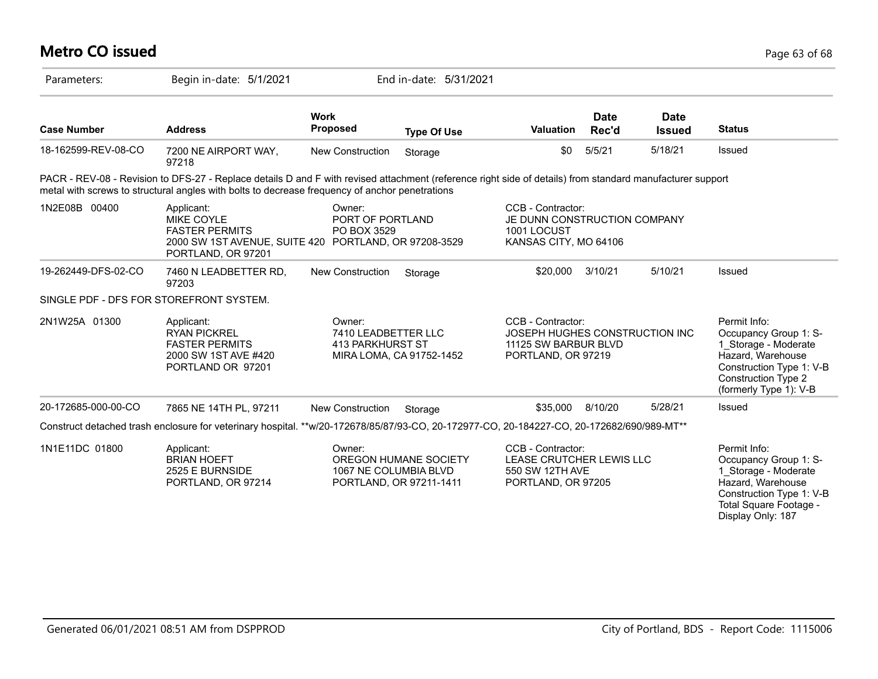# Metro CO issued

Parameters: Begin in-date: 5/1/2021 End in-date: 5/31/2021

| Case Number | Address | Work Proposed | Type Of Use | Valuation | Date Rec'd | Date Issued | Status |
|---|---|---|---|---|---|---|---|
| 18-162599-REV-08-CO | 7200 NE AIRPORT WAY, 97218 | New Construction | Storage | $0 | 5/5/21 | 5/18/21 | Issued |

PACR - REV-08 - Revision to DFS-27 - Replace details D and F with revised attachment (reference right side of details) from standard manufacturer support metal with screws to structural angles with bolts to decrease frequency of anchor penetrations

| | Applicant | Owner | CCB - Contractor | |
|---|---|---|---|---|
| 1N2E08B 00400 | MIKE COYLE<br>FASTER PERMITS<br>2000 SW 1ST AVENUE, SUITE 420<br>PORTLAND, OR 97201 | PORT OF PORTLAND<br>PO BOX 3529<br>PORTLAND, OR 97208-3529 | JE DUNN CONSTRUCTION COMPANY<br>1001 LOCUST<br>KANSAS CITY, MO 64106 | |

| Case Number | Address | Work Proposed | Type Of Use | Valuation | Date Rec'd | Date Issued | Status |
|---|---|---|---|---|---|---|---|
| 19-262449-DFS-02-CO | 7460 N LEADBETTER RD, 97203 | New Construction | Storage | $20,000 | 3/10/21 | 5/10/21 | Issued |

SINGLE PDF - DFS FOR STOREFRONT SYSTEM.

| | Applicant | Owner | CCB - Contractor | Permit Info |
|---|---|---|---|---|
| 2N1W25A 01300 | RYAN PICKREL<br>FASTER PERMITS<br>2000 SW 1ST AVE #420<br>PORTLAND OR 97201 | 7410 LEADBETTER LLC<br>413 PARKHURST ST<br>MIRA LOMA, CA 91752-1452 | JOSEPH HUGHES CONSTRUCTION INC<br>11125 SW BARBUR BLVD<br>PORTLAND, OR 97219 | Occupancy Group 1: S-1_Storage - Moderate Hazard, Warehouse<br>Construction Type 1: V-B<br>Construction Type 2 (formerly Type 1): V-B |

| Case Number | Address | Work Proposed | Type Of Use | Valuation | Date Rec'd | Date Issued | Status |
|---|---|---|---|---|---|---|---|
| 20-172685-000-00-CO | 7865 NE 14TH PL, 97211 | New Construction | Storage | $35,000 | 8/10/20 | 5/28/21 | Issued |

Construct detached trash enclosure for veterinary hospital. **w/20-172678/85/87/93-CO, 20-172977-CO, 20-184227-CO, 20-172682/690/989-MT**

| | Applicant | Owner | CCB - Contractor | Permit Info |
|---|---|---|---|---|
| 1N1E11DC 01800 | BRIAN HOEFT<br>2525 E BURNSIDE<br>PORTLAND, OR 97214 | OREGON HUMANE SOCIETY<br>1067 NE COLUMBIA BLVD<br>PORTLAND, OR 97211-1411 | LEASE CRUTCHER LEWIS LLC<br>550 SW 12TH AVE<br>PORTLAND, OR 97205 | Occupancy Group 1: S-1_Storage - Moderate Hazard, Warehouse<br>Construction Type 1: V-B<br>Total Square Footage - Display Only: 187 |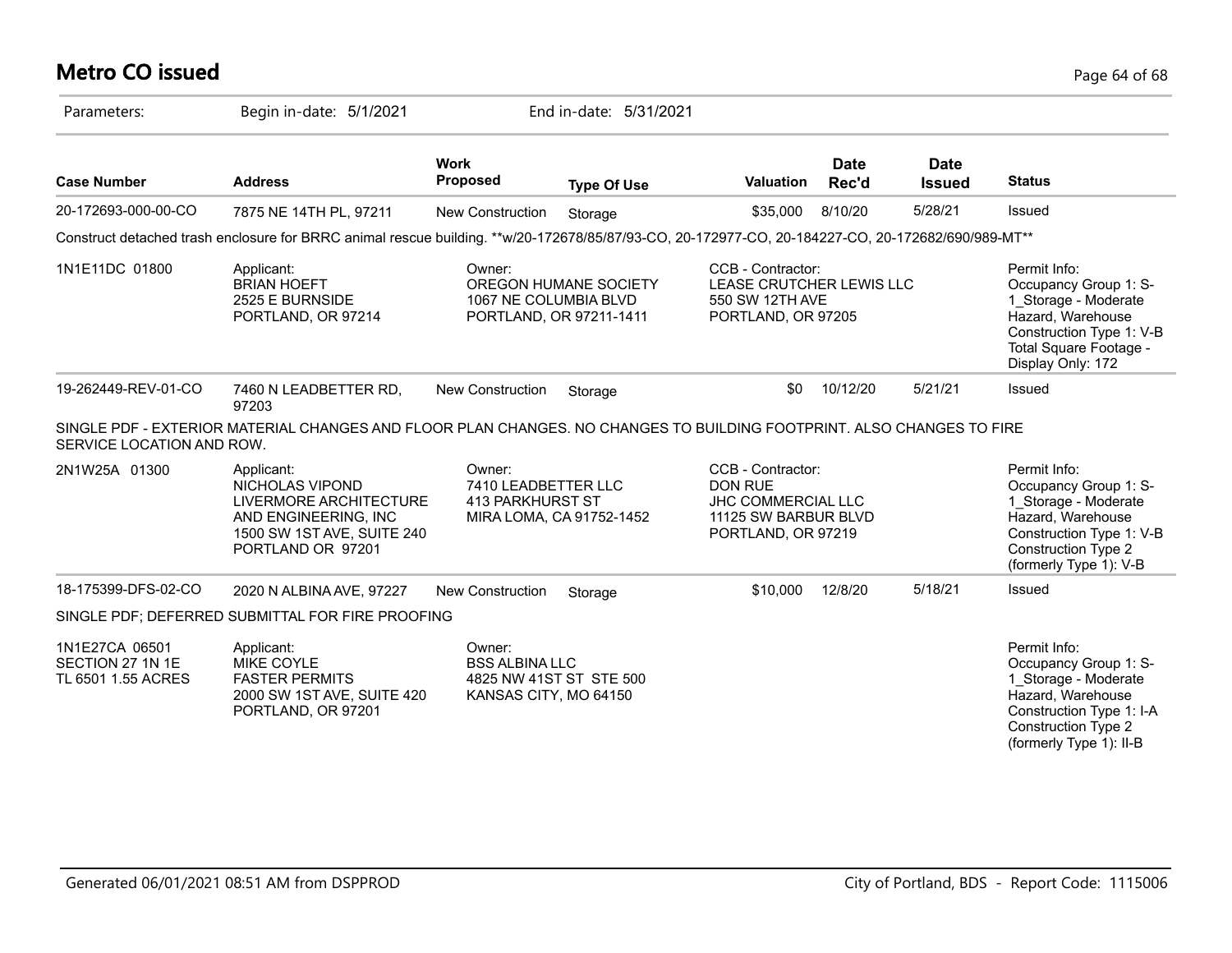# Metro CO issued

Parameters: Begin in-date: 5/1/2021 End in-date: 5/31/2021

| Case Number | Address | Work Proposed | Type Of Use | Valuation | Date Rec'd | Date Issued | Status |
|---|---|---|---|---|---|---|---|
| 20-172693-000-00-CO | 7875 NE 14TH PL, 97211 | New Construction | Storage | $35,000 | 8/10/20 | 5/28/21 | Issued |

Construct detached trash enclosure for BRRC animal rescue building. **w/20-172678/85/87/93-CO, 20-172977-CO, 20-184227-CO, 20-172682/690/989-MT**

| | | | | |
|---|---|---|---|---|
| 1N1E11DC 01800 | Applicant:<br>BRIAN HOEFT<br>2525 E BURNSIDE<br>PORTLAND, OR 97214 | Owner:<br>OREGON HUMANE SOCIETY<br>1067 NE COLUMBIA BLVD<br>PORTLAND, OR 97211-1411 | CCB - Contractor:<br>LEASE CRUTCHER LEWIS LLC<br>550 SW 12TH AVE<br>PORTLAND, OR 97205 | Permit Info:<br>Occupancy Group 1: S-1_Storage - Moderate Hazard, Warehouse<br>Construction Type 1: V-B<br>Total Square Footage - Display Only: 172 |

| Case Number | Address | Work Proposed | Type Of Use | Valuation | Date Rec'd | Date Issued | Status |
|---|---|---|---|---|---|---|---|
| 19-262449-REV-01-CO | 7460 N LEADBETTER RD, 97203 | New Construction | Storage | $0 | 10/12/20 | 5/21/21 | Issued |

SINGLE PDF - EXTERIOR MATERIAL CHANGES AND FLOOR PLAN CHANGES. NO CHANGES TO BUILDING FOOTPRINT. ALSO CHANGES TO FIRE SERVICE LOCATION AND ROW.

| | | | | |
|---|---|---|---|---|
| 2N1W25A 01300 | Applicant:<br>NICHOLAS VIPOND<br>LIVERMORE ARCHITECTURE AND ENGINEERING, INC<br>1500 SW 1ST AVE, SUITE 240<br>PORTLAND OR 97201 | Owner:<br>7410 LEADBETTER LLC<br>413 PARKHURST ST<br>MIRA LOMA, CA 91752-1452 | CCB - Contractor:<br>DON RUE<br>JHC COMMERCIAL LLC<br>11125 SW BARBUR BLVD<br>PORTLAND, OR 97219 | Permit Info:<br>Occupancy Group 1: S-1_Storage - Moderate Hazard, Warehouse<br>Construction Type 1: V-B<br>Construction Type 2 (formerly Type 1): V-B |

| Case Number | Address | Work Proposed | Type Of Use | Valuation | Date Rec'd | Date Issued | Status |
|---|---|---|---|---|---|---|---|
| 18-175399-DFS-02-CO | 2020 N ALBINA AVE, 97227 | New Construction | Storage | $10,000 | 12/8/20 | 5/18/21 | Issued |

SINGLE PDF; DEFERRED SUBMITTAL FOR FIRE PROOFING

| | | | | |
|---|---|---|---|---|
| 1N1E27CA 06501<br>SECTION 27 1N 1E<br>TL 6501 1.55 ACRES | Applicant:<br>MIKE COYLE<br>FASTER PERMITS<br>2000 SW 1ST AVE, SUITE 420<br>PORTLAND, OR 97201 | Owner:<br>BSS ALBINA LLC<br>4825 NW 41ST ST STE 500<br>KANSAS CITY, MO 64150 | | Permit Info:<br>Occupancy Group 1: S-1_Storage - Moderate Hazard, Warehouse<br>Construction Type 1: I-A<br>Construction Type 2 (formerly Type 1): II-B |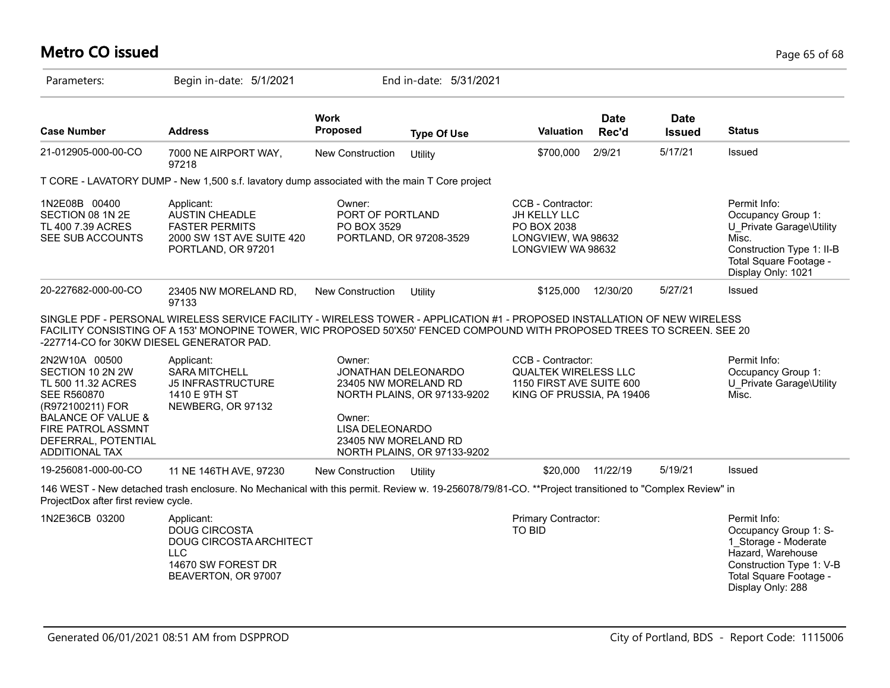# Metro CO issued

Parameters: Begin in-date: 5/1/2021 End in-date: 5/31/2021

| Case Number | Address | Work Proposed | Type Of Use | Valuation | Date Rec'd | Date Issued | Status |
|---|---|---|---|---|---|---|---|
| 21-012905-000-00-CO | 7000 NE AIRPORT WAY, 97218 | New Construction | Utility | $700,000 | 2/9/21 | 5/17/21 | Issued |

T CORE - LAVATORY DUMP - New 1,500 s.f. lavatory dump associated with the main T Core project

| | | | | |
|---|---|---|---|---|
| 1N2E08B 00400<br>SECTION 08 1N 2E<br>TL 400 7.39 ACRES<br>SEE SUB ACCOUNTS | Applicant:<br>AUSTIN CHEADLE<br>FASTER PERMITS<br>2000 SW 1ST AVE SUITE 420<br>PORTLAND, OR 97201 | Owner:<br>PORT OF PORTLAND<br>PO BOX 3529<br>PORTLAND, OR 97208-3529 | CCB - Contractor:<br>JH KELLY LLC<br>PO BOX 2038<br>LONGVIEW, WA 98632<br>LONGVIEW WA 98632 | Permit Info:<br>Occupancy Group 1: U_Private Garage\Utility Misc.<br>Construction Type 1: II-B<br>Total Square Footage - Display Only: 1021 |

| Case Number | Address | Work Proposed | Type Of Use | Valuation | Date Rec'd | Date Issued | Status |
|---|---|---|---|---|---|---|---|
| 20-227682-000-00-CO | 23405 NW MORELAND RD, 97133 | New Construction | Utility | $125,000 | 12/30/20 | 5/27/21 | Issued |

SINGLE PDF - PERSONAL WIRELESS SERVICE FACILITY - WIRELESS TOWER - APPLICATION #1 - PROPOSED INSTALLATION OF NEW WIRELESS FACILITY CONSISTING OF A 153' MONOPINE TOWER, WIC PROPOSED 50'X50' FENCED COMPOUND WITH PROPOSED TREES TO SCREEN. SEE 20-227714-CO for 30KW DIESEL GENERATOR PAD.

| | | | | |
|---|---|---|---|---|
| 2N2W10A 00500<br>SECTION 10 2N 2W<br>TL 500 11.32 ACRES<br>SEE R560870<br>(R972100211) FOR<br>BALANCE OF VALUE &<br>FIRE PATROL ASSMNT<br>DEFERRAL, POTENTIAL<br>ADDITIONAL TAX | Applicant:<br>SARA MITCHELL<br>J5 INFRASTRUCTURE<br>1410 E 9TH ST<br>NEWBERG, OR 97132 | Owner:<br>JONATHAN DELEONARDO<br>23405 NW MORELAND RD<br>NORTH PLAINS, OR 97133-9202<br><br>Owner:<br>LISA DELEONARDO<br>23405 NW MORELAND RD<br>NORTH PLAINS, OR 97133-9202 | CCB - Contractor:<br>QUALTEK WIRELESS LLC<br>1150 FIRST AVE SUITE 600<br>KING OF PRUSSIA, PA 19406 | Permit Info:<br>Occupancy Group 1: U_Private Garage\Utility Misc. |

| Case Number | Address | Work Proposed | Type Of Use | Valuation | Date Rec'd | Date Issued | Status |
|---|---|---|---|---|---|---|---|
| 19-256081-000-00-CO | 11 NE 146TH AVE, 97230 | New Construction | Utility | $20,000 | 11/22/19 | 5/19/21 | Issued |

146 WEST - New detached trash enclosure. No Mechanical with this permit. Review w. 19-256078/79/81-CO. **Project transitioned to "Complex Review" in ProjectDox after first review cycle.

| | | | |
|---|---|---|---|
| 1N2E36CB 03200 | Applicant:<br>DOUG CIRCOSTA<br>DOUG CIRCOSTA ARCHITECT LLC<br>14670 SW FOREST DR<br>BEAVERTON, OR 97007 | Primary Contractor:<br>TO BID | Permit Info:<br>Occupancy Group 1: S-1_Storage - Moderate Hazard, Warehouse<br>Construction Type 1: V-B<br>Total Square Footage - Display Only: 288 |

Generated 06/01/2021 08:51 AM from DSPPROD City of Portland, BDS - Report Code: 1115006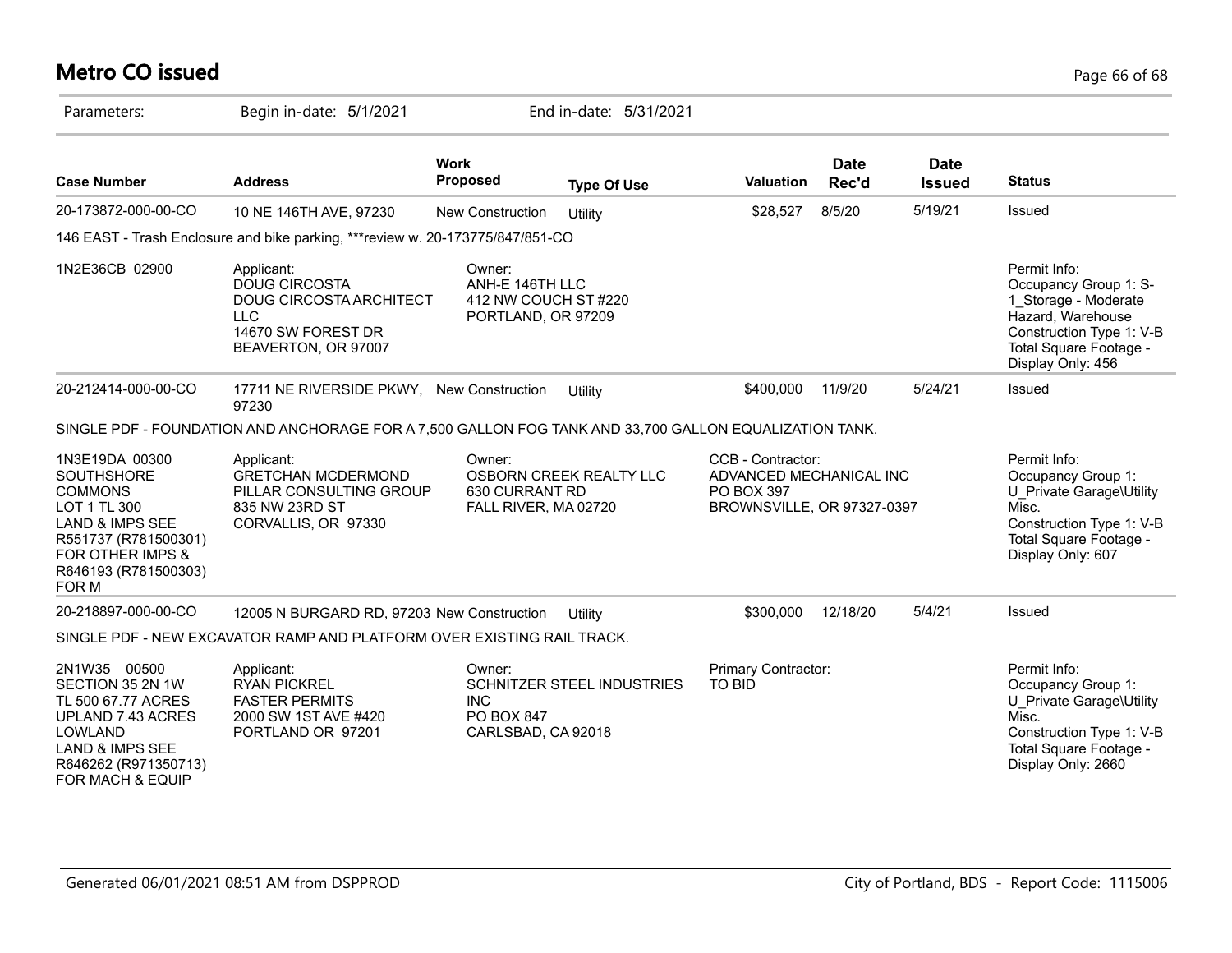# Metro CO issued

Parameters: Begin in-date: 5/1/2021 End in-date: 5/31/2021

| Case Number | Address | Work Proposed | Type Of Use | Valuation | Date Rec'd | Date Issued | Status |
|---|---|---|---|---|---|---|---|
| 20-173872-000-00-CO | 10 NE 146TH AVE, 97230 | New Construction | Utility | $28,527 | 8/5/20 | 5/19/21 | Issued |

146 EAST - Trash Enclosure and bike parking, ***review w. 20-173775/847/851-CO

| | | | | |
|---|---|---|---|---|
| 1N2E36CB 02900 | Applicant:<br>DOUG CIRCOSTA<br>DOUG CIRCOSTA ARCHITECT LLC<br>14670 SW FOREST DR<br>BEAVERTON, OR 97007 | Owner:<br>ANH-E 146TH LLC<br>412 NW COUCH ST #220<br>PORTLAND, OR 97209 | | Permit Info:<br>Occupancy Group 1: S-1_Storage - Moderate Hazard, Warehouse<br>Construction Type 1: V-B<br>Total Square Footage - Display Only: 456 |

| Case Number | Address | Work Proposed | Type Of Use | Valuation | Date Rec'd | Date Issued | Status |
|---|---|---|---|---|---|---|---|
| 20-212414-000-00-CO | 17711 NE RIVERSIDE PKWY, 97230 | New Construction | Utility | $400,000 | 11/9/20 | 5/24/21 | Issued |

SINGLE PDF - FOUNDATION AND ANCHORAGE FOR A 7,500 GALLON FOG TANK AND 33,700 GALLON EQUALIZATION TANK.

| | | | | |
|---|---|---|---|---|
| 1N3E19DA 00300<br>SOUTHSHORE COMMONS<br>LOT 1 TL 300<br>LAND & IMPS SEE R551737 (R781500301) FOR OTHER IMPS & R646193 (R781500303) FOR M | Applicant:<br>GRETCHAN MCDERMOND<br>PILLAR CONSULTING GROUP<br>835 NW 23RD ST<br>CORVALLIS, OR 97330 | Owner:<br>OSBORN CREEK REALTY LLC<br>630 CURRANT RD<br>FALL RIVER, MA 02720 | CCB - Contractor:<br>ADVANCED MECHANICAL INC<br>PO BOX 397<br>BROWNSVILLE, OR 97327-0397 | Permit Info:<br>Occupancy Group 1: U_Private Garage\Utility Misc.<br>Construction Type 1: V-B<br>Total Square Footage - Display Only: 607 |

| Case Number | Address | Work Proposed | Type Of Use | Valuation | Date Rec'd | Date Issued | Status |
|---|---|---|---|---|---|---|---|
| 20-218897-000-00-CO | 12005 N BURGARD RD, 97203 | New Construction | Utility | $300,000 | 12/18/20 | 5/4/21 | Issued |

SINGLE PDF - NEW EXCAVATOR RAMP AND PLATFORM OVER EXISTING RAIL TRACK.

| | | | | |
|---|---|---|---|---|
| 2N1W35 00500<br>SECTION 35 2N 1W<br>TL 500 67.77 ACRES<br>UPLAND 7.43 ACRES<br>LOWLAND<br>LAND & IMPS SEE R646262 (R971350713) FOR MACH & EQUIP | Applicant:<br>RYAN PICKREL<br>FASTER PERMITS<br>2000 SW 1ST AVE #420<br>PORTLAND OR 97201 | Owner:<br>SCHNITZER STEEL INDUSTRIES INC<br>PO BOX 847<br>CARLSBAD, CA 92018 | Primary Contractor:<br>TO BID | Permit Info:<br>Occupancy Group 1: U_Private Garage\Utility Misc.<br>Construction Type 1: V-B<br>Total Square Footage - Display Only: 2660 |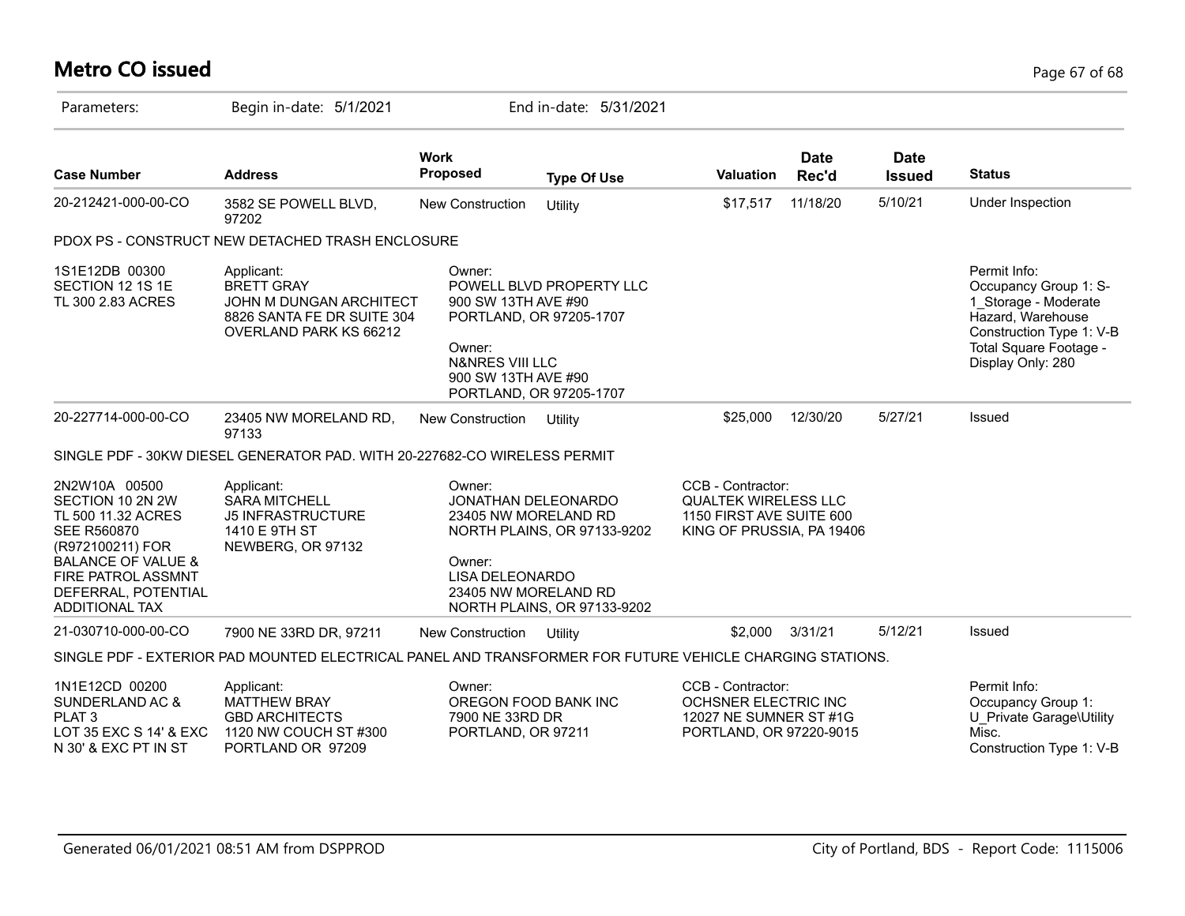# Metro CO issued

Parameters: Begin in-date: 5/1/2021 End in-date: 5/31/2021

| Case Number | Address | Work Proposed | Type Of Use | Valuation | Date Rec'd | Date Issued | Status |
|---|---|---|---|---|---|---|---|
| 20-212421-000-00-CO | 3582 SE POWELL BLVD, 97202 | New Construction | Utility | $17,517 | 11/18/20 | 5/10/21 | Under Inspection |
| PDOX PS - CONSTRUCT NEW DETACHED TRASH ENCLOSURE | | | | | | | |
| 1S1E12DB 00300<br>SECTION 12 1S 1E<br>TL 300 2.83 ACRES | Applicant:<br>BRETT GRAY<br>JOHN M DUNGAN ARCHITECT<br>8826 SANTA FE DR SUITE 304<br>OVERLAND PARK KS 66212 | Owner:<br>POWELL BLVD PROPERTY LLC<br>900 SW 13TH AVE #90<br>PORTLAND, OR 97205-1707<br>Owner:<br>N&NRES VIII LLC<br>900 SW 13TH AVE #90<br>PORTLAND, OR 97205-1707 | | | | | Permit Info:<br>Occupancy Group 1: S-1_Storage - Moderate Hazard, Warehouse<br>Construction Type 1: V-B<br>Total Square Footage - Display Only: 280 |
| 20-227714-000-00-CO | 23405 NW MORELAND RD, 97133 | New Construction | Utility | $25,000 | 12/30/20 | 5/27/21 | Issued |
| SINGLE PDF - 30KW DIESEL GENERATOR PAD. WITH 20-227682-CO WIRELESS PERMIT | | | | | | | |
| 2N2W10A 00500<br>SECTION 10 2N 2W<br>TL 500 11.32 ACRES<br>SEE R560870<br>(R972100211) FOR<br>BALANCE OF VALUE &<br>FIRE PATROL ASSMNT<br>DEFERRAL, POTENTIAL<br>ADDITIONAL TAX | Applicant:<br>SARA MITCHELL<br>J5 INFRASTRUCTURE<br>1410 E 9TH ST<br>NEWBERG, OR 97132 | Owner:<br>JONATHAN DELEONARDO<br>23405 NW MORELAND RD<br>NORTH PLAINS, OR 97133-9202<br>Owner:<br>LISA DELEONARDO<br>23405 NW MORELAND RD<br>NORTH PLAINS, OR 97133-9202 | | CCB - Contractor:<br>QUALTEK WIRELESS LLC<br>1150 FIRST AVE SUITE 600<br>KING OF PRUSSIA, PA 19406 | | | |
| 21-030710-000-00-CO | 7900 NE 33RD DR, 97211 | New Construction | Utility | $2,000 | 3/31/21 | 5/12/21 | Issued |
| SINGLE PDF - EXTERIOR PAD MOUNTED ELECTRICAL PANEL AND TRANSFORMER FOR FUTURE VEHICLE CHARGING STATIONS. | | | | | | | |
| 1N1E12CD 00200<br>SUNDERLAND AC &<br>PLAT 3<br>LOT 35 EXC S 14' & EXC<br>N 30' & EXC PT IN ST | Applicant:<br>MATTHEW BRAY<br>GBD ARCHITECTS<br>1120 NW COUCH ST #300<br>PORTLAND OR 97209 | Owner:<br>OREGON FOOD BANK INC<br>7900 NE 33RD DR<br>PORTLAND, OR 97211 | | CCB - Contractor:<br>OCHSNER ELECTRIC INC<br>12027 NE SUMNER ST #1G<br>PORTLAND, OR 97220-9015 | | | Permit Info:<br>Occupancy Group 1: U_Private Garage\Utility Misc.<br>Construction Type 1: V-B |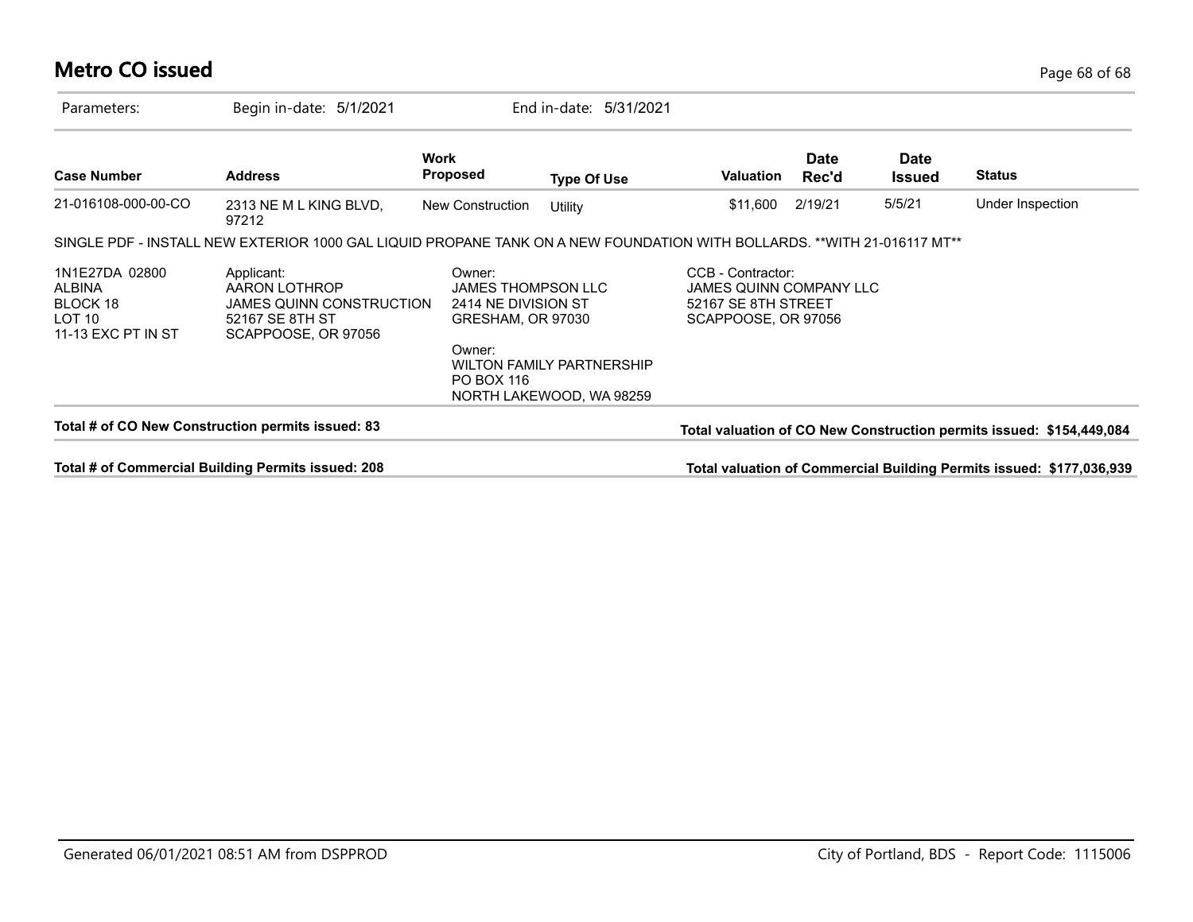# Metro CO issued

Parameters: Begin in-date: 5/1/2021 End in-date: 5/31/2021

| Case Number | Address | Work Proposed | Type Of Use | Valuation | Date Rec'd | Date Issued | Status |
|---|---|---|---|---|---|---|---|
| 21-016108-000-00-CO | 2313 NE M L KING BLVD, 97212 | New Construction | Utility | $11,600 | 2/19/21 | 5/5/21 | Under Inspection |

SINGLE PDF - INSTALL NEW EXTERIOR 1000 GAL LIQUID PROPANE TANK ON A NEW FOUNDATION WITH BOLLARDS. **WITH 21-016117 MT**

1N1E27DA 02800
ALBINA
BLOCK 18
LOT 10
11-13 EXC PT IN ST

Applicant:
AARON LOTHROP
JAMES QUINN CONSTRUCTION
52167 SE 8TH ST
SCAPPOOSE, OR 97056

Owner:
JAMES THOMPSON LLC
2414 NE DIVISION ST
GRESHAM, OR 97030

Owner:
WILTON FAMILY PARTNERSHIP
PO BOX 116
NORTH LAKEWOOD, WA 98259

CCB - Contractor:
JAMES QUINN COMPANY LLC
52167 SE 8TH STREET
SCAPPOOSE, OR 97056

**Total # of CO New Construction permits issued: 83**

**Total valuation of CO New Construction permits issued: $154,449,084**

**Total # of Commercial Building Permits issued: 208**

**Total valuation of Commercial Building Permits issued: $177,036,939**